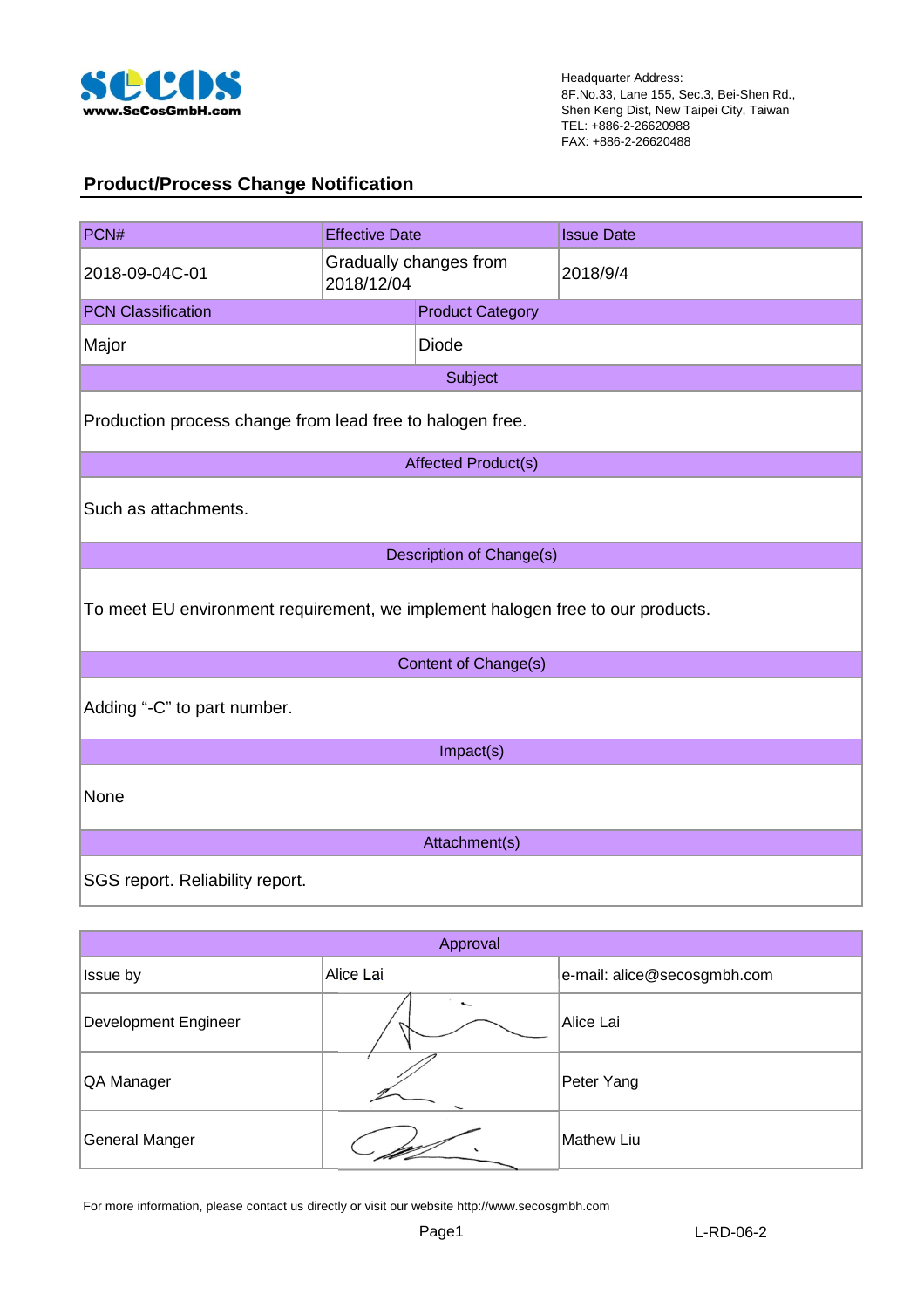SeCoS
www.SeCosGmbH.com

Headquarter Address:
8F.No.33, Lane 155, Sec.3, Bei-Shen Rd.,
Shen Keng Dist, New Taipei City, Taiwan
TEL: +886-2-26620988
FAX: +886-2-26620488

## Product/Process Change Notification

| PCN# | Effective Date | Issue Date |
|---|---|---|
| 2018-09-04C-01 | Gradually changes from 2018/12/04 | 2018/9/4 |

| PCN Classification | Product Category |
|---|---|
| Major | Diode |

**Subject**

Production process change from lead free to halogen free.

**Affected Product(s)**

Such as attachments.

**Description of Change(s)**

To meet EU environment requirement, we implement halogen free to our products.

**Content of Change(s)**

Adding "-C" to part number.

**Impact(s)**

None

**Attachment(s)**

SGS report. Reliability report.

| Approval | | |
|---|---|---|
| Issue by | Alice Lai | e-mail: alice@secosgmbh.com |
| Development Engineer | | Alice Lai |
| QA Manager | | Peter Yang |
| General Manger | | Mathew Liu |

For more information, please contact us directly or visit our website http://www.secosgmbh.com

L-RD-06-2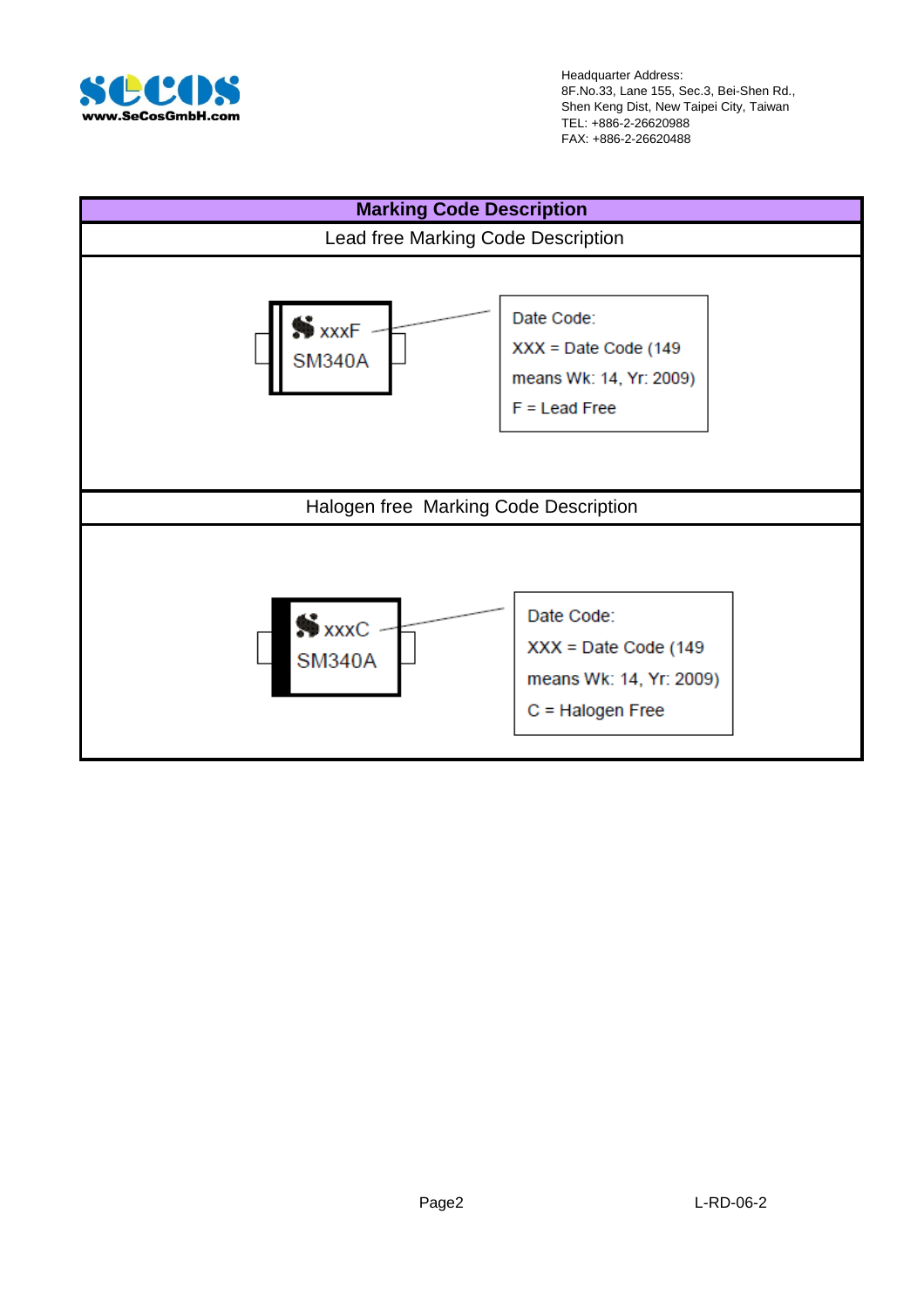Headquarter Address:
8F.No.33, Lane 155, Sec.3, Bei-Shen Rd.,
Shen Keng Dist, New Taipei City, Taiwan
TEL: +886-2-26620988
FAX: +886-2-26620488

## Marking Code Description

### Lead free Marking Code Description

xxxF
SM340A

Date Code:
XXX = Date Code (149 means Wk: 14, Yr: 2009)
F = Lead Free

### Halogen free Marking Code Description

xxxC
SM340A

Date Code:
XXX = Date Code (149 means Wk: 14, Yr: 2009)
C = Halogen Free

L-RD-06-2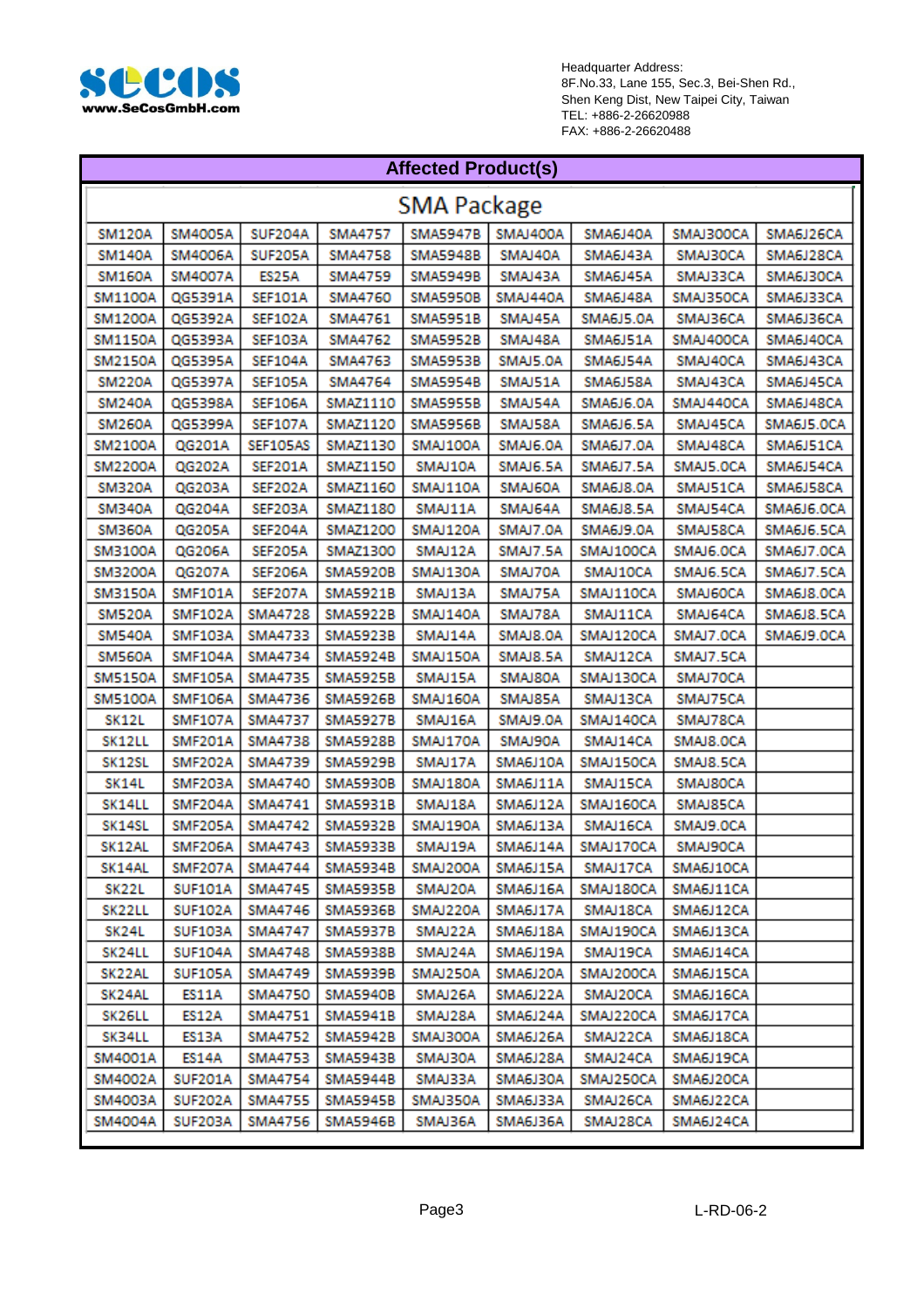Headquarter Address:
8F.No.33, Lane 155, Sec.3, Bei-Shen Rd.,
Shen Keng Dist, New Taipei City, Taiwan
TEL: +886-2-26620988
FAX: +886-2-26620488

## Affected Product(s)

### SMA Package

| | | | | | | | | |
|---|---|---|---|---|---|---|---|---|
| SM120A | SM4005A | SUF204A | SMA4757 | SMA5947B | SMAJ400A | SMA6J40A | SMAJ300CA | SMA6J26CA |
| SM140A | SM4006A | SUF205A | SMA4758 | SMA5948B | SMAJ40A | SMA6J43A | SMAJ30CA | SMA6J28CA |
| SM160A | SM4007A | ES25A | SMA4759 | SMA5949B | SMAJ43A | SMA6J45A | SMAJ33CA | SMA6J30CA |
| SM1100A | QG5391A | SEF101A | SMA4760 | SMA5950B | SMAJ440A | SMA6J48A | SMAJ350CA | SMA6J33CA |
| SM1200A | QG5392A | SEF102A | SMA4761 | SMA5951B | SMAJ45A | SMA6J5.0A | SMAJ36CA | SMA6J36CA |
| SM1150A | QG5393A | SEF103A | SMA4762 | SMA5952B | SMAJ48A | SMA6J51A | SMAJ400CA | SMA6J40CA |
| SM2150A | QG5395A | SEF104A | SMA4763 | SMA5953B | SMAJ5.0A | SMA6J54A | SMAJ40CA | SMA6J43CA |
| SM220A | QG5397A | SEF105A | SMA4764 | SMA5954B | SMAJ51A | SMA6J58A | SMAJ43CA | SMA6J45CA |
| SM240A | QG5398A | SEF106A | SMAZ1110 | SMA5955B | SMAJ54A | SMA6J6.0A | SMAJ440CA | SMA6J48CA |
| SM260A | QG5399A | SEF107A | SMAZ1120 | SMA5956B | SMAJ58A | SMA6J6.5A | SMAJ45CA | SMA6J5.0CA |
| SM2100A | QG201A | SEF105AS | SMAZ1130 | SMAJ100A | SMAJ6.0A | SMA6J7.0A | SMAJ48CA | SMA6J51CA |
| SM2200A | QG202A | SEF201A | SMAZ1150 | SMAJ10A | SMAJ6.5A | SMA6J7.5A | SMAJ5.0CA | SMA6J54CA |
| SM320A | QG203A | SEF202A | SMAZ1160 | SMAJ110A | SMAJ60A | SMA6J8.0A | SMAJ51CA | SMA6J58CA |
| SM340A | QG204A | SEF203A | SMAZ1180 | SMAJ11A | SMAJ64A | SMA6J8.5A | SMAJ54CA | SMA6J6.0CA |
| SM360A | QG205A | SEF204A | SMAZ1200 | SMAJ120A | SMAJ7.0A | SMA6J9.0A | SMAJ58CA | SMA6J6.5CA |
| SM3100A | QG206A | SEF205A | SMAZ1300 | SMAJ12A | SMAJ7.5A | SMAJ100CA | SMAJ6.0CA | SMA6J7.0CA |
| SM3200A | QG207A | SEF206A | SMA5920B | SMAJ130A | SMAJ70A | SMAJ10CA | SMAJ6.5CA | SMA6J7.5CA |
| SM3150A | SMF101A | SEF207A | SMA5921B | SMAJ13A | SMAJ75A | SMAJ110CA | SMAJ60CA | SMA6J8.0CA |
| SM520A | SMF102A | SMA4728 | SMA5922B | SMAJ140A | SMAJ78A | SMAJ11CA | SMAJ64CA | SMA6J8.5CA |
| SM540A | SMF103A | SMA4733 | SMA5923B | SMAJ14A | SMAJ8.0A | SMAJ120CA | SMAJ7.0CA | SMA6J9.0CA |
| SM560A | SMF104A | SMA4734 | SMA5924B | SMAJ150A | SMAJ8.5A | SMAJ12CA | SMAJ7.5CA | |
| SM5150A | SMF105A | SMA4735 | SMA5925B | SMAJ15A | SMAJ80A | SMAJ130CA | SMAJ70CA | |
| SM5100A | SMF106A | SMA4736 | SMA5926B | SMAJ160A | SMAJ85A | SMAJ13CA | SMAJ75CA | |
| SK12L | SMF107A | SMA4737 | SMA5927B | SMAJ16A | SMAJ9.0A | SMAJ140CA | SMAJ78CA | |
| SK12LL | SMF201A | SMA4738 | SMA5928B | SMAJ170A | SMAJ90A | SMAJ14CA | SMAJ8.0CA | |
| SK12SL | SMF202A | SMA4739 | SMA5929B | SMAJ17A | SMA6J10A | SMAJ150CA | SMAJ8.5CA | |
| SK14L | SMF203A | SMA4740 | SMA5930B | SMAJ180A | SMA6J11A | SMAJ15CA | SMAJ80CA | |
| SK14LL | SMF204A | SMA4741 | SMA5931B | SMAJ18A | SMA6J12A | SMAJ160CA | SMAJ85CA | |
| SK14SL | SMF205A | SMA4742 | SMA5932B | SMAJ190A | SMA6J13A | SMAJ16CA | SMAJ9.0CA | |
| SK12AL | SMF206A | SMA4743 | SMA5933B | SMAJ19A | SMA6J14A | SMAJ170CA | SMAJ90CA | |
| SK14AL | SMF207A | SMA4744 | SMA5934B | SMAJ200A | SMA6J15A | SMAJ17CA | SMA6J10CA | |
| SK22L | SUF101A | SMA4745 | SMA5935B | SMAJ20A | SMA6J16A | SMAJ180CA | SMA6J11CA | |
| SK22LL | SUF102A | SMA4746 | SMA5936B | SMAJ220A | SMA6J17A | SMAJ18CA | SMA6J12CA | |
| SK24L | SUF103A | SMA4747 | SMA5937B | SMAJ22A | SMA6J18A | SMAJ190CA | SMA6J13CA | |
| SK24LL | SUF104A | SMA4748 | SMA5938B | SMAJ24A | SMA6J19A | SMAJ19CA | SMA6J14CA | |
| SK22AL | SUF105A | SMA4749 | SMA5939B | SMAJ250A | SMA6J20A | SMAJ200CA | SMA6J15CA | |
| SK24AL | ES11A | SMA4750 | SMA5940B | SMAJ26A | SMA6J22A | SMAJ20CA | SMA6J16CA | |
| SK26LL | ES12A | SMA4751 | SMA5941B | SMAJ28A | SMA6J24A | SMAJ220CA | SMA6J17CA | |
| SK34LL | ES13A | SMA4752 | SMA5942B | SMAJ300A | SMA6J26A | SMAJ22CA | SMA6J18CA | |
| SM4001A | ES14A | SMA4753 | SMA5943B | SMAJ30A | SMA6J28A | SMAJ24CA | SMA6J19CA | |
| SM4002A | SUF201A | SMA4754 | SMA5944B | SMAJ33A | SMA6J30A | SMAJ250CA | SMA6J20CA | |
| SM4003A | SUF202A | SMA4755 | SMA5945B | SMAJ350A | SMA6J33A | SMAJ26CA | SMA6J22CA | |
| SM4004A | SUF203A | SMA4756 | SMA5946B | SMAJ36A | SMA6J36A | SMAJ28CA | SMA6J24CA | |

L-RD-06-2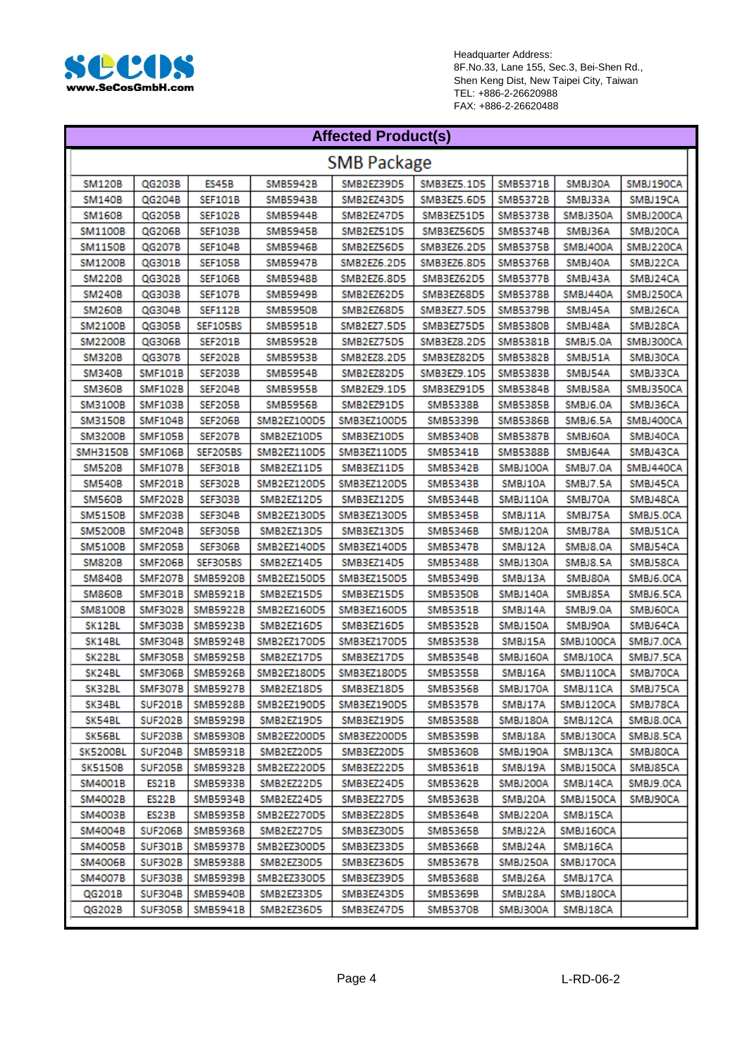Headquarter Address:
8F.No.33, Lane 155, Sec.3, Bei-Shen Rd.,
Shen Keng Dist, New Taipei City, Taiwan
TEL: +886-2-26620988
FAX: +886-2-26620488

## Affected Product(s)

### SMB Package

| | | | | | | | | |
|---|---|---|---|---|---|---|---|---|
| SM120B | QG203B | ES45B | SMB5942B | SMB2EZ39D5 | SMB3EZ5.1D5 | SMB5371B | SMBJ30A | SMBJ190CA |
| SM140B | QG204B | SEF101B | SMB5943B | SMB2EZ43D5 | SMB3EZ5.6D5 | SMB5372B | SMBJ33A | SMBJ19CA |
| SM160B | QG205B | SEF102B | SMB5944B | SMB2EZ47D5 | SMB3EZ51D5 | SMB5373B | SMBJ350A | SMBJ200CA |
| SM1100B | QG206B | SEF103B | SMB5945B | SMB2EZ51D5 | SMB3EZ56D5 | SMB5374B | SMBJ36A | SMBJ20CA |
| SM1150B | QG207B | SEF104B | SMB5946B | SMB2EZ56D5 | SMB3EZ6.2D5 | SMB5375B | SMBJ400A | SMBJ220CA |
| SM1200B | QG301B | SEF105B | SMB5947B | SMB2EZ6.2D5 | SMB3EZ6.8D5 | SMB5376B | SMBJ40A | SMBJ22CA |
| SM220B | QG302B | SEF106B | SMB5948B | SMB2EZ6.8D5 | SMB3EZ62D5 | SMB5377B | SMBJ43A | SMBJ24CA |
| SM240B | QG303B | SEF107B | SMB5949B | SMB2EZ62D5 | SMB3EZ68D5 | SMB5378B | SMBJ440A | SMBJ250CA |
| SM260B | QG304B | SEF112B | SMB5950B | SMB2EZ68D5 | SMB3EZ7.5D5 | SMB5379B | SMBJ45A | SMBJ26CA |
| SM2100B | QG305B | SEF105BS | SMB5951B | SMB2EZ7.5D5 | SMB3EZ75D5 | SMB5380B | SMBJ48A | SMBJ28CA |
| SM2200B | QG306B | SEF201B | SMB5952B | SMB2EZ75D5 | SMB3EZ8.2D5 | SMB5381B | SMBJ5.0A | SMBJ300CA |
| SM320B | QG307B | SEF202B | SMB5953B | SMB2EZ8.2D5 | SMB3EZ82D5 | SMB5382B | SMBJ51A | SMBJ30CA |
| SM340B | SMF101B | SEF203B | SMB5954B | SMB2EZ82D5 | SMB3EZ9.1D5 | SMB5383B | SMBJ54A | SMBJ33CA |
| SM360B | SMF102B | SEF204B | SMB5955B | SMB2EZ9.1D5 | SMB3EZ91D5 | SMB5384B | SMBJ58A | SMBJ350CA |
| SM3100B | SMF103B | SEF205B | SMB5956B | SMB2EZ91D5 | SMB5338B | SMB5385B | SMBJ6.0A | SMBJ36CA |
| SM3150B | SMF104B | SEF206B | SMB2EZ100D5 | SMB3EZ100D5 | SMB5339B | SMB5386B | SMBJ6.5A | SMBJ400CA |
| SM3200B | SMF105B | SEF207B | SMB2EZ10D5 | SMB3EZ10D5 | SMB5340B | SMB5387B | SMBJ60A | SMBJ40CA |
| SMH3150B | SMF106B | SEF205BS | SMB2EZ110D5 | SMB3EZ110D5 | SMB5341B | SMB5388B | SMBJ64A | SMBJ43CA |
| SM520B | SMF107B | SEF301B | SMB2EZ11D5 | SMB3EZ11D5 | SMB5342B | SMBJ100A | SMBJ7.0A | SMBJ440CA |
| SM540B | SMF201B | SEF302B | SMB2EZ120D5 | SMB3EZ120D5 | SMB5343B | SMBJ10A | SMBJ7.5A | SMBJ45CA |
| SM560B | SMF202B | SEF303B | SMB2EZ12D5 | SMB3EZ12D5 | SMB5344B | SMBJ110A | SMBJ70A | SMBJ48CA |
| SM5150B | SMF203B | SEF304B | SMB2EZ130D5 | SMB3EZ130D5 | SMB5345B | SMBJ11A | SMBJ75A | SMBJ5.0CA |
| SM5200B | SMF204B | SEF305B | SMB2EZ13D5 | SMB3EZ13D5 | SMB5346B | SMBJ120A | SMBJ78A | SMBJ51CA |
| SM5100B | SMF205B | SEF306B | SMB2EZ140D5 | SMB3EZ140D5 | SMB5347B | SMBJ12A | SMBJ8.0A | SMBJ54CA |
| SM820B | SMF206B | SEF305BS | SMB2EZ14D5 | SMB3EZ14D5 | SMB5348B | SMBJ130A | SMBJ8.5A | SMBJ58CA |
| SM840B | SMF207B | SMB5920B | SMB2EZ150D5 | SMB3EZ150D5 | SMB5349B | SMBJ13A | SMBJ80A | SMBJ6.0CA |
| SM860B | SMF301B | SMB5921B | SMB2EZ15D5 | SMB3EZ15D5 | SMB5350B | SMBJ140A | SMBJ85A | SMBJ6.5CA |
| SM8100B | SMF302B | SMB5922B | SMB2EZ160D5 | SMB3EZ160D5 | SMB5351B | SMBJ14A | SMBJ9.0A | SMBJ60CA |
| SK12BL | SMF303B | SMB5923B | SMB2EZ16D5 | SMB3EZ16D5 | SMB5352B | SMBJ150A | SMBJ90A | SMBJ64CA |
| SK14BL | SMF304B | SMB5924B | SMB2EZ170D5 | SMB3EZ170D5 | SMB5353B | SMBJ15A | SMBJ100CA | SMBJ7.0CA |
| SK22BL | SMF305B | SMB5925B | SMB2EZ17D5 | SMB3EZ17D5 | SMB5354B | SMBJ160A | SMBJ10CA | SMBJ7.5CA |
| SK24BL | SMF306B | SMB5926B | SMB2EZ180D5 | SMB3EZ180D5 | SMB5355B | SMBJ16A | SMBJ110CA | SMBJ70CA |
| SK32BL | SMF307B | SMB5927B | SMB2EZ18D5 | SMB3EZ18D5 | SMB5356B | SMBJ170A | SMBJ11CA | SMBJ75CA |
| SK34BL | SUF201B | SMB5928B | SMB2EZ190D5 | SMB3EZ190D5 | SMB5357B | SMBJ17A | SMBJ120CA | SMBJ78CA |
| SK54BL | SUF202B | SMB5929B | SMB2EZ19D5 | SMB3EZ19D5 | SMB5358B | SMBJ180A | SMBJ12CA | SMBJ8.0CA |
| SK56BL | SUF203B | SMB5930B | SMB2EZ200D5 | SMB3EZ200D5 | SMB5359B | SMBJ18A | SMBJ130CA | SMBJ8.5CA |
| SK5200BL | SUF204B | SMB5931B | SMB2EZ20D5 | SMB3EZ20D5 | SMB5360B | SMBJ190A | SMBJ13CA | SMBJ80CA |
| SK5150B | SUF205B | SMB5932B | SMB2EZ220D5 | SMB3EZ22D5 | SMB5361B | SMBJ19A | SMBJ150CA | SMBJ85CA |
| SM4001B | ES21B | SMB5933B | SMB2EZ22D5 | SMB3EZ24D5 | SMB5362B | SMBJ200A | SMBJ14CA | SMBJ9.0CA |
| SM4002B | ES22B | SMB5934B | SMB2EZ24D5 | SMB3EZ27D5 | SMB5363B | SMBJ20A | SMBJ150CA | SMBJ90CA |
| SM4003B | ES23B | SMB5935B | SMB2EZ270D5 | SMB3EZ28D5 | SMB5364B | SMBJ220A | SMBJ15CA | |
| SM4004B | SUF206B | SMB5936B | SMB2EZ27D5 | SMB3EZ30D5 | SMB5365B | SMBJ22A | SMBJ160CA | |
| SM4005B | SUF301B | SMB5937B | SMB2EZ300D5 | SMB3EZ33D5 | SMB5366B | SMBJ24A | SMBJ16CA | |
| SM4006B | SUF302B | SMB5938B | SMB2EZ30D5 | SMB3EZ36D5 | SMB5367B | SMBJ250A | SMBJ170CA | |
| SM4007B | SUF303B | SMB5939B | SMB2EZ330D5 | SMB3EZ39D5 | SMB5368B | SMBJ26A | SMBJ17CA | |
| QG201B | SUF304B | SMB5940B | SMB2EZ33D5 | SMB3EZ43D5 | SMB5369B | SMBJ28A | SMBJ180CA | |
| QG202B | SUF305B | SMB5941B | SMB2EZ36D5 | SMB3EZ47D5 | SMB5370B | SMBJ300A | SMBJ18CA | |

L-RD-06-2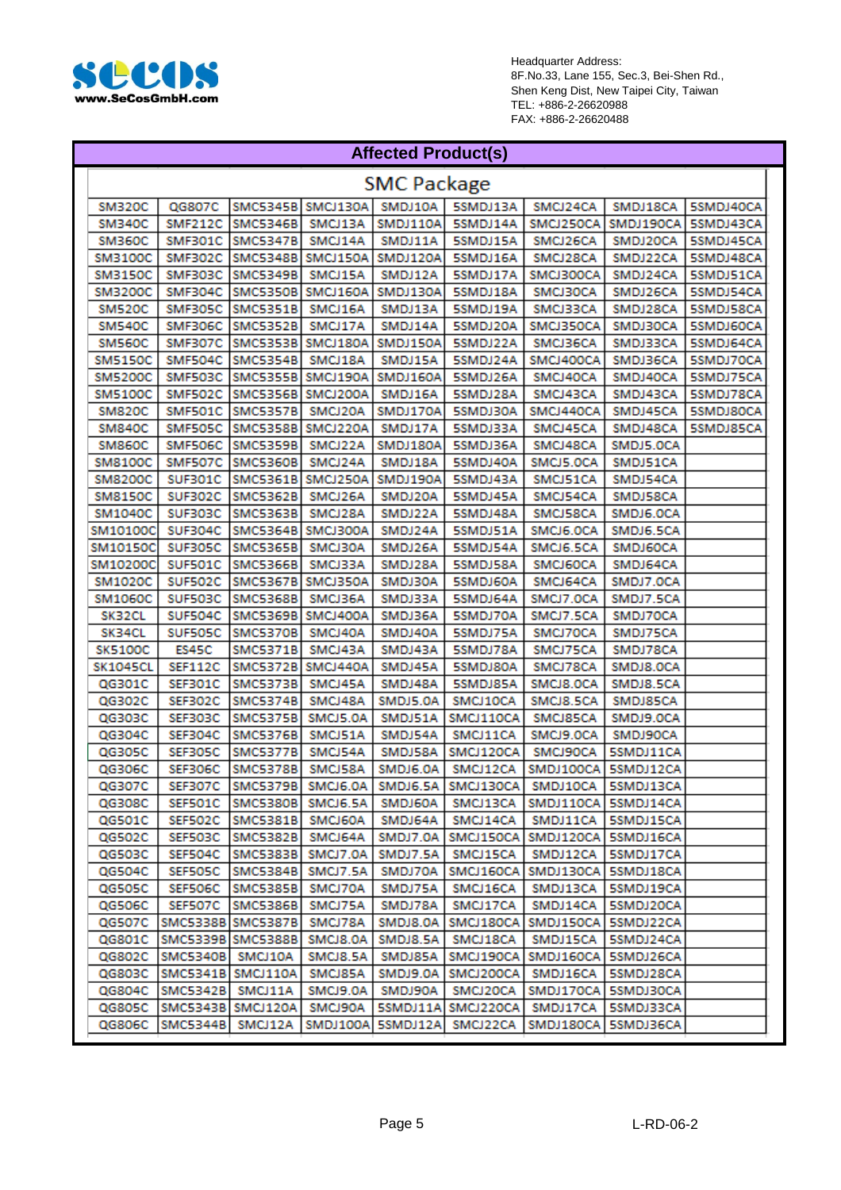Headquarter Address:
8F.No.33, Lane 155, Sec.3, Bei-Shen Rd.,
Shen Keng Dist, New Taipei City, Taiwan
TEL: +886-2-26620988
FAX: +886-2-26620488

## Affected Product(s)

### SMC Package

| | | | | | | | | |
|---|---|---|---|---|---|---|---|---|
| SM320C | QG807C | SMC5345B | SMCJ130A | SMDJ10A | 5SMDJ13A | SMCJ24CA | SMDJ18CA | 5SMDJ40CA |
| SM340C | SMF212C | SMC5346B | SMCJ13A | SMDJ110A | 5SMDJ14A | SMCJ250CA | SMDJ190CA | 5SMDJ43CA |
| SM360C | SMF301C | SMC5347B | SMCJ14A | SMDJ11A | 5SMDJ15A | SMCJ26CA | SMDJ20CA | 5SMDJ45CA |
| SM3100C | SMF302C | SMC5348B | SMCJ150A | SMDJ120A | 5SMDJ16A | SMCJ28CA | SMDJ22CA | 5SMDJ48CA |
| SM3150C | SMF303C | SMC5349B | SMCJ15A | SMDJ12A | 5SMDJ17A | SMCJ300CA | SMDJ24CA | 5SMDJ51CA |
| SM3200C | SMF304C | SMC5350B | SMCJ160A | SMDJ130A | 5SMDJ18A | SMCJ30CA | SMDJ26CA | 5SMDJ54CA |
| SM520C | SMF305C | SMC5351B | SMCJ16A | SMDJ13A | 5SMDJ19A | SMCJ33CA | SMDJ28CA | 5SMDJ58CA |
| SM540C | SMF306C | SMC5352B | SMCJ17A | SMDJ14A | 5SMDJ20A | SMCJ350CA | SMDJ30CA | 5SMDJ60CA |
| SM560C | SMF307C | SMC5353B | SMCJ180A | SMDJ150A | 5SMDJ22A | SMCJ36CA | SMDJ33CA | 5SMDJ64CA |
| SM5150C | SMF504C | SMC5354B | SMCJ18A | SMDJ15A | 5SMDJ24A | SMCJ400CA | SMDJ36CA | 5SMDJ70CA |
| SM5200C | SMF503C | SMC5355B | SMCJ190A | SMDJ160A | 5SMDJ26A | SMCJ40CA | SMDJ40CA | 5SMDJ75CA |
| SM5100C | SMF502C | SMC5356B | SMCJ200A | SMDJ16A | 5SMDJ28A | SMCJ43CA | SMDJ43CA | 5SMDJ78CA |
| SM820C | SMF501C | SMC5357B | SMCJ20A | SMDJ170A | 5SMDJ30A | SMCJ440CA | SMDJ45CA | 5SMDJ80CA |
| SM840C | SMF505C | SMC5358B | SMCJ220A | SMDJ17A | 5SMDJ33A | SMCJ45CA | SMDJ48CA | 5SMDJ85CA |
| SM860C | SMF506C | SMC5359B | SMCJ22A | SMDJ180A | 5SMDJ36A | SMCJ48CA | SMDJ5.0CA | |
| SM8100C | SMF507C | SMC5360B | SMCJ24A | SMDJ18A | 5SMDJ40A | SMCJ5.0CA | SMDJ51CA | |
| SM8200C | SUF301C | SMC5361B | SMCJ250A | SMDJ190A | 5SMDJ43A | SMCJ51CA | SMDJ54CA | |
| SM8150C | SUF302C | SMC5362B | SMCJ26A | SMDJ20A | 5SMDJ45A | SMCJ54CA | SMDJ58CA | |
| SM1040C | SUF303C | SMC5363B | SMCJ28A | SMDJ22A | 5SMDJ48A | SMCJ58CA | SMDJ6.0CA | |
| SM10100C | SUF304C | SMC5364B | SMCJ300A | SMDJ24A | 5SMDJ51A | SMCJ6.0CA | SMDJ6.5CA | |
| SM10150C | SUF305C | SMC5365B | SMCJ30A | SMDJ26A | 5SMDJ54A | SMCJ6.5CA | SMDJ60CA | |
| SM10200C | SUF501C | SMC5366B | SMCJ33A | SMDJ28A | 5SMDJ58A | SMCJ60CA | SMDJ64CA | |
| SM1020C | SUF502C | SMC5367B | SMCJ350A | SMDJ30A | 5SMDJ60A | SMCJ64CA | SMDJ7.0CA | |
| SM1060C | SUF503C | SMC5368B | SMCJ36A | SMDJ33A | 5SMDJ64A | SMCJ7.0CA | SMDJ7.5CA | |
| SK32CL | SUF504C | SMC5369B | SMCJ400A | SMDJ36A | 5SMDJ70A | SMCJ7.5CA | SMDJ70CA | |
| SK34CL | SUF505C | SMC5370B | SMCJ40A | SMDJ40A | 5SMDJ75A | SMCJ70CA | SMDJ75CA | |
| SK5100C | ES45C | SMC5371B | SMCJ43A | SMDJ43A | 5SMDJ78A | SMCJ75CA | SMDJ78CA | |
| SK1045CL | SEF112C | SMC5372B | SMCJ440A | SMDJ45A | 5SMDJ80A | SMCJ78CA | SMDJ8.0CA | |
| QG301C | SEF301C | SMC5373B | SMCJ45A | SMDJ48A | 5SMDJ85A | SMCJ8.0CA | SMDJ8.5CA | |
| QG302C | SEF302C | SMC5374B | SMCJ48A | SMDJ5.0A | SMCJ10CA | SMCJ8.5CA | SMDJ85CA | |
| QG303C | SEF303C | SMC5375B | SMCJ5.0A | SMDJ51A | SMCJ110CA | SMCJ85CA | SMDJ9.0CA | |
| QG304C | SEF304C | SMC5376B | SMCJ51A | SMDJ54A | SMCJ11CA | SMCJ9.0CA | SMDJ90CA | |
| QG305C | SEF305C | SMC5377B | SMCJ54A | SMDJ58A | SMCJ120CA | SMCJ90CA | 5SMDJ11CA | |
| QG306C | SEF306C | SMC5378B | SMCJ58A | SMDJ6.0A | SMCJ12CA | SMDJ100CA | 5SMDJ12CA | |
| QG307C | SEF307C | SMC5379B | SMCJ6.0A | SMDJ6.5A | SMCJ130CA | SMDJ10CA | 5SMDJ13CA | |
| QG308C | SEF501C | SMC5380B | SMCJ6.5A | SMDJ60A | SMCJ13CA | SMDJ110CA | 5SMDJ14CA | |
| QG501C | SEF502C | SMC5381B | SMCJ60A | SMDJ64A | SMCJ14CA | SMDJ11CA | 5SMDJ15CA | |
| QG502C | SEF503C | SMC5382B | SMCJ64A | SMDJ7.0A | SMCJ150CA | SMDJ120CA | 5SMDJ16CA | |
| QG503C | SEF504C | SMC5383B | SMCJ7.0A | SMDJ7.5A | SMCJ15CA | SMDJ12CA | 5SMDJ17CA | |
| QG504C | SEF505C | SMC5384B | SMCJ7.5A | SMDJ70A | SMCJ160CA | SMDJ130CA | 5SMDJ18CA | |
| QG505C | SEF506C | SMC5385B | SMCJ70A | SMDJ75A | SMCJ16CA | SMDJ13CA | 5SMDJ19CA | |
| QG506C | SEF507C | SMC5386B | SMCJ75A | SMDJ78A | SMCJ17CA | SMDJ14CA | 5SMDJ20CA | |
| QG507C | SMC5338B | SMC5387B | SMCJ78A | SMDJ8.0A | SMCJ180CA | SMDJ150CA | 5SMDJ22CA | |
| QG801C | SMC5339B | SMC5388B | SMCJ8.0A | SMDJ8.5A | SMCJ18CA | SMDJ15CA | 5SMDJ24CA | |
| QG802C | SMC5340B | SMCJ10A | SMCJ8.5A | SMDJ85A | SMCJ190CA | SMDJ160CA | 5SMDJ26CA | |
| QG803C | SMC5341B | SMCJ110A | SMCJ85A | SMDJ9.0A | SMCJ200CA | SMDJ16CA | 5SMDJ28CA | |
| QG804C | SMC5342B | SMCJ11A | SMCJ9.0A | SMDJ90A | SMCJ20CA | SMDJ170CA | 5SMDJ30CA | |
| QG805C | SMC5343B | SMCJ120A | SMCJ90A | 5SMDJ11A | SMCJ220CA | SMDJ17CA | 5SMDJ33CA | |
| QG806C | SMC5344B | SMCJ12A | SMDJ100A | 5SMDJ12A | SMCJ22CA | SMDJ180CA | 5SMDJ36CA | |

L-RD-06-2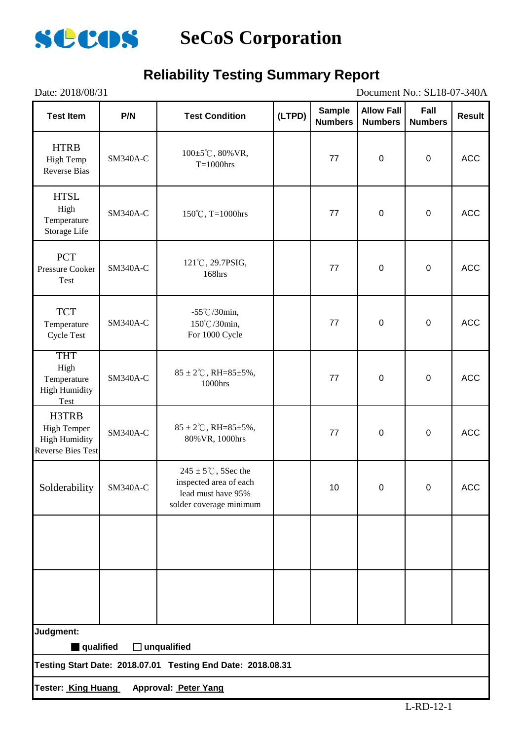# SeCoS Corporation

## Reliability Testing Summary Report

Date: 2018/08/31　　　　Document No.: SL18-07-340A

| Test Item | P/N | Test Condition | (LTPD) | Sample Numbers | Allow Fall Numbers | Fall Numbers | Result |
|---|---|---|---|---|---|---|---|
| HTRB High Temp Reverse Bias | SM340A-C | 100±5℃, 80%VR, T=1000hrs | | 77 | 0 | 0 | ACC |
| HTSL High Temperature Storage Life | SM340A-C | 150℃, T=1000hrs | | 77 | 0 | 0 | ACC |
| PCT Pressure Cooker Test | SM340A-C | 121℃, 29.7PSIG, 168hrs | | 77 | 0 | 0 | ACC |
| TCT Temperature Cycle Test | SM340A-C | -55℃/30min, 150℃/30min, For 1000 Cycle | | 77 | 0 | 0 | ACC |
| THT High Temperature High Humidity Test | SM340A-C | 85 ± 2℃, RH=85±5%, 1000hrs | | 77 | 0 | 0 | ACC |
| H3TRB High Temper High Humidity Reverse Bies Test | SM340A-C | 85 ± 2℃, RH=85±5%, 80%VR, 1000hrs | | 77 | 0 | 0 | ACC |
| Solderability | SM340A-C | 245 ± 5℃, 5Sec the inspected area of each lead must have 95% solder coverage minimum | | 10 | 0 | 0 | ACC |
| | | | | | | | |
| | | | | | | | |

**Judgment:**

■ **qualified**　□ **unqualified**

**Testing Start Date: 2018.07.01　Testing End Date: 2018.08.31**

**Tester: King Huang　Approval: Peter Yang**

L-RD-12-1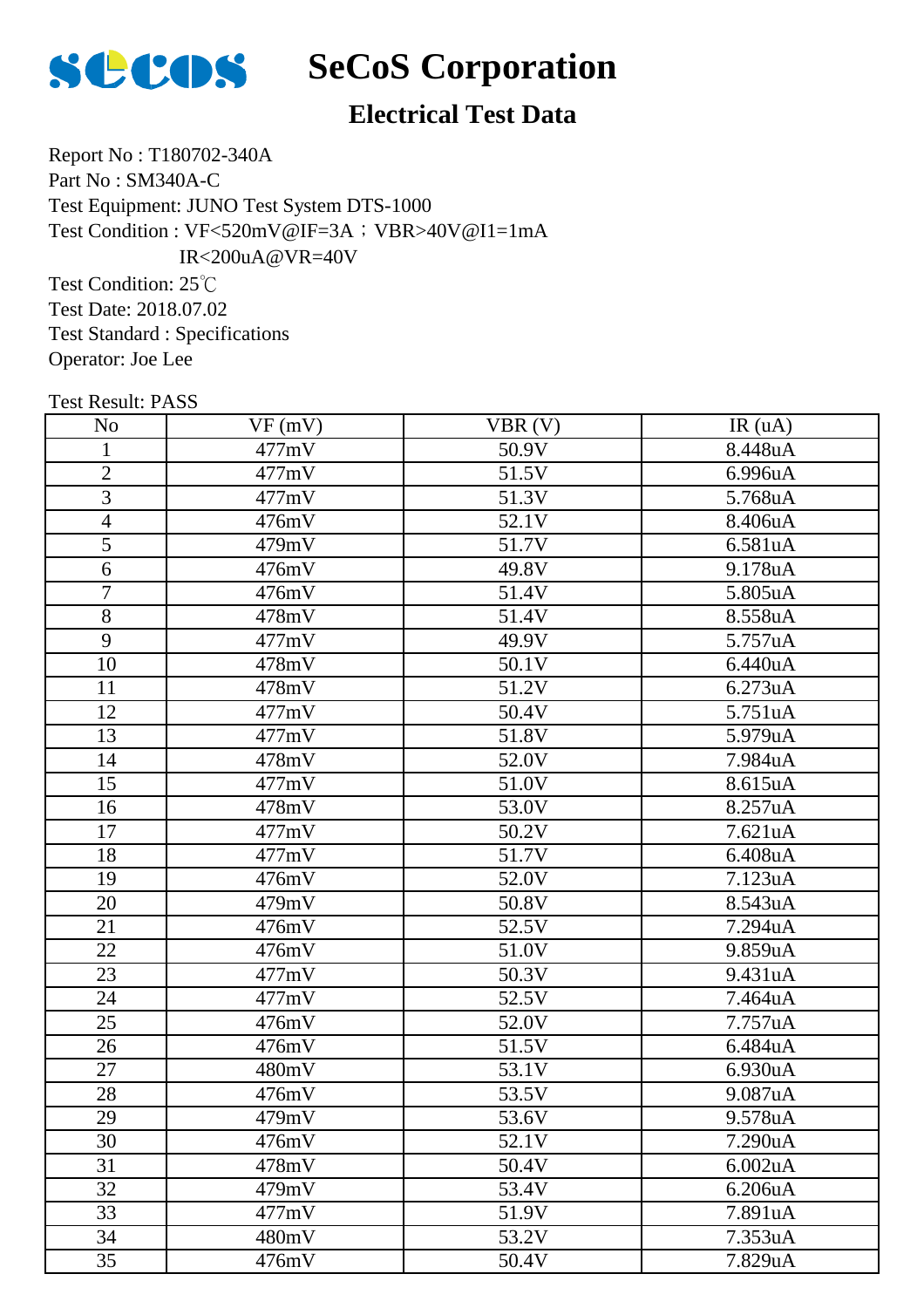# SeCoS Corporation

## Electrical Test Data

Report No : T180702-340A
Part No : SM340A-C
Test Equipment: JUNO Test System DTS-1000
Test Condition : VF<520mV@IF=3A；VBR>40V@I1=1mA
IR<200uA@VR=40V
Test Condition: 25℃
Test Date: 2018.07.02
Test Standard : Specifications
Operator: Joe Lee

Test Result: PASS

| No | VF (mV) | VBR (V) | IR (uA) |
|---|---|---|---|
| 1 | 477mV | 50.9V | 8.448uA |
| 2 | 477mV | 51.5V | 6.996uA |
| 3 | 477mV | 51.3V | 5.768uA |
| 4 | 476mV | 52.1V | 8.406uA |
| 5 | 479mV | 51.7V | 6.581uA |
| 6 | 476mV | 49.8V | 9.178uA |
| 7 | 476mV | 51.4V | 5.805uA |
| 8 | 478mV | 51.4V | 8.558uA |
| 9 | 477mV | 49.9V | 5.757uA |
| 10 | 478mV | 50.1V | 6.440uA |
| 11 | 478mV | 51.2V | 6.273uA |
| 12 | 477mV | 50.4V | 5.751uA |
| 13 | 477mV | 51.8V | 5.979uA |
| 14 | 478mV | 52.0V | 7.984uA |
| 15 | 477mV | 51.0V | 8.615uA |
| 16 | 478mV | 53.0V | 8.257uA |
| 17 | 477mV | 50.2V | 7.621uA |
| 18 | 477mV | 51.7V | 6.408uA |
| 19 | 476mV | 52.0V | 7.123uA |
| 20 | 479mV | 50.8V | 8.543uA |
| 21 | 476mV | 52.5V | 7.294uA |
| 22 | 476mV | 51.0V | 9.859uA |
| 23 | 477mV | 50.3V | 9.431uA |
| 24 | 477mV | 52.5V | 7.464uA |
| 25 | 476mV | 52.0V | 7.757uA |
| 26 | 476mV | 51.5V | 6.484uA |
| 27 | 480mV | 53.1V | 6.930uA |
| 28 | 476mV | 53.5V | 9.087uA |
| 29 | 479mV | 53.6V | 9.578uA |
| 30 | 476mV | 52.1V | 7.290uA |
| 31 | 478mV | 50.4V | 6.002uA |
| 32 | 479mV | 53.4V | 6.206uA |
| 33 | 477mV | 51.9V | 7.891uA |
| 34 | 480mV | 53.2V | 7.353uA |
| 35 | 476mV | 50.4V | 7.829uA |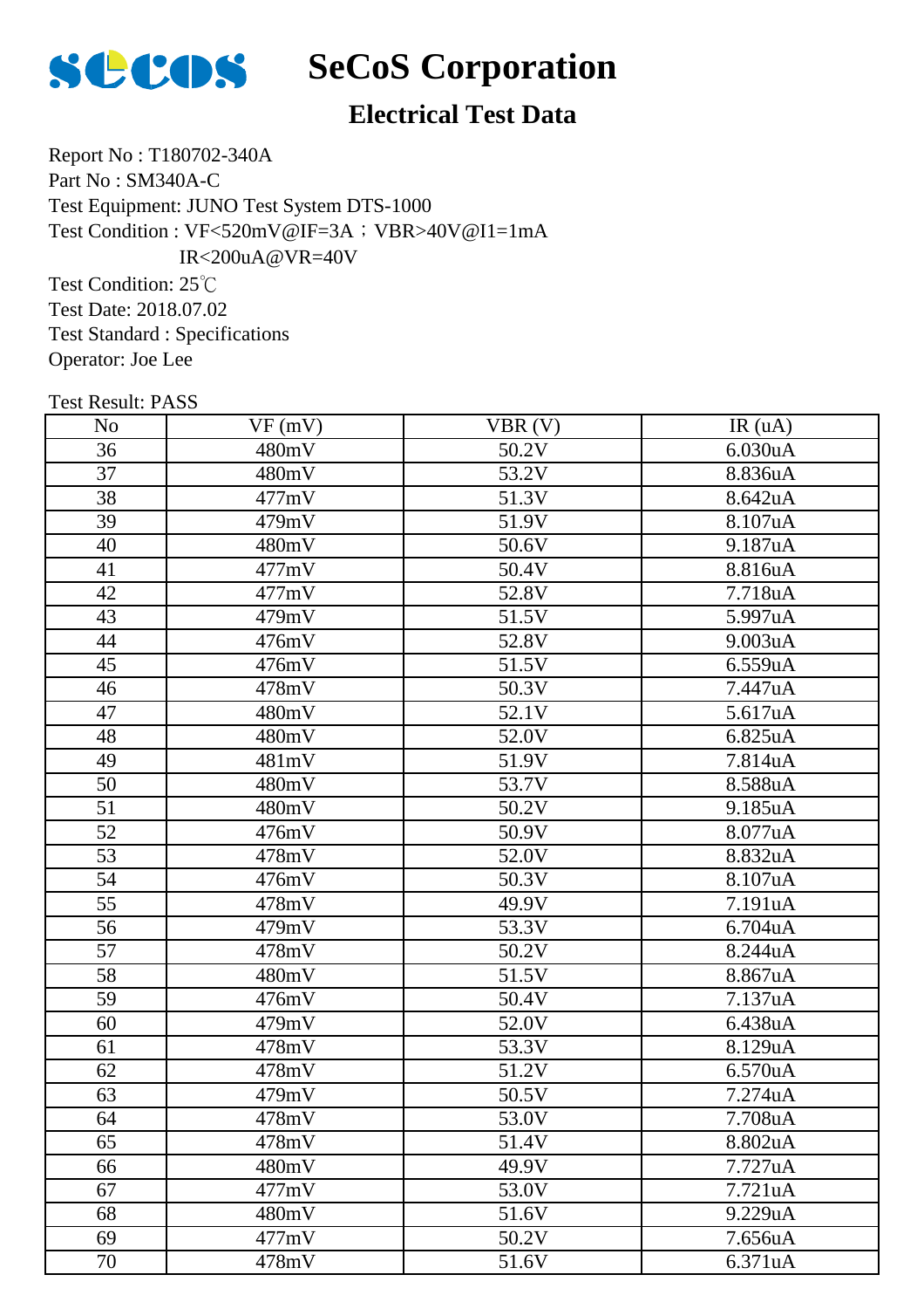# SeCoS Corporation

## Electrical Test Data

Report No : T180702-340A
Part No : SM340A-C
Test Equipment: JUNO Test System DTS-1000
Test Condition : VF<520mV@IF=3A；VBR>40V@I1=1mA
IR<200uA@VR=40V
Test Condition: 25℃
Test Date: 2018.07.02
Test Standard : Specifications
Operator: Joe Lee

Test Result: PASS

| No | VF (mV) | VBR (V) | IR (uA) |
|---|---|---|---|
| 36 | 480mV | 50.2V | 6.030uA |
| 37 | 480mV | 53.2V | 8.836uA |
| 38 | 477mV | 51.3V | 8.642uA |
| 39 | 479mV | 51.9V | 8.107uA |
| 40 | 480mV | 50.6V | 9.187uA |
| 41 | 477mV | 50.4V | 8.816uA |
| 42 | 477mV | 52.8V | 7.718uA |
| 43 | 479mV | 51.5V | 5.997uA |
| 44 | 476mV | 52.8V | 9.003uA |
| 45 | 476mV | 51.5V | 6.559uA |
| 46 | 478mV | 50.3V | 7.447uA |
| 47 | 480mV | 52.1V | 5.617uA |
| 48 | 480mV | 52.0V | 6.825uA |
| 49 | 481mV | 51.9V | 7.814uA |
| 50 | 480mV | 53.7V | 8.588uA |
| 51 | 480mV | 50.2V | 9.185uA |
| 52 | 476mV | 50.9V | 8.077uA |
| 53 | 478mV | 52.0V | 8.832uA |
| 54 | 476mV | 50.3V | 8.107uA |
| 55 | 478mV | 49.9V | 7.191uA |
| 56 | 479mV | 53.3V | 6.704uA |
| 57 | 478mV | 50.2V | 8.244uA |
| 58 | 480mV | 51.5V | 8.867uA |
| 59 | 476mV | 50.4V | 7.137uA |
| 60 | 479mV | 52.0V | 6.438uA |
| 61 | 478mV | 53.3V | 8.129uA |
| 62 | 478mV | 51.2V | 6.570uA |
| 63 | 479mV | 50.5V | 7.274uA |
| 64 | 478mV | 53.0V | 7.708uA |
| 65 | 478mV | 51.4V | 8.802uA |
| 66 | 480mV | 49.9V | 7.727uA |
| 67 | 477mV | 53.0V | 7.721uA |
| 68 | 480mV | 51.6V | 9.229uA |
| 69 | 477mV | 50.2V | 7.656uA |
| 70 | 478mV | 51.6V | 6.371uA |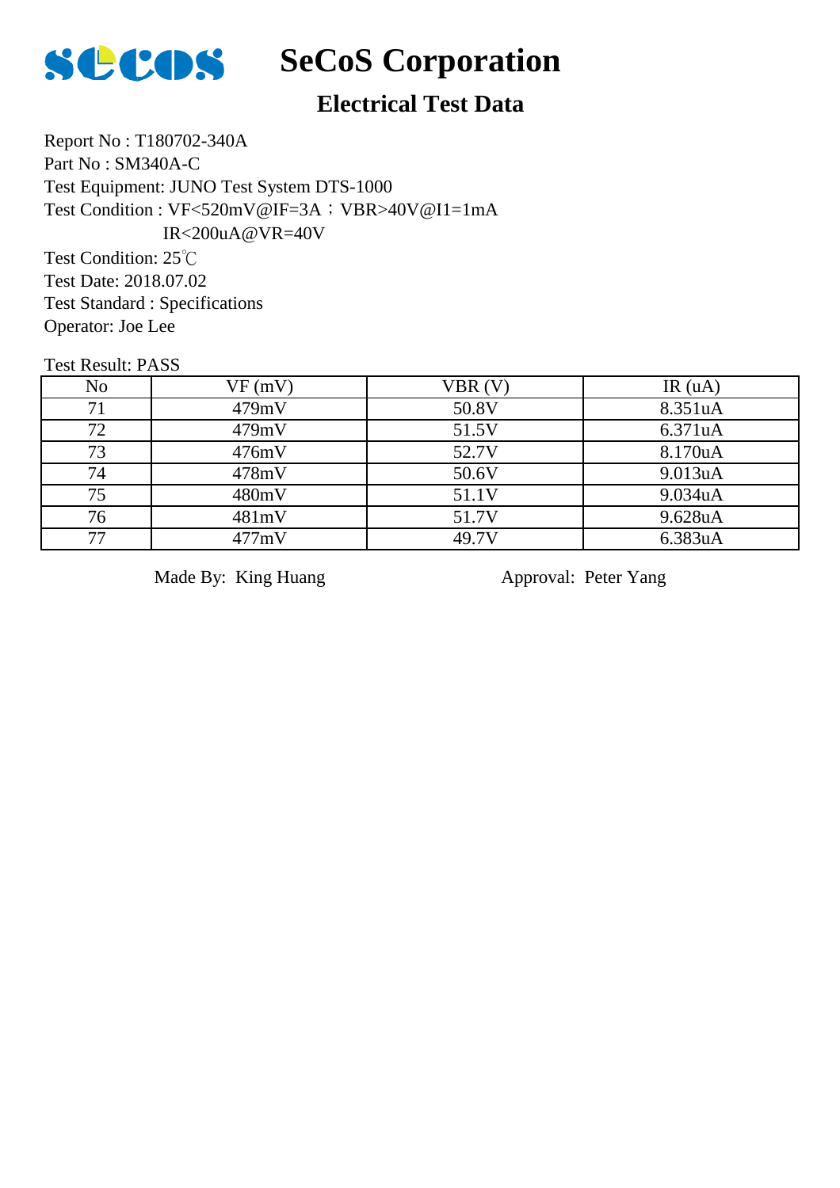# SeCoS Corporation

## Electrical Test Data

Report No : T180702-340A
Part No : SM340A-C
Test Equipment: JUNO Test System DTS-1000
Test Condition : VF<520mV@IF=3A；VBR>40V@I1=1mA
IR<200uA@VR=40V
Test Condition: 25℃
Test Date: 2018.07.02
Test Standard : Specifications
Operator: Joe Lee

Test Result: PASS

| No | VF (mV) | VBR (V) | IR (uA) |
|---|---|---|---|
| 71 | 479mV | 50.8V | 8.351uA |
| 72 | 479mV | 51.5V | 6.371uA |
| 73 | 476mV | 52.7V | 8.170uA |
| 74 | 478mV | 50.6V | 9.013uA |
| 75 | 480mV | 51.1V | 9.034uA |
| 76 | 481mV | 51.7V | 9.628uA |
| 77 | 477mV | 49.7V | 6.383uA |

Made By: King Huang　　　　　　Approval: Peter Yang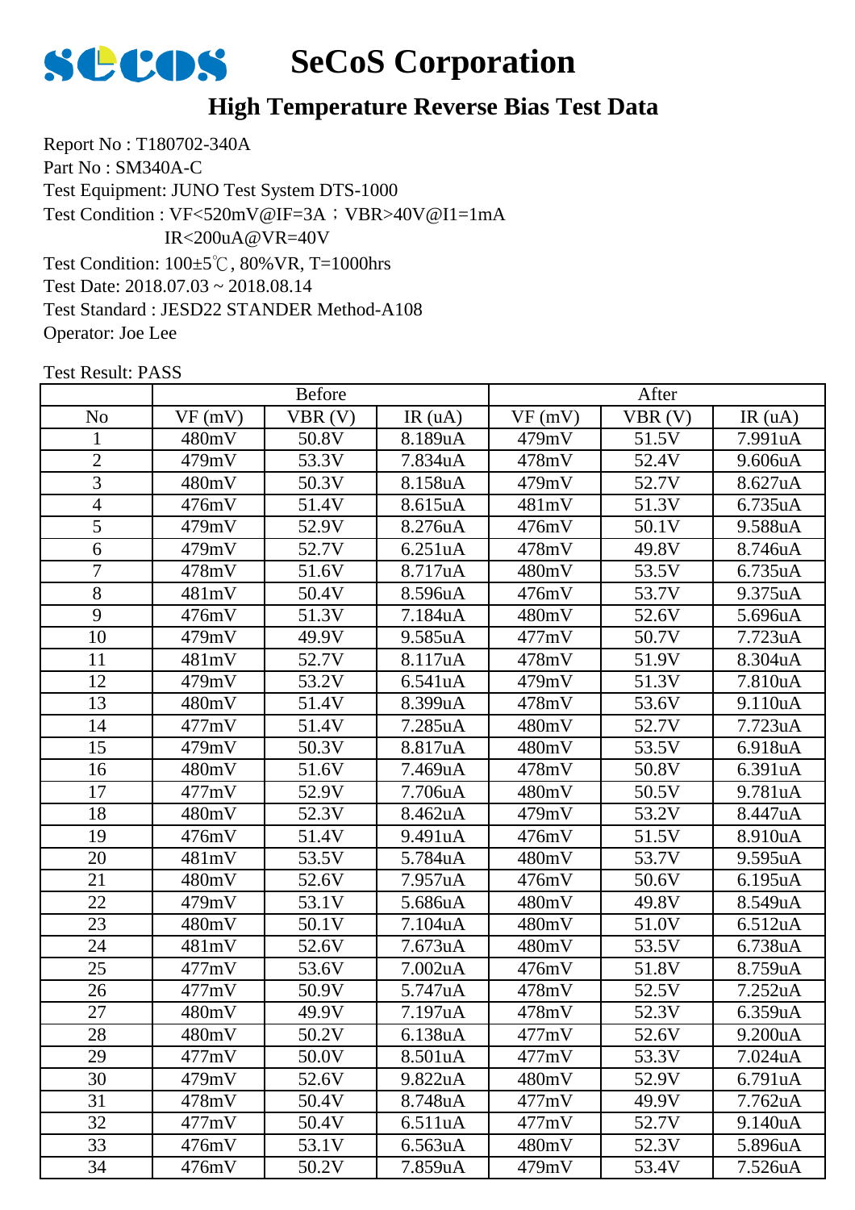# SeCoS Corporation

## High Temperature Reverse Bias Test Data

Report No : T180702-340A
Part No : SM340A-C
Test Equipment: JUNO Test System DTS-1000
Test Condition : VF<520mV@IF=3A；VBR>40V@I1=1mA
IR<200uA@VR=40V
Test Condition: 100±5℃, 80%VR, T=1000hrs
Test Date: 2018.07.03 ~ 2018.08.14
Test Standard : JESD22 STANDER Method-A108
Operator: Joe Lee

Test Result: PASS

| | Before | | | After | | |
|---|---|---|---|---|---|---|
| No | VF (mV) | VBR (V) | IR (uA) | VF (mV) | VBR (V) | IR (uA) |
| 1 | 480mV | 50.8V | 8.189uA | 479mV | 51.5V | 7.991uA |
| 2 | 479mV | 53.3V | 7.834uA | 478mV | 52.4V | 9.606uA |
| 3 | 480mV | 50.3V | 8.158uA | 479mV | 52.7V | 8.627uA |
| 4 | 476mV | 51.4V | 8.615uA | 481mV | 51.3V | 6.735uA |
| 5 | 479mV | 52.9V | 8.276uA | 476mV | 50.1V | 9.588uA |
| 6 | 479mV | 52.7V | 6.251uA | 478mV | 49.8V | 8.746uA |
| 7 | 478mV | 51.6V | 8.717uA | 480mV | 53.5V | 6.735uA |
| 8 | 481mV | 50.4V | 8.596uA | 476mV | 53.7V | 9.375uA |
| 9 | 476mV | 51.3V | 7.184uA | 480mV | 52.6V | 5.696uA |
| 10 | 479mV | 49.9V | 9.585uA | 477mV | 50.7V | 7.723uA |
| 11 | 481mV | 52.7V | 8.117uA | 478mV | 51.9V | 8.304uA |
| 12 | 479mV | 53.2V | 6.541uA | 479mV | 51.3V | 7.810uA |
| 13 | 480mV | 51.4V | 8.399uA | 478mV | 53.6V | 9.110uA |
| 14 | 477mV | 51.4V | 7.285uA | 480mV | 52.7V | 7.723uA |
| 15 | 479mV | 50.3V | 8.817uA | 480mV | 53.5V | 6.918uA |
| 16 | 480mV | 51.6V | 7.469uA | 478mV | 50.8V | 6.391uA |
| 17 | 477mV | 52.9V | 7.706uA | 480mV | 50.5V | 9.781uA |
| 18 | 480mV | 52.3V | 8.462uA | 479mV | 53.2V | 8.447uA |
| 19 | 476mV | 51.4V | 9.491uA | 476mV | 51.5V | 8.910uA |
| 20 | 481mV | 53.5V | 5.784uA | 480mV | 53.7V | 9.595uA |
| 21 | 480mV | 52.6V | 7.957uA | 476mV | 50.6V | 6.195uA |
| 22 | 479mV | 53.1V | 5.686uA | 480mV | 49.8V | 8.549uA |
| 23 | 480mV | 50.1V | 7.104uA | 480mV | 51.0V | 6.512uA |
| 24 | 481mV | 52.6V | 7.673uA | 480mV | 53.5V | 6.738uA |
| 25 | 477mV | 53.6V | 7.002uA | 476mV | 51.8V | 8.759uA |
| 26 | 477mV | 50.9V | 5.747uA | 478mV | 52.5V | 7.252uA |
| 27 | 480mV | 49.9V | 7.197uA | 478mV | 52.3V | 6.359uA |
| 28 | 480mV | 50.2V | 6.138uA | 477mV | 52.6V | 9.200uA |
| 29 | 477mV | 50.0V | 8.501uA | 477mV | 53.3V | 7.024uA |
| 30 | 479mV | 52.6V | 9.822uA | 480mV | 52.9V | 6.791uA |
| 31 | 478mV | 50.4V | 8.748uA | 477mV | 49.9V | 7.762uA |
| 32 | 477mV | 50.4V | 6.511uA | 477mV | 52.7V | 9.140uA |
| 33 | 476mV | 53.1V | 6.563uA | 480mV | 52.3V | 5.896uA |
| 34 | 476mV | 50.2V | 7.859uA | 479mV | 53.4V | 7.526uA |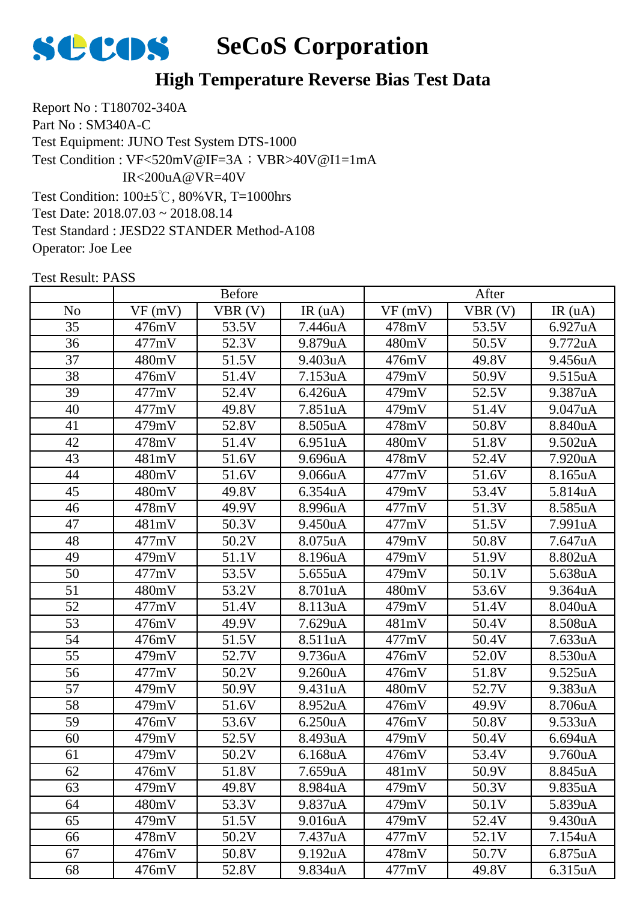# SeCoS Corporation

## High Temperature Reverse Bias Test Data

Report No : T180702-340A
Part No : SM340A-C
Test Equipment: JUNO Test System DTS-1000
Test Condition : VF<520mV@IF=3A；VBR>40V@I1=1mA
IR<200uA@VR=40V
Test Condition: 100±5℃, 80%VR, T=1000hrs
Test Date: 2018.07.03 ~ 2018.08.14
Test Standard : JESD22 STANDER Method-A108
Operator: Joe Lee

Test Result: PASS

| | Before | | | After | | |
|---|---|---|---|---|---|---|
| No | VF (mV) | VBR (V) | IR (uA) | VF (mV) | VBR (V) | IR (uA) |
| 35 | 476mV | 53.5V | 7.446uA | 478mV | 53.5V | 6.927uA |
| 36 | 477mV | 52.3V | 9.879uA | 480mV | 50.5V | 9.772uA |
| 37 | 480mV | 51.5V | 9.403uA | 476mV | 49.8V | 9.456uA |
| 38 | 476mV | 51.4V | 7.153uA | 479mV | 50.9V | 9.515uA |
| 39 | 477mV | 52.4V | 6.426uA | 479mV | 52.5V | 9.387uA |
| 40 | 477mV | 49.8V | 7.851uA | 479mV | 51.4V | 9.047uA |
| 41 | 479mV | 52.8V | 8.505uA | 478mV | 50.8V | 8.840uA |
| 42 | 478mV | 51.4V | 6.951uA | 480mV | 51.8V | 9.502uA |
| 43 | 481mV | 51.6V | 9.696uA | 478mV | 52.4V | 7.920uA |
| 44 | 480mV | 51.6V | 9.066uA | 477mV | 51.6V | 8.165uA |
| 45 | 480mV | 49.8V | 6.354uA | 479mV | 53.4V | 5.814uA |
| 46 | 478mV | 49.9V | 8.996uA | 477mV | 51.3V | 8.585uA |
| 47 | 481mV | 50.3V | 9.450uA | 477mV | 51.5V | 7.991uA |
| 48 | 477mV | 50.2V | 8.075uA | 479mV | 50.8V | 7.647uA |
| 49 | 479mV | 51.1V | 8.196uA | 479mV | 51.9V | 8.802uA |
| 50 | 477mV | 53.5V | 5.655uA | 479mV | 50.1V | 5.638uA |
| 51 | 480mV | 53.2V | 8.701uA | 480mV | 53.6V | 9.364uA |
| 52 | 477mV | 51.4V | 8.113uA | 479mV | 51.4V | 8.040uA |
| 53 | 476mV | 49.9V | 7.629uA | 481mV | 50.4V | 8.508uA |
| 54 | 476mV | 51.5V | 8.511uA | 477mV | 50.4V | 7.633uA |
| 55 | 479mV | 52.7V | 9.736uA | 476mV | 52.0V | 8.530uA |
| 56 | 477mV | 50.2V | 9.260uA | 476mV | 51.8V | 9.525uA |
| 57 | 479mV | 50.9V | 9.431uA | 480mV | 52.7V | 9.383uA |
| 58 | 479mV | 51.6V | 8.952uA | 476mV | 49.9V | 8.706uA |
| 59 | 476mV | 53.6V | 6.250uA | 476mV | 50.8V | 9.533uA |
| 60 | 479mV | 52.5V | 8.493uA | 479mV | 50.4V | 6.694uA |
| 61 | 479mV | 50.2V | 6.168uA | 476mV | 53.4V | 9.760uA |
| 62 | 476mV | 51.8V | 7.659uA | 481mV | 50.9V | 8.845uA |
| 63 | 479mV | 49.8V | 8.984uA | 479mV | 50.3V | 9.835uA |
| 64 | 480mV | 53.3V | 9.837uA | 479mV | 50.1V | 5.839uA |
| 65 | 479mV | 51.5V | 9.016uA | 479mV | 52.4V | 9.430uA |
| 66 | 478mV | 50.2V | 7.437uA | 477mV | 52.1V | 7.154uA |
| 67 | 476mV | 50.8V | 9.192uA | 478mV | 50.7V | 6.875uA |
| 68 | 476mV | 52.8V | 9.834uA | 477mV | 49.8V | 6.315uA |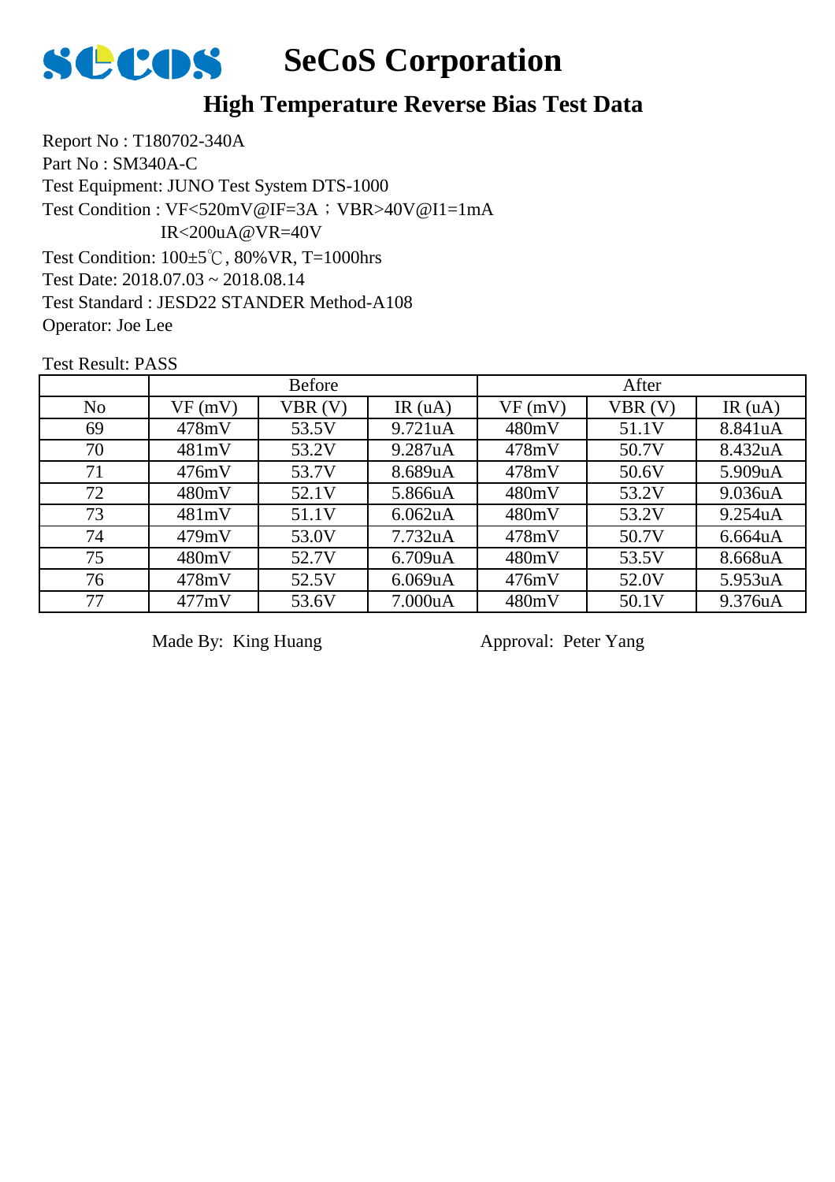# SeCoS Corporation

## High Temperature Reverse Bias Test Data

Report No : T180702-340A
Part No : SM340A-C
Test Equipment: JUNO Test System DTS-1000
Test Condition : VF<520mV@IF=3A；VBR>40V@I1=1mA
IR<200uA@VR=40V
Test Condition: 100±5℃, 80%VR, T=1000hrs
Test Date: 2018.07.03 ~ 2018.08.14
Test Standard : JESD22 STANDER Method-A108
Operator: Joe Lee

Test Result: PASS

| | Before | | | After | | |
|---|---|---|---|---|---|---|
| No | VF (mV) | VBR (V) | IR (uA) | VF (mV) | VBR (V) | IR (uA) |
| 69 | 478mV | 53.5V | 9.721uA | 480mV | 51.1V | 8.841uA |
| 70 | 481mV | 53.2V | 9.287uA | 478mV | 50.7V | 8.432uA |
| 71 | 476mV | 53.7V | 8.689uA | 478mV | 50.6V | 5.909uA |
| 72 | 480mV | 52.1V | 5.866uA | 480mV | 53.2V | 9.036uA |
| 73 | 481mV | 51.1V | 6.062uA | 480mV | 53.2V | 9.254uA |
| 74 | 479mV | 53.0V | 7.732uA | 478mV | 50.7V | 6.664uA |
| 75 | 480mV | 52.7V | 6.709uA | 480mV | 53.5V | 8.668uA |
| 76 | 478mV | 52.5V | 6.069uA | 476mV | 52.0V | 5.953uA |
| 77 | 477mV | 53.6V | 7.000uA | 480mV | 50.1V | 9.376uA |

Made By: King Huang　　　　　　Approval: Peter Yang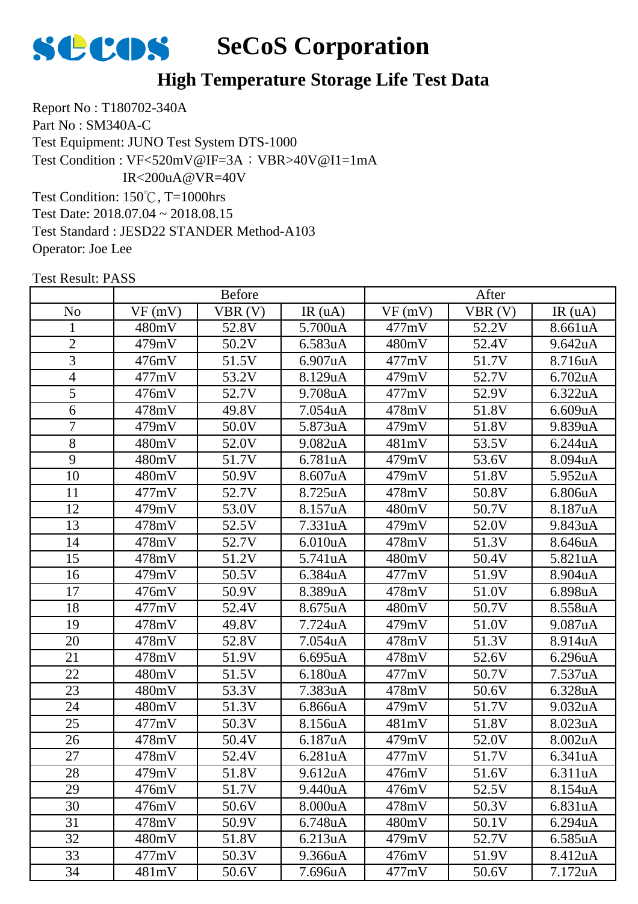# SeCoS Corporation

## High Temperature Storage Life Test Data

Report No : T180702-340A
Part No : SM340A-C
Test Equipment: JUNO Test System DTS-1000
Test Condition : VF<520mV@IF=3A；VBR>40V@I1=1mA
IR<200uA@VR=40V
Test Condition: 150℃, T=1000hrs
Test Date: 2018.07.04 ~ 2018.08.15
Test Standard : JESD22 STANDER Method-A103
Operator: Joe Lee

Test Result: PASS

| | Before | | | After | | |
|---|---|---|---|---|---|---|
| No | VF (mV) | VBR (V) | IR (uA) | VF (mV) | VBR (V) | IR (uA) |
| 1 | 480mV | 52.8V | 5.700uA | 477mV | 52.2V | 8.661uA |
| 2 | 479mV | 50.2V | 6.583uA | 480mV | 52.4V | 9.642uA |
| 3 | 476mV | 51.5V | 6.907uA | 477mV | 51.7V | 8.716uA |
| 4 | 477mV | 53.2V | 8.129uA | 479mV | 52.7V | 6.702uA |
| 5 | 476mV | 52.7V | 9.708uA | 477mV | 52.9V | 6.322uA |
| 6 | 478mV | 49.8V | 7.054uA | 478mV | 51.8V | 6.609uA |
| 7 | 479mV | 50.0V | 5.873uA | 479mV | 51.8V | 9.839uA |
| 8 | 480mV | 52.0V | 9.082uA | 481mV | 53.5V | 6.244uA |
| 9 | 480mV | 51.7V | 6.781uA | 479mV | 53.6V | 8.094uA |
| 10 | 480mV | 50.9V | 8.607uA | 479mV | 51.8V | 5.952uA |
| 11 | 477mV | 52.7V | 8.725uA | 478mV | 50.8V | 6.806uA |
| 12 | 479mV | 53.0V | 8.157uA | 480mV | 50.7V | 8.187uA |
| 13 | 478mV | 52.5V | 7.331uA | 479mV | 52.0V | 9.843uA |
| 14 | 478mV | 52.7V | 6.010uA | 478mV | 51.3V | 8.646uA |
| 15 | 478mV | 51.2V | 5.741uA | 480mV | 50.4V | 5.821uA |
| 16 | 479mV | 50.5V | 6.384uA | 477mV | 51.9V | 8.904uA |
| 17 | 476mV | 50.9V | 8.389uA | 478mV | 51.0V | 6.898uA |
| 18 | 477mV | 52.4V | 8.675uA | 480mV | 50.7V | 8.558uA |
| 19 | 478mV | 49.8V | 7.724uA | 479mV | 51.0V | 9.087uA |
| 20 | 478mV | 52.8V | 7.054uA | 478mV | 51.3V | 8.914uA |
| 21 | 478mV | 51.9V | 6.695uA | 478mV | 52.6V | 6.296uA |
| 22 | 480mV | 51.5V | 6.180uA | 477mV | 50.7V | 7.537uA |
| 23 | 480mV | 53.3V | 7.383uA | 478mV | 50.6V | 6.328uA |
| 24 | 480mV | 51.3V | 6.866uA | 479mV | 51.7V | 9.032uA |
| 25 | 477mV | 50.3V | 8.156uA | 481mV | 51.8V | 8.023uA |
| 26 | 478mV | 50.4V | 6.187uA | 479mV | 52.0V | 8.002uA |
| 27 | 478mV | 52.4V | 6.281uA | 477mV | 51.7V | 6.341uA |
| 28 | 479mV | 51.8V | 9.612uA | 476mV | 51.6V | 6.311uA |
| 29 | 476mV | 51.7V | 9.440uA | 476mV | 52.5V | 8.154uA |
| 30 | 476mV | 50.6V | 8.000uA | 478mV | 50.3V | 6.831uA |
| 31 | 478mV | 50.9V | 6.748uA | 480mV | 50.1V | 6.294uA |
| 32 | 480mV | 51.8V | 6.213uA | 479mV | 52.7V | 6.585uA |
| 33 | 477mV | 50.3V | 9.366uA | 476mV | 51.9V | 8.412uA |
| 34 | 481mV | 50.6V | 7.696uA | 477mV | 50.6V | 7.172uA |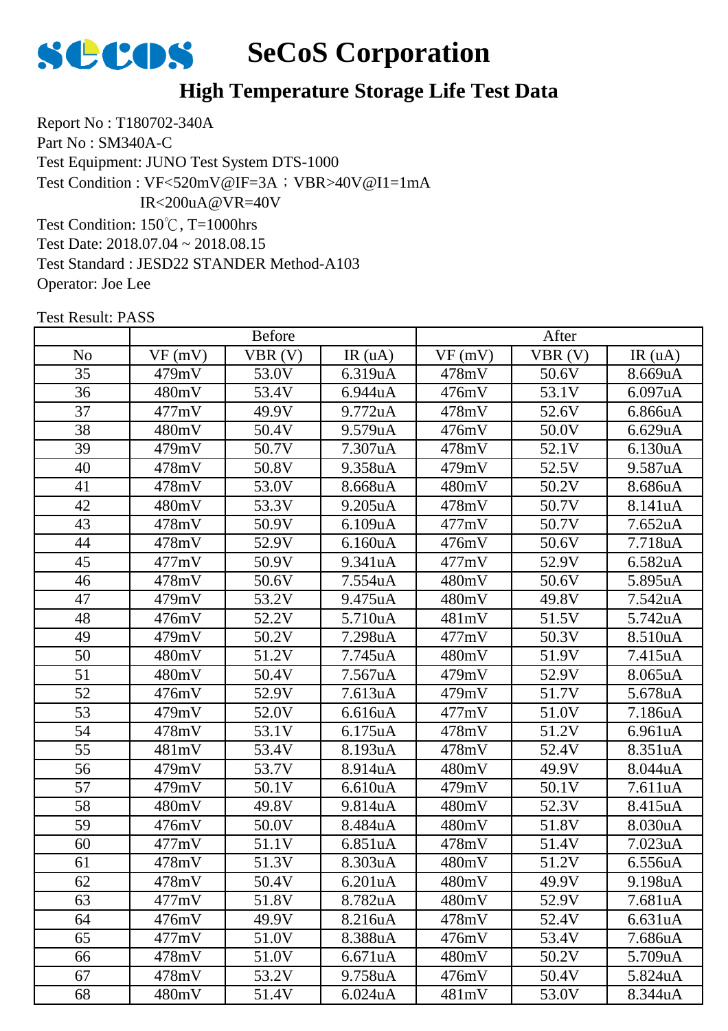# SeCoS Corporation

## High Temperature Storage Life Test Data

Report No : T180702-340A
Part No : SM340A-C
Test Equipment: JUNO Test System DTS-1000
Test Condition : VF<520mV@IF=3A；VBR>40V@I1=1mA
IR<200uA@VR=40V
Test Condition: 150℃, T=1000hrs
Test Date: 2018.07.04 ~ 2018.08.15
Test Standard : JESD22 STANDER Method-A103
Operator: Joe Lee

Test Result: PASS

| | Before | | | After | | |
|---|---|---|---|---|---|---|
| No | VF (mV) | VBR (V) | IR (uA) | VF (mV) | VBR (V) | IR (uA) |
| 35 | 479mV | 53.0V | 6.319uA | 478mV | 50.6V | 8.669uA |
| 36 | 480mV | 53.4V | 6.944uA | 476mV | 53.1V | 6.097uA |
| 37 | 477mV | 49.9V | 9.772uA | 478mV | 52.6V | 6.866uA |
| 38 | 480mV | 50.4V | 9.579uA | 476mV | 50.0V | 6.629uA |
| 39 | 479mV | 50.7V | 7.307uA | 478mV | 52.1V | 6.130uA |
| 40 | 478mV | 50.8V | 9.358uA | 479mV | 52.5V | 9.587uA |
| 41 | 478mV | 53.0V | 8.668uA | 480mV | 50.2V | 8.686uA |
| 42 | 480mV | 53.3V | 9.205uA | 478mV | 50.7V | 8.141uA |
| 43 | 478mV | 50.9V | 6.109uA | 477mV | 50.7V | 7.652uA |
| 44 | 478mV | 52.9V | 6.160uA | 476mV | 50.6V | 7.718uA |
| 45 | 477mV | 50.9V | 9.341uA | 477mV | 52.9V | 6.582uA |
| 46 | 478mV | 50.6V | 7.554uA | 480mV | 50.6V | 5.895uA |
| 47 | 479mV | 53.2V | 9.475uA | 480mV | 49.8V | 7.542uA |
| 48 | 476mV | 52.2V | 5.710uA | 481mV | 51.5V | 5.742uA |
| 49 | 479mV | 50.2V | 7.298uA | 477mV | 50.3V | 8.510uA |
| 50 | 480mV | 51.2V | 7.745uA | 480mV | 51.9V | 7.415uA |
| 51 | 480mV | 50.4V | 7.567uA | 479mV | 52.9V | 8.065uA |
| 52 | 476mV | 52.9V | 7.613uA | 479mV | 51.7V | 5.678uA |
| 53 | 479mV | 52.0V | 6.616uA | 477mV | 51.0V | 7.186uA |
| 54 | 478mV | 53.1V | 6.175uA | 478mV | 51.2V | 6.961uA |
| 55 | 481mV | 53.4V | 8.193uA | 478mV | 52.4V | 8.351uA |
| 56 | 479mV | 53.7V | 8.914uA | 480mV | 49.9V | 8.044uA |
| 57 | 479mV | 50.1V | 6.610uA | 479mV | 50.1V | 7.611uA |
| 58 | 480mV | 49.8V | 9.814uA | 480mV | 52.3V | 8.415uA |
| 59 | 476mV | 50.0V | 8.484uA | 480mV | 51.8V | 8.030uA |
| 60 | 477mV | 51.1V | 6.851uA | 478mV | 51.4V | 7.023uA |
| 61 | 478mV | 51.3V | 8.303uA | 480mV | 51.2V | 6.556uA |
| 62 | 478mV | 50.4V | 6.201uA | 480mV | 49.9V | 9.198uA |
| 63 | 477mV | 51.8V | 8.782uA | 480mV | 52.9V | 7.681uA |
| 64 | 476mV | 49.9V | 8.216uA | 478mV | 52.4V | 6.631uA |
| 65 | 477mV | 51.0V | 8.388uA | 476mV | 53.4V | 7.686uA |
| 66 | 478mV | 51.0V | 6.671uA | 480mV | 50.2V | 5.709uA |
| 67 | 478mV | 53.2V | 9.758uA | 476mV | 50.4V | 5.824uA |
| 68 | 480mV | 51.4V | 6.024uA | 481mV | 53.0V | 8.344uA |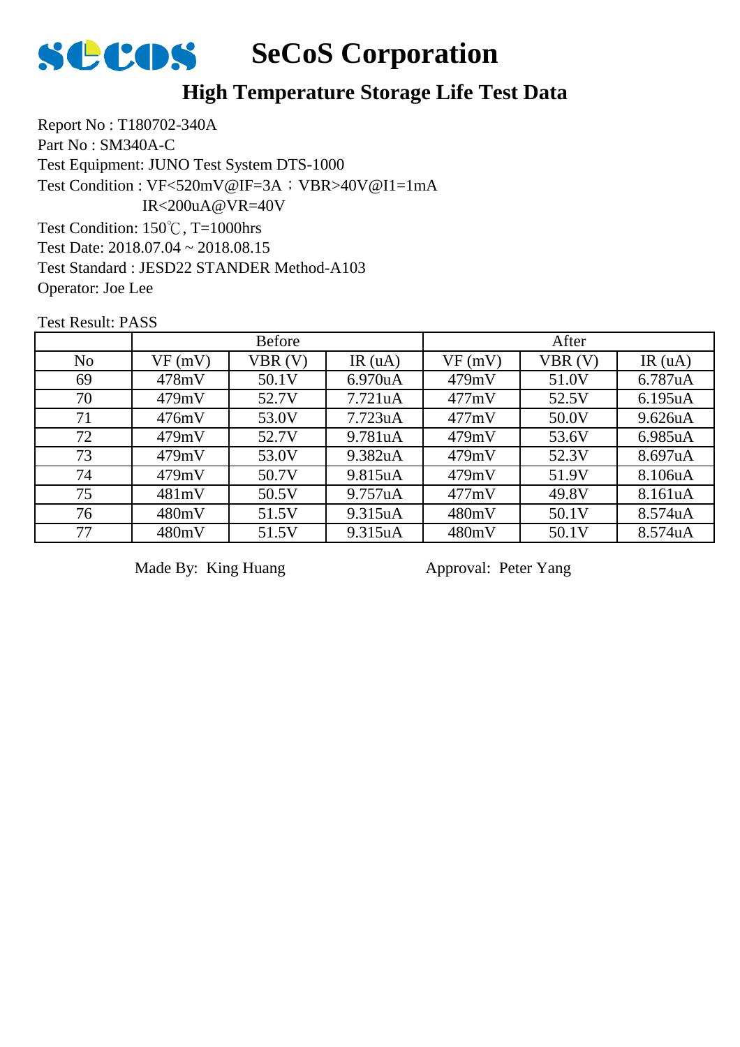# SeCoS Corporation

## High Temperature Storage Life Test Data

Report No : T180702-340A
Part No : SM340A-C
Test Equipment: JUNO Test System DTS-1000
Test Condition : VF<520mV@IF=3A；VBR>40V@I1=1mA
IR<200uA@VR=40V
Test Condition: 150℃, T=1000hrs
Test Date: 2018.07.04 ~ 2018.08.15
Test Standard : JESD22 STANDER Method-A103
Operator: Joe Lee

Test Result: PASS

| | Before | | | After | | |
|---|---|---|---|---|---|---|
| No | VF (mV) | VBR (V) | IR (uA) | VF (mV) | VBR (V) | IR (uA) |
| 69 | 478mV | 50.1V | 6.970uA | 479mV | 51.0V | 6.787uA |
| 70 | 479mV | 52.7V | 7.721uA | 477mV | 52.5V | 6.195uA |
| 71 | 476mV | 53.0V | 7.723uA | 477mV | 50.0V | 9.626uA |
| 72 | 479mV | 52.7V | 9.781uA | 479mV | 53.6V | 6.985uA |
| 73 | 479mV | 53.0V | 9.382uA | 479mV | 52.3V | 8.697uA |
| 74 | 479mV | 50.7V | 9.815uA | 479mV | 51.9V | 8.106uA |
| 75 | 481mV | 50.5V | 9.757uA | 477mV | 49.8V | 8.161uA |
| 76 | 480mV | 51.5V | 9.315uA | 480mV | 50.1V | 8.574uA |
| 77 | 480mV | 51.5V | 9.315uA | 480mV | 50.1V | 8.574uA |

Made By: King Huang　　　　　　Approval: Peter Yang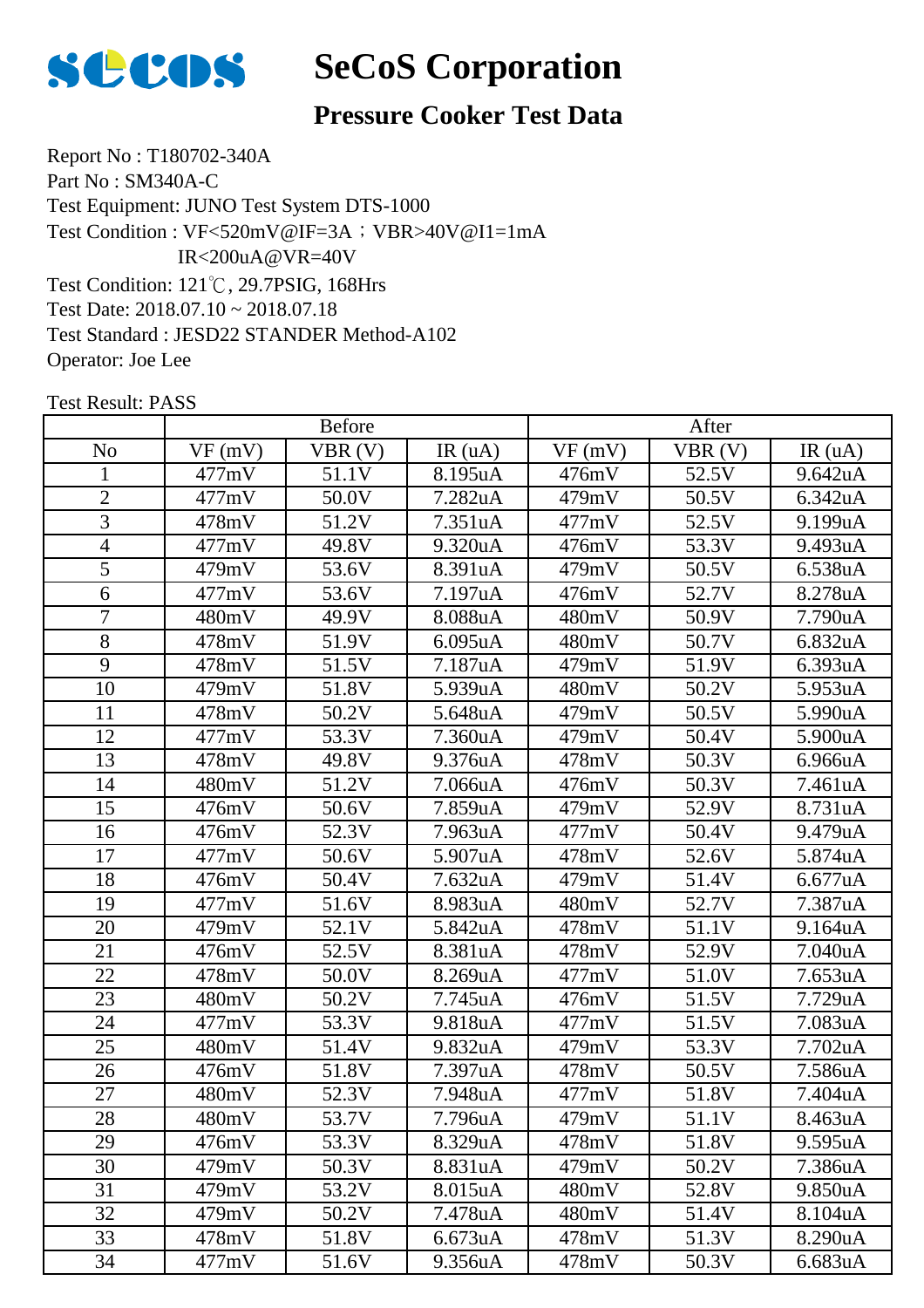# SeCoS Corporation

## Pressure Cooker Test Data

Report No : T180702-340A
Part No : SM340A-C
Test Equipment: JUNO Test System DTS-1000
Test Condition : VF<520mV@IF=3A；VBR>40V@I1=1mA
IR<200uA@VR=40V
Test Condition: 121℃, 29.7PSIG, 168Hrs
Test Date: 2018.07.10 ~ 2018.07.18
Test Standard : JESD22 STANDER Method-A102
Operator: Joe Lee

Test Result: PASS

| | Before | | | After | | |
|---|---|---|---|---|---|---|
| No | VF (mV) | VBR (V) | IR (uA) | VF (mV) | VBR (V) | IR (uA) |
| 1 | 477mV | 51.1V | 8.195uA | 476mV | 52.5V | 9.642uA |
| 2 | 477mV | 50.0V | 7.282uA | 479mV | 50.5V | 6.342uA |
| 3 | 478mV | 51.2V | 7.351uA | 477mV | 52.5V | 9.199uA |
| 4 | 477mV | 49.8V | 9.320uA | 476mV | 53.3V | 9.493uA |
| 5 | 479mV | 53.6V | 8.391uA | 479mV | 50.5V | 6.538uA |
| 6 | 477mV | 53.6V | 7.197uA | 476mV | 52.7V | 8.278uA |
| 7 | 480mV | 49.9V | 8.088uA | 480mV | 50.9V | 7.790uA |
| 8 | 478mV | 51.9V | 6.095uA | 480mV | 50.7V | 6.832uA |
| 9 | 478mV | 51.5V | 7.187uA | 479mV | 51.9V | 6.393uA |
| 10 | 479mV | 51.8V | 5.939uA | 480mV | 50.2V | 5.953uA |
| 11 | 478mV | 50.2V | 5.648uA | 479mV | 50.5V | 5.990uA |
| 12 | 477mV | 53.3V | 7.360uA | 479mV | 50.4V | 5.900uA |
| 13 | 478mV | 49.8V | 9.376uA | 478mV | 50.3V | 6.966uA |
| 14 | 480mV | 51.2V | 7.066uA | 476mV | 50.3V | 7.461uA |
| 15 | 476mV | 50.6V | 7.859uA | 479mV | 52.9V | 8.731uA |
| 16 | 476mV | 52.3V | 7.963uA | 477mV | 50.4V | 9.479uA |
| 17 | 477mV | 50.6V | 5.907uA | 478mV | 52.6V | 5.874uA |
| 18 | 476mV | 50.4V | 7.632uA | 479mV | 51.4V | 6.677uA |
| 19 | 477mV | 51.6V | 8.983uA | 480mV | 52.7V | 7.387uA |
| 20 | 479mV | 52.1V | 5.842uA | 478mV | 51.1V | 9.164uA |
| 21 | 476mV | 52.5V | 8.381uA | 478mV | 52.9V | 7.040uA |
| 22 | 478mV | 50.0V | 8.269uA | 477mV | 51.0V | 7.653uA |
| 23 | 480mV | 50.2V | 7.745uA | 476mV | 51.5V | 7.729uA |
| 24 | 477mV | 53.3V | 9.818uA | 477mV | 51.5V | 7.083uA |
| 25 | 480mV | 51.4V | 9.832uA | 479mV | 53.3V | 7.702uA |
| 26 | 476mV | 51.8V | 7.397uA | 478mV | 50.5V | 7.586uA |
| 27 | 480mV | 52.3V | 7.948uA | 477mV | 51.8V | 7.404uA |
| 28 | 480mV | 53.7V | 7.796uA | 479mV | 51.1V | 8.463uA |
| 29 | 476mV | 53.3V | 8.329uA | 478mV | 51.8V | 9.595uA |
| 30 | 479mV | 50.3V | 8.831uA | 479mV | 50.2V | 7.386uA |
| 31 | 479mV | 53.2V | 8.015uA | 480mV | 52.8V | 9.850uA |
| 32 | 479mV | 50.2V | 7.478uA | 480mV | 51.4V | 8.104uA |
| 33 | 478mV | 51.8V | 6.673uA | 478mV | 51.3V | 8.290uA |
| 34 | 477mV | 51.6V | 9.356uA | 478mV | 50.3V | 6.683uA |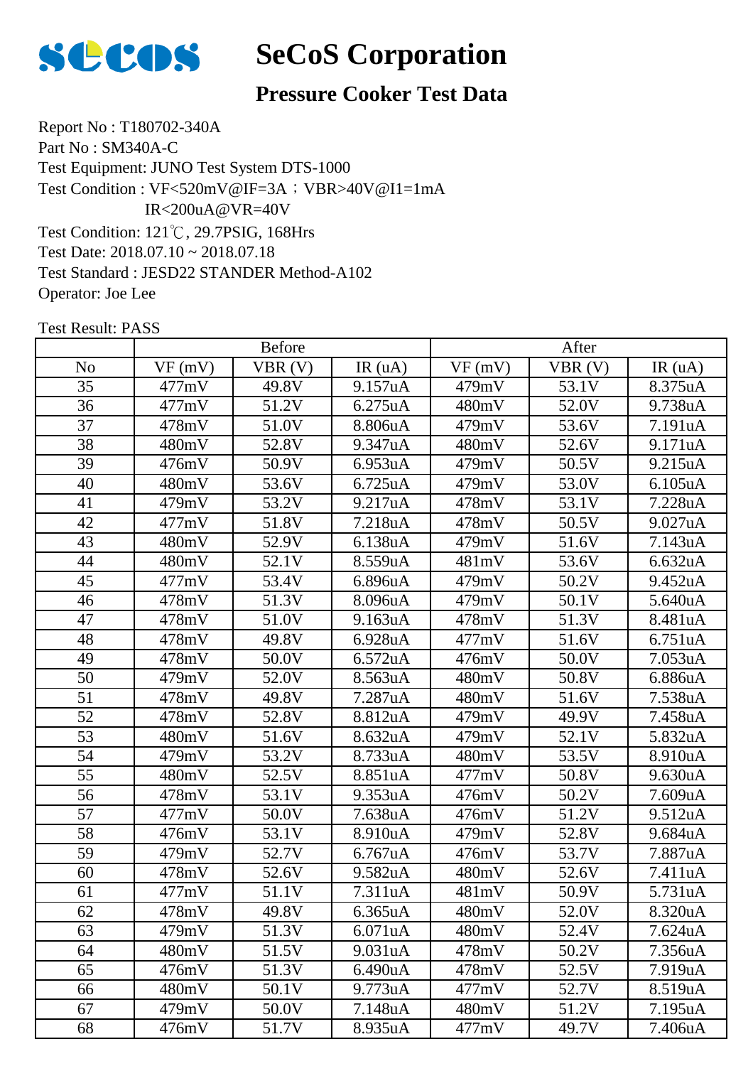# SeCoS Corporation

## Pressure Cooker Test Data

Report No : T180702-340A
Part No : SM340A-C
Test Equipment: JUNO Test System DTS-1000
Test Condition : VF<520mV@IF=3A；VBR>40V@I1=1mA
IR<200uA@VR=40V
Test Condition: 121℃, 29.7PSIG, 168Hrs
Test Date: 2018.07.10 ~ 2018.07.18
Test Standard : JESD22 STANDER Method-A102
Operator: Joe Lee

Test Result: PASS

| | Before | | | After | | |
|---|---|---|---|---|---|---|
| No | VF (mV) | VBR (V) | IR (uA) | VF (mV) | VBR (V) | IR (uA) |
| 35 | 477mV | 49.8V | 9.157uA | 479mV | 53.1V | 8.375uA |
| 36 | 477mV | 51.2V | 6.275uA | 480mV | 52.0V | 9.738uA |
| 37 | 478mV | 51.0V | 8.806uA | 479mV | 53.6V | 7.191uA |
| 38 | 480mV | 52.8V | 9.347uA | 480mV | 52.6V | 9.171uA |
| 39 | 476mV | 50.9V | 6.953uA | 479mV | 50.5V | 9.215uA |
| 40 | 480mV | 53.6V | 6.725uA | 479mV | 53.0V | 6.105uA |
| 41 | 479mV | 53.2V | 9.217uA | 478mV | 53.1V | 7.228uA |
| 42 | 477mV | 51.8V | 7.218uA | 478mV | 50.5V | 9.027uA |
| 43 | 480mV | 52.9V | 6.138uA | 479mV | 51.6V | 7.143uA |
| 44 | 480mV | 52.1V | 8.559uA | 481mV | 53.6V | 6.632uA |
| 45 | 477mV | 53.4V | 6.896uA | 479mV | 50.2V | 9.452uA |
| 46 | 478mV | 51.3V | 8.096uA | 479mV | 50.1V | 5.640uA |
| 47 | 478mV | 51.0V | 9.163uA | 478mV | 51.3V | 8.481uA |
| 48 | 478mV | 49.8V | 6.928uA | 477mV | 51.6V | 6.751uA |
| 49 | 478mV | 50.0V | 6.572uA | 476mV | 50.0V | 7.053uA |
| 50 | 479mV | 52.0V | 8.563uA | 480mV | 50.8V | 6.886uA |
| 51 | 478mV | 49.8V | 7.287uA | 480mV | 51.6V | 7.538uA |
| 52 | 478mV | 52.8V | 8.812uA | 479mV | 49.9V | 7.458uA |
| 53 | 480mV | 51.6V | 8.632uA | 479mV | 52.1V | 5.832uA |
| 54 | 479mV | 53.2V | 8.733uA | 480mV | 53.5V | 8.910uA |
| 55 | 480mV | 52.5V | 8.851uA | 477mV | 50.8V | 9.630uA |
| 56 | 478mV | 53.1V | 9.353uA | 476mV | 50.2V | 7.609uA |
| 57 | 477mV | 50.0V | 7.638uA | 476mV | 51.2V | 9.512uA |
| 58 | 476mV | 53.1V | 8.910uA | 479mV | 52.8V | 9.684uA |
| 59 | 479mV | 52.7V | 6.767uA | 476mV | 53.7V | 7.887uA |
| 60 | 478mV | 52.6V | 9.582uA | 480mV | 52.6V | 7.411uA |
| 61 | 477mV | 51.1V | 7.311uA | 481mV | 50.9V | 5.731uA |
| 62 | 478mV | 49.8V | 6.365uA | 480mV | 52.0V | 8.320uA |
| 63 | 479mV | 51.3V | 6.071uA | 480mV | 52.4V | 7.624uA |
| 64 | 480mV | 51.5V | 9.031uA | 478mV | 50.2V | 7.356uA |
| 65 | 476mV | 51.3V | 6.490uA | 478mV | 52.5V | 7.919uA |
| 66 | 480mV | 50.1V | 9.773uA | 477mV | 52.7V | 8.519uA |
| 67 | 479mV | 50.0V | 7.148uA | 480mV | 51.2V | 7.195uA |
| 68 | 476mV | 51.7V | 8.935uA | 477mV | 49.7V | 7.406uA |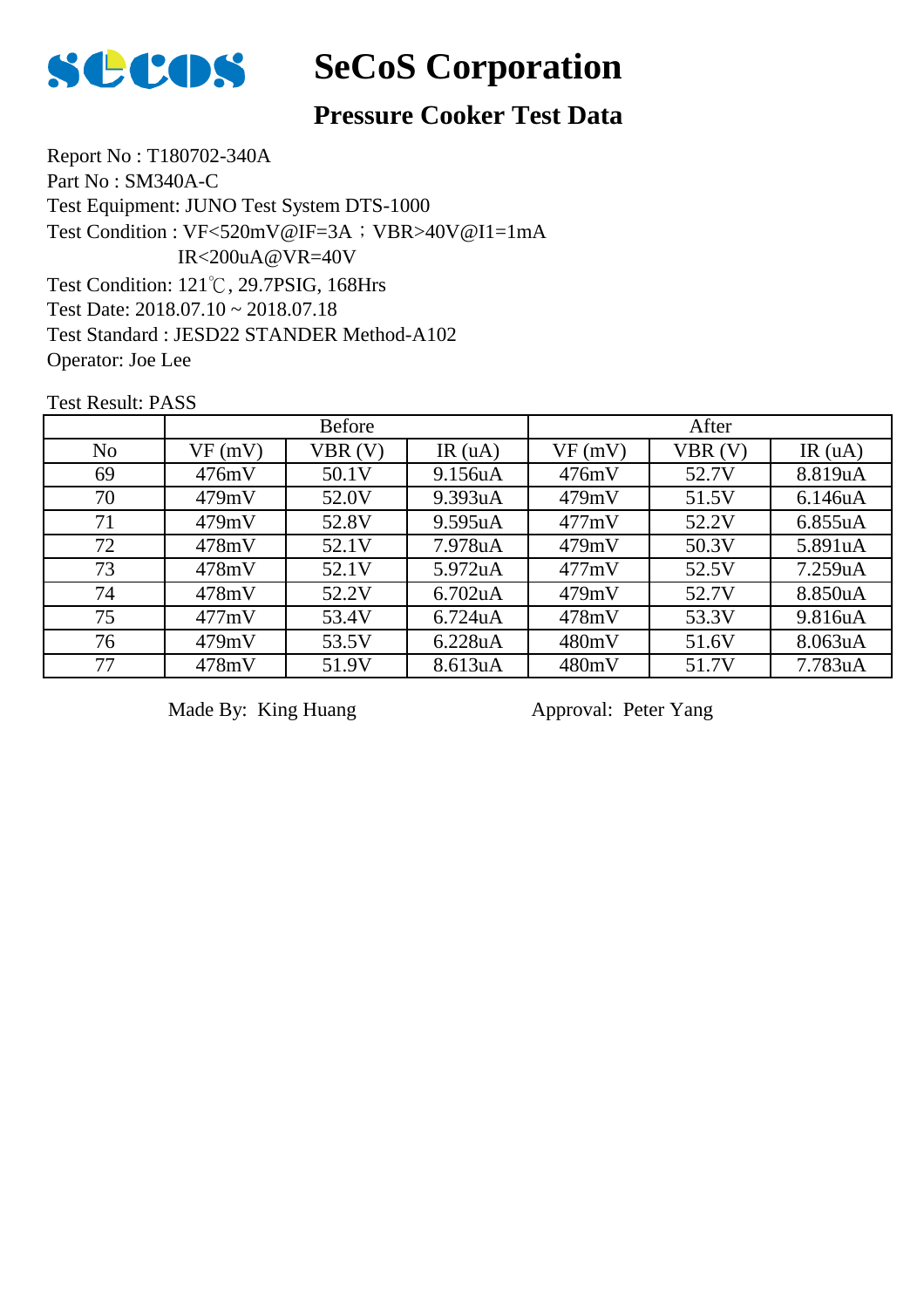# SeCoS Corporation

## Pressure Cooker Test Data

Report No : T180702-340A
Part No : SM340A-C
Test Equipment: JUNO Test System DTS-1000
Test Condition : VF<520mV@IF=3A；VBR>40V@I1=1mA
IR<200uA@VR=40V
Test Condition: 121℃, 29.7PSIG, 168Hrs
Test Date: 2018.07.10 ~ 2018.07.18
Test Standard : JESD22 STANDER Method-A102
Operator: Joe Lee

Test Result: PASS

| | Before | | | After | | |
|---|---|---|---|---|---|---|
| No | VF (mV) | VBR (V) | IR (uA) | VF (mV) | VBR (V) | IR (uA) |
| 69 | 476mV | 50.1V | 9.156uA | 476mV | 52.7V | 8.819uA |
| 70 | 479mV | 52.0V | 9.393uA | 479mV | 51.5V | 6.146uA |
| 71 | 479mV | 52.8V | 9.595uA | 477mV | 52.2V | 6.855uA |
| 72 | 478mV | 52.1V | 7.978uA | 479mV | 50.3V | 5.891uA |
| 73 | 478mV | 52.1V | 5.972uA | 477mV | 52.5V | 7.259uA |
| 74 | 478mV | 52.2V | 6.702uA | 479mV | 52.7V | 8.850uA |
| 75 | 477mV | 53.4V | 6.724uA | 478mV | 53.3V | 9.816uA |
| 76 | 479mV | 53.5V | 6.228uA | 480mV | 51.6V | 8.063uA |
| 77 | 478mV | 51.9V | 8.613uA | 480mV | 51.7V | 7.783uA |

Made By: King Huang　　　　　　　　Approval: Peter Yang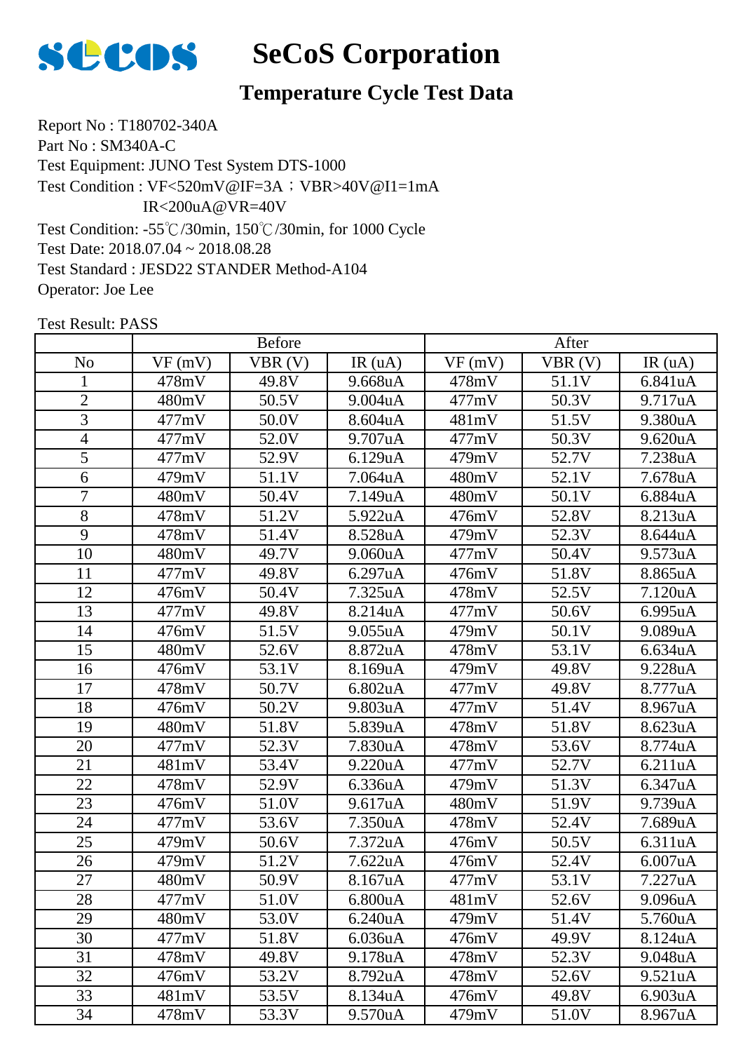# SeCoS Corporation

## Temperature Cycle Test Data

Report No : T180702-340A
Part No : SM340A-C
Test Equipment: JUNO Test System DTS-1000
Test Condition : VF<520mV@IF=3A；VBR>40V@I1=1mA
IR<200uA@VR=40V
Test Condition: -55℃/30min, 150℃/30min, for 1000 Cycle
Test Date: 2018.07.04 ~ 2018.08.28
Test Standard : JESD22 STANDER Method-A104
Operator: Joe Lee

Test Result: PASS

| | Before | | | After | | |
|---|---|---|---|---|---|---|
| No | VF (mV) | VBR (V) | IR (uA) | VF (mV) | VBR (V) | IR (uA) |
| 1 | 478mV | 49.8V | 9.668uA | 478mV | 51.1V | 6.841uA |
| 2 | 480mV | 50.5V | 9.004uA | 477mV | 50.3V | 9.717uA |
| 3 | 477mV | 50.0V | 8.604uA | 481mV | 51.5V | 9.380uA |
| 4 | 477mV | 52.0V | 9.707uA | 477mV | 50.3V | 9.620uA |
| 5 | 477mV | 52.9V | 6.129uA | 479mV | 52.7V | 7.238uA |
| 6 | 479mV | 51.1V | 7.064uA | 480mV | 52.1V | 7.678uA |
| 7 | 480mV | 50.4V | 7.149uA | 480mV | 50.1V | 6.884uA |
| 8 | 478mV | 51.2V | 5.922uA | 476mV | 52.8V | 8.213uA |
| 9 | 478mV | 51.4V | 8.528uA | 479mV | 52.3V | 8.644uA |
| 10 | 480mV | 49.7V | 9.060uA | 477mV | 50.4V | 9.573uA |
| 11 | 477mV | 49.8V | 6.297uA | 476mV | 51.8V | 8.865uA |
| 12 | 476mV | 50.4V | 7.325uA | 478mV | 52.5V | 7.120uA |
| 13 | 477mV | 49.8V | 8.214uA | 477mV | 50.6V | 6.995uA |
| 14 | 476mV | 51.5V | 9.055uA | 479mV | 50.1V | 9.089uA |
| 15 | 480mV | 52.6V | 8.872uA | 478mV | 53.1V | 6.634uA |
| 16 | 476mV | 53.1V | 8.169uA | 479mV | 49.8V | 9.228uA |
| 17 | 478mV | 50.7V | 6.802uA | 477mV | 49.8V | 8.777uA |
| 18 | 476mV | 50.2V | 9.803uA | 477mV | 51.4V | 8.967uA |
| 19 | 480mV | 51.8V | 5.839uA | 478mV | 51.8V | 8.623uA |
| 20 | 477mV | 52.3V | 7.830uA | 478mV | 53.6V | 8.774uA |
| 21 | 481mV | 53.4V | 9.220uA | 477mV | 52.7V | 6.211uA |
| 22 | 478mV | 52.9V | 6.336uA | 479mV | 51.3V | 6.347uA |
| 23 | 476mV | 51.0V | 9.617uA | 480mV | 51.9V | 9.739uA |
| 24 | 477mV | 53.6V | 7.350uA | 478mV | 52.4V | 7.689uA |
| 25 | 479mV | 50.6V | 7.372uA | 476mV | 50.5V | 6.311uA |
| 26 | 479mV | 51.2V | 7.622uA | 476mV | 52.4V | 6.007uA |
| 27 | 480mV | 50.9V | 8.167uA | 477mV | 53.1V | 7.227uA |
| 28 | 477mV | 51.0V | 6.800uA | 481mV | 52.6V | 9.096uA |
| 29 | 480mV | 53.0V | 6.240uA | 479mV | 51.4V | 5.760uA |
| 30 | 477mV | 51.8V | 6.036uA | 476mV | 49.9V | 8.124uA |
| 31 | 478mV | 49.8V | 9.178uA | 478mV | 52.3V | 9.048uA |
| 32 | 476mV | 53.2V | 8.792uA | 478mV | 52.6V | 9.521uA |
| 33 | 481mV | 53.5V | 8.134uA | 476mV | 49.8V | 6.903uA |
| 34 | 478mV | 53.3V | 9.570uA | 479mV | 51.0V | 8.967uA |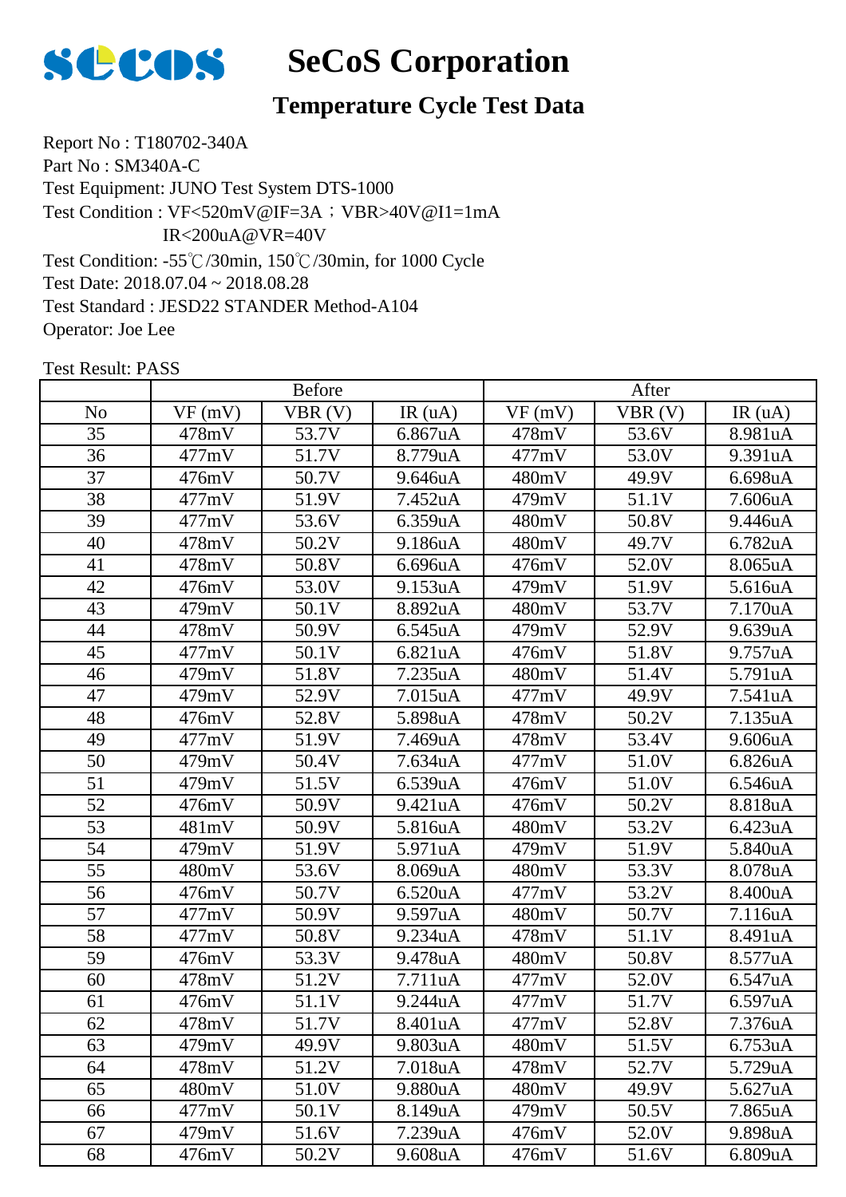# SeCoS Corporation

## Temperature Cycle Test Data

Report No : T180702-340A
Part No : SM340A-C
Test Equipment: JUNO Test System DTS-1000
Test Condition : VF<520mV@IF=3A；VBR>40V@I1=1mA
IR<200uA@VR=40V
Test Condition: -55℃/30min, 150℃/30min, for 1000 Cycle
Test Date: 2018.07.04 ~ 2018.08.28
Test Standard : JESD22 STANDER Method-A104
Operator: Joe Lee

Test Result: PASS

| | Before | | | After | | |
|---|---|---|---|---|---|---|
| No | VF (mV) | VBR (V) | IR (uA) | VF (mV) | VBR (V) | IR (uA) |
| 35 | 478mV | 53.7V | 6.867uA | 478mV | 53.6V | 8.981uA |
| 36 | 477mV | 51.7V | 8.779uA | 477mV | 53.0V | 9.391uA |
| 37 | 476mV | 50.7V | 9.646uA | 480mV | 49.9V | 6.698uA |
| 38 | 477mV | 51.9V | 7.452uA | 479mV | 51.1V | 7.606uA |
| 39 | 477mV | 53.6V | 6.359uA | 480mV | 50.8V | 9.446uA |
| 40 | 478mV | 50.2V | 9.186uA | 480mV | 49.7V | 6.782uA |
| 41 | 478mV | 50.8V | 6.696uA | 476mV | 52.0V | 8.065uA |
| 42 | 476mV | 53.0V | 9.153uA | 479mV | 51.9V | 5.616uA |
| 43 | 479mV | 50.1V | 8.892uA | 480mV | 53.7V | 7.170uA |
| 44 | 478mV | 50.9V | 6.545uA | 479mV | 52.9V | 9.639uA |
| 45 | 477mV | 50.1V | 6.821uA | 476mV | 51.8V | 9.757uA |
| 46 | 479mV | 51.8V | 7.235uA | 480mV | 51.4V | 5.791uA |
| 47 | 479mV | 52.9V | 7.015uA | 477mV | 49.9V | 7.541uA |
| 48 | 476mV | 52.8V | 5.898uA | 478mV | 50.2V | 7.135uA |
| 49 | 477mV | 51.9V | 7.469uA | 478mV | 53.4V | 9.606uA |
| 50 | 479mV | 50.4V | 7.634uA | 477mV | 51.0V | 6.826uA |
| 51 | 479mV | 51.5V | 6.539uA | 476mV | 51.0V | 6.546uA |
| 52 | 476mV | 50.9V | 9.421uA | 476mV | 50.2V | 8.818uA |
| 53 | 481mV | 50.9V | 5.816uA | 480mV | 53.2V | 6.423uA |
| 54 | 479mV | 51.9V | 5.971uA | 479mV | 51.9V | 5.840uA |
| 55 | 480mV | 53.6V | 8.069uA | 480mV | 53.3V | 8.078uA |
| 56 | 476mV | 50.7V | 6.520uA | 477mV | 53.2V | 8.400uA |
| 57 | 477mV | 50.9V | 9.597uA | 480mV | 50.7V | 7.116uA |
| 58 | 477mV | 50.8V | 9.234uA | 478mV | 51.1V | 8.491uA |
| 59 | 476mV | 53.3V | 9.478uA | 480mV | 50.8V | 8.577uA |
| 60 | 478mV | 51.2V | 7.711uA | 477mV | 52.0V | 6.547uA |
| 61 | 476mV | 51.1V | 9.244uA | 477mV | 51.7V | 6.597uA |
| 62 | 478mV | 51.7V | 8.401uA | 477mV | 52.8V | 7.376uA |
| 63 | 479mV | 49.9V | 9.803uA | 480mV | 51.5V | 6.753uA |
| 64 | 478mV | 51.2V | 7.018uA | 478mV | 52.7V | 5.729uA |
| 65 | 480mV | 51.0V | 9.880uA | 480mV | 49.9V | 5.627uA |
| 66 | 477mV | 50.1V | 8.149uA | 479mV | 50.5V | 7.865uA |
| 67 | 479mV | 51.6V | 7.239uA | 476mV | 52.0V | 9.898uA |
| 68 | 476mV | 50.2V | 9.608uA | 476mV | 51.6V | 6.809uA |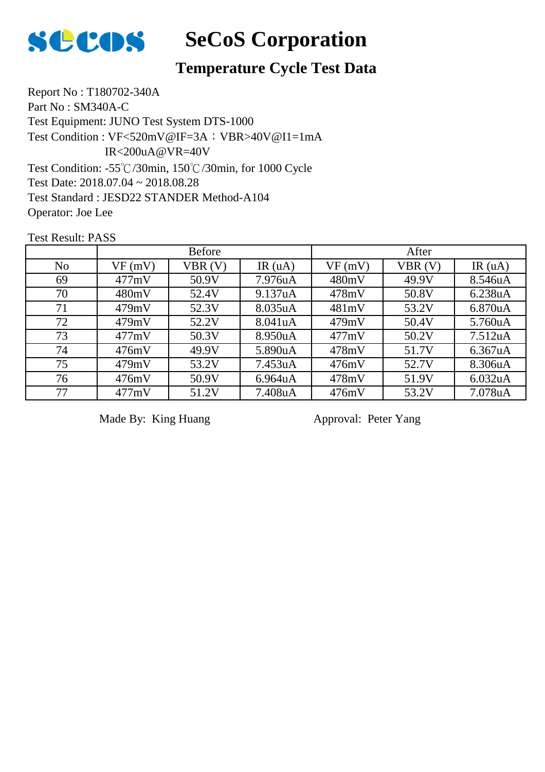# SeCoS Corporation

## Temperature Cycle Test Data

Report No : T180702-340A
Part No : SM340A-C
Test Equipment: JUNO Test System DTS-1000
Test Condition : VF<520mV@IF=3A；VBR>40V@I1=1mA
IR<200uA@VR=40V
Test Condition: -55℃/30min, 150℃/30min, for 1000 Cycle
Test Date: 2018.07.04 ~ 2018.08.28
Test Standard : JESD22 STANDER Method-A104
Operator: Joe Lee

Test Result: PASS

| | Before | | | After | | |
|---|---|---|---|---|---|---|
| No | VF (mV) | VBR (V) | IR (uA) | VF (mV) | VBR (V) | IR (uA) |
| 69 | 477mV | 50.9V | 7.976uA | 480mV | 49.9V | 8.546uA |
| 70 | 480mV | 52.4V | 9.137uA | 478mV | 50.8V | 6.238uA |
| 71 | 479mV | 52.3V | 8.035uA | 481mV | 53.2V | 6.870uA |
| 72 | 479mV | 52.2V | 8.041uA | 479mV | 50.4V | 5.760uA |
| 73 | 477mV | 50.3V | 8.950uA | 477mV | 50.2V | 7.512uA |
| 74 | 476mV | 49.9V | 5.890uA | 478mV | 51.7V | 6.367uA |
| 75 | 479mV | 53.2V | 7.453uA | 476mV | 52.7V | 8.306uA |
| 76 | 476mV | 50.9V | 6.964uA | 478mV | 51.9V | 6.032uA |
| 77 | 477mV | 51.2V | 7.408uA | 476mV | 53.2V | 7.078uA |

Made By: King Huang　　　　　　Approval: Peter Yang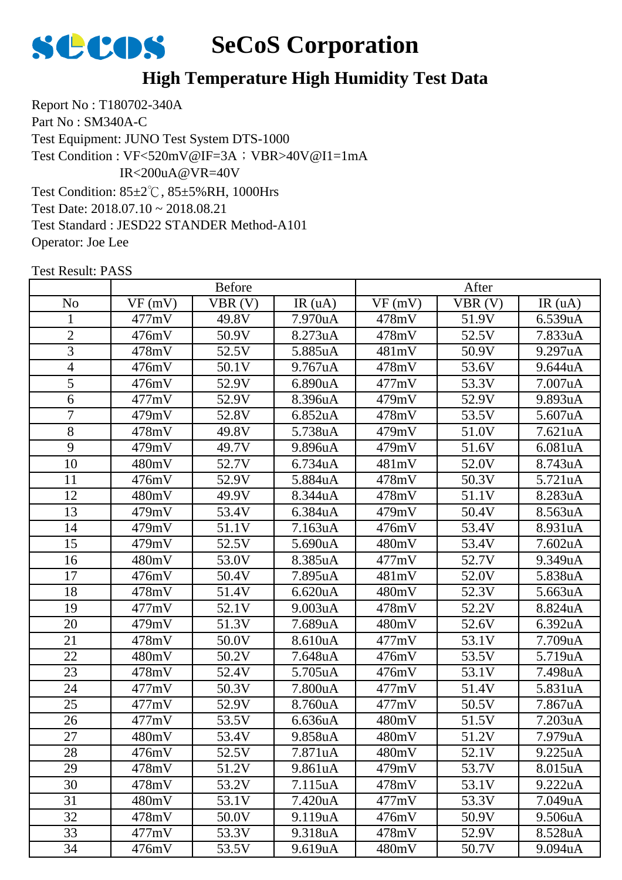# SeCoS Corporation

## High Temperature High Humidity Test Data

Report No : T180702-340A
Part No : SM340A-C
Test Equipment: JUNO Test System DTS-1000
Test Condition : VF<520mV@IF=3A；VBR>40V@I1=1mA
IR<200uA@VR=40V
Test Condition: 85±2℃, 85±5%RH, 1000Hrs
Test Date: 2018.07.10 ~ 2018.08.21
Test Standard : JESD22 STANDER Method-A101
Operator: Joe Lee

Test Result: PASS

| | Before | | | After | | |
|---|---|---|---|---|---|---|
| No | VF (mV) | VBR (V) | IR (uA) | VF (mV) | VBR (V) | IR (uA) |
| 1 | 477mV | 49.8V | 7.970uA | 478mV | 51.9V | 6.539uA |
| 2 | 476mV | 50.9V | 8.273uA | 478mV | 52.5V | 7.833uA |
| 3 | 478mV | 52.5V | 5.885uA | 481mV | 50.9V | 9.297uA |
| 4 | 476mV | 50.1V | 9.767uA | 478mV | 53.6V | 9.644uA |
| 5 | 476mV | 52.9V | 6.890uA | 477mV | 53.3V | 7.007uA |
| 6 | 477mV | 52.9V | 8.396uA | 479mV | 52.9V | 9.893uA |
| 7 | 479mV | 52.8V | 6.852uA | 478mV | 53.5V | 5.607uA |
| 8 | 478mV | 49.8V | 5.738uA | 479mV | 51.0V | 7.621uA |
| 9 | 479mV | 49.7V | 9.896uA | 479mV | 51.6V | 6.081uA |
| 10 | 480mV | 52.7V | 6.734uA | 481mV | 52.0V | 8.743uA |
| 11 | 476mV | 52.9V | 5.884uA | 478mV | 50.3V | 5.721uA |
| 12 | 480mV | 49.9V | 8.344uA | 478mV | 51.1V | 8.283uA |
| 13 | 479mV | 53.4V | 6.384uA | 479mV | 50.4V | 8.563uA |
| 14 | 479mV | 51.1V | 7.163uA | 476mV | 53.4V | 8.931uA |
| 15 | 479mV | 52.5V | 5.690uA | 480mV | 53.4V | 7.602uA |
| 16 | 480mV | 53.0V | 8.385uA | 477mV | 52.7V | 9.349uA |
| 17 | 476mV | 50.4V | 7.895uA | 481mV | 52.0V | 5.838uA |
| 18 | 478mV | 51.4V | 6.620uA | 480mV | 52.3V | 5.663uA |
| 19 | 477mV | 52.1V | 9.003uA | 478mV | 52.2V | 8.824uA |
| 20 | 479mV | 51.3V | 7.689uA | 480mV | 52.6V | 6.392uA |
| 21 | 478mV | 50.0V | 8.610uA | 477mV | 53.1V | 7.709uA |
| 22 | 480mV | 50.2V | 7.648uA | 476mV | 53.5V | 5.719uA |
| 23 | 478mV | 52.4V | 5.705uA | 476mV | 53.1V | 7.498uA |
| 24 | 477mV | 50.3V | 7.800uA | 477mV | 51.4V | 5.831uA |
| 25 | 477mV | 52.9V | 8.760uA | 477mV | 50.5V | 7.867uA |
| 26 | 477mV | 53.5V | 6.636uA | 480mV | 51.5V | 7.203uA |
| 27 | 480mV | 53.4V | 9.858uA | 480mV | 51.2V | 7.979uA |
| 28 | 476mV | 52.5V | 7.871uA | 480mV | 52.1V | 9.225uA |
| 29 | 478mV | 51.2V | 9.861uA | 479mV | 53.7V | 8.015uA |
| 30 | 478mV | 53.2V | 7.115uA | 478mV | 53.1V | 9.222uA |
| 31 | 480mV | 53.1V | 7.420uA | 477mV | 53.3V | 7.049uA |
| 32 | 478mV | 50.0V | 9.119uA | 476mV | 50.9V | 9.506uA |
| 33 | 477mV | 53.3V | 9.318uA | 478mV | 52.9V | 8.528uA |
| 34 | 476mV | 53.5V | 9.619uA | 480mV | 50.7V | 9.094uA |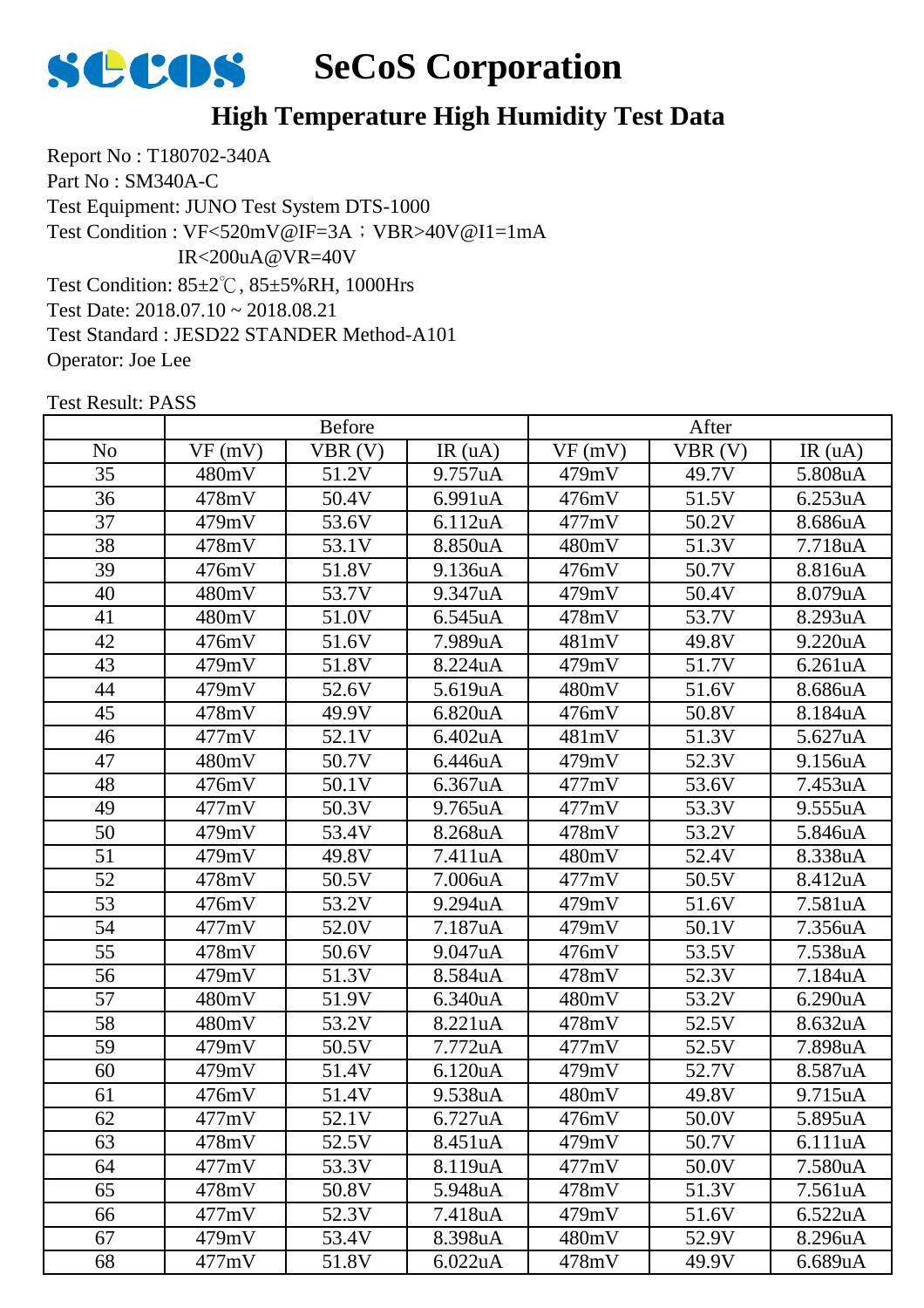# SeCoS Corporation

## High Temperature High Humidity Test Data

Report No : T180702-340A
Part No : SM340A-C
Test Equipment: JUNO Test System DTS-1000
Test Condition : VF<520mV@IF=3A；VBR>40V@I1=1mA
IR<200uA@VR=40V
Test Condition: 85±2℃, 85±5%RH, 1000Hrs
Test Date: 2018.07.10 ~ 2018.08.21
Test Standard : JESD22 STANDER Method-A101
Operator: Joe Lee

Test Result: PASS

| | Before | | | After | | |
|---|---|---|---|---|---|---|
| No | VF (mV) | VBR (V) | IR (uA) | VF (mV) | VBR (V) | IR (uA) |
| 35 | 480mV | 51.2V | 9.757uA | 479mV | 49.7V | 5.808uA |
| 36 | 478mV | 50.4V | 6.991uA | 476mV | 51.5V | 6.253uA |
| 37 | 479mV | 53.6V | 6.112uA | 477mV | 50.2V | 8.686uA |
| 38 | 478mV | 53.1V | 8.850uA | 480mV | 51.3V | 7.718uA |
| 39 | 476mV | 51.8V | 9.136uA | 476mV | 50.7V | 8.816uA |
| 40 | 480mV | 53.7V | 9.347uA | 479mV | 50.4V | 8.079uA |
| 41 | 480mV | 51.0V | 6.545uA | 478mV | 53.7V | 8.293uA |
| 42 | 476mV | 51.6V | 7.989uA | 481mV | 49.8V | 9.220uA |
| 43 | 479mV | 51.8V | 8.224uA | 479mV | 51.7V | 6.261uA |
| 44 | 479mV | 52.6V | 5.619uA | 480mV | 51.6V | 8.686uA |
| 45 | 478mV | 49.9V | 6.820uA | 476mV | 50.8V | 8.184uA |
| 46 | 477mV | 52.1V | 6.402uA | 481mV | 51.3V | 5.627uA |
| 47 | 480mV | 50.7V | 6.446uA | 479mV | 52.3V | 9.156uA |
| 48 | 476mV | 50.1V | 6.367uA | 477mV | 53.6V | 7.453uA |
| 49 | 477mV | 50.3V | 9.765uA | 477mV | 53.3V | 9.555uA |
| 50 | 479mV | 53.4V | 8.268uA | 478mV | 53.2V | 5.846uA |
| 51 | 479mV | 49.8V | 7.411uA | 480mV | 52.4V | 8.338uA |
| 52 | 478mV | 50.5V | 7.006uA | 477mV | 50.5V | 8.412uA |
| 53 | 476mV | 53.2V | 9.294uA | 479mV | 51.6V | 7.581uA |
| 54 | 477mV | 52.0V | 7.187uA | 479mV | 50.1V | 7.356uA |
| 55 | 478mV | 50.6V | 9.047uA | 476mV | 53.5V | 7.538uA |
| 56 | 479mV | 51.3V | 8.584uA | 478mV | 52.3V | 7.184uA |
| 57 | 480mV | 51.9V | 6.340uA | 480mV | 53.2V | 6.290uA |
| 58 | 480mV | 53.2V | 8.221uA | 478mV | 52.5V | 8.632uA |
| 59 | 479mV | 50.5V | 7.772uA | 477mV | 52.5V | 7.898uA |
| 60 | 479mV | 51.4V | 6.120uA | 479mV | 52.7V | 8.587uA |
| 61 | 476mV | 51.4V | 9.538uA | 480mV | 49.8V | 9.715uA |
| 62 | 477mV | 52.1V | 6.727uA | 476mV | 50.0V | 5.895uA |
| 63 | 478mV | 52.5V | 8.451uA | 479mV | 50.7V | 6.111uA |
| 64 | 477mV | 53.3V | 8.119uA | 477mV | 50.0V | 7.580uA |
| 65 | 478mV | 50.8V | 5.948uA | 478mV | 51.3V | 7.561uA |
| 66 | 477mV | 52.3V | 7.418uA | 479mV | 51.6V | 6.522uA |
| 67 | 479mV | 53.4V | 8.398uA | 480mV | 52.9V | 8.296uA |
| 68 | 477mV | 51.8V | 6.022uA | 478mV | 49.9V | 6.689uA |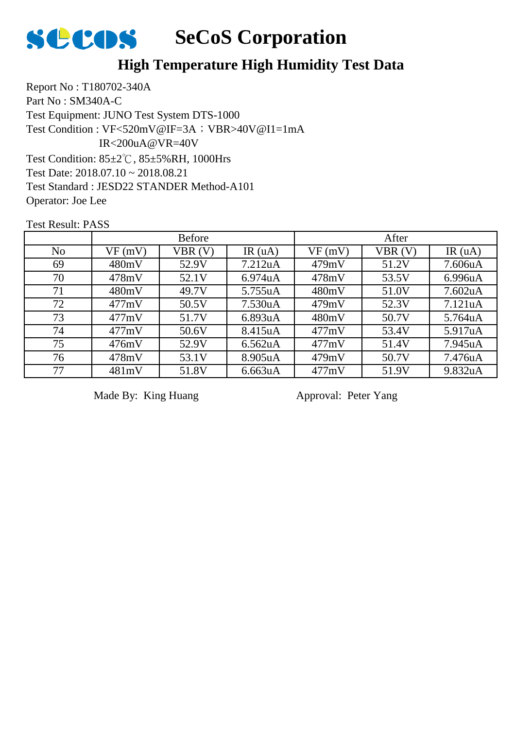# SeCoS Corporation

## High Temperature High Humidity Test Data

Report No : T180702-340A
Part No : SM340A-C
Test Equipment: JUNO Test System DTS-1000
Test Condition : VF<520mV@IF=3A；VBR>40V@I1=1mA
IR<200uA@VR=40V
Test Condition: 85±2℃, 85±5%RH, 1000Hrs
Test Date: 2018.07.10 ~ 2018.08.21
Test Standard : JESD22 STANDER Method-A101
Operator: Joe Lee

Test Result: PASS

| | Before | | | After | | |
|---|---|---|---|---|---|---|
| No | VF (mV) | VBR (V) | IR (uA) | VF (mV) | VBR (V) | IR (uA) |
| 69 | 480mV | 52.9V | 7.212uA | 479mV | 51.2V | 7.606uA |
| 70 | 478mV | 52.1V | 6.974uA | 478mV | 53.5V | 6.996uA |
| 71 | 480mV | 49.7V | 5.755uA | 480mV | 51.0V | 7.602uA |
| 72 | 477mV | 50.5V | 7.530uA | 479mV | 52.3V | 7.121uA |
| 73 | 477mV | 51.7V | 6.893uA | 480mV | 50.7V | 5.764uA |
| 74 | 477mV | 50.6V | 8.415uA | 477mV | 53.4V | 5.917uA |
| 75 | 476mV | 52.9V | 6.562uA | 477mV | 51.4V | 7.945uA |
| 76 | 478mV | 53.1V | 8.905uA | 479mV | 50.7V | 7.476uA |
| 77 | 481mV | 51.8V | 6.663uA | 477mV | 51.9V | 9.832uA |

Made By: King Huang　　　　　　Approval: Peter Yang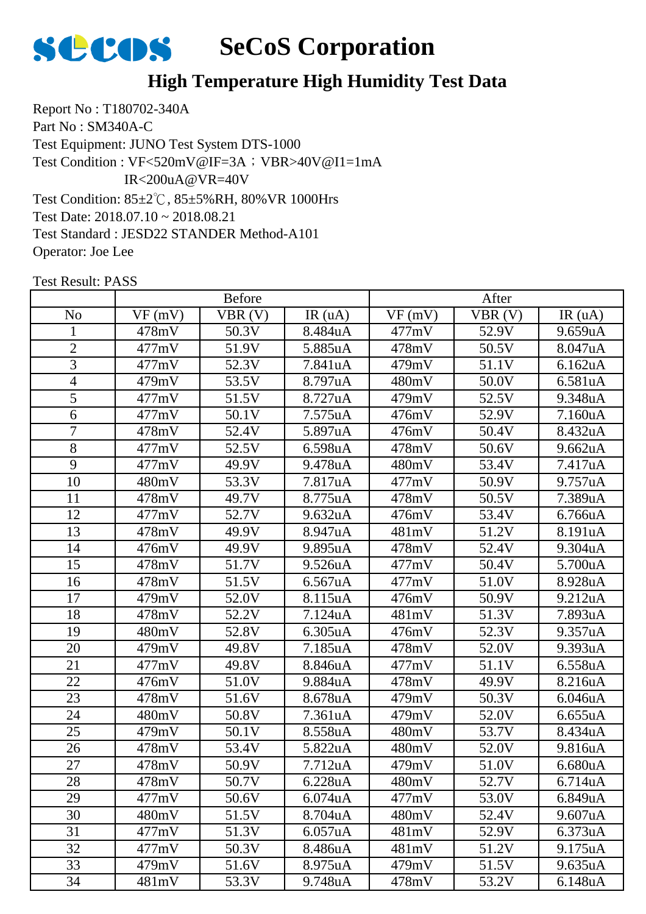# SeCoS Corporation

## High Temperature High Humidity Test Data

Report No : T180702-340A
Part No : SM340A-C
Test Equipment: JUNO Test System DTS-1000
Test Condition : VF<520mV@IF=3A；VBR>40V@I1=1mA
IR<200uA@VR=40V
Test Condition: 85±2℃, 85±5%RH, 80%VR 1000Hrs
Test Date: 2018.07.10 ~ 2018.08.21
Test Standard : JESD22 STANDER Method-A101
Operator: Joe Lee

Test Result: PASS

| | Before | | | After | | |
|---|---|---|---|---|---|---|
| No | VF (mV) | VBR (V) | IR (uA) | VF (mV) | VBR (V) | IR (uA) |
| 1 | 478mV | 50.3V | 8.484uA | 477mV | 52.9V | 9.659uA |
| 2 | 477mV | 51.9V | 5.885uA | 478mV | 50.5V | 8.047uA |
| 3 | 477mV | 52.3V | 7.841uA | 479mV | 51.1V | 6.162uA |
| 4 | 479mV | 53.5V | 8.797uA | 480mV | 50.0V | 6.581uA |
| 5 | 477mV | 51.5V | 8.727uA | 479mV | 52.5V | 9.348uA |
| 6 | 477mV | 50.1V | 7.575uA | 476mV | 52.9V | 7.160uA |
| 7 | 478mV | 52.4V | 5.897uA | 476mV | 50.4V | 8.432uA |
| 8 | 477mV | 52.5V | 6.598uA | 478mV | 50.6V | 9.662uA |
| 9 | 477mV | 49.9V | 9.478uA | 480mV | 53.4V | 7.417uA |
| 10 | 480mV | 53.3V | 7.817uA | 477mV | 50.9V | 9.757uA |
| 11 | 478mV | 49.7V | 8.775uA | 478mV | 50.5V | 7.389uA |
| 12 | 477mV | 52.7V | 9.632uA | 476mV | 53.4V | 6.766uA |
| 13 | 478mV | 49.9V | 8.947uA | 481mV | 51.2V | 8.191uA |
| 14 | 476mV | 49.9V | 9.895uA | 478mV | 52.4V | 9.304uA |
| 15 | 478mV | 51.7V | 9.526uA | 477mV | 50.4V | 5.700uA |
| 16 | 478mV | 51.5V | 6.567uA | 477mV | 51.0V | 8.928uA |
| 17 | 479mV | 52.0V | 8.115uA | 476mV | 50.9V | 9.212uA |
| 18 | 478mV | 52.2V | 7.124uA | 481mV | 51.3V | 7.893uA |
| 19 | 480mV | 52.8V | 6.305uA | 476mV | 52.3V | 9.357uA |
| 20 | 479mV | 49.8V | 7.185uA | 478mV | 52.0V | 9.393uA |
| 21 | 477mV | 49.8V | 8.846uA | 477mV | 51.1V | 6.558uA |
| 22 | 476mV | 51.0V | 9.884uA | 478mV | 49.9V | 8.216uA |
| 23 | 478mV | 51.6V | 8.678uA | 479mV | 50.3V | 6.046uA |
| 24 | 480mV | 50.8V | 7.361uA | 479mV | 52.0V | 6.655uA |
| 25 | 479mV | 50.1V | 8.558uA | 480mV | 53.7V | 8.434uA |
| 26 | 478mV | 53.4V | 5.822uA | 480mV | 52.0V | 9.816uA |
| 27 | 478mV | 50.9V | 7.712uA | 479mV | 51.0V | 6.680uA |
| 28 | 478mV | 50.7V | 6.228uA | 480mV | 52.7V | 6.714uA |
| 29 | 477mV | 50.6V | 6.074uA | 477mV | 53.0V | 6.849uA |
| 30 | 480mV | 51.5V | 8.704uA | 480mV | 52.4V | 9.607uA |
| 31 | 477mV | 51.3V | 6.057uA | 481mV | 52.9V | 6.373uA |
| 32 | 477mV | 50.3V | 8.486uA | 481mV | 51.2V | 9.175uA |
| 33 | 479mV | 51.6V | 8.975uA | 479mV | 51.5V | 9.635uA |
| 34 | 481mV | 53.3V | 9.748uA | 478mV | 53.2V | 6.148uA |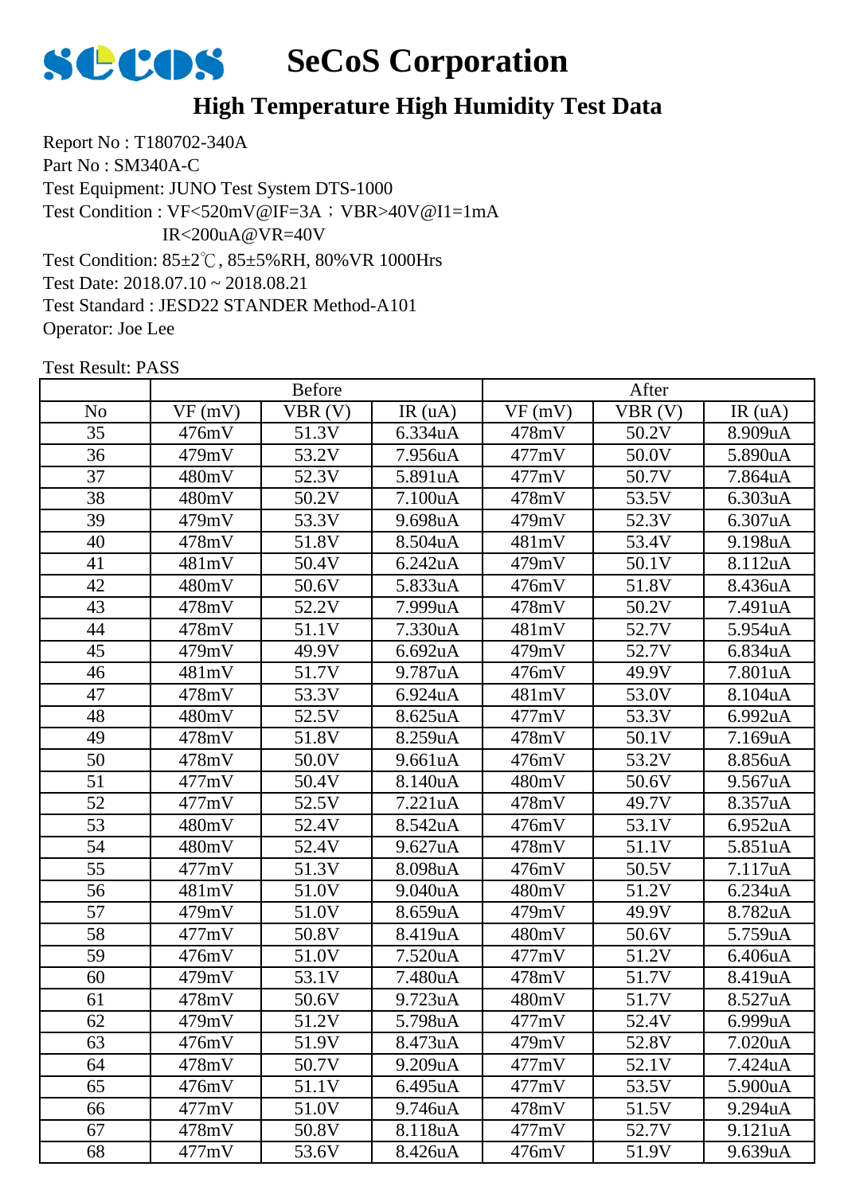# SeCoS Corporation

## High Temperature High Humidity Test Data

Report No : T180702-340A
Part No : SM340A-C
Test Equipment: JUNO Test System DTS-1000
Test Condition : VF<520mV@IF=3A；VBR>40V@I1=1mA
IR<200uA@VR=40V
Test Condition: 85±2℃, 85±5%RH, 80%VR 1000Hrs
Test Date: 2018.07.10 ~ 2018.08.21
Test Standard : JESD22 STANDER Method-A101
Operator: Joe Lee

Test Result: PASS

| | Before | | | After | | |
|---|---|---|---|---|---|---|
| No | VF (mV) | VBR (V) | IR (uA) | VF (mV) | VBR (V) | IR (uA) |
| 35 | 476mV | 51.3V | 6.334uA | 478mV | 50.2V | 8.909uA |
| 36 | 479mV | 53.2V | 7.956uA | 477mV | 50.0V | 5.890uA |
| 37 | 480mV | 52.3V | 5.891uA | 477mV | 50.7V | 7.864uA |
| 38 | 480mV | 50.2V | 7.100uA | 478mV | 53.5V | 6.303uA |
| 39 | 479mV | 53.3V | 9.698uA | 479mV | 52.3V | 6.307uA |
| 40 | 478mV | 51.8V | 8.504uA | 481mV | 53.4V | 9.198uA |
| 41 | 481mV | 50.4V | 6.242uA | 479mV | 50.1V | 8.112uA |
| 42 | 480mV | 50.6V | 5.833uA | 476mV | 51.8V | 8.436uA |
| 43 | 478mV | 52.2V | 7.999uA | 478mV | 50.2V | 7.491uA |
| 44 | 478mV | 51.1V | 7.330uA | 481mV | 52.7V | 5.954uA |
| 45 | 479mV | 49.9V | 6.692uA | 479mV | 52.7V | 6.834uA |
| 46 | 481mV | 51.7V | 9.787uA | 476mV | 49.9V | 7.801uA |
| 47 | 478mV | 53.3V | 6.924uA | 481mV | 53.0V | 8.104uA |
| 48 | 480mV | 52.5V | 8.625uA | 477mV | 53.3V | 6.992uA |
| 49 | 478mV | 51.8V | 8.259uA | 478mV | 50.1V | 7.169uA |
| 50 | 478mV | 50.0V | 9.661uA | 476mV | 53.2V | 8.856uA |
| 51 | 477mV | 50.4V | 8.140uA | 480mV | 50.6V | 9.567uA |
| 52 | 477mV | 52.5V | 7.221uA | 478mV | 49.7V | 8.357uA |
| 53 | 480mV | 52.4V | 8.542uA | 476mV | 53.1V | 6.952uA |
| 54 | 480mV | 52.4V | 9.627uA | 478mV | 51.1V | 5.851uA |
| 55 | 477mV | 51.3V | 8.098uA | 476mV | 50.5V | 7.117uA |
| 56 | 481mV | 51.0V | 9.040uA | 480mV | 51.2V | 6.234uA |
| 57 | 479mV | 51.0V | 8.659uA | 479mV | 49.9V | 8.782uA |
| 58 | 477mV | 50.8V | 8.419uA | 480mV | 50.6V | 5.759uA |
| 59 | 476mV | 51.0V | 7.520uA | 477mV | 51.2V | 6.406uA |
| 60 | 479mV | 53.1V | 7.480uA | 478mV | 51.7V | 8.419uA |
| 61 | 478mV | 50.6V | 9.723uA | 480mV | 51.7V | 8.527uA |
| 62 | 479mV | 51.2V | 5.798uA | 477mV | 52.4V | 6.999uA |
| 63 | 476mV | 51.9V | 8.473uA | 479mV | 52.8V | 7.020uA |
| 64 | 478mV | 50.7V | 9.209uA | 477mV | 52.1V | 7.424uA |
| 65 | 476mV | 51.1V | 6.495uA | 477mV | 53.5V | 5.900uA |
| 66 | 477mV | 51.0V | 9.746uA | 478mV | 51.5V | 9.294uA |
| 67 | 478mV | 50.8V | 8.118uA | 477mV | 52.7V | 9.121uA |
| 68 | 477mV | 53.6V | 8.426uA | 476mV | 51.9V | 9.639uA |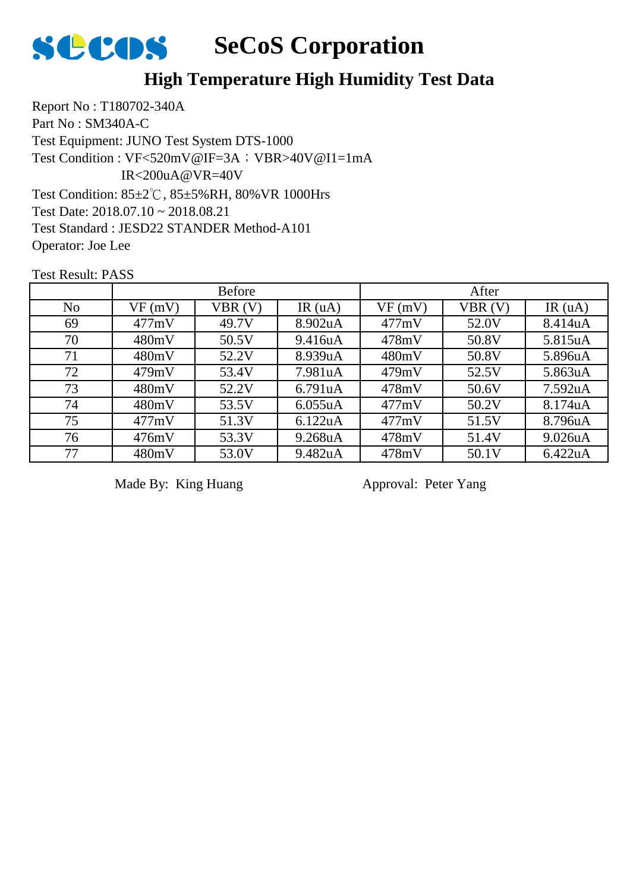# SeCoS Corporation

## High Temperature High Humidity Test Data

Report No : T180702-340A
Part No : SM340A-C
Test Equipment: JUNO Test System DTS-1000
Test Condition : VF<520mV@IF=3A；VBR>40V@I1=1mA
IR<200uA@VR=40V
Test Condition: 85±2℃, 85±5%RH, 80%VR 1000Hrs
Test Date: 2018.07.10 ~ 2018.08.21
Test Standard : JESD22 STANDER Method-A101
Operator: Joe Lee

Test Result: PASS

| | Before | | | After | | |
|---|---|---|---|---|---|---|
| No | VF (mV) | VBR (V) | IR (uA) | VF (mV) | VBR (V) | IR (uA) |
| 69 | 477mV | 49.7V | 8.902uA | 477mV | 52.0V | 8.414uA |
| 70 | 480mV | 50.5V | 9.416uA | 478mV | 50.8V | 5.815uA |
| 71 | 480mV | 52.2V | 8.939uA | 480mV | 50.8V | 5.896uA |
| 72 | 479mV | 53.4V | 7.981uA | 479mV | 52.5V | 5.863uA |
| 73 | 480mV | 52.2V | 6.791uA | 478mV | 50.6V | 7.592uA |
| 74 | 480mV | 53.5V | 6.055uA | 477mV | 50.2V | 8.174uA |
| 75 | 477mV | 51.3V | 6.122uA | 477mV | 51.5V | 8.796uA |
| 76 | 476mV | 53.3V | 9.268uA | 478mV | 51.4V | 9.026uA |
| 77 | 480mV | 53.0V | 9.482uA | 478mV | 50.1V | 6.422uA |

Made By: King Huang　　　　　　Approval: Peter Yang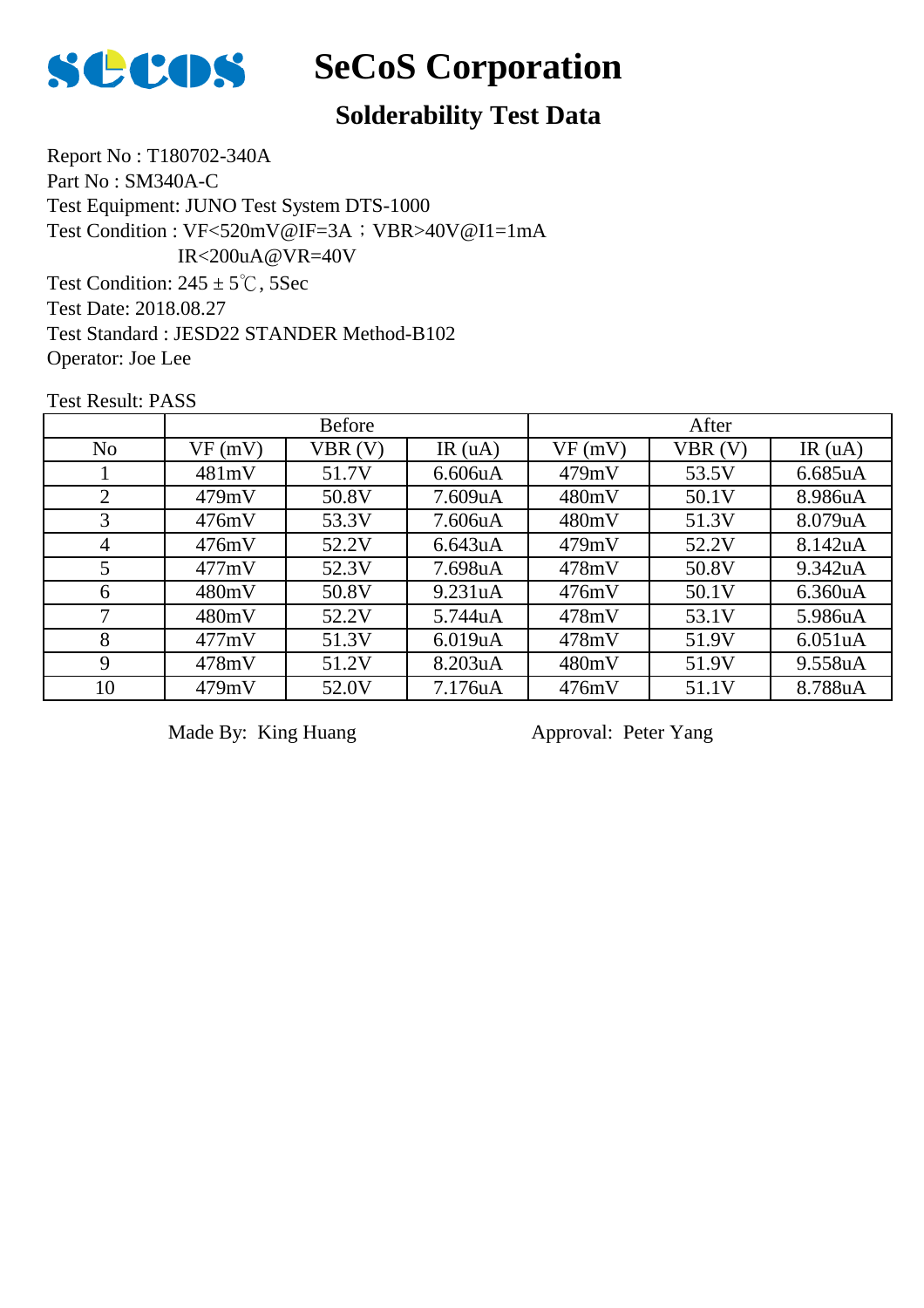# SeCoS Corporation

## Solderability Test Data

Report No : T180702-340A
Part No : SM340A-C
Test Equipment: JUNO Test System DTS-1000
Test Condition : VF<520mV@IF=3A；VBR>40V@I1=1mA
IR<200uA@VR=40V
Test Condition: 245 ± 5℃, 5Sec
Test Date: 2018.08.27
Test Standard : JESD22 STANDER Method-B102
Operator: Joe Lee

Test Result: PASS

| | Before | | | After | | |
|---|---|---|---|---|---|---|
| No | VF (mV) | VBR (V) | IR (uA) | VF (mV) | VBR (V) | IR (uA) |
| 1 | 481mV | 51.7V | 6.606uA | 479mV | 53.5V | 6.685uA |
| 2 | 479mV | 50.8V | 7.609uA | 480mV | 50.1V | 8.986uA |
| 3 | 476mV | 53.3V | 7.606uA | 480mV | 51.3V | 8.079uA |
| 4 | 476mV | 52.2V | 6.643uA | 479mV | 52.2V | 8.142uA |
| 5 | 477mV | 52.3V | 7.698uA | 478mV | 50.8V | 9.342uA |
| 6 | 480mV | 50.8V | 9.231uA | 476mV | 50.1V | 6.360uA |
| 7 | 480mV | 52.2V | 5.744uA | 478mV | 53.1V | 5.986uA |
| 8 | 477mV | 51.3V | 6.019uA | 478mV | 51.9V | 6.051uA |
| 9 | 478mV | 51.2V | 8.203uA | 480mV | 51.9V | 9.558uA |
| 10 | 479mV | 52.0V | 7.176uA | 476mV | 51.1V | 8.788uA |

Made By: King Huang          Approval: Peter Yang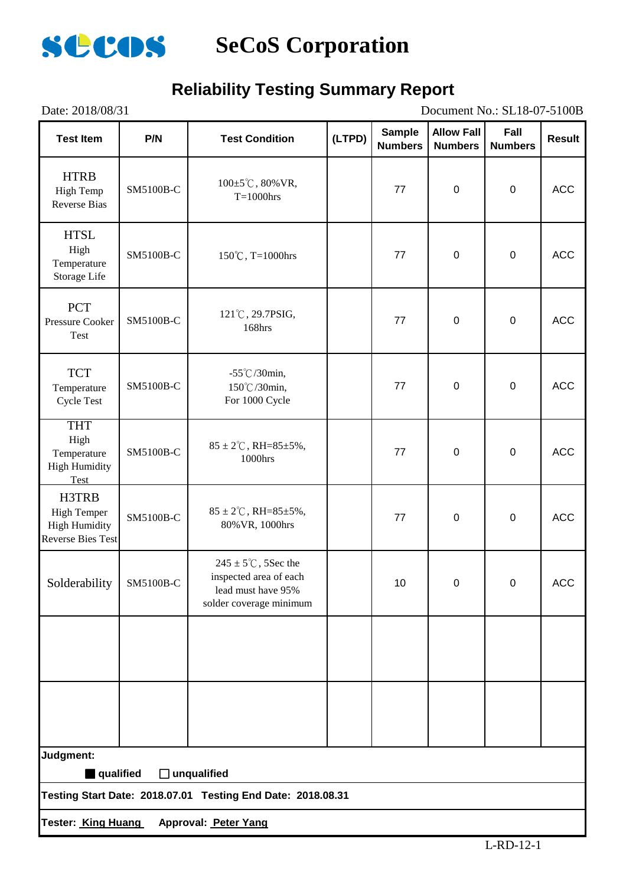# SeCoS Corporation

## Reliability Testing Summary Report

Date: 2018/08/31　　　　　　　　　　　　　　　　　　　　　　　　Document No.: SL18-07-5100B

| Test Item | P/N | Test Condition | (LTPD) | Sample Numbers | Allow Fall Numbers | Fall Numbers | Result |
|---|---|---|---|---|---|---|---|
| HTRB High Temp Reverse Bias | SM5100B-C | 100±5℃, 80%VR, T=1000hrs | | 77 | 0 | 0 | ACC |
| HTSL High Temperature Storage Life | SM5100B-C | 150℃, T=1000hrs | | 77 | 0 | 0 | ACC |
| PCT Pressure Cooker Test | SM5100B-C | 121℃, 29.7PSIG, 168hrs | | 77 | 0 | 0 | ACC |
| TCT Temperature Cycle Test | SM5100B-C | -55℃/30min, 150℃/30min, For 1000 Cycle | | 77 | 0 | 0 | ACC |
| THT High Temperature High Humidity Test | SM5100B-C | 85 ± 2℃, RH=85±5%, 1000hrs | | 77 | 0 | 0 | ACC |
| H3TRB High Temper High Humidity Reverse Bies Test | SM5100B-C | 85 ± 2℃, RH=85±5%, 80%VR, 1000hrs | | 77 | 0 | 0 | ACC |
| Solderability | SM5100B-C | 245 ± 5℃, 5Sec the inspected area of each lead must have 95% solder coverage minimum | | 10 | 0 | 0 | ACC |
| | | | | | | | |
| | | | | | | | |

**Judgment:**

■ **qualified**　□ **unqualified**

**Testing Start Date: 2018.07.01　Testing End Date: 2018.08.31**

**Tester: King Huang　　Approval: Peter Yang**

L-RD-12-1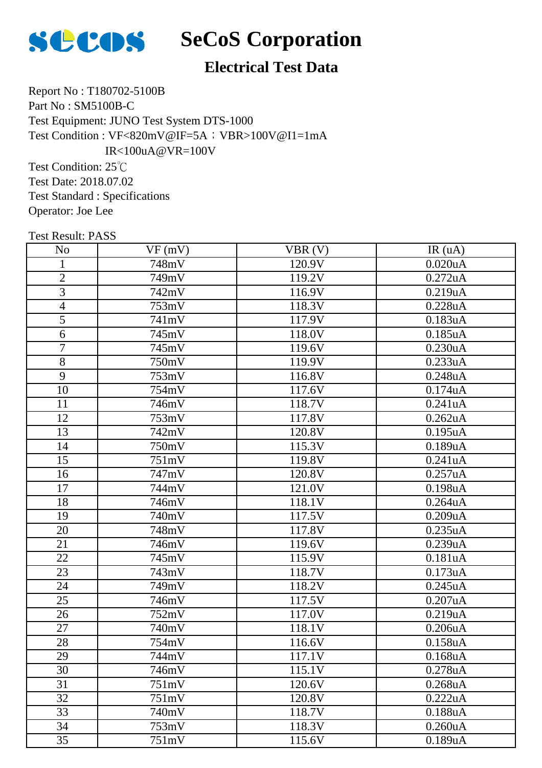# SeCoS Corporation

## Electrical Test Data

Report No : T180702-5100B
Part No : SM5100B-C
Test Equipment: JUNO Test System DTS-1000
Test Condition : VF<820mV@IF=5A；VBR>100V@I1=1mA
IR<100uA@VR=100V
Test Condition: 25℃
Test Date: 2018.07.02
Test Standard : Specifications
Operator: Joe Lee

Test Result: PASS

| No | VF (mV) | VBR (V) | IR (uA) |
|---|---|---|---|
| 1 | 748mV | 120.9V | 0.020uA |
| 2 | 749mV | 119.2V | 0.272uA |
| 3 | 742mV | 116.9V | 0.219uA |
| 4 | 753mV | 118.3V | 0.228uA |
| 5 | 741mV | 117.9V | 0.183uA |
| 6 | 745mV | 118.0V | 0.185uA |
| 7 | 745mV | 119.6V | 0.230uA |
| 8 | 750mV | 119.9V | 0.233uA |
| 9 | 753mV | 116.8V | 0.248uA |
| 10 | 754mV | 117.6V | 0.174uA |
| 11 | 746mV | 118.7V | 0.241uA |
| 12 | 753mV | 117.8V | 0.262uA |
| 13 | 742mV | 120.8V | 0.195uA |
| 14 | 750mV | 115.3V | 0.189uA |
| 15 | 751mV | 119.8V | 0.241uA |
| 16 | 747mV | 120.8V | 0.257uA |
| 17 | 744mV | 121.0V | 0.198uA |
| 18 | 746mV | 118.1V | 0.264uA |
| 19 | 740mV | 117.5V | 0.209uA |
| 20 | 748mV | 117.8V | 0.235uA |
| 21 | 746mV | 119.6V | 0.239uA |
| 22 | 745mV | 115.9V | 0.181uA |
| 23 | 743mV | 118.7V | 0.173uA |
| 24 | 749mV | 118.2V | 0.245uA |
| 25 | 746mV | 117.5V | 0.207uA |
| 26 | 752mV | 117.0V | 0.219uA |
| 27 | 740mV | 118.1V | 0.206uA |
| 28 | 754mV | 116.6V | 0.158uA |
| 29 | 744mV | 117.1V | 0.168uA |
| 30 | 746mV | 115.1V | 0.278uA |
| 31 | 751mV | 120.6V | 0.268uA |
| 32 | 751mV | 120.8V | 0.222uA |
| 33 | 740mV | 118.7V | 0.188uA |
| 34 | 753mV | 118.3V | 0.260uA |
| 35 | 751mV | 115.6V | 0.189uA |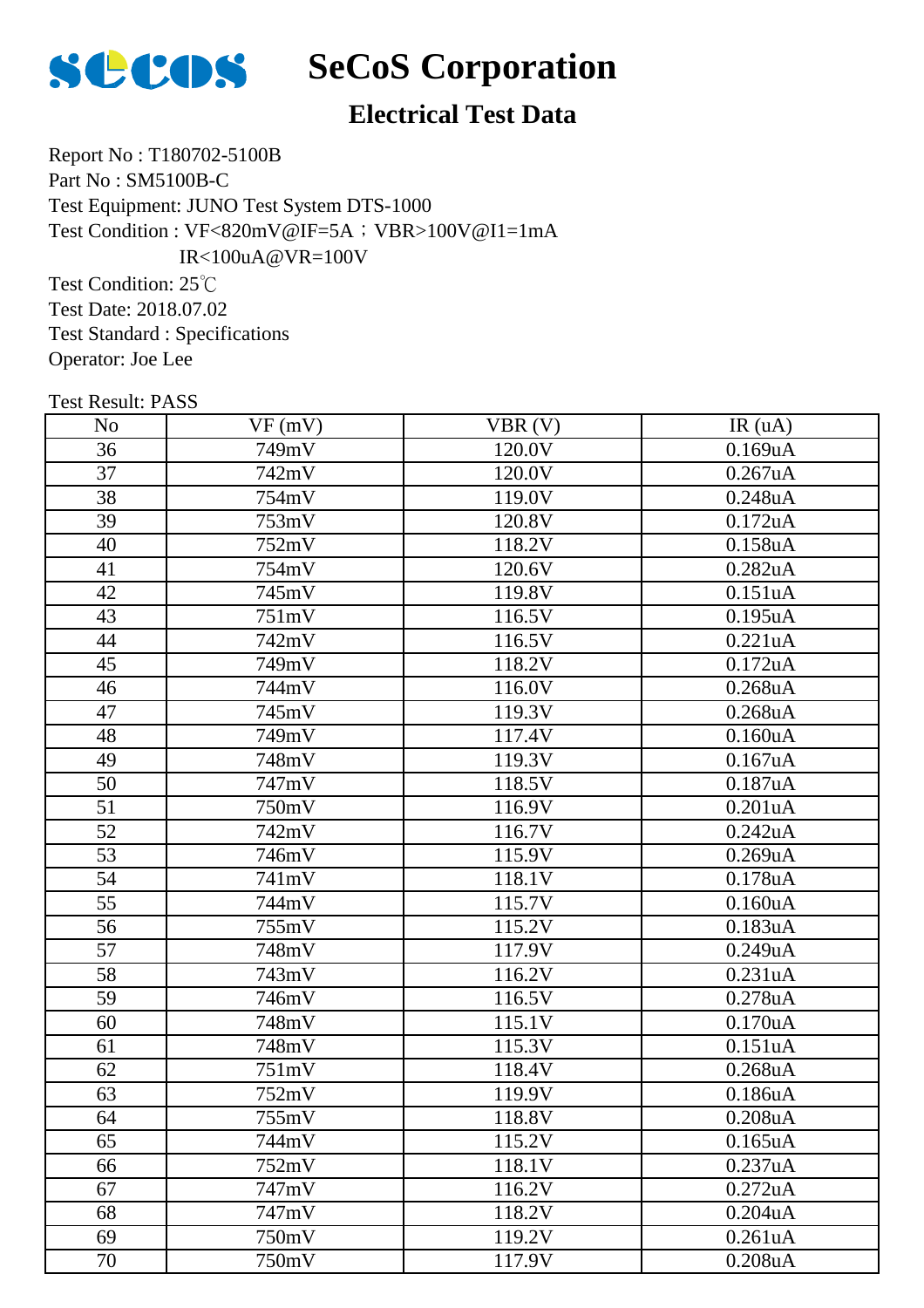# SeCoS Corporation

## Electrical Test Data

Report No : T180702-5100B
Part No : SM5100B-C
Test Equipment: JUNO Test System DTS-1000
Test Condition : VF<820mV@IF=5A；VBR>100V@I1=1mA
IR<100uA@VR=100V
Test Condition: 25℃
Test Date: 2018.07.02
Test Standard : Specifications
Operator: Joe Lee

Test Result: PASS

| No | VF (mV) | VBR (V) | IR (uA) |
|---|---|---|---|
| 36 | 749mV | 120.0V | 0.169uA |
| 37 | 742mV | 120.0V | 0.267uA |
| 38 | 754mV | 119.0V | 0.248uA |
| 39 | 753mV | 120.8V | 0.172uA |
| 40 | 752mV | 118.2V | 0.158uA |
| 41 | 754mV | 120.6V | 0.282uA |
| 42 | 745mV | 119.8V | 0.151uA |
| 43 | 751mV | 116.5V | 0.195uA |
| 44 | 742mV | 116.5V | 0.221uA |
| 45 | 749mV | 118.2V | 0.172uA |
| 46 | 744mV | 116.0V | 0.268uA |
| 47 | 745mV | 119.3V | 0.268uA |
| 48 | 749mV | 117.4V | 0.160uA |
| 49 | 748mV | 119.3V | 0.167uA |
| 50 | 747mV | 118.5V | 0.187uA |
| 51 | 750mV | 116.9V | 0.201uA |
| 52 | 742mV | 116.7V | 0.242uA |
| 53 | 746mV | 115.9V | 0.269uA |
| 54 | 741mV | 118.1V | 0.178uA |
| 55 | 744mV | 115.7V | 0.160uA |
| 56 | 755mV | 115.2V | 0.183uA |
| 57 | 748mV | 117.9V | 0.249uA |
| 58 | 743mV | 116.2V | 0.231uA |
| 59 | 746mV | 116.5V | 0.278uA |
| 60 | 748mV | 115.1V | 0.170uA |
| 61 | 748mV | 115.3V | 0.151uA |
| 62 | 751mV | 118.4V | 0.268uA |
| 63 | 752mV | 119.9V | 0.186uA |
| 64 | 755mV | 118.8V | 0.208uA |
| 65 | 744mV | 115.2V | 0.165uA |
| 66 | 752mV | 118.1V | 0.237uA |
| 67 | 747mV | 116.2V | 0.272uA |
| 68 | 747mV | 118.2V | 0.204uA |
| 69 | 750mV | 119.2V | 0.261uA |
| 70 | 750mV | 117.9V | 0.208uA |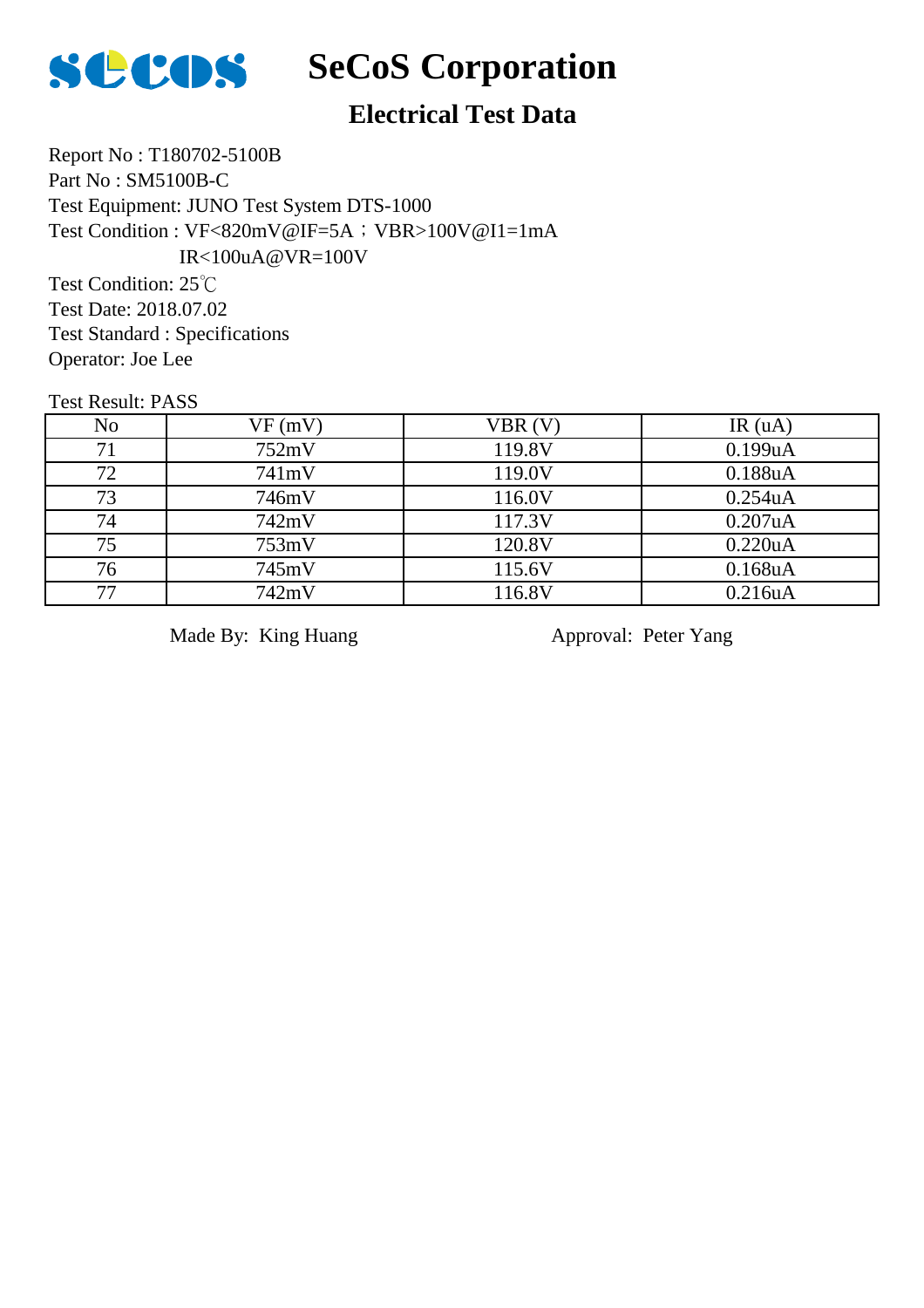# SeCoS Corporation

## Electrical Test Data

Report No : T180702-5100B
Part No : SM5100B-C
Test Equipment: JUNO Test System DTS-1000
Test Condition : VF<820mV@IF=5A；VBR>100V@I1=1mA
IR<100uA@VR=100V
Test Condition: 25℃
Test Date: 2018.07.02
Test Standard : Specifications
Operator: Joe Lee

Test Result: PASS

| No | VF (mV) | VBR (V) | IR (uA) |
|---|---|---|---|
| 71 | 752mV | 119.8V | 0.199uA |
| 72 | 741mV | 119.0V | 0.188uA |
| 73 | 746mV | 116.0V | 0.254uA |
| 74 | 742mV | 117.3V | 0.207uA |
| 75 | 753mV | 120.8V | 0.220uA |
| 76 | 745mV | 115.6V | 0.168uA |
| 77 | 742mV | 116.8V | 0.216uA |

Made By: King Huang　　　　Approval: Peter Yang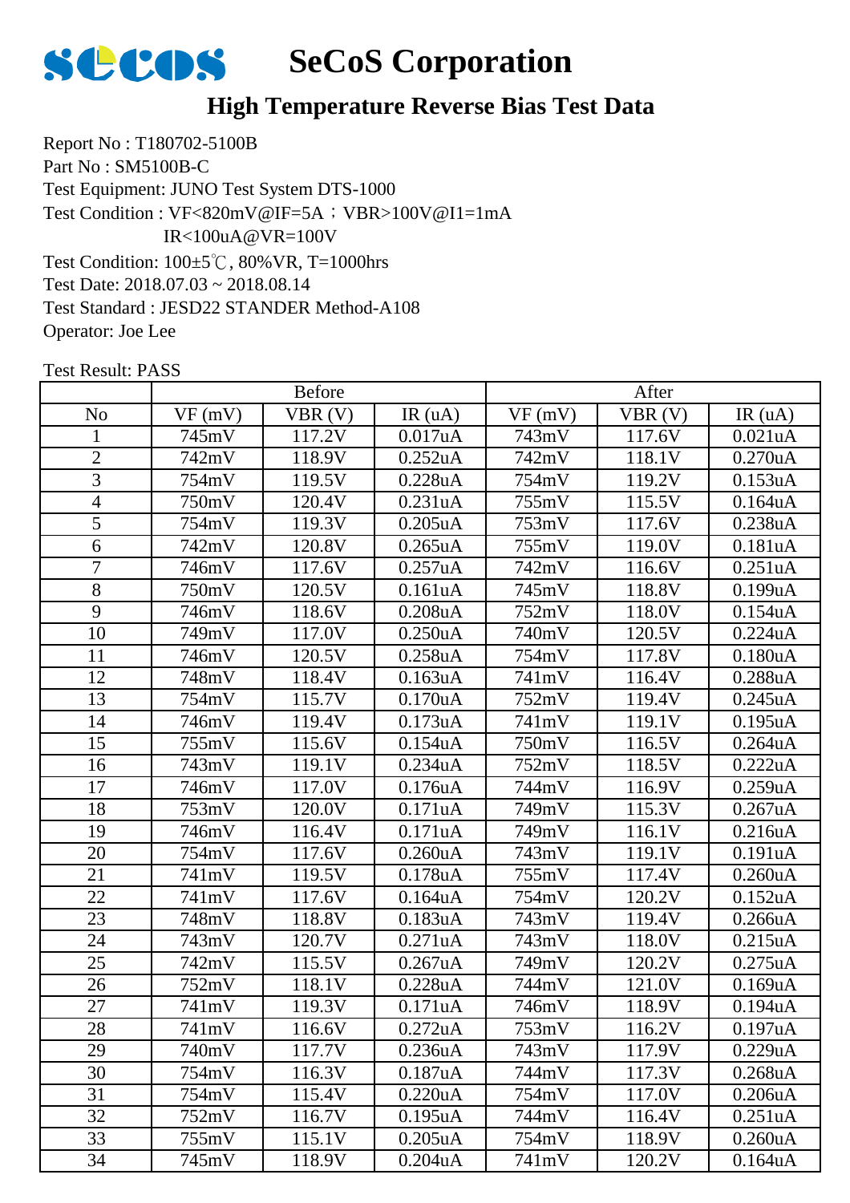# SeCoS Corporation

## High Temperature Reverse Bias Test Data

Report No : T180702-5100B
Part No : SM5100B-C
Test Equipment: JUNO Test System DTS-1000
Test Condition : VF<820mV@IF=5A；VBR>100V@I1=1mA
IR<100uA@VR=100V
Test Condition: 100±5℃, 80%VR, T=1000hrs
Test Date: 2018.07.03 ~ 2018.08.14
Test Standard : JESD22 STANDER Method-A108
Operator: Joe Lee

Test Result: PASS

| | Before | | | After | | |
|---|---|---|---|---|---|---|
| No | VF (mV) | VBR (V) | IR (uA) | VF (mV) | VBR (V) | IR (uA) |
| 1 | 745mV | 117.2V | 0.017uA | 743mV | 117.6V | 0.021uA |
| 2 | 742mV | 118.9V | 0.252uA | 742mV | 118.1V | 0.270uA |
| 3 | 754mV | 119.5V | 0.228uA | 754mV | 119.2V | 0.153uA |
| 4 | 750mV | 120.4V | 0.231uA | 755mV | 115.5V | 0.164uA |
| 5 | 754mV | 119.3V | 0.205uA | 753mV | 117.6V | 0.238uA |
| 6 | 742mV | 120.8V | 0.265uA | 755mV | 119.0V | 0.181uA |
| 7 | 746mV | 117.6V | 0.257uA | 742mV | 116.6V | 0.251uA |
| 8 | 750mV | 120.5V | 0.161uA | 745mV | 118.8V | 0.199uA |
| 9 | 746mV | 118.6V | 0.208uA | 752mV | 118.0V | 0.154uA |
| 10 | 749mV | 117.0V | 0.250uA | 740mV | 120.5V | 0.224uA |
| 11 | 746mV | 120.5V | 0.258uA | 754mV | 117.8V | 0.180uA |
| 12 | 748mV | 118.4V | 0.163uA | 741mV | 116.4V | 0.288uA |
| 13 | 754mV | 115.7V | 0.170uA | 752mV | 119.4V | 0.245uA |
| 14 | 746mV | 119.4V | 0.173uA | 741mV | 119.1V | 0.195uA |
| 15 | 755mV | 115.6V | 0.154uA | 750mV | 116.5V | 0.264uA |
| 16 | 743mV | 119.1V | 0.234uA | 752mV | 118.5V | 0.222uA |
| 17 | 746mV | 117.0V | 0.176uA | 744mV | 116.9V | 0.259uA |
| 18 | 753mV | 120.0V | 0.171uA | 749mV | 115.3V | 0.267uA |
| 19 | 746mV | 116.4V | 0.171uA | 749mV | 116.1V | 0.216uA |
| 20 | 754mV | 117.6V | 0.260uA | 743mV | 119.1V | 0.191uA |
| 21 | 741mV | 119.5V | 0.178uA | 755mV | 117.4V | 0.260uA |
| 22 | 741mV | 117.6V | 0.164uA | 754mV | 120.2V | 0.152uA |
| 23 | 748mV | 118.8V | 0.183uA | 743mV | 119.4V | 0.266uA |
| 24 | 743mV | 120.7V | 0.271uA | 743mV | 118.0V | 0.215uA |
| 25 | 742mV | 115.5V | 0.267uA | 749mV | 120.2V | 0.275uA |
| 26 | 752mV | 118.1V | 0.228uA | 744mV | 121.0V | 0.169uA |
| 27 | 741mV | 119.3V | 0.171uA | 746mV | 118.9V | 0.194uA |
| 28 | 741mV | 116.6V | 0.272uA | 753mV | 116.2V | 0.197uA |
| 29 | 740mV | 117.7V | 0.236uA | 743mV | 117.9V | 0.229uA |
| 30 | 754mV | 116.3V | 0.187uA | 744mV | 117.3V | 0.268uA |
| 31 | 754mV | 115.4V | 0.220uA | 754mV | 117.0V | 0.206uA |
| 32 | 752mV | 116.7V | 0.195uA | 744mV | 116.4V | 0.251uA |
| 33 | 755mV | 115.1V | 0.205uA | 754mV | 118.9V | 0.260uA |
| 34 | 745mV | 118.9V | 0.204uA | 741mV | 120.2V | 0.164uA |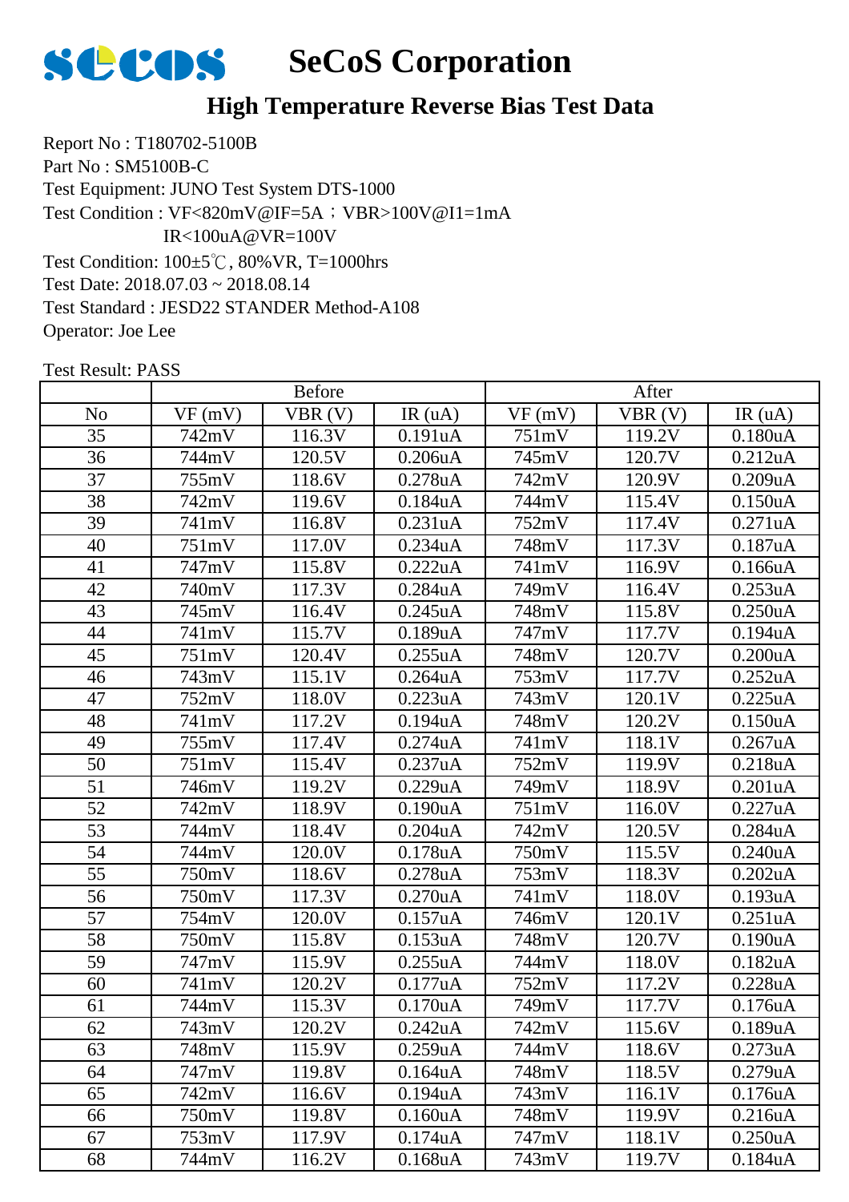# SeCoS Corporation

## High Temperature Reverse Bias Test Data

Report No : T180702-5100B
Part No : SM5100B-C
Test Equipment: JUNO Test System DTS-1000
Test Condition : VF<820mV@IF=5A；VBR>100V@I1=1mA
IR<100uA@VR=100V
Test Condition: 100±5℃, 80%VR, T=1000hrs
Test Date: 2018.07.03 ~ 2018.08.14
Test Standard : JESD22 STANDER Method-A108
Operator: Joe Lee

Test Result: PASS

| | Before | | | After | | |
|---|---|---|---|---|---|---|
| No | VF (mV) | VBR (V) | IR (uA) | VF (mV) | VBR (V) | IR (uA) |
| 35 | 742mV | 116.3V | 0.191uA | 751mV | 119.2V | 0.180uA |
| 36 | 744mV | 120.5V | 0.206uA | 745mV | 120.7V | 0.212uA |
| 37 | 755mV | 118.6V | 0.278uA | 742mV | 120.9V | 0.209uA |
| 38 | 742mV | 119.6V | 0.184uA | 744mV | 115.4V | 0.150uA |
| 39 | 741mV | 116.8V | 0.231uA | 752mV | 117.4V | 0.271uA |
| 40 | 751mV | 117.0V | 0.234uA | 748mV | 117.3V | 0.187uA |
| 41 | 747mV | 115.8V | 0.222uA | 741mV | 116.9V | 0.166uA |
| 42 | 740mV | 117.3V | 0.284uA | 749mV | 116.4V | 0.253uA |
| 43 | 745mV | 116.4V | 0.245uA | 748mV | 115.8V | 0.250uA |
| 44 | 741mV | 115.7V | 0.189uA | 747mV | 117.7V | 0.194uA |
| 45 | 751mV | 120.4V | 0.255uA | 748mV | 120.7V | 0.200uA |
| 46 | 743mV | 115.1V | 0.264uA | 753mV | 117.7V | 0.252uA |
| 47 | 752mV | 118.0V | 0.223uA | 743mV | 120.1V | 0.225uA |
| 48 | 741mV | 117.2V | 0.194uA | 748mV | 120.2V | 0.150uA |
| 49 | 755mV | 117.4V | 0.274uA | 741mV | 118.1V | 0.267uA |
| 50 | 751mV | 115.4V | 0.237uA | 752mV | 119.9V | 0.218uA |
| 51 | 746mV | 119.2V | 0.229uA | 749mV | 118.9V | 0.201uA |
| 52 | 742mV | 118.9V | 0.190uA | 751mV | 116.0V | 0.227uA |
| 53 | 744mV | 118.4V | 0.204uA | 742mV | 120.5V | 0.284uA |
| 54 | 744mV | 120.0V | 0.178uA | 750mV | 115.5V | 0.240uA |
| 55 | 750mV | 118.6V | 0.278uA | 753mV | 118.3V | 0.202uA |
| 56 | 750mV | 117.3V | 0.270uA | 741mV | 118.0V | 0.193uA |
| 57 | 754mV | 120.0V | 0.157uA | 746mV | 120.1V | 0.251uA |
| 58 | 750mV | 115.8V | 0.153uA | 748mV | 120.7V | 0.190uA |
| 59 | 747mV | 115.9V | 0.255uA | 744mV | 118.0V | 0.182uA |
| 60 | 741mV | 120.2V | 0.177uA | 752mV | 117.2V | 0.228uA |
| 61 | 744mV | 115.3V | 0.170uA | 749mV | 117.7V | 0.176uA |
| 62 | 743mV | 120.2V | 0.242uA | 742mV | 115.6V | 0.189uA |
| 63 | 748mV | 115.9V | 0.259uA | 744mV | 118.6V | 0.273uA |
| 64 | 747mV | 119.8V | 0.164uA | 748mV | 118.5V | 0.279uA |
| 65 | 742mV | 116.6V | 0.194uA | 743mV | 116.1V | 0.176uA |
| 66 | 750mV | 119.8V | 0.160uA | 748mV | 119.9V | 0.216uA |
| 67 | 753mV | 117.9V | 0.174uA | 747mV | 118.1V | 0.250uA |
| 68 | 744mV | 116.2V | 0.168uA | 743mV | 119.7V | 0.184uA |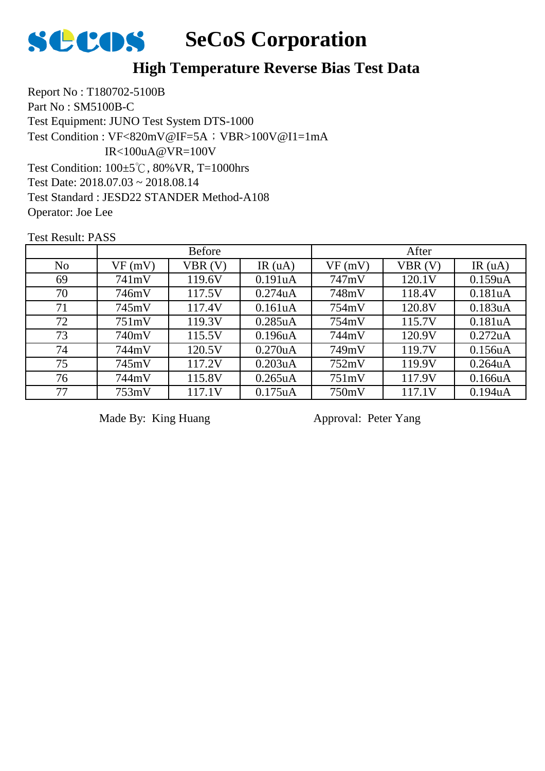# SeCoS Corporation

## High Temperature Reverse Bias Test Data

Report No : T180702-5100B
Part No : SM5100B-C
Test Equipment: JUNO Test System DTS-1000
Test Condition : VF<820mV@IF=5A；VBR>100V@I1=1mA
IR<100uA@VR=100V
Test Condition: 100±5℃, 80%VR, T=1000hrs
Test Date: 2018.07.03 ~ 2018.08.14
Test Standard : JESD22 STANDER Method-A108
Operator: Joe Lee

Test Result: PASS

| | Before | | | After | | |
|---|---|---|---|---|---|---|
| No | VF (mV) | VBR (V) | IR (uA) | VF (mV) | VBR (V) | IR (uA) |
| 69 | 741mV | 119.6V | 0.191uA | 747mV | 120.1V | 0.159uA |
| 70 | 746mV | 117.5V | 0.274uA | 748mV | 118.4V | 0.181uA |
| 71 | 745mV | 117.4V | 0.161uA | 754mV | 120.8V | 0.183uA |
| 72 | 751mV | 119.3V | 0.285uA | 754mV | 115.7V | 0.181uA |
| 73 | 740mV | 115.5V | 0.196uA | 744mV | 120.9V | 0.272uA |
| 74 | 744mV | 120.5V | 0.270uA | 749mV | 119.7V | 0.156uA |
| 75 | 745mV | 117.2V | 0.203uA | 752mV | 119.9V | 0.264uA |
| 76 | 744mV | 115.8V | 0.265uA | 751mV | 117.9V | 0.166uA |
| 77 | 753mV | 117.1V | 0.175uA | 750mV | 117.1V | 0.194uA |

Made By: King Huang    Approval: Peter Yang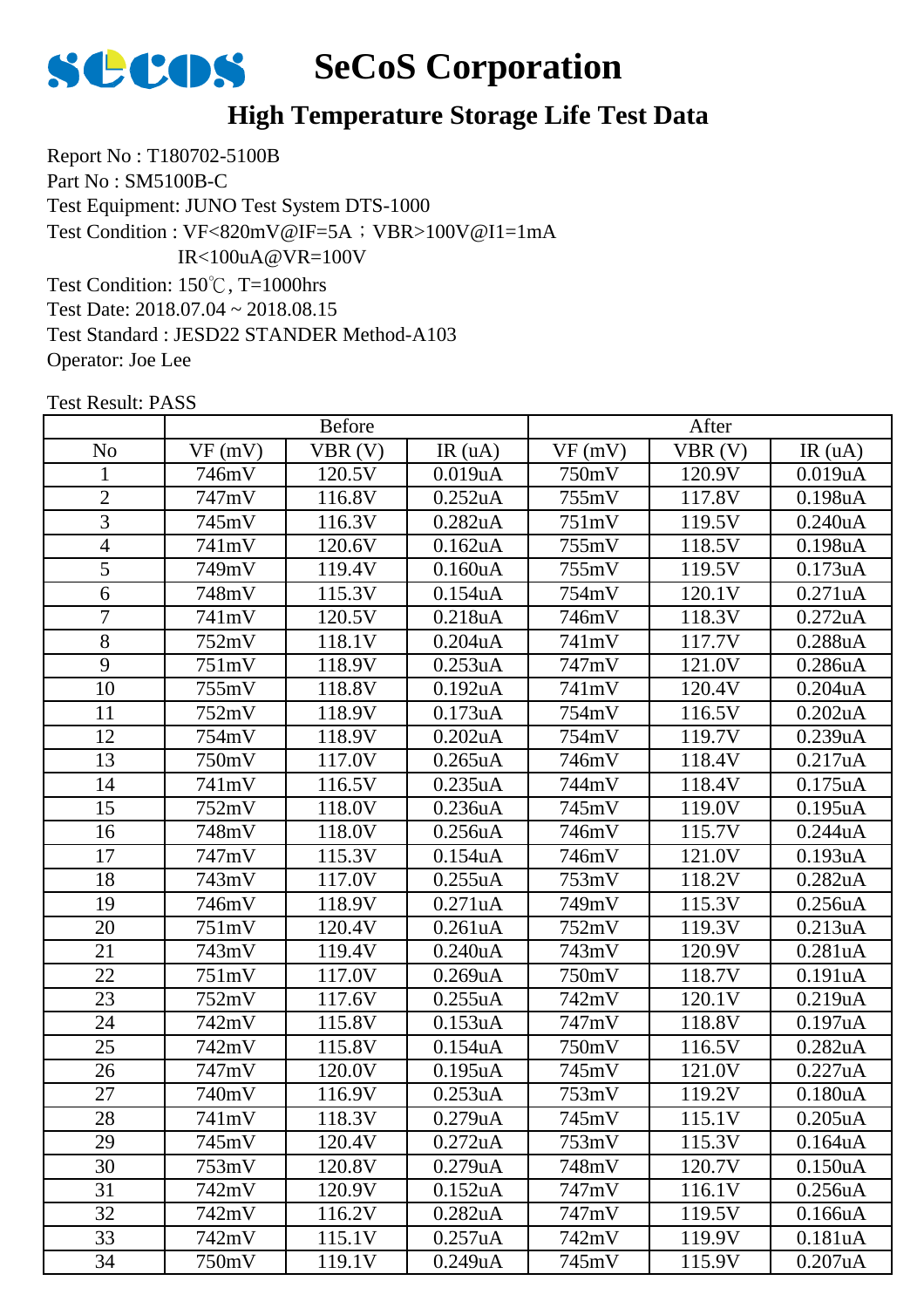# SeCoS Corporation

## High Temperature Storage Life Test Data

Report No : T180702-5100B
Part No : SM5100B-C
Test Equipment: JUNO Test System DTS-1000
Test Condition : VF<820mV@IF=5A；VBR>100V@I1=1mA
IR<100uA@VR=100V
Test Condition: 150℃, T=1000hrs
Test Date: 2018.07.04 ~ 2018.08.15
Test Standard : JESD22 STANDER Method-A103
Operator: Joe Lee

Test Result: PASS

| | Before | | | After | | |
|---|---|---|---|---|---|---|
| No | VF (mV) | VBR (V) | IR (uA) | VF (mV) | VBR (V) | IR (uA) |
| 1 | 746mV | 120.5V | 0.019uA | 750mV | 120.9V | 0.019uA |
| 2 | 747mV | 116.8V | 0.252uA | 755mV | 117.8V | 0.198uA |
| 3 | 745mV | 116.3V | 0.282uA | 751mV | 119.5V | 0.240uA |
| 4 | 741mV | 120.6V | 0.162uA | 755mV | 118.5V | 0.198uA |
| 5 | 749mV | 119.4V | 0.160uA | 755mV | 119.5V | 0.173uA |
| 6 | 748mV | 115.3V | 0.154uA | 754mV | 120.1V | 0.271uA |
| 7 | 741mV | 120.5V | 0.218uA | 746mV | 118.3V | 0.272uA |
| 8 | 752mV | 118.1V | 0.204uA | 741mV | 117.7V | 0.288uA |
| 9 | 751mV | 118.9V | 0.253uA | 747mV | 121.0V | 0.286uA |
| 10 | 755mV | 118.8V | 0.192uA | 741mV | 120.4V | 0.204uA |
| 11 | 752mV | 118.9V | 0.173uA | 754mV | 116.5V | 0.202uA |
| 12 | 754mV | 118.9V | 0.202uA | 754mV | 119.7V | 0.239uA |
| 13 | 750mV | 117.0V | 0.265uA | 746mV | 118.4V | 0.217uA |
| 14 | 741mV | 116.5V | 0.235uA | 744mV | 118.4V | 0.175uA |
| 15 | 752mV | 118.0V | 0.236uA | 745mV | 119.0V | 0.195uA |
| 16 | 748mV | 118.0V | 0.256uA | 746mV | 115.7V | 0.244uA |
| 17 | 747mV | 115.3V | 0.154uA | 746mV | 121.0V | 0.193uA |
| 18 | 743mV | 117.0V | 0.255uA | 753mV | 118.2V | 0.282uA |
| 19 | 746mV | 118.9V | 0.271uA | 749mV | 115.3V | 0.256uA |
| 20 | 751mV | 120.4V | 0.261uA | 752mV | 119.3V | 0.213uA |
| 21 | 743mV | 119.4V | 0.240uA | 743mV | 120.9V | 0.281uA |
| 22 | 751mV | 117.0V | 0.269uA | 750mV | 118.7V | 0.191uA |
| 23 | 752mV | 117.6V | 0.255uA | 742mV | 120.1V | 0.219uA |
| 24 | 742mV | 115.8V | 0.153uA | 747mV | 118.8V | 0.197uA |
| 25 | 742mV | 115.8V | 0.154uA | 750mV | 116.5V | 0.282uA |
| 26 | 747mV | 120.0V | 0.195uA | 745mV | 121.0V | 0.227uA |
| 27 | 740mV | 116.9V | 0.253uA | 753mV | 119.2V | 0.180uA |
| 28 | 741mV | 118.3V | 0.279uA | 745mV | 115.1V | 0.205uA |
| 29 | 745mV | 120.4V | 0.272uA | 753mV | 115.3V | 0.164uA |
| 30 | 753mV | 120.8V | 0.279uA | 748mV | 120.7V | 0.150uA |
| 31 | 742mV | 120.9V | 0.152uA | 747mV | 116.1V | 0.256uA |
| 32 | 742mV | 116.2V | 0.282uA | 747mV | 119.5V | 0.166uA |
| 33 | 742mV | 115.1V | 0.257uA | 742mV | 119.9V | 0.181uA |
| 34 | 750mV | 119.1V | 0.249uA | 745mV | 115.9V | 0.207uA |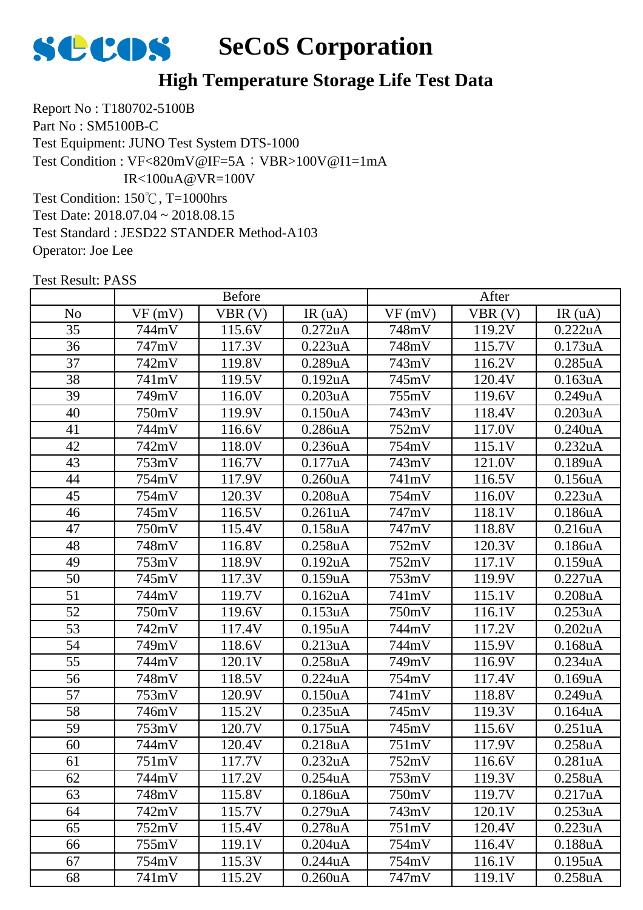# SeCoS Corporation

## High Temperature Storage Life Test Data

Report No : T180702-5100B
Part No : SM5100B-C
Test Equipment: JUNO Test System DTS-1000
Test Condition : VF<820mV@IF=5A；VBR>100V@I1=1mA
IR<100uA@VR=100V
Test Condition: 150℃, T=1000hrs
Test Date: 2018.07.04 ~ 2018.08.15
Test Standard : JESD22 STANDER Method-A103
Operator: Joe Lee

Test Result: PASS

| | Before | | | After | | |
|---|---|---|---|---|---|---|
| No | VF (mV) | VBR (V) | IR (uA) | VF (mV) | VBR (V) | IR (uA) |
| 35 | 744mV | 115.6V | 0.272uA | 748mV | 119.2V | 0.222uA |
| 36 | 747mV | 117.3V | 0.223uA | 748mV | 115.7V | 0.173uA |
| 37 | 742mV | 119.8V | 0.289uA | 743mV | 116.2V | 0.285uA |
| 38 | 741mV | 119.5V | 0.192uA | 745mV | 120.4V | 0.163uA |
| 39 | 749mV | 116.0V | 0.203uA | 755mV | 119.6V | 0.249uA |
| 40 | 750mV | 119.9V | 0.150uA | 743mV | 118.4V | 0.203uA |
| 41 | 744mV | 116.6V | 0.286uA | 752mV | 117.0V | 0.240uA |
| 42 | 742mV | 118.0V | 0.236uA | 754mV | 115.1V | 0.232uA |
| 43 | 753mV | 116.7V | 0.177uA | 743mV | 121.0V | 0.189uA |
| 44 | 754mV | 117.9V | 0.260uA | 741mV | 116.5V | 0.156uA |
| 45 | 754mV | 120.3V | 0.208uA | 754mV | 116.0V | 0.223uA |
| 46 | 745mV | 116.5V | 0.261uA | 747mV | 118.1V | 0.186uA |
| 47 | 750mV | 115.4V | 0.158uA | 747mV | 118.8V | 0.216uA |
| 48 | 748mV | 116.8V | 0.258uA | 752mV | 120.3V | 0.186uA |
| 49 | 753mV | 118.9V | 0.192uA | 752mV | 117.1V | 0.159uA |
| 50 | 745mV | 117.3V | 0.159uA | 753mV | 119.9V | 0.227uA |
| 51 | 744mV | 119.7V | 0.162uA | 741mV | 115.1V | 0.208uA |
| 52 | 750mV | 119.6V | 0.153uA | 750mV | 116.1V | 0.253uA |
| 53 | 742mV | 117.4V | 0.195uA | 744mV | 117.2V | 0.202uA |
| 54 | 749mV | 118.6V | 0.213uA | 744mV | 115.9V | 0.168uA |
| 55 | 744mV | 120.1V | 0.258uA | 749mV | 116.9V | 0.234uA |
| 56 | 748mV | 118.5V | 0.224uA | 754mV | 117.4V | 0.169uA |
| 57 | 753mV | 120.9V | 0.150uA | 741mV | 118.8V | 0.249uA |
| 58 | 746mV | 115.2V | 0.235uA | 745mV | 119.3V | 0.164uA |
| 59 | 753mV | 120.7V | 0.175uA | 745mV | 115.6V | 0.251uA |
| 60 | 744mV | 120.4V | 0.218uA | 751mV | 117.9V | 0.258uA |
| 61 | 751mV | 117.7V | 0.232uA | 752mV | 116.6V | 0.281uA |
| 62 | 744mV | 117.2V | 0.254uA | 753mV | 119.3V | 0.258uA |
| 63 | 748mV | 115.8V | 0.186uA | 750mV | 119.7V | 0.217uA |
| 64 | 742mV | 115.7V | 0.279uA | 743mV | 120.1V | 0.253uA |
| 65 | 752mV | 115.4V | 0.278uA | 751mV | 120.4V | 0.223uA |
| 66 | 755mV | 119.1V | 0.204uA | 754mV | 116.4V | 0.188uA |
| 67 | 754mV | 115.3V | 0.244uA | 754mV | 116.1V | 0.195uA |
| 68 | 741mV | 115.2V | 0.260uA | 747mV | 119.1V | 0.258uA |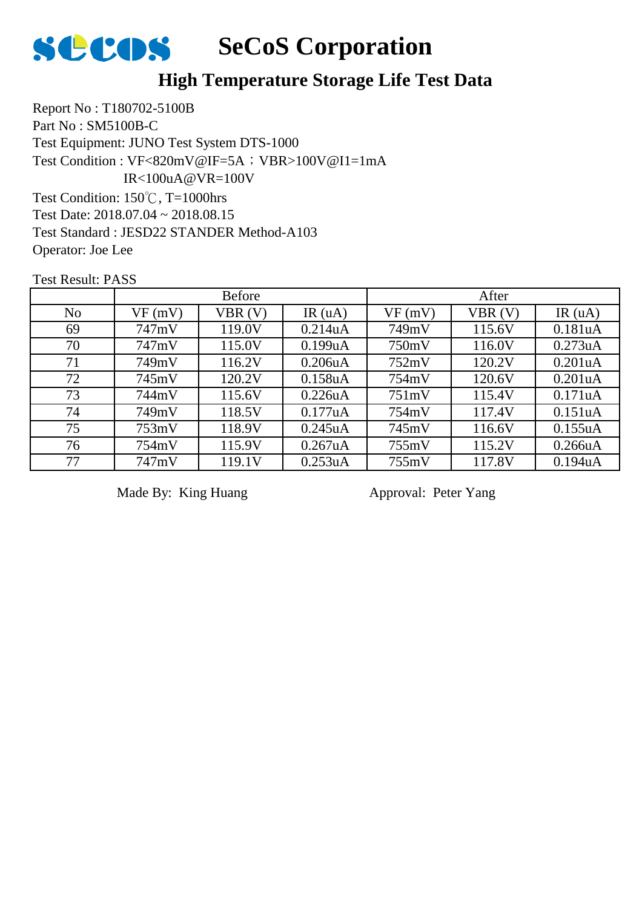# SeCoS Corporation

## High Temperature Storage Life Test Data

Report No : T180702-5100B
Part No : SM5100B-C
Test Equipment: JUNO Test System DTS-1000
Test Condition : VF<820mV@IF=5A；VBR>100V@I1=1mA
IR<100uA@VR=100V
Test Condition: 150℃, T=1000hrs
Test Date: 2018.07.04 ~ 2018.08.15
Test Standard : JESD22 STANDER Method-A103
Operator: Joe Lee

Test Result: PASS

| | Before | | | After | | |
|---|---|---|---|---|---|---|
| No | VF (mV) | VBR (V) | IR (uA) | VF (mV) | VBR (V) | IR (uA) |
| 69 | 747mV | 119.0V | 0.214uA | 749mV | 115.6V | 0.181uA |
| 70 | 747mV | 115.0V | 0.199uA | 750mV | 116.0V | 0.273uA |
| 71 | 749mV | 116.2V | 0.206uA | 752mV | 120.2V | 0.201uA |
| 72 | 745mV | 120.2V | 0.158uA | 754mV | 120.6V | 0.201uA |
| 73 | 744mV | 115.6V | 0.226uA | 751mV | 115.4V | 0.171uA |
| 74 | 749mV | 118.5V | 0.177uA | 754mV | 117.4V | 0.151uA |
| 75 | 753mV | 118.9V | 0.245uA | 745mV | 116.6V | 0.155uA |
| 76 | 754mV | 115.9V | 0.267uA | 755mV | 115.2V | 0.266uA |
| 77 | 747mV | 119.1V | 0.253uA | 755mV | 117.8V | 0.194uA |

Made By: King Huang　　　　　　Approval: Peter Yang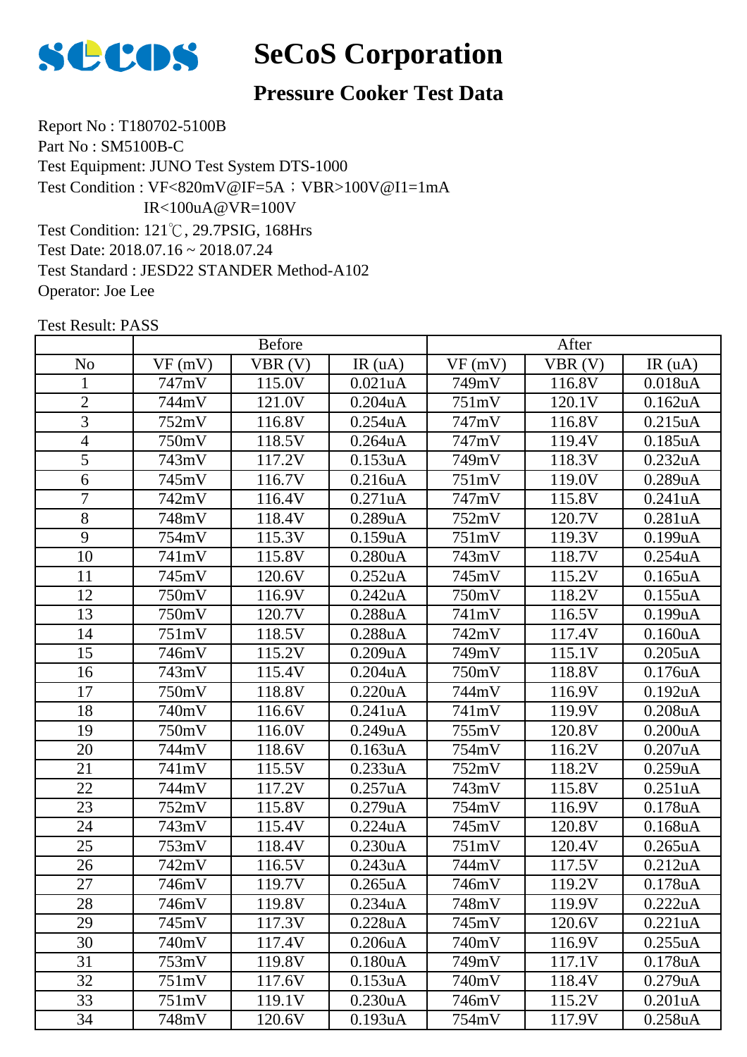# SeCoS Corporation

## Pressure Cooker Test Data

Report No : T180702-5100B
Part No : SM5100B-C
Test Equipment: JUNO Test System DTS-1000
Test Condition : VF<820mV@IF=5A；VBR>100V@I1=1mA
IR<100uA@VR=100V
Test Condition: 121℃, 29.7PSIG, 168Hrs
Test Date: 2018.07.16 ~ 2018.07.24
Test Standard : JESD22 STANDER Method-A102
Operator: Joe Lee

Test Result: PASS

| | Before | | | After | | |
|---|---|---|---|---|---|---|
| No | VF (mV) | VBR (V) | IR (uA) | VF (mV) | VBR (V) | IR (uA) |
| 1 | 747mV | 115.0V | 0.021uA | 749mV | 116.8V | 0.018uA |
| 2 | 744mV | 121.0V | 0.204uA | 751mV | 120.1V | 0.162uA |
| 3 | 752mV | 116.8V | 0.254uA | 747mV | 116.8V | 0.215uA |
| 4 | 750mV | 118.5V | 0.264uA | 747mV | 119.4V | 0.185uA |
| 5 | 743mV | 117.2V | 0.153uA | 749mV | 118.3V | 0.232uA |
| 6 | 745mV | 116.7V | 0.216uA | 751mV | 119.0V | 0.289uA |
| 7 | 742mV | 116.4V | 0.271uA | 747mV | 115.8V | 0.241uA |
| 8 | 748mV | 118.4V | 0.289uA | 752mV | 120.7V | 0.281uA |
| 9 | 754mV | 115.3V | 0.159uA | 751mV | 119.3V | 0.199uA |
| 10 | 741mV | 115.8V | 0.280uA | 743mV | 118.7V | 0.254uA |
| 11 | 745mV | 120.6V | 0.252uA | 745mV | 115.2V | 0.165uA |
| 12 | 750mV | 116.9V | 0.242uA | 750mV | 118.2V | 0.155uA |
| 13 | 750mV | 120.7V | 0.288uA | 741mV | 116.5V | 0.199uA |
| 14 | 751mV | 118.5V | 0.288uA | 742mV | 117.4V | 0.160uA |
| 15 | 746mV | 115.2V | 0.209uA | 749mV | 115.1V | 0.205uA |
| 16 | 743mV | 115.4V | 0.204uA | 750mV | 118.8V | 0.176uA |
| 17 | 750mV | 118.8V | 0.220uA | 744mV | 116.9V | 0.192uA |
| 18 | 740mV | 116.6V | 0.241uA | 741mV | 119.9V | 0.208uA |
| 19 | 750mV | 116.0V | 0.249uA | 755mV | 120.8V | 0.200uA |
| 20 | 744mV | 118.6V | 0.163uA | 754mV | 116.2V | 0.207uA |
| 21 | 741mV | 115.5V | 0.233uA | 752mV | 118.2V | 0.259uA |
| 22 | 744mV | 117.2V | 0.257uA | 743mV | 115.8V | 0.251uA |
| 23 | 752mV | 115.8V | 0.279uA | 754mV | 116.9V | 0.178uA |
| 24 | 743mV | 115.4V | 0.224uA | 745mV | 120.8V | 0.168uA |
| 25 | 753mV | 118.4V | 0.230uA | 751mV | 120.4V | 0.265uA |
| 26 | 742mV | 116.5V | 0.243uA | 744mV | 117.5V | 0.212uA |
| 27 | 746mV | 119.7V | 0.265uA | 746mV | 119.2V | 0.178uA |
| 28 | 746mV | 119.8V | 0.234uA | 748mV | 119.9V | 0.222uA |
| 29 | 745mV | 117.3V | 0.228uA | 745mV | 120.6V | 0.221uA |
| 30 | 740mV | 117.4V | 0.206uA | 740mV | 116.9V | 0.255uA |
| 31 | 753mV | 119.8V | 0.180uA | 749mV | 117.1V | 0.178uA |
| 32 | 751mV | 117.6V | 0.153uA | 740mV | 118.4V | 0.279uA |
| 33 | 751mV | 119.1V | 0.230uA | 746mV | 115.2V | 0.201uA |
| 34 | 748mV | 120.6V | 0.193uA | 754mV | 117.9V | 0.258uA |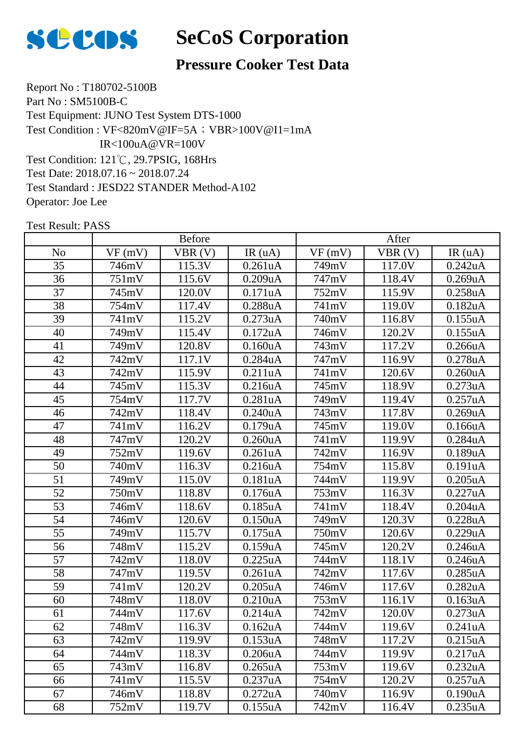# SeCoS Corporation

## Pressure Cooker Test Data

Report No : T180702-5100B
Part No : SM5100B-C
Test Equipment: JUNO Test System DTS-1000
Test Condition : VF<820mV@IF=5A；VBR>100V@I1=1mA
IR<100uA@VR=100V
Test Condition: 121℃, 29.7PSIG, 168Hrs
Test Date: 2018.07.16 ~ 2018.07.24
Test Standard : JESD22 STANDER Method-A102
Operator: Joe Lee

Test Result: PASS

| | Before | | | After | | |
|---|---|---|---|---|---|---|
| No | VF (mV) | VBR (V) | IR (uA) | VF (mV) | VBR (V) | IR (uA) |
| 35 | 746mV | 115.3V | 0.261uA | 749mV | 117.0V | 0.242uA |
| 36 | 751mV | 115.6V | 0.209uA | 747mV | 118.4V | 0.269uA |
| 37 | 745mV | 120.0V | 0.171uA | 752mV | 115.9V | 0.258uA |
| 38 | 754mV | 117.4V | 0.288uA | 741mV | 119.0V | 0.182uA |
| 39 | 741mV | 115.2V | 0.273uA | 740mV | 116.8V | 0.155uA |
| 40 | 749mV | 115.4V | 0.172uA | 746mV | 120.2V | 0.155uA |
| 41 | 749mV | 120.8V | 0.160uA | 743mV | 117.2V | 0.266uA |
| 42 | 742mV | 117.1V | 0.284uA | 747mV | 116.9V | 0.278uA |
| 43 | 742mV | 115.9V | 0.211uA | 741mV | 120.6V | 0.260uA |
| 44 | 745mV | 115.3V | 0.216uA | 745mV | 118.9V | 0.273uA |
| 45 | 754mV | 117.7V | 0.281uA | 749mV | 119.4V | 0.257uA |
| 46 | 742mV | 118.4V | 0.240uA | 743mV | 117.8V | 0.269uA |
| 47 | 741mV | 116.2V | 0.179uA | 745mV | 119.0V | 0.166uA |
| 48 | 747mV | 120.2V | 0.260uA | 741mV | 119.9V | 0.284uA |
| 49 | 752mV | 119.6V | 0.261uA | 742mV | 116.9V | 0.189uA |
| 50 | 740mV | 116.3V | 0.216uA | 754mV | 115.8V | 0.191uA |
| 51 | 749mV | 115.0V | 0.181uA | 744mV | 119.9V | 0.205uA |
| 52 | 750mV | 118.8V | 0.176uA | 753mV | 116.3V | 0.227uA |
| 53 | 746mV | 118.6V | 0.185uA | 741mV | 118.4V | 0.204uA |
| 54 | 746mV | 120.6V | 0.150uA | 749mV | 120.3V | 0.228uA |
| 55 | 749mV | 115.7V | 0.175uA | 750mV | 120.6V | 0.229uA |
| 56 | 748mV | 115.2V | 0.159uA | 745mV | 120.2V | 0.246uA |
| 57 | 742mV | 118.0V | 0.225uA | 744mV | 118.1V | 0.246uA |
| 58 | 747mV | 119.5V | 0.261uA | 742mV | 117.6V | 0.285uA |
| 59 | 741mV | 120.2V | 0.205uA | 746mV | 117.6V | 0.282uA |
| 60 | 748mV | 118.0V | 0.210uA | 753mV | 116.1V | 0.163uA |
| 61 | 744mV | 117.6V | 0.214uA | 742mV | 120.0V | 0.273uA |
| 62 | 748mV | 116.3V | 0.162uA | 744mV | 119.6V | 0.241uA |
| 63 | 742mV | 119.9V | 0.153uA | 748mV | 117.2V | 0.215uA |
| 64 | 744mV | 118.3V | 0.206uA | 744mV | 119.9V | 0.217uA |
| 65 | 743mV | 116.8V | 0.265uA | 753mV | 119.6V | 0.232uA |
| 66 | 741mV | 115.5V | 0.237uA | 754mV | 120.2V | 0.257uA |
| 67 | 746mV | 118.8V | 0.272uA | 740mV | 116.9V | 0.190uA |
| 68 | 752mV | 119.7V | 0.155uA | 742mV | 116.4V | 0.235uA |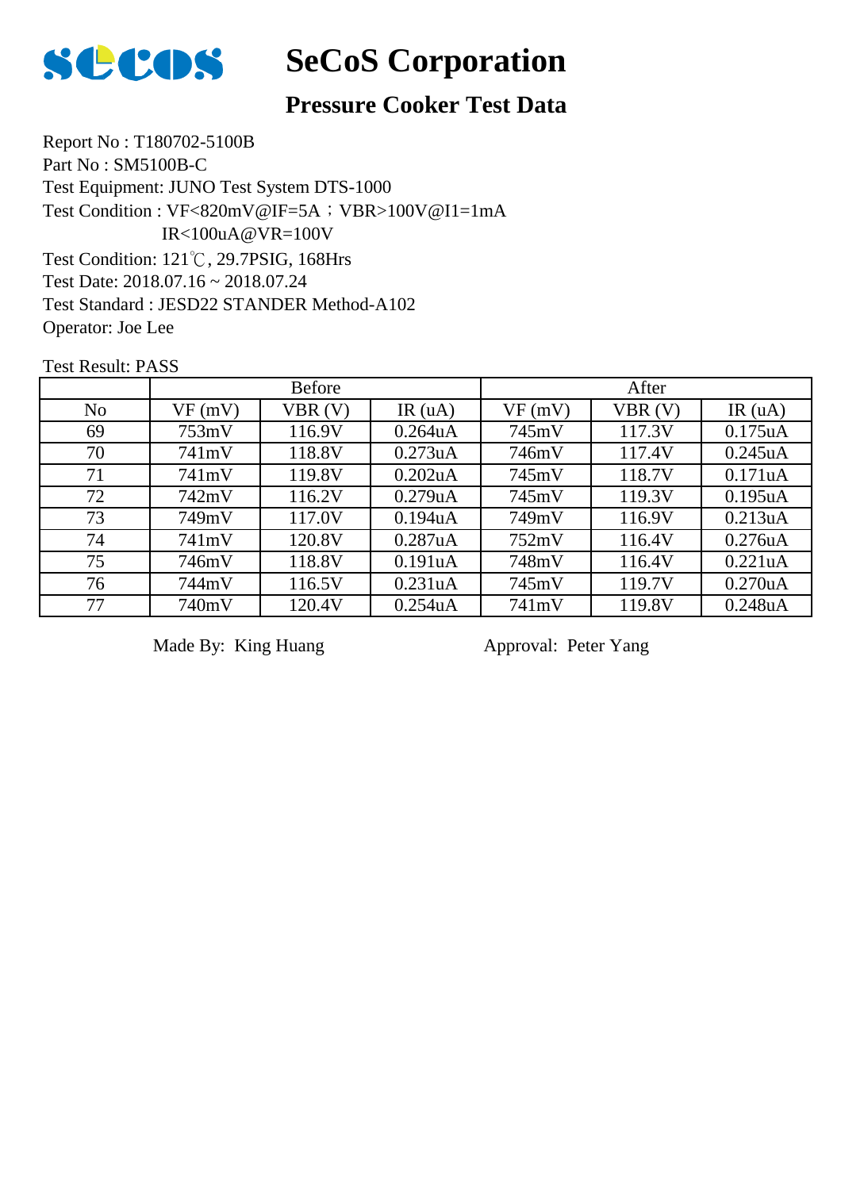# SeCoS Corporation

## Pressure Cooker Test Data

Report No : T180702-5100B
Part No : SM5100B-C
Test Equipment: JUNO Test System DTS-1000
Test Condition : VF<820mV@IF=5A；VBR>100V@I1=1mA
IR<100uA@VR=100V
Test Condition: 121℃, 29.7PSIG, 168Hrs
Test Date: 2018.07.16 ~ 2018.07.24
Test Standard : JESD22 STANDER Method-A102
Operator: Joe Lee

Test Result: PASS

| | Before | | | After | | |
|---|---|---|---|---|---|---|
| No | VF (mV) | VBR (V) | IR (uA) | VF (mV) | VBR (V) | IR (uA) |
| 69 | 753mV | 116.9V | 0.264uA | 745mV | 117.3V | 0.175uA |
| 70 | 741mV | 118.8V | 0.273uA | 746mV | 117.4V | 0.245uA |
| 71 | 741mV | 119.8V | 0.202uA | 745mV | 118.7V | 0.171uA |
| 72 | 742mV | 116.2V | 0.279uA | 745mV | 119.3V | 0.195uA |
| 73 | 749mV | 117.0V | 0.194uA | 749mV | 116.9V | 0.213uA |
| 74 | 741mV | 120.8V | 0.287uA | 752mV | 116.4V | 0.276uA |
| 75 | 746mV | 118.8V | 0.191uA | 748mV | 116.4V | 0.221uA |
| 76 | 744mV | 116.5V | 0.231uA | 745mV | 119.7V | 0.270uA |
| 77 | 740mV | 120.4V | 0.254uA | 741mV | 119.8V | 0.248uA |

Made By: King Huang

Approval: Peter Yang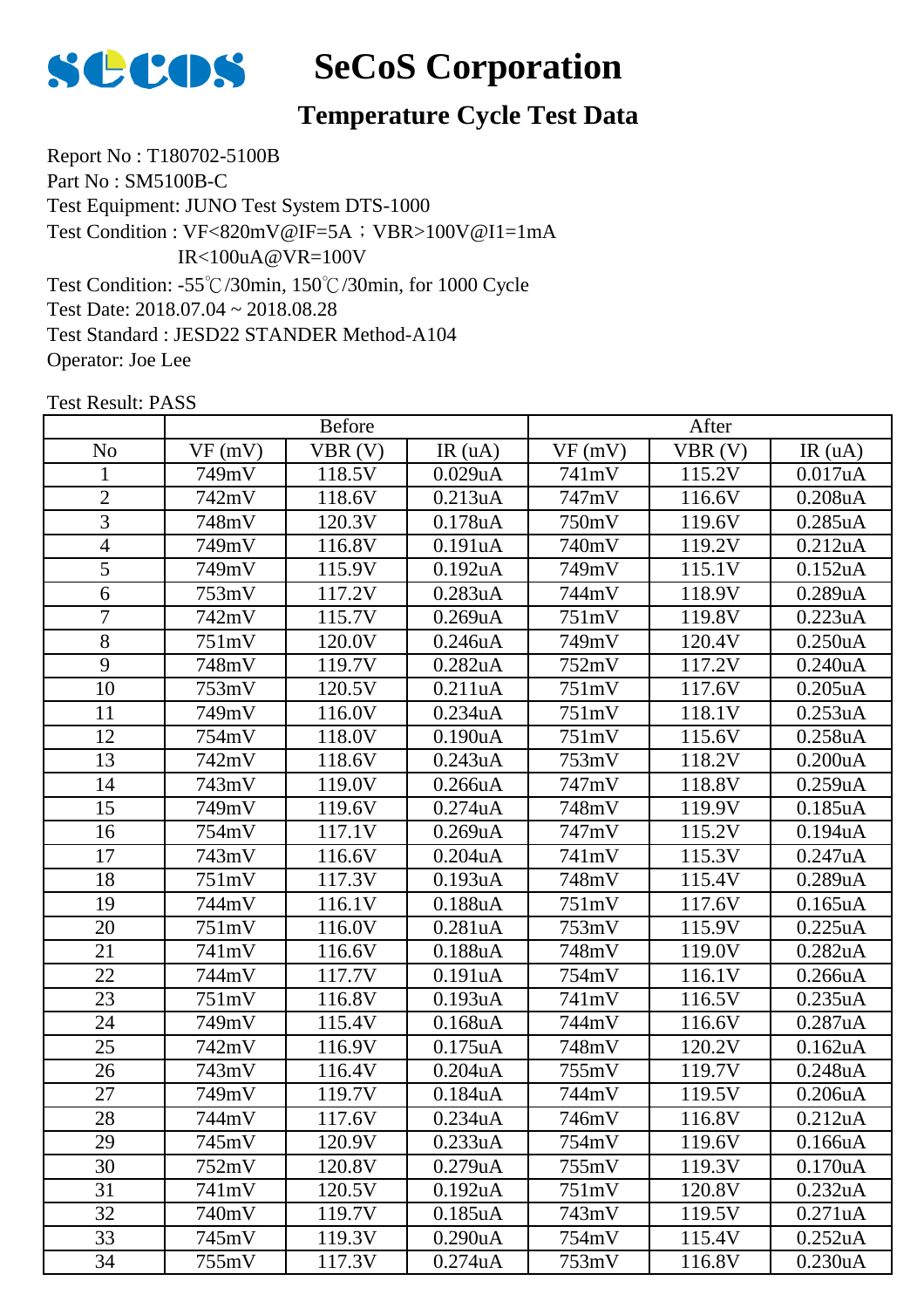# SeCoS Corporation

## Temperature Cycle Test Data

Report No : T180702-5100B
Part No : SM5100B-C
Test Equipment: JUNO Test System DTS-1000
Test Condition : VF<820mV@IF=5A；VBR>100V@I1=1mA
IR<100uA@VR=100V
Test Condition: -55℃/30min, 150℃/30min, for 1000 Cycle
Test Date: 2018.07.04 ~ 2018.08.28
Test Standard : JESD22 STANDER Method-A104
Operator: Joe Lee

Test Result: PASS

| | Before | | | After | | |
|---|---|---|---|---|---|---|
| No | VF (mV) | VBR (V) | IR (uA) | VF (mV) | VBR (V) | IR (uA) |
| 1 | 749mV | 118.5V | 0.029uA | 741mV | 115.2V | 0.017uA |
| 2 | 742mV | 118.6V | 0.213uA | 747mV | 116.6V | 0.208uA |
| 3 | 748mV | 120.3V | 0.178uA | 750mV | 119.6V | 0.285uA |
| 4 | 749mV | 116.8V | 0.191uA | 740mV | 119.2V | 0.212uA |
| 5 | 749mV | 115.9V | 0.192uA | 749mV | 115.1V | 0.152uA |
| 6 | 753mV | 117.2V | 0.283uA | 744mV | 118.9V | 0.289uA |
| 7 | 742mV | 115.7V | 0.269uA | 751mV | 119.8V | 0.223uA |
| 8 | 751mV | 120.0V | 0.246uA | 749mV | 120.4V | 0.250uA |
| 9 | 748mV | 119.7V | 0.282uA | 752mV | 117.2V | 0.240uA |
| 10 | 753mV | 120.5V | 0.211uA | 751mV | 117.6V | 0.205uA |
| 11 | 749mV | 116.0V | 0.234uA | 751mV | 118.1V | 0.253uA |
| 12 | 754mV | 118.0V | 0.190uA | 751mV | 115.6V | 0.258uA |
| 13 | 742mV | 118.6V | 0.243uA | 753mV | 118.2V | 0.200uA |
| 14 | 743mV | 119.0V | 0.266uA | 747mV | 118.8V | 0.259uA |
| 15 | 749mV | 119.6V | 0.274uA | 748mV | 119.9V | 0.185uA |
| 16 | 754mV | 117.1V | 0.269uA | 747mV | 115.2V | 0.194uA |
| 17 | 743mV | 116.6V | 0.204uA | 741mV | 115.3V | 0.247uA |
| 18 | 751mV | 117.3V | 0.193uA | 748mV | 115.4V | 0.289uA |
| 19 | 744mV | 116.1V | 0.188uA | 751mV | 117.6V | 0.165uA |
| 20 | 751mV | 116.0V | 0.281uA | 753mV | 115.9V | 0.225uA |
| 21 | 741mV | 116.6V | 0.188uA | 748mV | 119.0V | 0.282uA |
| 22 | 744mV | 117.7V | 0.191uA | 754mV | 116.1V | 0.266uA |
| 23 | 751mV | 116.8V | 0.193uA | 741mV | 116.5V | 0.235uA |
| 24 | 749mV | 115.4V | 0.168uA | 744mV | 116.6V | 0.287uA |
| 25 | 742mV | 116.9V | 0.175uA | 748mV | 120.2V | 0.162uA |
| 26 | 743mV | 116.4V | 0.204uA | 755mV | 119.7V | 0.248uA |
| 27 | 749mV | 119.7V | 0.184uA | 744mV | 119.5V | 0.206uA |
| 28 | 744mV | 117.6V | 0.234uA | 746mV | 116.8V | 0.212uA |
| 29 | 745mV | 120.9V | 0.233uA | 754mV | 119.6V | 0.166uA |
| 30 | 752mV | 120.8V | 0.279uA | 755mV | 119.3V | 0.170uA |
| 31 | 741mV | 120.5V | 0.192uA | 751mV | 120.8V | 0.232uA |
| 32 | 740mV | 119.7V | 0.185uA | 743mV | 119.5V | 0.271uA |
| 33 | 745mV | 119.3V | 0.290uA | 754mV | 115.4V | 0.252uA |
| 34 | 755mV | 117.3V | 0.274uA | 753mV | 116.8V | 0.230uA |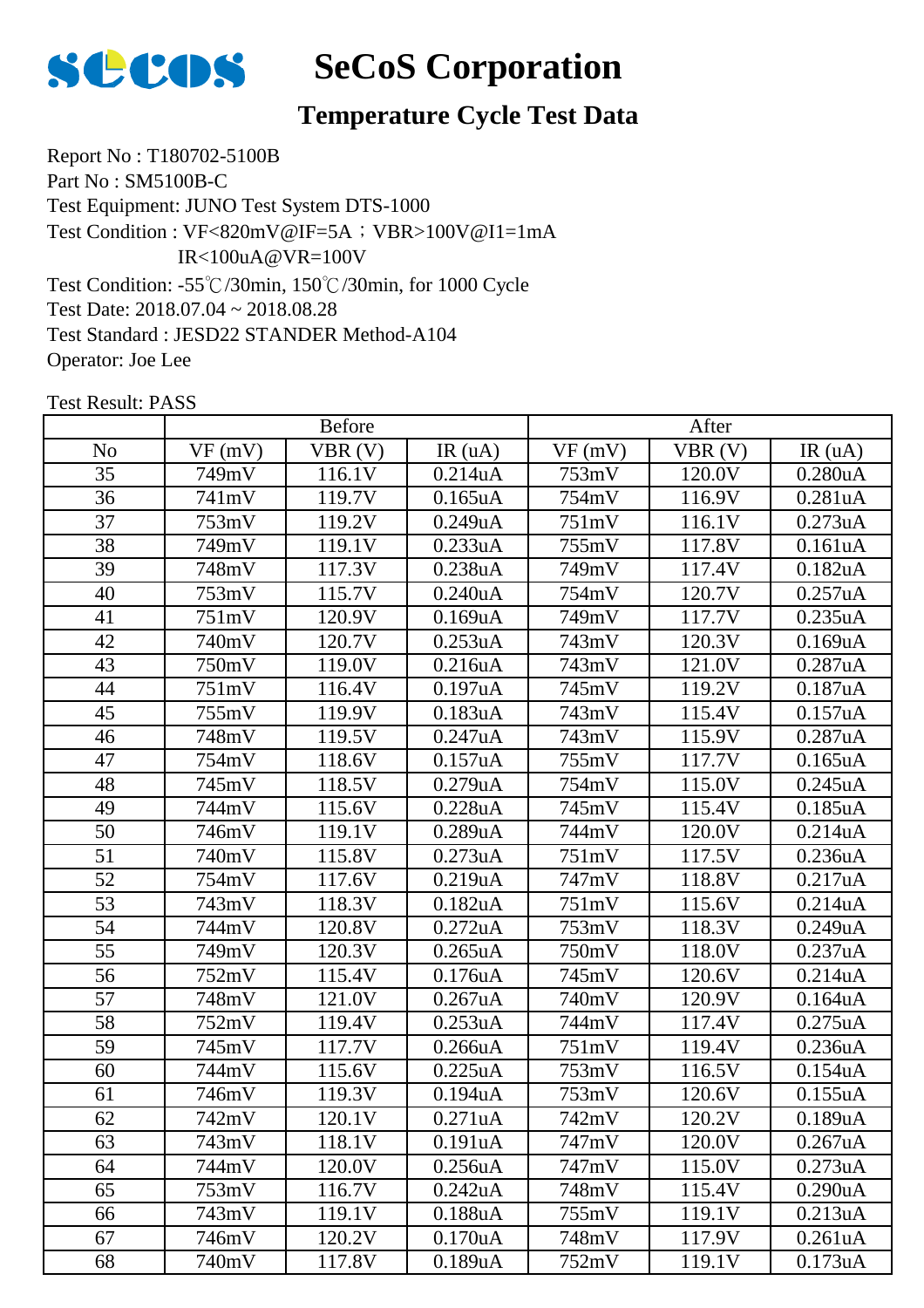# SeCoS Corporation

## Temperature Cycle Test Data

Report No : T180702-5100B
Part No : SM5100B-C
Test Equipment: JUNO Test System DTS-1000
Test Condition : VF<820mV@IF=5A ; VBR>100V@I1=1mA
IR<100uA@VR=100V
Test Condition: -55℃/30min, 150℃/30min, for 1000 Cycle
Test Date: 2018.07.04 ~ 2018.08.28
Test Standard : JESD22 STANDER Method-A104
Operator: Joe Lee

Test Result: PASS

| | Before | | | After | | |
|---|---|---|---|---|---|---|
| No | VF (mV) | VBR (V) | IR (uA) | VF (mV) | VBR (V) | IR (uA) |
| 35 | 749mV | 116.1V | 0.214uA | 753mV | 120.0V | 0.280uA |
| 36 | 741mV | 119.7V | 0.165uA | 754mV | 116.9V | 0.281uA |
| 37 | 753mV | 119.2V | 0.249uA | 751mV | 116.1V | 0.273uA |
| 38 | 749mV | 119.1V | 0.233uA | 755mV | 117.8V | 0.161uA |
| 39 | 748mV | 117.3V | 0.238uA | 749mV | 117.4V | 0.182uA |
| 40 | 753mV | 115.7V | 0.240uA | 754mV | 120.7V | 0.257uA |
| 41 | 751mV | 120.9V | 0.169uA | 749mV | 117.7V | 0.235uA |
| 42 | 740mV | 120.7V | 0.253uA | 743mV | 120.3V | 0.169uA |
| 43 | 750mV | 119.0V | 0.216uA | 743mV | 121.0V | 0.287uA |
| 44 | 751mV | 116.4V | 0.197uA | 745mV | 119.2V | 0.187uA |
| 45 | 755mV | 119.9V | 0.183uA | 743mV | 115.4V | 0.157uA |
| 46 | 748mV | 119.5V | 0.247uA | 743mV | 115.9V | 0.287uA |
| 47 | 754mV | 118.6V | 0.157uA | 755mV | 117.7V | 0.165uA |
| 48 | 745mV | 118.5V | 0.279uA | 754mV | 115.0V | 0.245uA |
| 49 | 744mV | 115.6V | 0.228uA | 745mV | 115.4V | 0.185uA |
| 50 | 746mV | 119.1V | 0.289uA | 744mV | 120.0V | 0.214uA |
| 51 | 740mV | 115.8V | 0.273uA | 751mV | 117.5V | 0.236uA |
| 52 | 754mV | 117.6V | 0.219uA | 747mV | 118.8V | 0.217uA |
| 53 | 743mV | 118.3V | 0.182uA | 751mV | 115.6V | 0.214uA |
| 54 | 744mV | 120.8V | 0.272uA | 753mV | 118.3V | 0.249uA |
| 55 | 749mV | 120.3V | 0.265uA | 750mV | 118.0V | 0.237uA |
| 56 | 752mV | 115.4V | 0.176uA | 745mV | 120.6V | 0.214uA |
| 57 | 748mV | 121.0V | 0.267uA | 740mV | 120.9V | 0.164uA |
| 58 | 752mV | 119.4V | 0.253uA | 744mV | 117.4V | 0.275uA |
| 59 | 745mV | 117.7V | 0.266uA | 751mV | 119.4V | 0.236uA |
| 60 | 744mV | 115.6V | 0.225uA | 753mV | 116.5V | 0.154uA |
| 61 | 746mV | 119.3V | 0.194uA | 753mV | 120.6V | 0.155uA |
| 62 | 742mV | 120.1V | 0.271uA | 742mV | 120.2V | 0.189uA |
| 63 | 743mV | 118.1V | 0.191uA | 747mV | 120.0V | 0.267uA |
| 64 | 744mV | 120.0V | 0.256uA | 747mV | 115.0V | 0.273uA |
| 65 | 753mV | 116.7V | 0.242uA | 748mV | 115.4V | 0.290uA |
| 66 | 743mV | 119.1V | 0.188uA | 755mV | 119.1V | 0.213uA |
| 67 | 746mV | 120.2V | 0.170uA | 748mV | 117.9V | 0.261uA |
| 68 | 740mV | 117.8V | 0.189uA | 752mV | 119.1V | 0.173uA |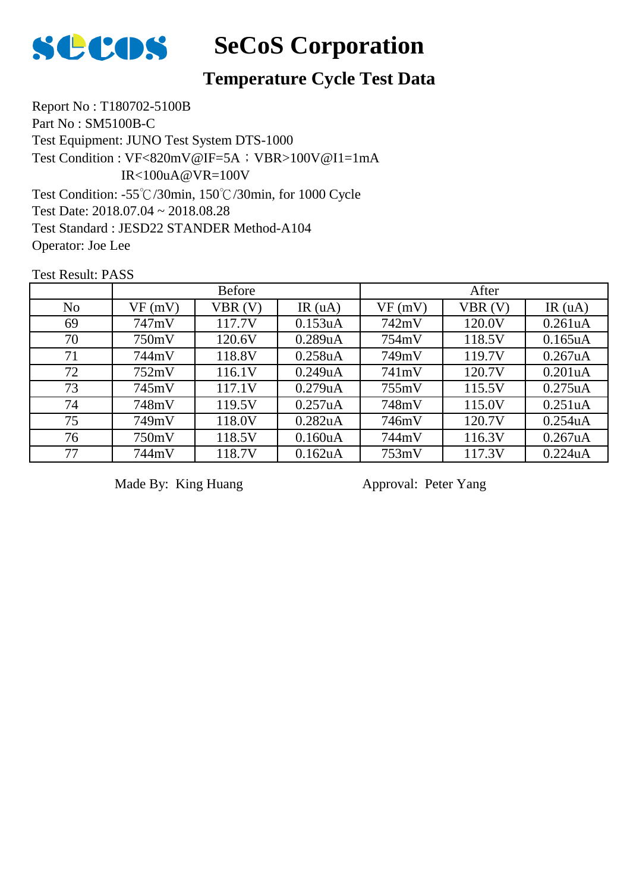# SeCoS Corporation

## Temperature Cycle Test Data

Report No : T180702-5100B
Part No : SM5100B-C
Test Equipment: JUNO Test System DTS-1000
Test Condition : VF<820mV@IF=5A；VBR>100V@I1=1mA
IR<100uA@VR=100V
Test Condition: -55℃/30min, 150℃/30min, for 1000 Cycle
Test Date: 2018.07.04 ~ 2018.08.28
Test Standard : JESD22 STANDER Method-A104
Operator: Joe Lee

Test Result: PASS

| | Before | | | After | | |
|---|---|---|---|---|---|---|
| No | VF (mV) | VBR (V) | IR (uA) | VF (mV) | VBR (V) | IR (uA) |
| 69 | 747mV | 117.7V | 0.153uA | 742mV | 120.0V | 0.261uA |
| 70 | 750mV | 120.6V | 0.289uA | 754mV | 118.5V | 0.165uA |
| 71 | 744mV | 118.8V | 0.258uA | 749mV | 119.7V | 0.267uA |
| 72 | 752mV | 116.1V | 0.249uA | 741mV | 120.7V | 0.201uA |
| 73 | 745mV | 117.1V | 0.279uA | 755mV | 115.5V | 0.275uA |
| 74 | 748mV | 119.5V | 0.257uA | 748mV | 115.0V | 0.251uA |
| 75 | 749mV | 118.0V | 0.282uA | 746mV | 120.7V | 0.254uA |
| 76 | 750mV | 118.5V | 0.160uA | 744mV | 116.3V | 0.267uA |
| 77 | 744mV | 118.7V | 0.162uA | 753mV | 117.3V | 0.224uA |

Made By: King Huang

Approval: Peter Yang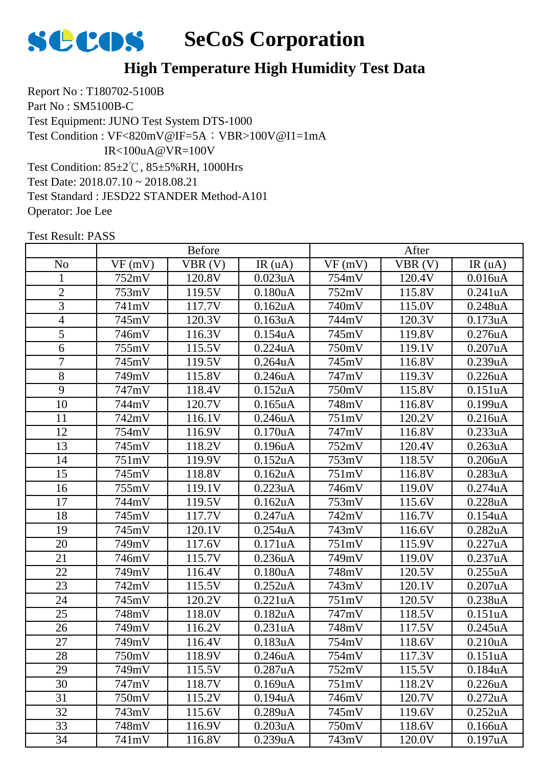# SeCoS Corporation

## High Temperature High Humidity Test Data

Report No : T180702-5100B
Part No : SM5100B-C
Test Equipment: JUNO Test System DTS-1000
Test Condition : VF<820mV@IF=5A；VBR>100V@I1=1mA
IR<100uA@VR=100V
Test Condition: 85±2℃, 85±5%RH, 1000Hrs
Test Date: 2018.07.10 ~ 2018.08.21
Test Standard : JESD22 STANDER Method-A101
Operator: Joe Lee

Test Result: PASS

| | Before | | | After | | |
|---|---|---|---|---|---|---|
| No | VF (mV) | VBR (V) | IR (uA) | VF (mV) | VBR (V) | IR (uA) |
| 1 | 752mV | 120.8V | 0.023uA | 754mV | 120.4V | 0.016uA |
| 2 | 753mV | 119.5V | 0.180uA | 752mV | 115.8V | 0.241uA |
| 3 | 741mV | 117.7V | 0.162uA | 740mV | 115.0V | 0.248uA |
| 4 | 745mV | 120.3V | 0.163uA | 744mV | 120.3V | 0.173uA |
| 5 | 746mV | 116.3V | 0.154uA | 745mV | 119.8V | 0.276uA |
| 6 | 755mV | 115.5V | 0.224uA | 750mV | 119.1V | 0.207uA |
| 7 | 745mV | 119.5V | 0.264uA | 745mV | 116.8V | 0.239uA |
| 8 | 749mV | 115.8V | 0.246uA | 747mV | 119.3V | 0.226uA |
| 9 | 747mV | 118.4V | 0.152uA | 750mV | 115.8V | 0.151uA |
| 10 | 744mV | 120.7V | 0.165uA | 748mV | 116.8V | 0.199uA |
| 11 | 742mV | 116.1V | 0.246uA | 751mV | 120.2V | 0.216uA |
| 12 | 754mV | 116.9V | 0.170uA | 747mV | 116.8V | 0.233uA |
| 13 | 745mV | 118.2V | 0.196uA | 752mV | 120.4V | 0.263uA |
| 14 | 751mV | 119.9V | 0.152uA | 753mV | 118.5V | 0.206uA |
| 15 | 745mV | 118.8V | 0.162uA | 751mV | 116.8V | 0.283uA |
| 16 | 755mV | 119.1V | 0.223uA | 746mV | 119.0V | 0.274uA |
| 17 | 744mV | 119.5V | 0.162uA | 753mV | 115.6V | 0.228uA |
| 18 | 745mV | 117.7V | 0.247uA | 742mV | 116.7V | 0.154uA |
| 19 | 745mV | 120.1V | 0.254uA | 743mV | 116.6V | 0.282uA |
| 20 | 749mV | 117.6V | 0.171uA | 751mV | 115.9V | 0.227uA |
| 21 | 746mV | 115.7V | 0.236uA | 749mV | 119.0V | 0.237uA |
| 22 | 749mV | 116.4V | 0.180uA | 748mV | 120.5V | 0.255uA |
| 23 | 742mV | 115.5V | 0.252uA | 743mV | 120.1V | 0.207uA |
| 24 | 745mV | 120.2V | 0.221uA | 751mV | 120.5V | 0.238uA |
| 25 | 748mV | 118.0V | 0.182uA | 747mV | 118.5V | 0.151uA |
| 26 | 749mV | 116.2V | 0.231uA | 748mV | 117.5V | 0.245uA |
| 27 | 749mV | 116.4V | 0.183uA | 754mV | 118.6V | 0.210uA |
| 28 | 750mV | 118.9V | 0.246uA | 754mV | 117.3V | 0.151uA |
| 29 | 749mV | 115.5V | 0.287uA | 752mV | 115.5V | 0.184uA |
| 30 | 747mV | 118.7V | 0.169uA | 751mV | 118.2V | 0.226uA |
| 31 | 750mV | 115.2V | 0.194uA | 746mV | 120.7V | 0.272uA |
| 32 | 743mV | 115.6V | 0.289uA | 745mV | 119.6V | 0.252uA |
| 33 | 748mV | 116.9V | 0.203uA | 750mV | 118.6V | 0.166uA |
| 34 | 741mV | 116.8V | 0.239uA | 743mV | 120.0V | 0.197uA |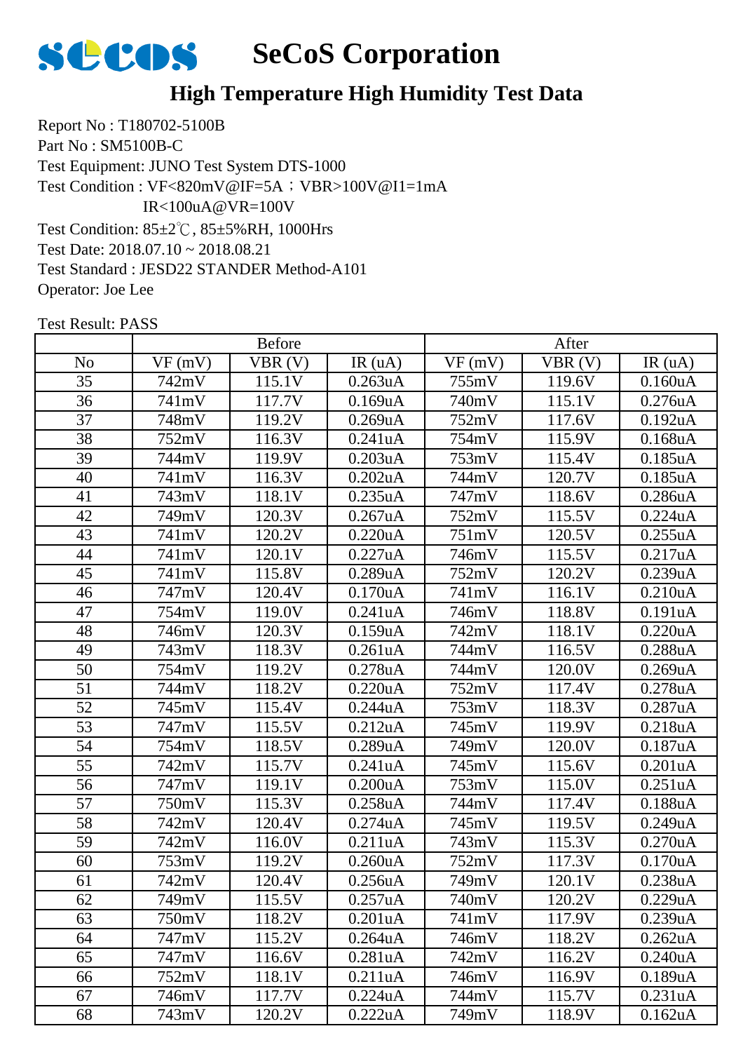# SeCoS Corporation

## High Temperature High Humidity Test Data

Report No : T180702-5100B
Part No : SM5100B-C
Test Equipment: JUNO Test System DTS-1000
Test Condition : VF<820mV@IF=5A；VBR>100V@I1=1mA
IR<100uA@VR=100V
Test Condition: 85±2℃, 85±5%RH, 1000Hrs
Test Date: 2018.07.10 ~ 2018.08.21
Test Standard : JESD22 STANDER Method-A101
Operator: Joe Lee

Test Result: PASS

| | Before | | | After | | |
|---|---|---|---|---|---|---|
| No | VF (mV) | VBR (V) | IR (uA) | VF (mV) | VBR (V) | IR (uA) |
| 35 | 742mV | 115.1V | 0.263uA | 755mV | 119.6V | 0.160uA |
| 36 | 741mV | 117.7V | 0.169uA | 740mV | 115.1V | 0.276uA |
| 37 | 748mV | 119.2V | 0.269uA | 752mV | 117.6V | 0.192uA |
| 38 | 752mV | 116.3V | 0.241uA | 754mV | 115.9V | 0.168uA |
| 39 | 744mV | 119.9V | 0.203uA | 753mV | 115.4V | 0.185uA |
| 40 | 741mV | 116.3V | 0.202uA | 744mV | 120.7V | 0.185uA |
| 41 | 743mV | 118.1V | 0.235uA | 747mV | 118.6V | 0.286uA |
| 42 | 749mV | 120.3V | 0.267uA | 752mV | 115.5V | 0.224uA |
| 43 | 741mV | 120.2V | 0.220uA | 751mV | 120.5V | 0.255uA |
| 44 | 741mV | 120.1V | 0.227uA | 746mV | 115.5V | 0.217uA |
| 45 | 741mV | 115.8V | 0.289uA | 752mV | 120.2V | 0.239uA |
| 46 | 747mV | 120.4V | 0.170uA | 741mV | 116.1V | 0.210uA |
| 47 | 754mV | 119.0V | 0.241uA | 746mV | 118.8V | 0.191uA |
| 48 | 746mV | 120.3V | 0.159uA | 742mV | 118.1V | 0.220uA |
| 49 | 743mV | 118.3V | 0.261uA | 744mV | 116.5V | 0.288uA |
| 50 | 754mV | 119.2V | 0.278uA | 744mV | 120.0V | 0.269uA |
| 51 | 744mV | 118.2V | 0.220uA | 752mV | 117.4V | 0.278uA |
| 52 | 745mV | 115.4V | 0.244uA | 753mV | 118.3V | 0.287uA |
| 53 | 747mV | 115.5V | 0.212uA | 745mV | 119.9V | 0.218uA |
| 54 | 754mV | 118.5V | 0.289uA | 749mV | 120.0V | 0.187uA |
| 55 | 742mV | 115.7V | 0.241uA | 745mV | 115.6V | 0.201uA |
| 56 | 747mV | 119.1V | 0.200uA | 753mV | 115.0V | 0.251uA |
| 57 | 750mV | 115.3V | 0.258uA | 744mV | 117.4V | 0.188uA |
| 58 | 742mV | 120.4V | 0.274uA | 745mV | 119.5V | 0.249uA |
| 59 | 742mV | 116.0V | 0.211uA | 743mV | 115.3V | 0.270uA |
| 60 | 753mV | 119.2V | 0.260uA | 752mV | 117.3V | 0.170uA |
| 61 | 742mV | 120.4V | 0.256uA | 749mV | 120.1V | 0.238uA |
| 62 | 749mV | 115.5V | 0.257uA | 740mV | 120.2V | 0.229uA |
| 63 | 750mV | 118.2V | 0.201uA | 741mV | 117.9V | 0.239uA |
| 64 | 747mV | 115.2V | 0.264uA | 746mV | 118.2V | 0.262uA |
| 65 | 747mV | 116.6V | 0.281uA | 742mV | 116.2V | 0.240uA |
| 66 | 752mV | 118.1V | 0.211uA | 746mV | 116.9V | 0.189uA |
| 67 | 746mV | 117.7V | 0.224uA | 744mV | 115.7V | 0.231uA |
| 68 | 743mV | 120.2V | 0.222uA | 749mV | 118.9V | 0.162uA |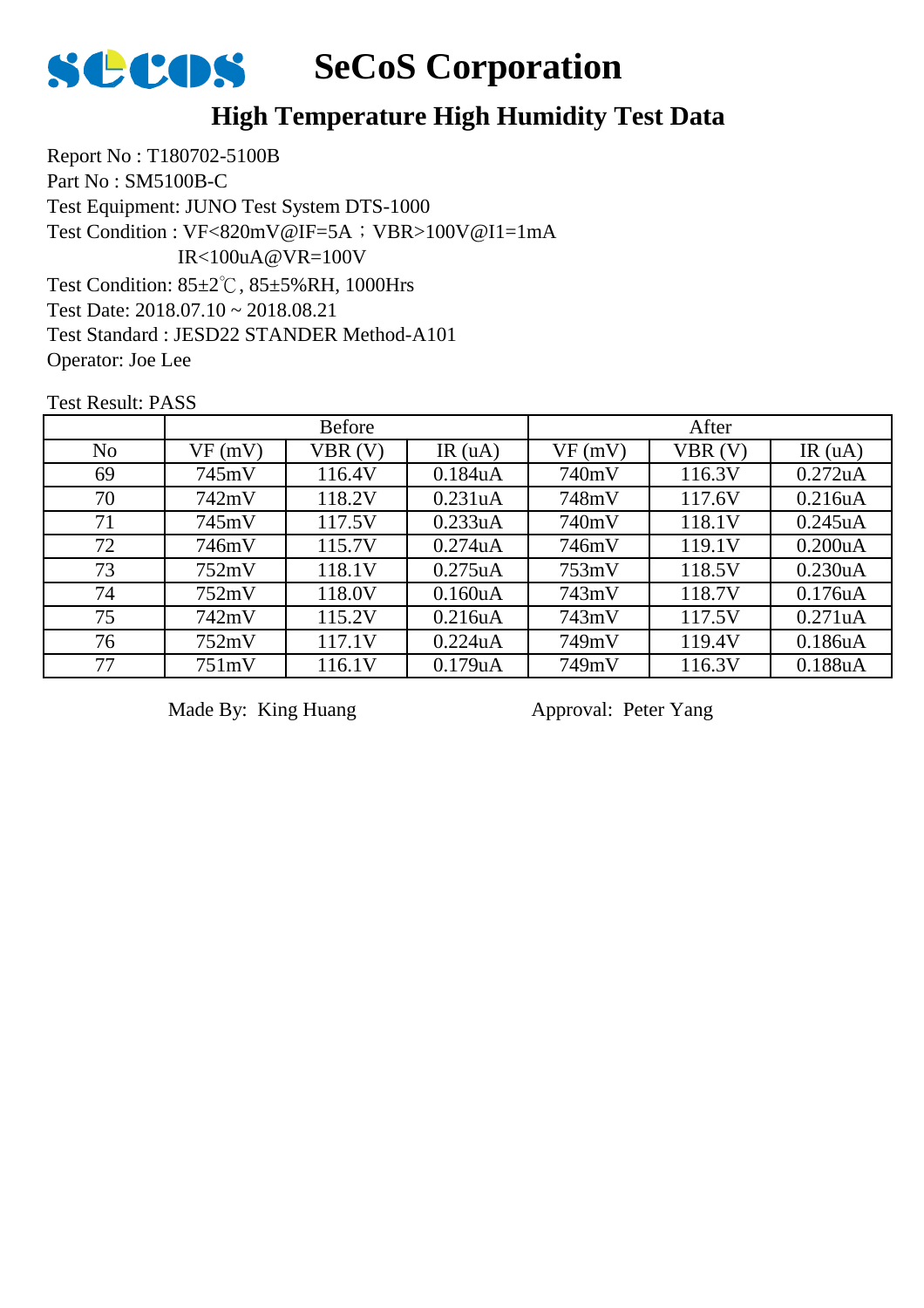# SeCoS Corporation

## High Temperature High Humidity Test Data

Report No : T180702-5100B
Part No : SM5100B-C
Test Equipment: JUNO Test System DTS-1000
Test Condition : VF<820mV@IF=5A；VBR>100V@I1=1mA
IR<100uA@VR=100V
Test Condition: 85±2℃, 85±5%RH, 1000Hrs
Test Date: 2018.07.10 ~ 2018.08.21
Test Standard : JESD22 STANDER Method-A101
Operator: Joe Lee

Test Result: PASS

| | Before | | | After | | |
|---|---|---|---|---|---|---|
| No | VF (mV) | VBR (V) | IR (uA) | VF (mV) | VBR (V) | IR (uA) |
| 69 | 745mV | 116.4V | 0.184uA | 740mV | 116.3V | 0.272uA |
| 70 | 742mV | 118.2V | 0.231uA | 748mV | 117.6V | 0.216uA |
| 71 | 745mV | 117.5V | 0.233uA | 740mV | 118.1V | 0.245uA |
| 72 | 746mV | 115.7V | 0.274uA | 746mV | 119.1V | 0.200uA |
| 73 | 752mV | 118.1V | 0.275uA | 753mV | 118.5V | 0.230uA |
| 74 | 752mV | 118.0V | 0.160uA | 743mV | 118.7V | 0.176uA |
| 75 | 742mV | 115.2V | 0.216uA | 743mV | 117.5V | 0.271uA |
| 76 | 752mV | 117.1V | 0.224uA | 749mV | 119.4V | 0.186uA |
| 77 | 751mV | 116.1V | 0.179uA | 749mV | 116.3V | 0.188uA |

Made By: King Huang　　　　　Approval: Peter Yang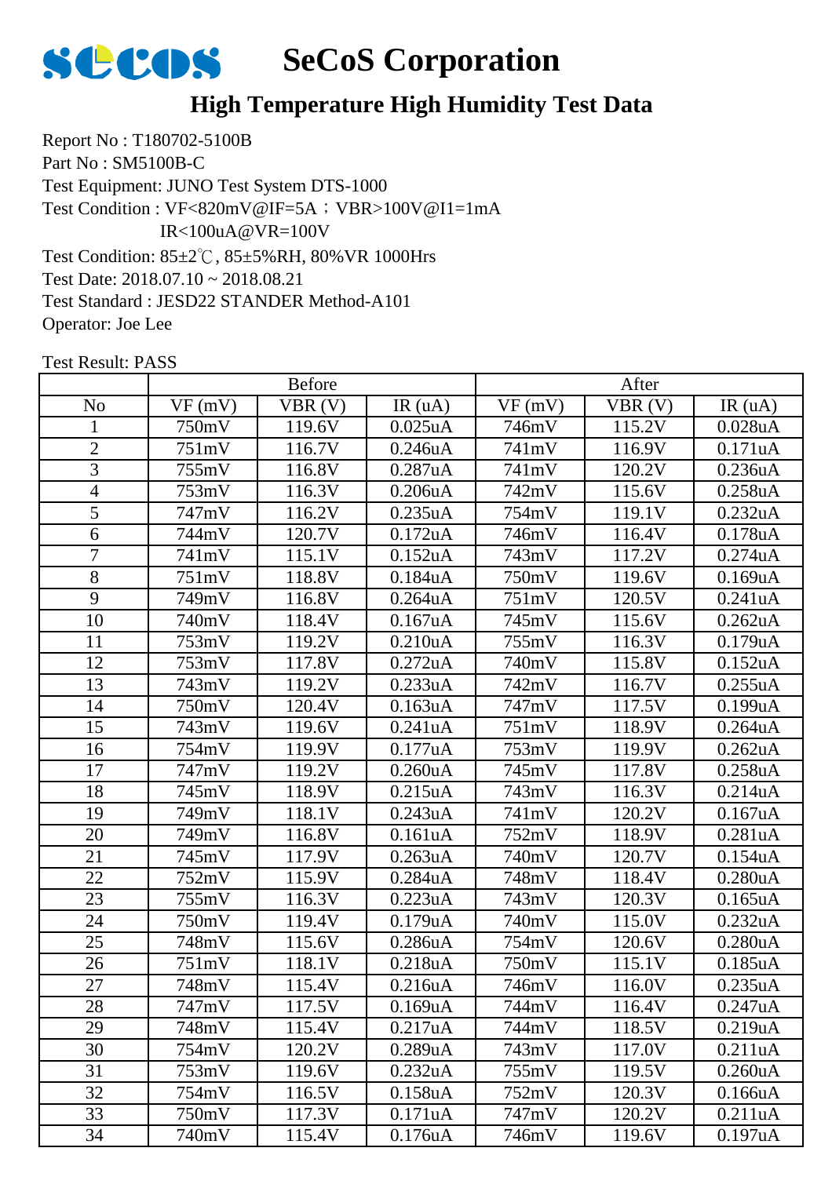# SeCoS Corporation

## High Temperature High Humidity Test Data

Report No : T180702-5100B
Part No : SM5100B-C
Test Equipment: JUNO Test System DTS-1000
Test Condition : VF<820mV@IF=5A；VBR>100V@I1=1mA
IR<100uA@VR=100V
Test Condition: 85±2℃, 85±5%RH, 80%VR 1000Hrs
Test Date: 2018.07.10 ~ 2018.08.21
Test Standard : JESD22 STANDER Method-A101
Operator: Joe Lee

Test Result: PASS

| | Before | | | After | | |
|---|---|---|---|---|---|---|
| No | VF (mV) | VBR (V) | IR (uA) | VF (mV) | VBR (V) | IR (uA) |
| 1 | 750mV | 119.6V | 0.025uA | 746mV | 115.2V | 0.028uA |
| 2 | 751mV | 116.7V | 0.246uA | 741mV | 116.9V | 0.171uA |
| 3 | 755mV | 116.8V | 0.287uA | 741mV | 120.2V | 0.236uA |
| 4 | 753mV | 116.3V | 0.206uA | 742mV | 115.6V | 0.258uA |
| 5 | 747mV | 116.2V | 0.235uA | 754mV | 119.1V | 0.232uA |
| 6 | 744mV | 120.7V | 0.172uA | 746mV | 116.4V | 0.178uA |
| 7 | 741mV | 115.1V | 0.152uA | 743mV | 117.2V | 0.274uA |
| 8 | 751mV | 118.8V | 0.184uA | 750mV | 119.6V | 0.169uA |
| 9 | 749mV | 116.8V | 0.264uA | 751mV | 120.5V | 0.241uA |
| 10 | 740mV | 118.4V | 0.167uA | 745mV | 115.6V | 0.262uA |
| 11 | 753mV | 119.2V | 0.210uA | 755mV | 116.3V | 0.179uA |
| 12 | 753mV | 117.8V | 0.272uA | 740mV | 115.8V | 0.152uA |
| 13 | 743mV | 119.2V | 0.233uA | 742mV | 116.7V | 0.255uA |
| 14 | 750mV | 120.4V | 0.163uA | 747mV | 117.5V | 0.199uA |
| 15 | 743mV | 119.6V | 0.241uA | 751mV | 118.9V | 0.264uA |
| 16 | 754mV | 119.9V | 0.177uA | 753mV | 119.9V | 0.262uA |
| 17 | 747mV | 119.2V | 0.260uA | 745mV | 117.8V | 0.258uA |
| 18 | 745mV | 118.9V | 0.215uA | 743mV | 116.3V | 0.214uA |
| 19 | 749mV | 118.1V | 0.243uA | 741mV | 120.2V | 0.167uA |
| 20 | 749mV | 116.8V | 0.161uA | 752mV | 118.9V | 0.281uA |
| 21 | 745mV | 117.9V | 0.263uA | 740mV | 120.7V | 0.154uA |
| 22 | 752mV | 115.9V | 0.284uA | 748mV | 118.4V | 0.280uA |
| 23 | 755mV | 116.3V | 0.223uA | 743mV | 120.3V | 0.165uA |
| 24 | 750mV | 119.4V | 0.179uA | 740mV | 115.0V | 0.232uA |
| 25 | 748mV | 115.6V | 0.286uA | 754mV | 120.6V | 0.280uA |
| 26 | 751mV | 118.1V | 0.218uA | 750mV | 115.1V | 0.185uA |
| 27 | 748mV | 115.4V | 0.216uA | 746mV | 116.0V | 0.235uA |
| 28 | 747mV | 117.5V | 0.169uA | 744mV | 116.4V | 0.247uA |
| 29 | 748mV | 115.4V | 0.217uA | 744mV | 118.5V | 0.219uA |
| 30 | 754mV | 120.2V | 0.289uA | 743mV | 117.0V | 0.211uA |
| 31 | 753mV | 119.6V | 0.232uA | 755mV | 119.5V | 0.260uA |
| 32 | 754mV | 116.5V | 0.158uA | 752mV | 120.3V | 0.166uA |
| 33 | 750mV | 117.3V | 0.171uA | 747mV | 120.2V | 0.211uA |
| 34 | 740mV | 115.4V | 0.176uA | 746mV | 119.6V | 0.197uA |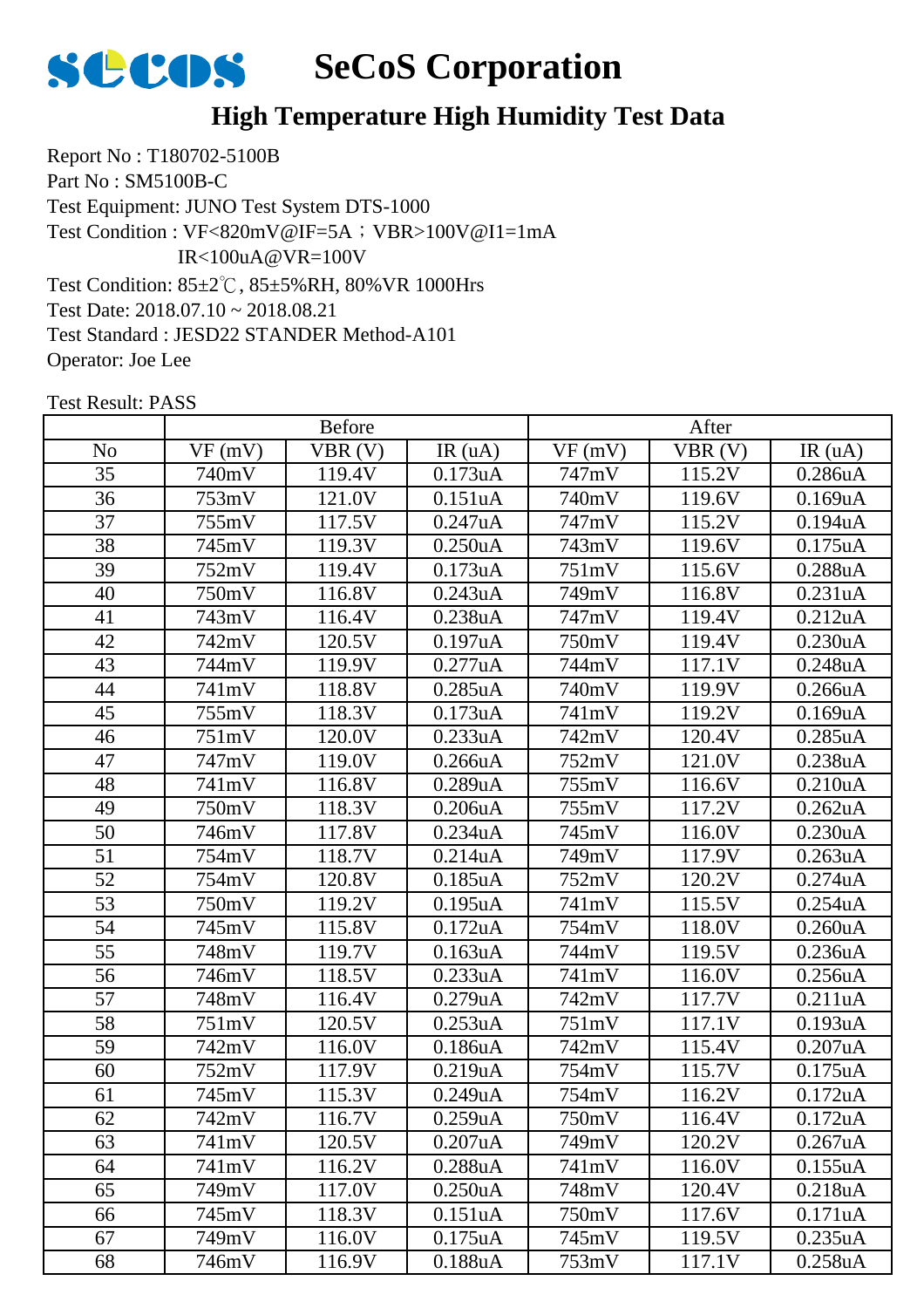# SeCoS Corporation

## High Temperature High Humidity Test Data

Report No : T180702-5100B
Part No : SM5100B-C
Test Equipment: JUNO Test System DTS-1000
Test Condition : VF<820mV@IF=5A；VBR>100V@I1=1mA
IR<100uA@VR=100V
Test Condition: 85±2℃, 85±5%RH, 80%VR 1000Hrs
Test Date: 2018.07.10 ~ 2018.08.21
Test Standard : JESD22 STANDER Method-A101
Operator: Joe Lee

Test Result: PASS

| | Before | | | After | | |
|---|---|---|---|---|---|---|
| No | VF (mV) | VBR (V) | IR (uA) | VF (mV) | VBR (V) | IR (uA) |
| 35 | 740mV | 119.4V | 0.173uA | 747mV | 115.2V | 0.286uA |
| 36 | 753mV | 121.0V | 0.151uA | 740mV | 119.6V | 0.169uA |
| 37 | 755mV | 117.5V | 0.247uA | 747mV | 115.2V | 0.194uA |
| 38 | 745mV | 119.3V | 0.250uA | 743mV | 119.6V | 0.175uA |
| 39 | 752mV | 119.4V | 0.173uA | 751mV | 115.6V | 0.288uA |
| 40 | 750mV | 116.8V | 0.243uA | 749mV | 116.8V | 0.231uA |
| 41 | 743mV | 116.4V | 0.238uA | 747mV | 119.4V | 0.212uA |
| 42 | 742mV | 120.5V | 0.197uA | 750mV | 119.4V | 0.230uA |
| 43 | 744mV | 119.9V | 0.277uA | 744mV | 117.1V | 0.248uA |
| 44 | 741mV | 118.8V | 0.285uA | 740mV | 119.9V | 0.266uA |
| 45 | 755mV | 118.3V | 0.173uA | 741mV | 119.2V | 0.169uA |
| 46 | 751mV | 120.0V | 0.233uA | 742mV | 120.4V | 0.285uA |
| 47 | 747mV | 119.0V | 0.266uA | 752mV | 121.0V | 0.238uA |
| 48 | 741mV | 116.8V | 0.289uA | 755mV | 116.6V | 0.210uA |
| 49 | 750mV | 118.3V | 0.206uA | 755mV | 117.2V | 0.262uA |
| 50 | 746mV | 117.8V | 0.234uA | 745mV | 116.0V | 0.230uA |
| 51 | 754mV | 118.7V | 0.214uA | 749mV | 117.9V | 0.263uA |
| 52 | 754mV | 120.8V | 0.185uA | 752mV | 120.2V | 0.274uA |
| 53 | 750mV | 119.2V | 0.195uA | 741mV | 115.5V | 0.254uA |
| 54 | 745mV | 115.8V | 0.172uA | 754mV | 118.0V | 0.260uA |
| 55 | 748mV | 119.7V | 0.163uA | 744mV | 119.5V | 0.236uA |
| 56 | 746mV | 118.5V | 0.233uA | 741mV | 116.0V | 0.256uA |
| 57 | 748mV | 116.4V | 0.279uA | 742mV | 117.7V | 0.211uA |
| 58 | 751mV | 120.5V | 0.253uA | 751mV | 117.1V | 0.193uA |
| 59 | 742mV | 116.0V | 0.186uA | 742mV | 115.4V | 0.207uA |
| 60 | 752mV | 117.9V | 0.219uA | 754mV | 115.7V | 0.175uA |
| 61 | 745mV | 115.3V | 0.249uA | 754mV | 116.2V | 0.172uA |
| 62 | 742mV | 116.7V | 0.259uA | 750mV | 116.4V | 0.172uA |
| 63 | 741mV | 120.5V | 0.207uA | 749mV | 120.2V | 0.267uA |
| 64 | 741mV | 116.2V | 0.288uA | 741mV | 116.0V | 0.155uA |
| 65 | 749mV | 117.0V | 0.250uA | 748mV | 120.4V | 0.218uA |
| 66 | 745mV | 118.3V | 0.151uA | 750mV | 117.6V | 0.171uA |
| 67 | 749mV | 116.0V | 0.175uA | 745mV | 119.5V | 0.235uA |
| 68 | 746mV | 116.9V | 0.188uA | 753mV | 117.1V | 0.258uA |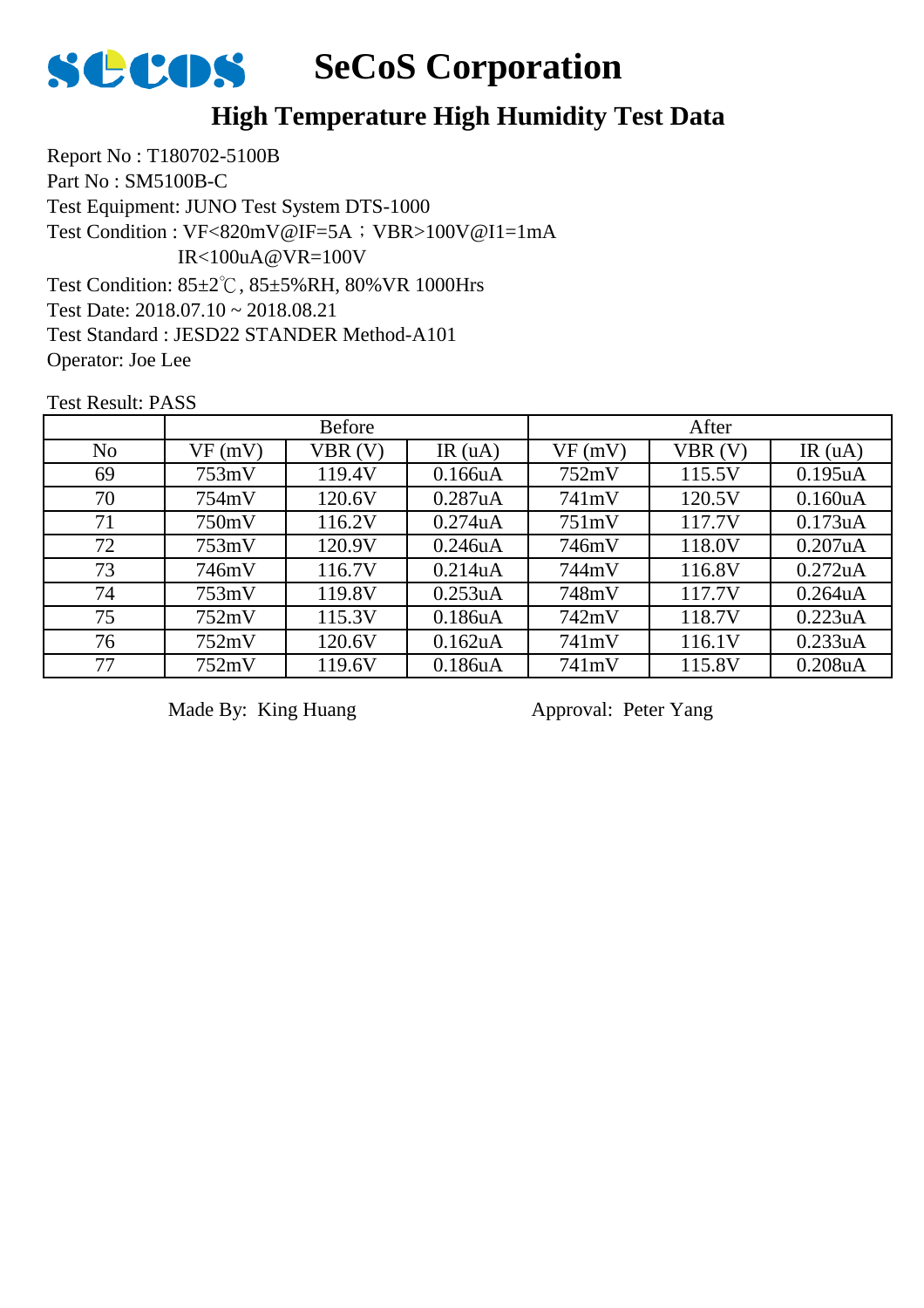# SeCoS Corporation

## High Temperature High Humidity Test Data

Report No : T180702-5100B
Part No : SM5100B-C
Test Equipment: JUNO Test System DTS-1000
Test Condition : VF<820mV@IF=5A；VBR>100V@I1=1mA
IR<100uA@VR=100V
Test Condition: 85±2℃, 85±5%RH, 80%VR 1000Hrs
Test Date: 2018.07.10 ~ 2018.08.21
Test Standard : JESD22 STANDER Method-A101
Operator: Joe Lee

Test Result: PASS

| | Before | | | After | | |
|---|---|---|---|---|---|---|
| No | VF (mV) | VBR (V) | IR (uA) | VF (mV) | VBR (V) | IR (uA) |
| 69 | 753mV | 119.4V | 0.166uA | 752mV | 115.5V | 0.195uA |
| 70 | 754mV | 120.6V | 0.287uA | 741mV | 120.5V | 0.160uA |
| 71 | 750mV | 116.2V | 0.274uA | 751mV | 117.7V | 0.173uA |
| 72 | 753mV | 120.9V | 0.246uA | 746mV | 118.0V | 0.207uA |
| 73 | 746mV | 116.7V | 0.214uA | 744mV | 116.8V | 0.272uA |
| 74 | 753mV | 119.8V | 0.253uA | 748mV | 117.7V | 0.264uA |
| 75 | 752mV | 115.3V | 0.186uA | 742mV | 118.7V | 0.223uA |
| 76 | 752mV | 120.6V | 0.162uA | 741mV | 116.1V | 0.233uA |
| 77 | 752mV | 119.6V | 0.186uA | 741mV | 115.8V | 0.208uA |

Made By: King Huang　　　　Approval: Peter Yang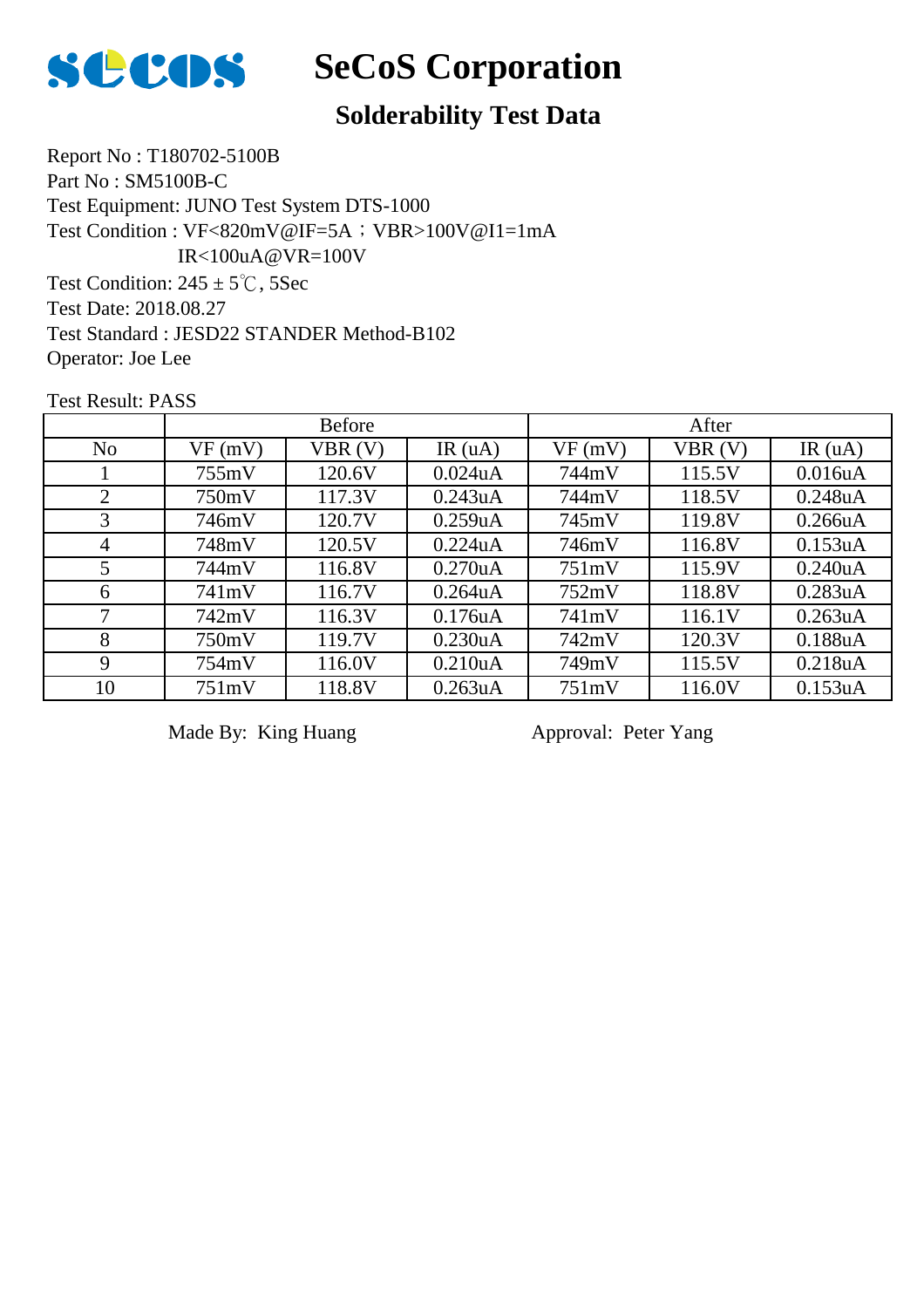# SeCoS Corporation

## Solderability Test Data

Report No : T180702-5100B
Part No : SM5100B-C
Test Equipment: JUNO Test System DTS-1000
Test Condition : VF<820mV@IF=5A；VBR>100V@I1=1mA
IR<100uA@VR=100V
Test Condition: 245 ± 5℃, 5Sec
Test Date: 2018.08.27
Test Standard : JESD22 STANDER Method-B102
Operator: Joe Lee

Test Result: PASS

| | Before | | | After | | |
|---|---|---|---|---|---|---|
| No | VF (mV) | VBR (V) | IR (uA) | VF (mV) | VBR (V) | IR (uA) |
| 1 | 755mV | 120.6V | 0.024uA | 744mV | 115.5V | 0.016uA |
| 2 | 750mV | 117.3V | 0.243uA | 744mV | 118.5V | 0.248uA |
| 3 | 746mV | 120.7V | 0.259uA | 745mV | 119.8V | 0.266uA |
| 4 | 748mV | 120.5V | 0.224uA | 746mV | 116.8V | 0.153uA |
| 5 | 744mV | 116.8V | 0.270uA | 751mV | 115.9V | 0.240uA |
| 6 | 741mV | 116.7V | 0.264uA | 752mV | 118.8V | 0.283uA |
| 7 | 742mV | 116.3V | 0.176uA | 741mV | 116.1V | 0.263uA |
| 8 | 750mV | 119.7V | 0.230uA | 742mV | 120.3V | 0.188uA |
| 9 | 754mV | 116.0V | 0.210uA | 749mV | 115.5V | 0.218uA |
| 10 | 751mV | 118.8V | 0.263uA | 751mV | 116.0V | 0.153uA |

Made By: King Huang　　　　　　Approval: Peter Yang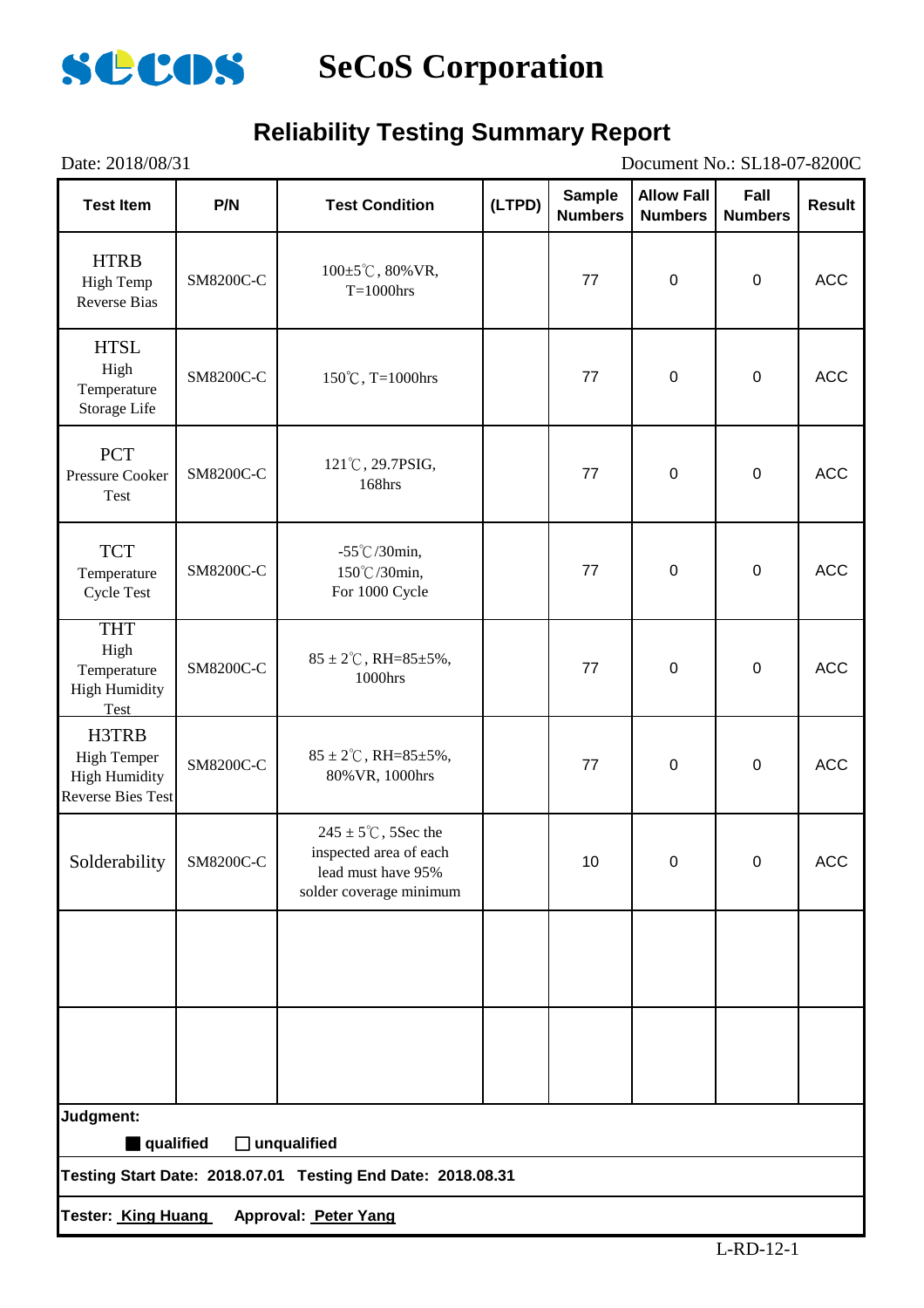# SeCoS Corporation

## Reliability Testing Summary Report

Date: 2018/08/31 Document No.: SL18-07-8200C

| Test Item | P/N | Test Condition | (LTPD) | Sample Numbers | Allow Fall Numbers | Fall Numbers | Result |
|---|---|---|---|---|---|---|---|
| HTRB High Temp Reverse Bias | SM8200C-C | 100±5℃, 80%VR, T=1000hrs | | 77 | 0 | 0 | ACC |
| HTSL High Temperature Storage Life | SM8200C-C | 150℃, T=1000hrs | | 77 | 0 | 0 | ACC |
| PCT Pressure Cooker Test | SM8200C-C | 121℃, 29.7PSIG, 168hrs | | 77 | 0 | 0 | ACC |
| TCT Temperature Cycle Test | SM8200C-C | -55℃/30min, 150℃/30min, For 1000 Cycle | | 77 | 0 | 0 | ACC |
| THT High Temperature High Humidity Test | SM8200C-C | 85 ± 2℃, RH=85±5%, 1000hrs | | 77 | 0 | 0 | ACC |
| H3TRB High Temper High Humidity Reverse Bies Test | SM8200C-C | 85 ± 2℃, RH=85±5%, 80%VR, 1000hrs | | 77 | 0 | 0 | ACC |
| Solderability | SM8200C-C | 245 ± 5℃, 5Sec the inspected area of each lead must have 95% solder coverage minimum | | 10 | 0 | 0 | ACC |
| | | | | | | | |
| | | | | | | | |

**Judgment:**

■ **qualified** □ **unqualified**

**Testing Start Date: 2018.07.01 Testing End Date: 2018.08.31**

**Tester: King Huang Approval: Peter Yang**

L-RD-12-1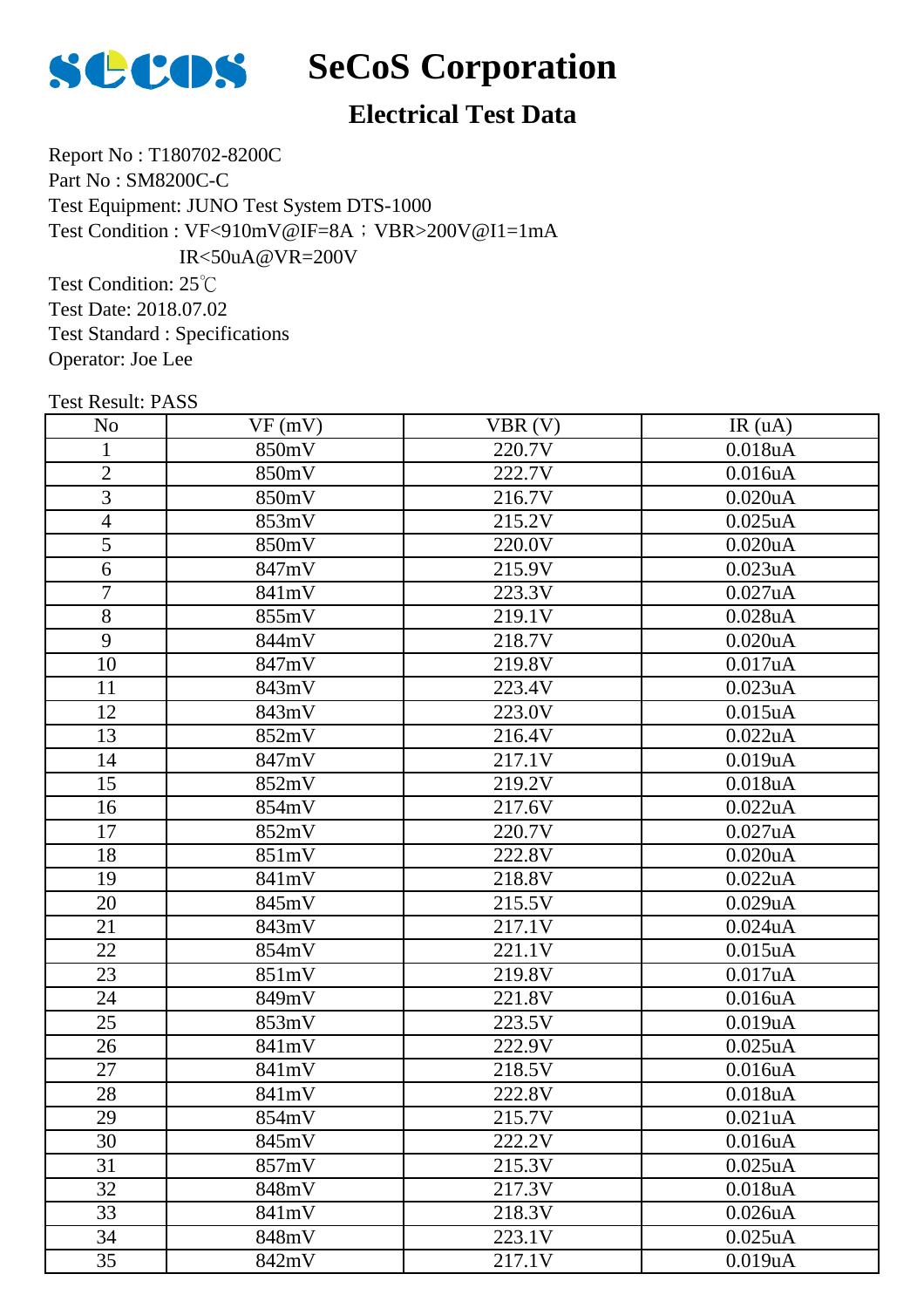# SeCoS Corporation

## Electrical Test Data

Report No : T180702-8200C
Part No : SM8200C-C
Test Equipment: JUNO Test System DTS-1000
Test Condition : VF<910mV@IF=8A；VBR>200V@I1=1mA
IR<50uA@VR=200V
Test Condition: 25℃
Test Date: 2018.07.02
Test Standard : Specifications
Operator: Joe Lee

Test Result: PASS

| No | VF (mV) | VBR (V) | IR (uA) |
|---|---|---|---|
| 1 | 850mV | 220.7V | 0.018uA |
| 2 | 850mV | 222.7V | 0.016uA |
| 3 | 850mV | 216.7V | 0.020uA |
| 4 | 853mV | 215.2V | 0.025uA |
| 5 | 850mV | 220.0V | 0.020uA |
| 6 | 847mV | 215.9V | 0.023uA |
| 7 | 841mV | 223.3V | 0.027uA |
| 8 | 855mV | 219.1V | 0.028uA |
| 9 | 844mV | 218.7V | 0.020uA |
| 10 | 847mV | 219.8V | 0.017uA |
| 11 | 843mV | 223.4V | 0.023uA |
| 12 | 843mV | 223.0V | 0.015uA |
| 13 | 852mV | 216.4V | 0.022uA |
| 14 | 847mV | 217.1V | 0.019uA |
| 15 | 852mV | 219.2V | 0.018uA |
| 16 | 854mV | 217.6V | 0.022uA |
| 17 | 852mV | 220.7V | 0.027uA |
| 18 | 851mV | 222.8V | 0.020uA |
| 19 | 841mV | 218.8V | 0.022uA |
| 20 | 845mV | 215.5V | 0.029uA |
| 21 | 843mV | 217.1V | 0.024uA |
| 22 | 854mV | 221.1V | 0.015uA |
| 23 | 851mV | 219.8V | 0.017uA |
| 24 | 849mV | 221.8V | 0.016uA |
| 25 | 853mV | 223.5V | 0.019uA |
| 26 | 841mV | 222.9V | 0.025uA |
| 27 | 841mV | 218.5V | 0.016uA |
| 28 | 841mV | 222.8V | 0.018uA |
| 29 | 854mV | 215.7V | 0.021uA |
| 30 | 845mV | 222.2V | 0.016uA |
| 31 | 857mV | 215.3V | 0.025uA |
| 32 | 848mV | 217.3V | 0.018uA |
| 33 | 841mV | 218.3V | 0.026uA |
| 34 | 848mV | 223.1V | 0.025uA |
| 35 | 842mV | 217.1V | 0.019uA |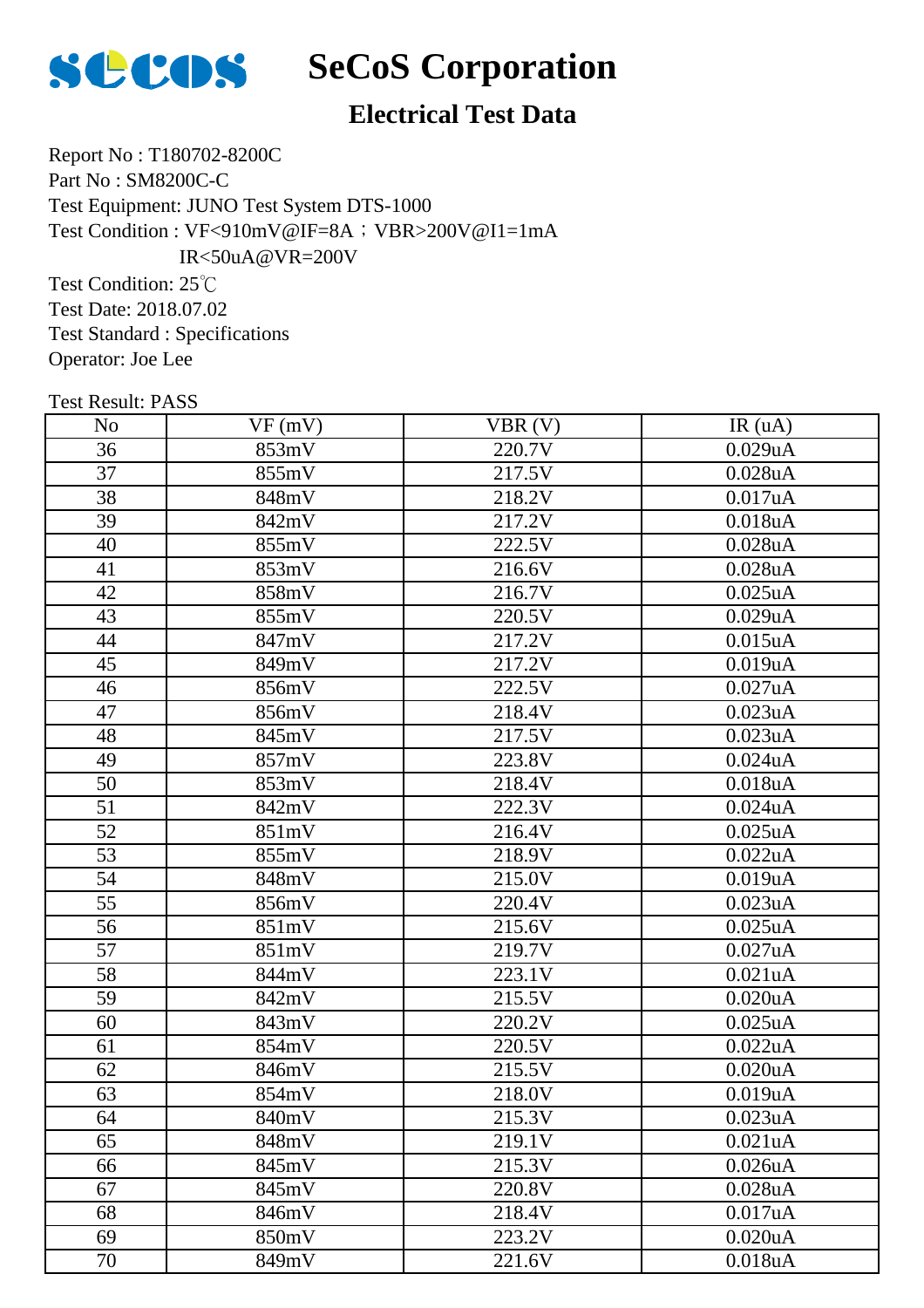# SeCoS Corporation

## Electrical Test Data

Report No : T180702-8200C
Part No : SM8200C-C
Test Equipment: JUNO Test System DTS-1000
Test Condition : VF<910mV@IF=8A；VBR>200V@I1=1mA
IR<50uA@VR=200V
Test Condition: 25℃
Test Date: 2018.07.02
Test Standard : Specifications
Operator: Joe Lee

Test Result: PASS

| No | VF (mV) | VBR (V) | IR (uA) |
|---|---|---|---|
| 36 | 853mV | 220.7V | 0.029uA |
| 37 | 855mV | 217.5V | 0.028uA |
| 38 | 848mV | 218.2V | 0.017uA |
| 39 | 842mV | 217.2V | 0.018uA |
| 40 | 855mV | 222.5V | 0.028uA |
| 41 | 853mV | 216.6V | 0.028uA |
| 42 | 858mV | 216.7V | 0.025uA |
| 43 | 855mV | 220.5V | 0.029uA |
| 44 | 847mV | 217.2V | 0.015uA |
| 45 | 849mV | 217.2V | 0.019uA |
| 46 | 856mV | 222.5V | 0.027uA |
| 47 | 856mV | 218.4V | 0.023uA |
| 48 | 845mV | 217.5V | 0.023uA |
| 49 | 857mV | 223.8V | 0.024uA |
| 50 | 853mV | 218.4V | 0.018uA |
| 51 | 842mV | 222.3V | 0.024uA |
| 52 | 851mV | 216.4V | 0.025uA |
| 53 | 855mV | 218.9V | 0.022uA |
| 54 | 848mV | 215.0V | 0.019uA |
| 55 | 856mV | 220.4V | 0.023uA |
| 56 | 851mV | 215.6V | 0.025uA |
| 57 | 851mV | 219.7V | 0.027uA |
| 58 | 844mV | 223.1V | 0.021uA |
| 59 | 842mV | 215.5V | 0.020uA |
| 60 | 843mV | 220.2V | 0.025uA |
| 61 | 854mV | 220.5V | 0.022uA |
| 62 | 846mV | 215.5V | 0.020uA |
| 63 | 854mV | 218.0V | 0.019uA |
| 64 | 840mV | 215.3V | 0.023uA |
| 65 | 848mV | 219.1V | 0.021uA |
| 66 | 845mV | 215.3V | 0.026uA |
| 67 | 845mV | 220.8V | 0.028uA |
| 68 | 846mV | 218.4V | 0.017uA |
| 69 | 850mV | 223.2V | 0.020uA |
| 70 | 849mV | 221.6V | 0.018uA |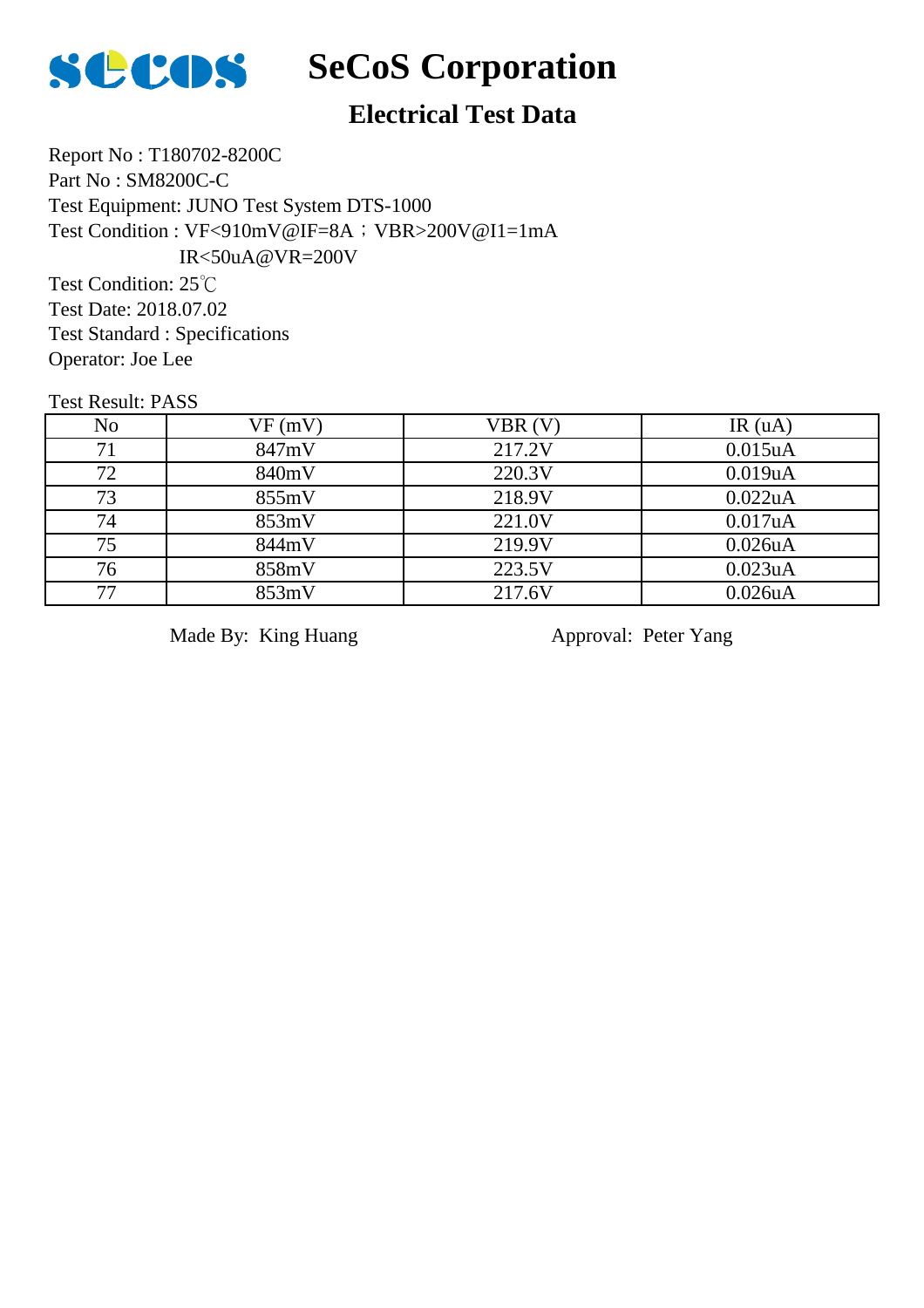# SeCoS Corporation

## Electrical Test Data

Report No : T180702-8200C
Part No : SM8200C-C
Test Equipment: JUNO Test System DTS-1000
Test Condition : VF<910mV@IF=8A；VBR>200V@I1=1mA
IR<50uA@VR=200V
Test Condition: 25℃
Test Date: 2018.07.02
Test Standard : Specifications
Operator: Joe Lee

Test Result: PASS

| No | VF (mV) | VBR (V) | IR (uA) |
|---|---|---|---|
| 71 | 847mV | 217.2V | 0.015uA |
| 72 | 840mV | 220.3V | 0.019uA |
| 73 | 855mV | 218.9V | 0.022uA |
| 74 | 853mV | 221.0V | 0.017uA |
| 75 | 844mV | 219.9V | 0.026uA |
| 76 | 858mV | 223.5V | 0.023uA |
| 77 | 853mV | 217.6V | 0.026uA |

Made By: King Huang　　　　　　　　Approval: Peter Yang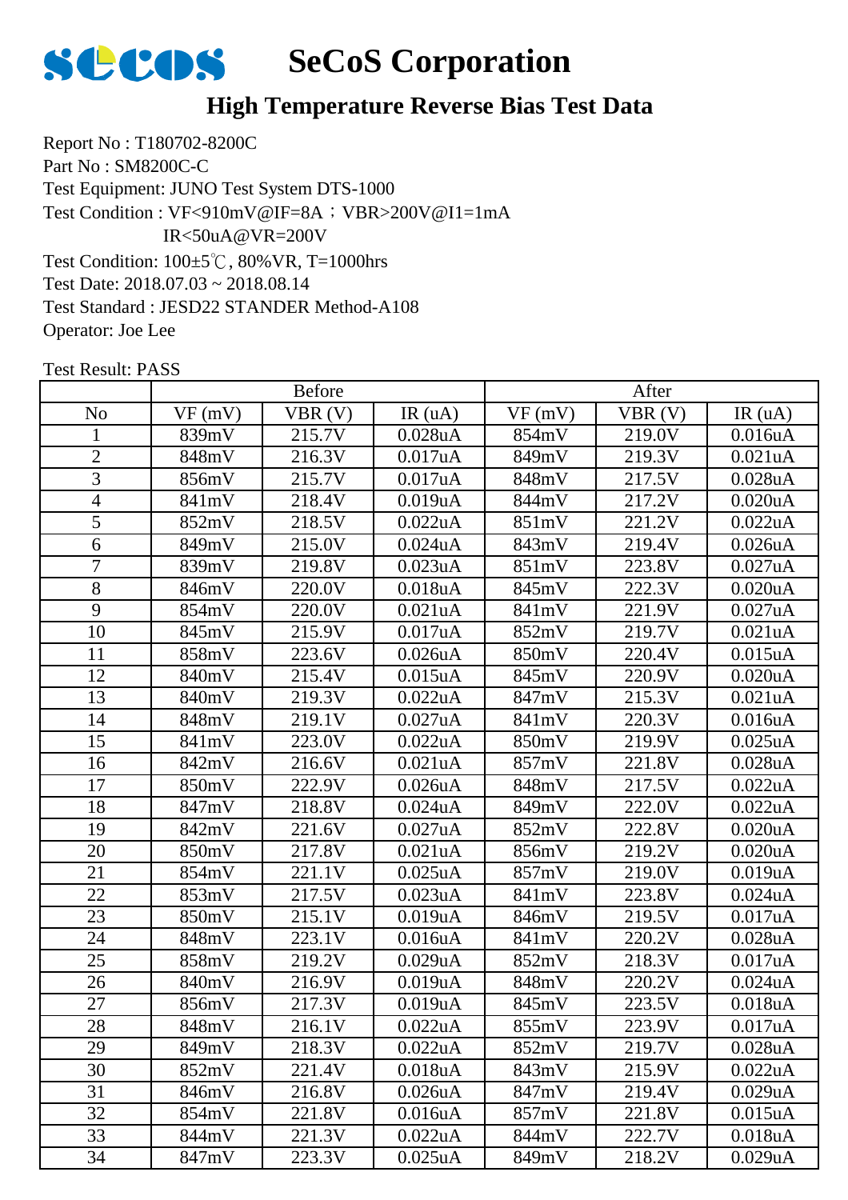# SeCoS Corporation

## High Temperature Reverse Bias Test Data

Report No : T180702-8200C
Part No : SM8200C-C
Test Equipment: JUNO Test System DTS-1000
Test Condition : VF<910mV@IF=8A；VBR>200V@I1=1mA
IR<50uA@VR=200V
Test Condition: 100±5℃, 80%VR, T=1000hrs
Test Date: 2018.07.03 ~ 2018.08.14
Test Standard : JESD22 STANDER Method-A108
Operator: Joe Lee

Test Result: PASS

| | Before | | | After | | |
|---|---|---|---|---|---|---|
| No | VF (mV) | VBR (V) | IR (uA) | VF (mV) | VBR (V) | IR (uA) |
| 1 | 839mV | 215.7V | 0.028uA | 854mV | 219.0V | 0.016uA |
| 2 | 848mV | 216.3V | 0.017uA | 849mV | 219.3V | 0.021uA |
| 3 | 856mV | 215.7V | 0.017uA | 848mV | 217.5V | 0.028uA |
| 4 | 841mV | 218.4V | 0.019uA | 844mV | 217.2V | 0.020uA |
| 5 | 852mV | 218.5V | 0.022uA | 851mV | 221.2V | 0.022uA |
| 6 | 849mV | 215.0V | 0.024uA | 843mV | 219.4V | 0.026uA |
| 7 | 839mV | 219.8V | 0.023uA | 851mV | 223.8V | 0.027uA |
| 8 | 846mV | 220.0V | 0.018uA | 845mV | 222.3V | 0.020uA |
| 9 | 854mV | 220.0V | 0.021uA | 841mV | 221.9V | 0.027uA |
| 10 | 845mV | 215.9V | 0.017uA | 852mV | 219.7V | 0.021uA |
| 11 | 858mV | 223.6V | 0.026uA | 850mV | 220.4V | 0.015uA |
| 12 | 840mV | 215.4V | 0.015uA | 845mV | 220.9V | 0.020uA |
| 13 | 840mV | 219.3V | 0.022uA | 847mV | 215.3V | 0.021uA |
| 14 | 848mV | 219.1V | 0.027uA | 841mV | 220.3V | 0.016uA |
| 15 | 841mV | 223.0V | 0.022uA | 850mV | 219.9V | 0.025uA |
| 16 | 842mV | 216.6V | 0.021uA | 857mV | 221.8V | 0.028uA |
| 17 | 850mV | 222.9V | 0.026uA | 848mV | 217.5V | 0.022uA |
| 18 | 847mV | 218.8V | 0.024uA | 849mV | 222.0V | 0.022uA |
| 19 | 842mV | 221.6V | 0.027uA | 852mV | 222.8V | 0.020uA |
| 20 | 850mV | 217.8V | 0.021uA | 856mV | 219.2V | 0.020uA |
| 21 | 854mV | 221.1V | 0.025uA | 857mV | 219.0V | 0.019uA |
| 22 | 853mV | 217.5V | 0.023uA | 841mV | 223.8V | 0.024uA |
| 23 | 850mV | 215.1V | 0.019uA | 846mV | 219.5V | 0.017uA |
| 24 | 848mV | 223.1V | 0.016uA | 841mV | 220.2V | 0.028uA |
| 25 | 858mV | 219.2V | 0.029uA | 852mV | 218.3V | 0.017uA |
| 26 | 840mV | 216.9V | 0.019uA | 848mV | 220.2V | 0.024uA |
| 27 | 856mV | 217.3V | 0.019uA | 845mV | 223.5V | 0.018uA |
| 28 | 848mV | 216.1V | 0.022uA | 855mV | 223.9V | 0.017uA |
| 29 | 849mV | 218.3V | 0.022uA | 852mV | 219.7V | 0.028uA |
| 30 | 852mV | 221.4V | 0.018uA | 843mV | 215.9V | 0.022uA |
| 31 | 846mV | 216.8V | 0.026uA | 847mV | 219.4V | 0.029uA |
| 32 | 854mV | 221.8V | 0.016uA | 857mV | 221.8V | 0.015uA |
| 33 | 844mV | 221.3V | 0.022uA | 844mV | 222.7V | 0.018uA |
| 34 | 847mV | 223.3V | 0.025uA | 849mV | 218.2V | 0.029uA |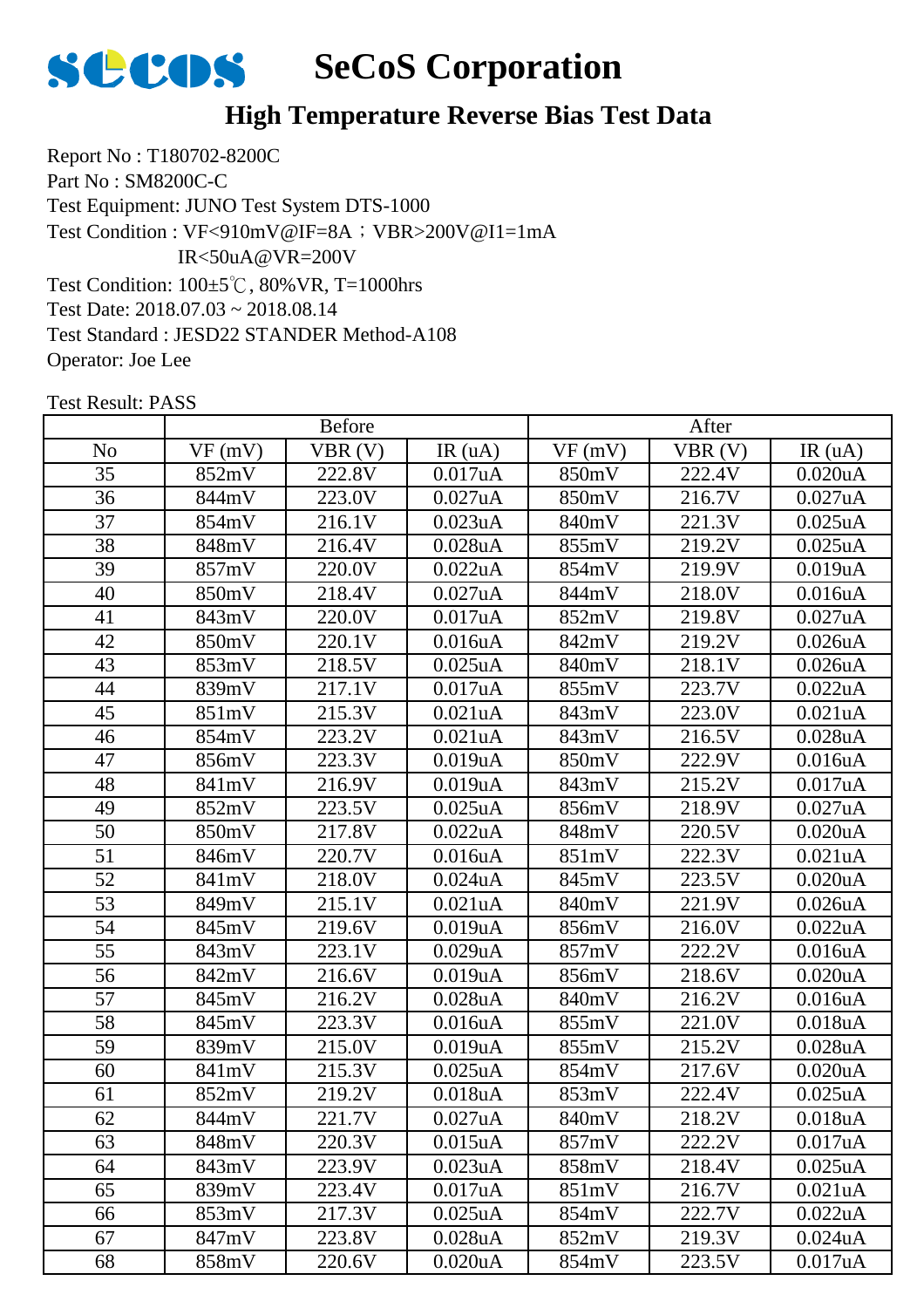# SeCoS Corporation

## High Temperature Reverse Bias Test Data

Report No : T180702-8200C
Part No : SM8200C-C
Test Equipment: JUNO Test System DTS-1000
Test Condition : VF<910mV@IF=8A；VBR>200V@I1=1mA
IR<50uA@VR=200V
Test Condition: 100±5℃, 80%VR, T=1000hrs
Test Date: 2018.07.03 ~ 2018.08.14
Test Standard : JESD22 STANDER Method-A108
Operator: Joe Lee

Test Result: PASS

| | Before | | | After | | |
|---|---|---|---|---|---|---|
| No | VF (mV) | VBR (V) | IR (uA) | VF (mV) | VBR (V) | IR (uA) |
| 35 | 852mV | 222.8V | 0.017uA | 850mV | 222.4V | 0.020uA |
| 36 | 844mV | 223.0V | 0.027uA | 850mV | 216.7V | 0.027uA |
| 37 | 854mV | 216.1V | 0.023uA | 840mV | 221.3V | 0.025uA |
| 38 | 848mV | 216.4V | 0.028uA | 855mV | 219.2V | 0.025uA |
| 39 | 857mV | 220.0V | 0.022uA | 854mV | 219.9V | 0.019uA |
| 40 | 850mV | 218.4V | 0.027uA | 844mV | 218.0V | 0.016uA |
| 41 | 843mV | 220.0V | 0.017uA | 852mV | 219.8V | 0.027uA |
| 42 | 850mV | 220.1V | 0.016uA | 842mV | 219.2V | 0.026uA |
| 43 | 853mV | 218.5V | 0.025uA | 840mV | 218.1V | 0.026uA |
| 44 | 839mV | 217.1V | 0.017uA | 855mV | 223.7V | 0.022uA |
| 45 | 851mV | 215.3V | 0.021uA | 843mV | 223.0V | 0.021uA |
| 46 | 854mV | 223.2V | 0.021uA | 843mV | 216.5V | 0.028uA |
| 47 | 856mV | 223.3V | 0.019uA | 850mV | 222.9V | 0.016uA |
| 48 | 841mV | 216.9V | 0.019uA | 843mV | 215.2V | 0.017uA |
| 49 | 852mV | 223.5V | 0.025uA | 856mV | 218.9V | 0.027uA |
| 50 | 850mV | 217.8V | 0.022uA | 848mV | 220.5V | 0.020uA |
| 51 | 846mV | 220.7V | 0.016uA | 851mV | 222.3V | 0.021uA |
| 52 | 841mV | 218.0V | 0.024uA | 845mV | 223.5V | 0.020uA |
| 53 | 849mV | 215.1V | 0.021uA | 840mV | 221.9V | 0.026uA |
| 54 | 845mV | 219.6V | 0.019uA | 856mV | 216.0V | 0.022uA |
| 55 | 843mV | 223.1V | 0.029uA | 857mV | 222.2V | 0.016uA |
| 56 | 842mV | 216.6V | 0.019uA | 856mV | 218.6V | 0.020uA |
| 57 | 845mV | 216.2V | 0.028uA | 840mV | 216.2V | 0.016uA |
| 58 | 845mV | 223.3V | 0.016uA | 855mV | 221.0V | 0.018uA |
| 59 | 839mV | 215.0V | 0.019uA | 855mV | 215.2V | 0.028uA |
| 60 | 841mV | 215.3V | 0.025uA | 854mV | 217.6V | 0.020uA |
| 61 | 852mV | 219.2V | 0.018uA | 853mV | 222.4V | 0.025uA |
| 62 | 844mV | 221.7V | 0.027uA | 840mV | 218.2V | 0.018uA |
| 63 | 848mV | 220.3V | 0.015uA | 857mV | 222.2V | 0.017uA |
| 64 | 843mV | 223.9V | 0.023uA | 858mV | 218.4V | 0.025uA |
| 65 | 839mV | 223.4V | 0.017uA | 851mV | 216.7V | 0.021uA |
| 66 | 853mV | 217.3V | 0.025uA | 854mV | 222.7V | 0.022uA |
| 67 | 847mV | 223.8V | 0.028uA | 852mV | 219.3V | 0.024uA |
| 68 | 858mV | 220.6V | 0.020uA | 854mV | 223.5V | 0.017uA |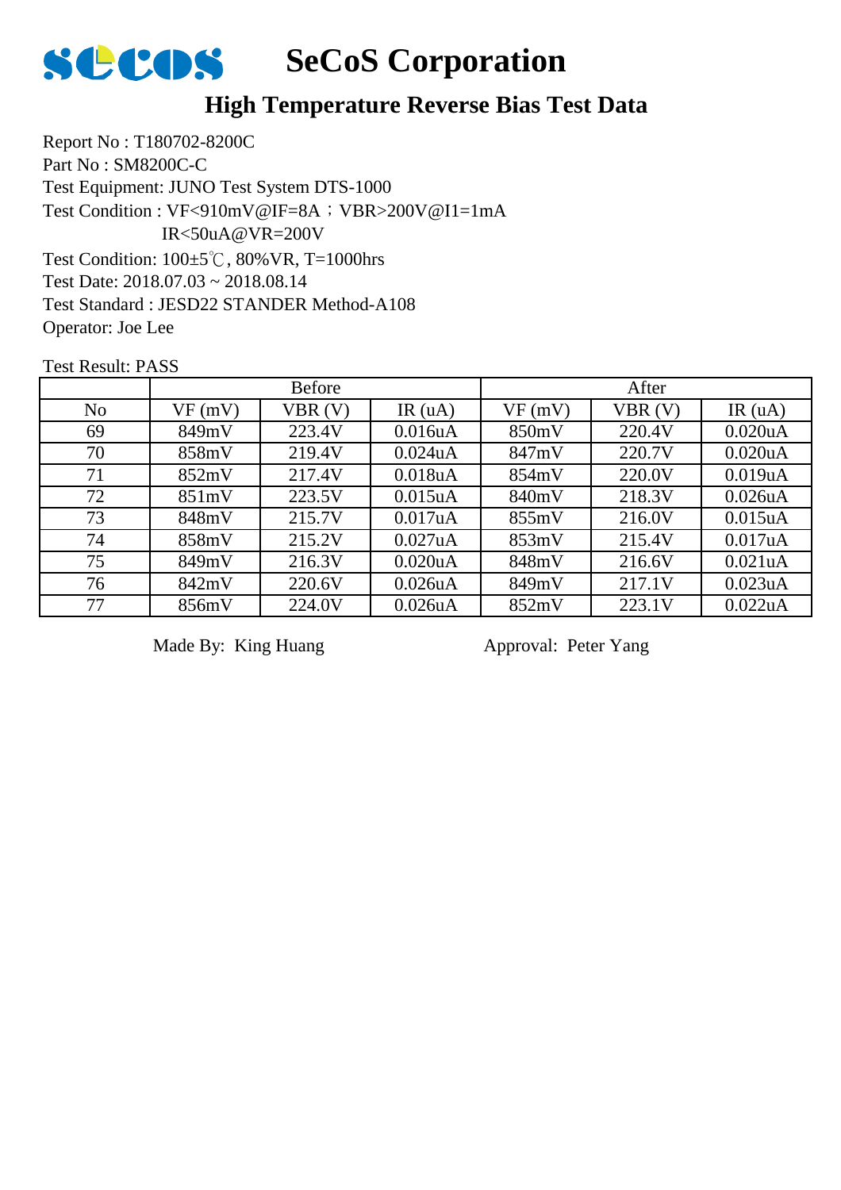# SeCoS Corporation

## High Temperature Reverse Bias Test Data

Report No : T180702-8200C
Part No : SM8200C-C
Test Equipment: JUNO Test System DTS-1000
Test Condition : VF<910mV@IF=8A；VBR>200V@I1=1mA
IR<50uA@VR=200V
Test Condition: 100±5℃, 80%VR, T=1000hrs
Test Date: 2018.07.03 ~ 2018.08.14
Test Standard : JESD22 STANDER Method-A108
Operator: Joe Lee

Test Result: PASS

| | Before | | | After | | |
|---|---|---|---|---|---|---|
| No | VF (mV) | VBR (V) | IR (uA) | VF (mV) | VBR (V) | IR (uA) |
| 69 | 849mV | 223.4V | 0.016uA | 850mV | 220.4V | 0.020uA |
| 70 | 858mV | 219.4V | 0.024uA | 847mV | 220.7V | 0.020uA |
| 71 | 852mV | 217.4V | 0.018uA | 854mV | 220.0V | 0.019uA |
| 72 | 851mV | 223.5V | 0.015uA | 840mV | 218.3V | 0.026uA |
| 73 | 848mV | 215.7V | 0.017uA | 855mV | 216.0V | 0.015uA |
| 74 | 858mV | 215.2V | 0.027uA | 853mV | 215.4V | 0.017uA |
| 75 | 849mV | 216.3V | 0.020uA | 848mV | 216.6V | 0.021uA |
| 76 | 842mV | 220.6V | 0.026uA | 849mV | 217.1V | 0.023uA |
| 77 | 856mV | 224.0V | 0.026uA | 852mV | 223.1V | 0.022uA |

Made By: King Huang　　　　　　Approval: Peter Yang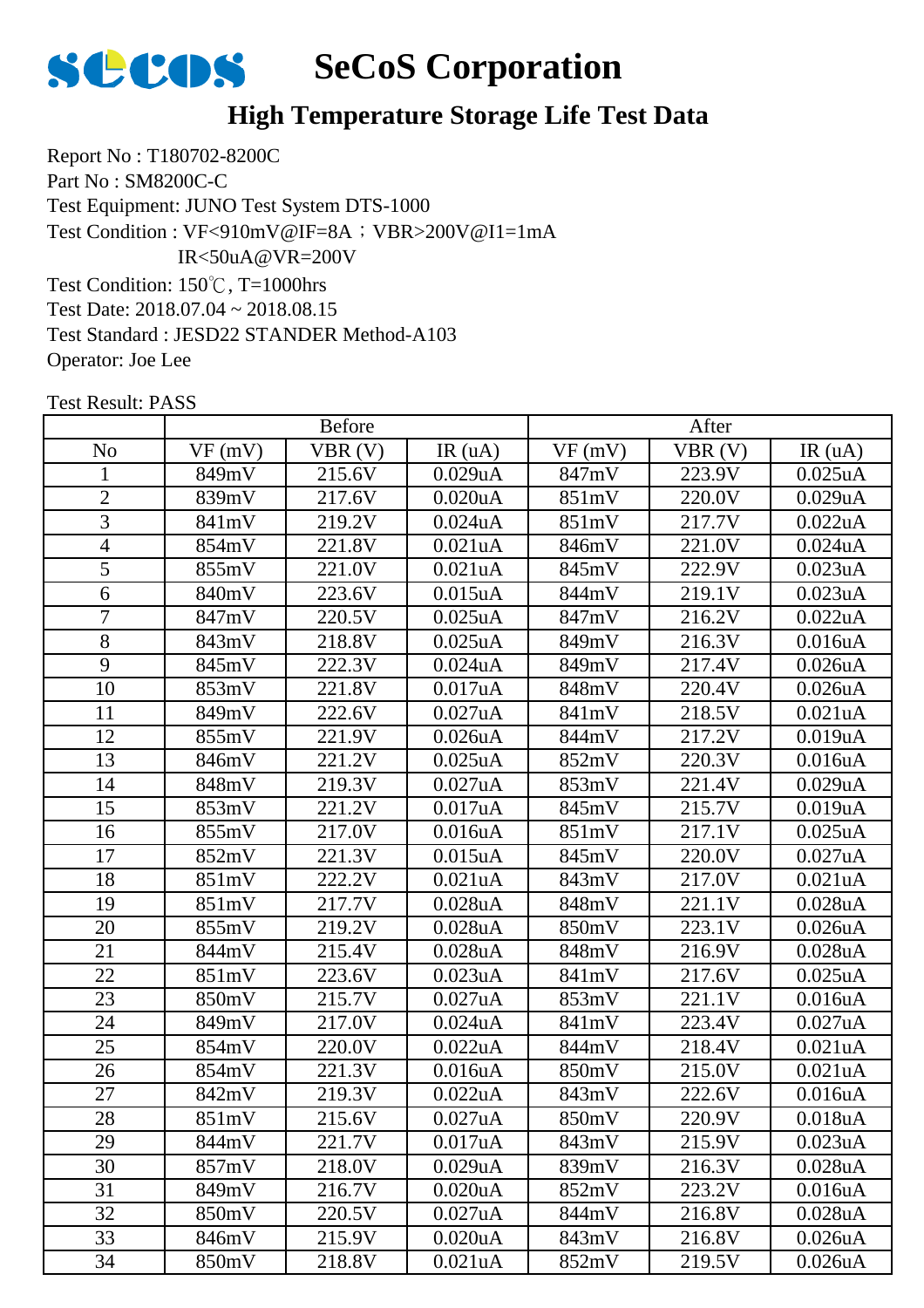# SeCoS Corporation

## High Temperature Storage Life Test Data

Report No : T180702-8200C
Part No : SM8200C-C
Test Equipment: JUNO Test System DTS-1000
Test Condition : VF<910mV@IF=8A；VBR>200V@I1=1mA
IR<50uA@VR=200V
Test Condition: 150℃, T=1000hrs
Test Date: 2018.07.04 ~ 2018.08.15
Test Standard : JESD22 STANDER Method-A103
Operator: Joe Lee

Test Result: PASS

| | Before | | | After | | |
|---|---|---|---|---|---|---|
| No | VF (mV) | VBR (V) | IR (uA) | VF (mV) | VBR (V) | IR (uA) |
| 1 | 849mV | 215.6V | 0.029uA | 847mV | 223.9V | 0.025uA |
| 2 | 839mV | 217.6V | 0.020uA | 851mV | 220.0V | 0.029uA |
| 3 | 841mV | 219.2V | 0.024uA | 851mV | 217.7V | 0.022uA |
| 4 | 854mV | 221.8V | 0.021uA | 846mV | 221.0V | 0.024uA |
| 5 | 855mV | 221.0V | 0.021uA | 845mV | 222.9V | 0.023uA |
| 6 | 840mV | 223.6V | 0.015uA | 844mV | 219.1V | 0.023uA |
| 7 | 847mV | 220.5V | 0.025uA | 847mV | 216.2V | 0.022uA |
| 8 | 843mV | 218.8V | 0.025uA | 849mV | 216.3V | 0.016uA |
| 9 | 845mV | 222.3V | 0.024uA | 849mV | 217.4V | 0.026uA |
| 10 | 853mV | 221.8V | 0.017uA | 848mV | 220.4V | 0.026uA |
| 11 | 849mV | 222.6V | 0.027uA | 841mV | 218.5V | 0.021uA |
| 12 | 855mV | 221.9V | 0.026uA | 844mV | 217.2V | 0.019uA |
| 13 | 846mV | 221.2V | 0.025uA | 852mV | 220.3V | 0.016uA |
| 14 | 848mV | 219.3V | 0.027uA | 853mV | 221.4V | 0.029uA |
| 15 | 853mV | 221.2V | 0.017uA | 845mV | 215.7V | 0.019uA |
| 16 | 855mV | 217.0V | 0.016uA | 851mV | 217.1V | 0.025uA |
| 17 | 852mV | 221.3V | 0.015uA | 845mV | 220.0V | 0.027uA |
| 18 | 851mV | 222.2V | 0.021uA | 843mV | 217.0V | 0.021uA |
| 19 | 851mV | 217.7V | 0.028uA | 848mV | 221.1V | 0.028uA |
| 20 | 855mV | 219.2V | 0.028uA | 850mV | 223.1V | 0.026uA |
| 21 | 844mV | 215.4V | 0.028uA | 848mV | 216.9V | 0.028uA |
| 22 | 851mV | 223.6V | 0.023uA | 841mV | 217.6V | 0.025uA |
| 23 | 850mV | 215.7V | 0.027uA | 853mV | 221.1V | 0.016uA |
| 24 | 849mV | 217.0V | 0.024uA | 841mV | 223.4V | 0.027uA |
| 25 | 854mV | 220.0V | 0.022uA | 844mV | 218.4V | 0.021uA |
| 26 | 854mV | 221.3V | 0.016uA | 850mV | 215.0V | 0.021uA |
| 27 | 842mV | 219.3V | 0.022uA | 843mV | 222.6V | 0.016uA |
| 28 | 851mV | 215.6V | 0.027uA | 850mV | 220.9V | 0.018uA |
| 29 | 844mV | 221.7V | 0.017uA | 843mV | 215.9V | 0.023uA |
| 30 | 857mV | 218.0V | 0.029uA | 839mV | 216.3V | 0.028uA |
| 31 | 849mV | 216.7V | 0.020uA | 852mV | 223.2V | 0.016uA |
| 32 | 850mV | 220.5V | 0.027uA | 844mV | 216.8V | 0.028uA |
| 33 | 846mV | 215.9V | 0.020uA | 843mV | 216.8V | 0.026uA |
| 34 | 850mV | 218.8V | 0.021uA | 852mV | 219.5V | 0.026uA |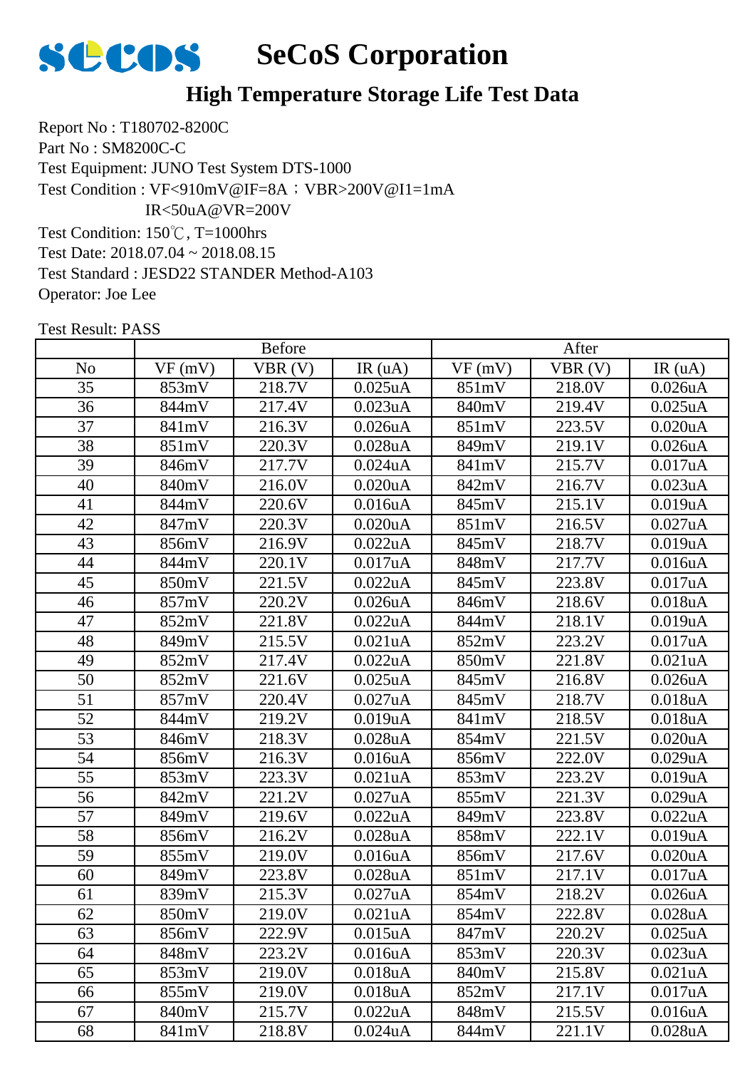# SeCoS Corporation

## High Temperature Storage Life Test Data

Report No : T180702-8200C
Part No : SM8200C-C
Test Equipment: JUNO Test System DTS-1000
Test Condition : VF<910mV@IF=8A；VBR>200V@I1=1mA
IR<50uA@VR=200V
Test Condition: 150℃, T=1000hrs
Test Date: 2018.07.04 ~ 2018.08.15
Test Standard : JESD22 STANDER Method-A103
Operator: Joe Lee

Test Result: PASS

| | Before | | | After | | |
|---|---|---|---|---|---|---|
| No | VF (mV) | VBR (V) | IR (uA) | VF (mV) | VBR (V) | IR (uA) |
| 35 | 853mV | 218.7V | 0.025uA | 851mV | 218.0V | 0.026uA |
| 36 | 844mV | 217.4V | 0.023uA | 840mV | 219.4V | 0.025uA |
| 37 | 841mV | 216.3V | 0.026uA | 851mV | 223.5V | 0.020uA |
| 38 | 851mV | 220.3V | 0.028uA | 849mV | 219.1V | 0.026uA |
| 39 | 846mV | 217.7V | 0.024uA | 841mV | 215.7V | 0.017uA |
| 40 | 840mV | 216.0V | 0.020uA | 842mV | 216.7V | 0.023uA |
| 41 | 844mV | 220.6V | 0.016uA | 845mV | 215.1V | 0.019uA |
| 42 | 847mV | 220.3V | 0.020uA | 851mV | 216.5V | 0.027uA |
| 43 | 856mV | 216.9V | 0.022uA | 845mV | 218.7V | 0.019uA |
| 44 | 844mV | 220.1V | 0.017uA | 848mV | 217.7V | 0.016uA |
| 45 | 850mV | 221.5V | 0.022uA | 845mV | 223.8V | 0.017uA |
| 46 | 857mV | 220.2V | 0.026uA | 846mV | 218.6V | 0.018uA |
| 47 | 852mV | 221.8V | 0.022uA | 844mV | 218.1V | 0.019uA |
| 48 | 849mV | 215.5V | 0.021uA | 852mV | 223.2V | 0.017uA |
| 49 | 852mV | 217.4V | 0.022uA | 850mV | 221.8V | 0.021uA |
| 50 | 852mV | 221.6V | 0.025uA | 845mV | 216.8V | 0.026uA |
| 51 | 857mV | 220.4V | 0.027uA | 845mV | 218.7V | 0.018uA |
| 52 | 844mV | 219.2V | 0.019uA | 841mV | 218.5V | 0.018uA |
| 53 | 846mV | 218.3V | 0.028uA | 854mV | 221.5V | 0.020uA |
| 54 | 856mV | 216.3V | 0.016uA | 856mV | 222.0V | 0.029uA |
| 55 | 853mV | 223.3V | 0.021uA | 853mV | 223.2V | 0.019uA |
| 56 | 842mV | 221.2V | 0.027uA | 855mV | 221.3V | 0.029uA |
| 57 | 849mV | 219.6V | 0.022uA | 849mV | 223.8V | 0.022uA |
| 58 | 856mV | 216.2V | 0.028uA | 858mV | 222.1V | 0.019uA |
| 59 | 855mV | 219.0V | 0.016uA | 856mV | 217.6V | 0.020uA |
| 60 | 849mV | 223.8V | 0.028uA | 851mV | 217.1V | 0.017uA |
| 61 | 839mV | 215.3V | 0.027uA | 854mV | 218.2V | 0.026uA |
| 62 | 850mV | 219.0V | 0.021uA | 854mV | 222.8V | 0.028uA |
| 63 | 856mV | 222.9V | 0.015uA | 847mV | 220.2V | 0.025uA |
| 64 | 848mV | 223.2V | 0.016uA | 853mV | 220.3V | 0.023uA |
| 65 | 853mV | 219.0V | 0.018uA | 840mV | 215.8V | 0.021uA |
| 66 | 855mV | 219.0V | 0.018uA | 852mV | 217.1V | 0.017uA |
| 67 | 840mV | 215.7V | 0.022uA | 848mV | 215.5V | 0.016uA |
| 68 | 841mV | 218.8V | 0.024uA | 844mV | 221.1V | 0.028uA |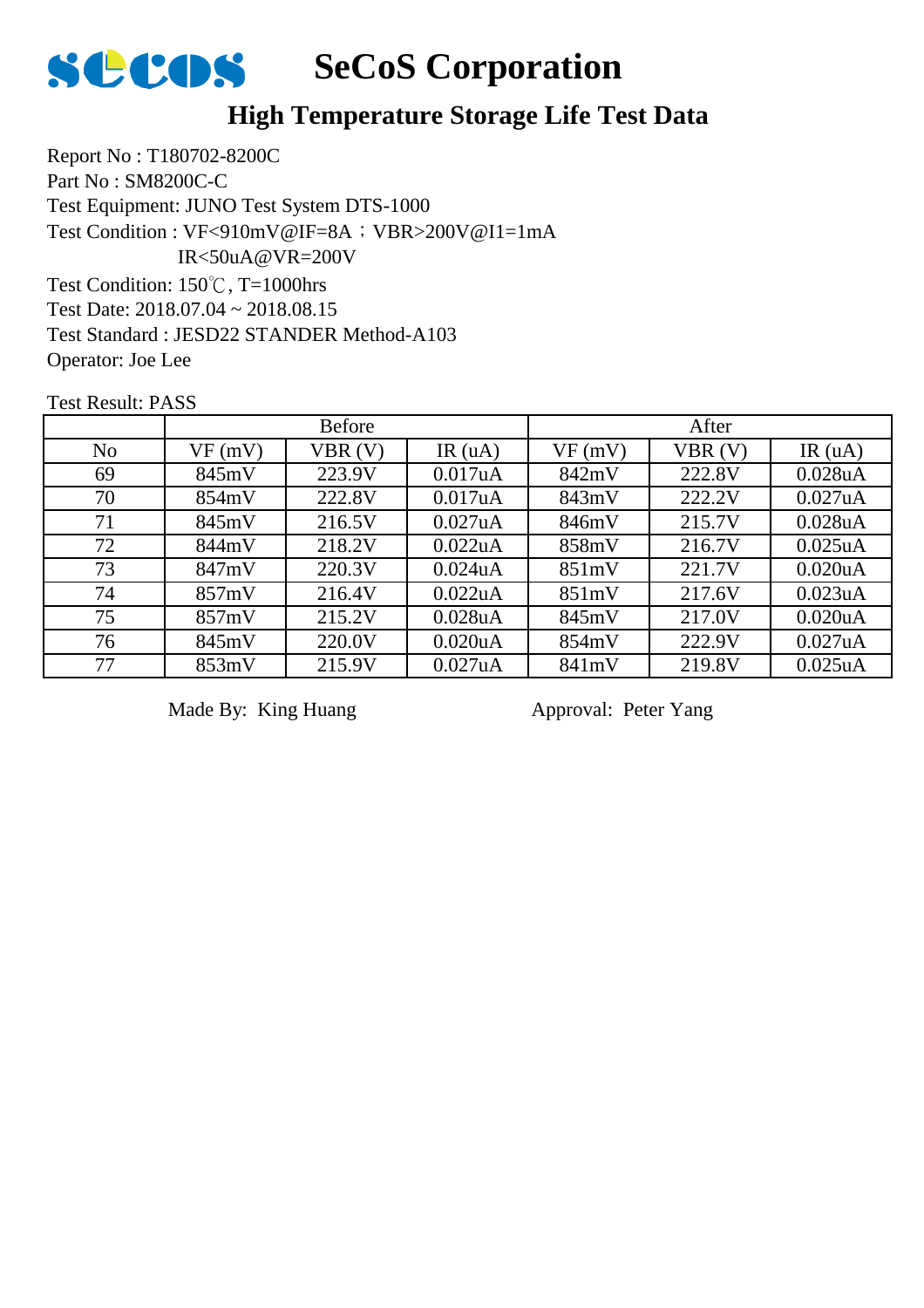# SeCoS Corporation

## High Temperature Storage Life Test Data

Report No : T180702-8200C
Part No : SM8200C-C
Test Equipment: JUNO Test System DTS-1000
Test Condition : VF<910mV@IF=8A；VBR>200V@I1=1mA
IR<50uA@VR=200V
Test Condition: 150℃, T=1000hrs
Test Date: 2018.07.04 ~ 2018.08.15
Test Standard : JESD22 STANDER Method-A103
Operator: Joe Lee

Test Result: PASS

| | Before | | | After | | |
|---|---|---|---|---|---|---|
| No | VF (mV) | VBR (V) | IR (uA) | VF (mV) | VBR (V) | IR (uA) |
| 69 | 845mV | 223.9V | 0.017uA | 842mV | 222.8V | 0.028uA |
| 70 | 854mV | 222.8V | 0.017uA | 843mV | 222.2V | 0.027uA |
| 71 | 845mV | 216.5V | 0.027uA | 846mV | 215.7V | 0.028uA |
| 72 | 844mV | 218.2V | 0.022uA | 858mV | 216.7V | 0.025uA |
| 73 | 847mV | 220.3V | 0.024uA | 851mV | 221.7V | 0.020uA |
| 74 | 857mV | 216.4V | 0.022uA | 851mV | 217.6V | 0.023uA |
| 75 | 857mV | 215.2V | 0.028uA | 845mV | 217.0V | 0.020uA |
| 76 | 845mV | 220.0V | 0.020uA | 854mV | 222.9V | 0.027uA |
| 77 | 853mV | 215.9V | 0.027uA | 841mV | 219.8V | 0.025uA |

Made By: King Huang　　　　　　Approval: Peter Yang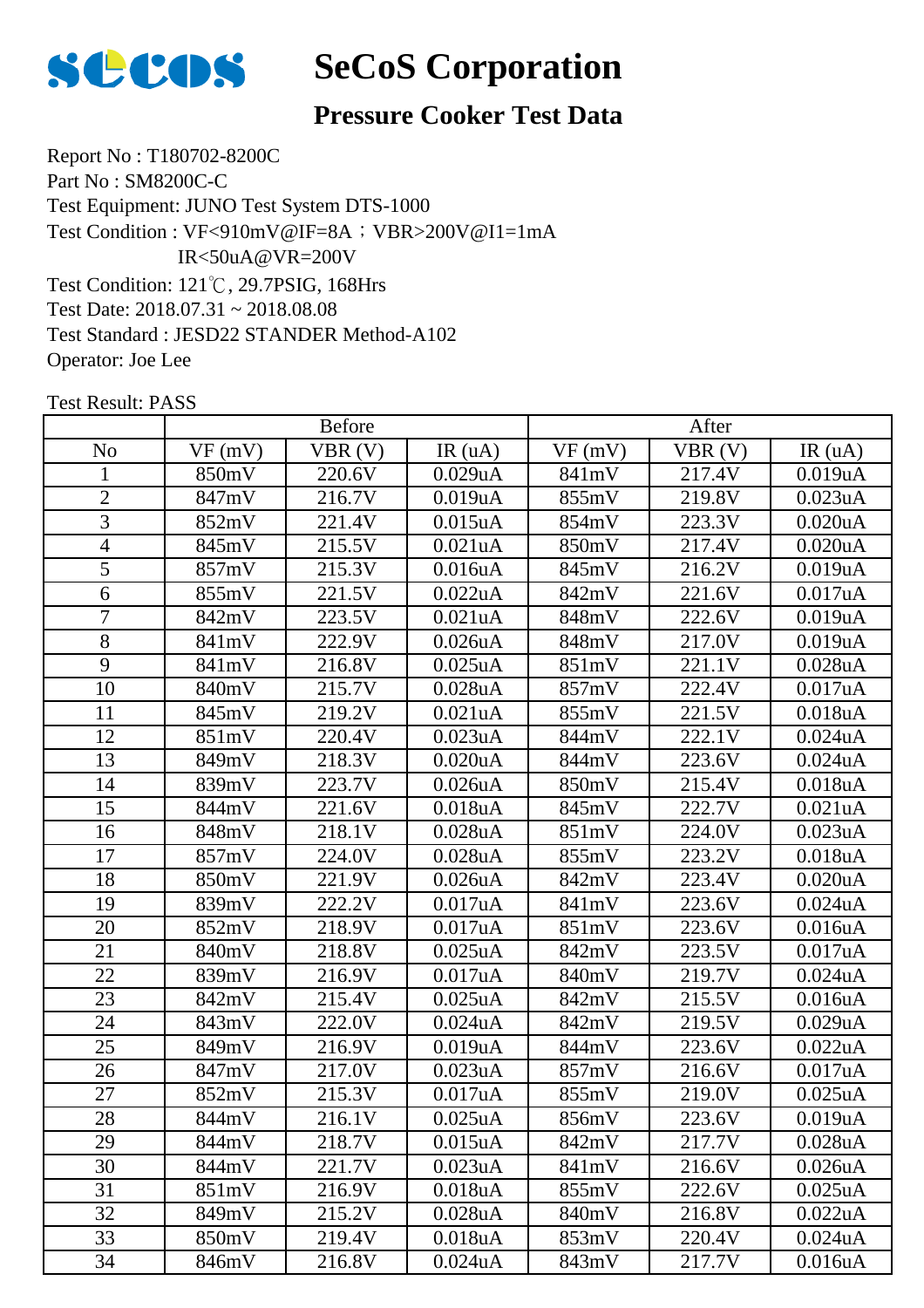# SeCoS Corporation

## Pressure Cooker Test Data

Report No : T180702-8200C
Part No : SM8200C-C
Test Equipment: JUNO Test System DTS-1000
Test Condition : VF<910mV@IF=8A；VBR>200V@I1=1mA
IR<50uA@VR=200V
Test Condition: 121℃, 29.7PSIG, 168Hrs
Test Date: 2018.07.31 ~ 2018.08.08
Test Standard : JESD22 STANDER Method-A102
Operator: Joe Lee

Test Result: PASS

| | Before | | | After | | |
|---|---|---|---|---|---|---|
| No | VF (mV) | VBR (V) | IR (uA) | VF (mV) | VBR (V) | IR (uA) |
| 1 | 850mV | 220.6V | 0.029uA | 841mV | 217.4V | 0.019uA |
| 2 | 847mV | 216.7V | 0.019uA | 855mV | 219.8V | 0.023uA |
| 3 | 852mV | 221.4V | 0.015uA | 854mV | 223.3V | 0.020uA |
| 4 | 845mV | 215.5V | 0.021uA | 850mV | 217.4V | 0.020uA |
| 5 | 857mV | 215.3V | 0.016uA | 845mV | 216.2V | 0.019uA |
| 6 | 855mV | 221.5V | 0.022uA | 842mV | 221.6V | 0.017uA |
| 7 | 842mV | 223.5V | 0.021uA | 848mV | 222.6V | 0.019uA |
| 8 | 841mV | 222.9V | 0.026uA | 848mV | 217.0V | 0.019uA |
| 9 | 841mV | 216.8V | 0.025uA | 851mV | 221.1V | 0.028uA |
| 10 | 840mV | 215.7V | 0.028uA | 857mV | 222.4V | 0.017uA |
| 11 | 845mV | 219.2V | 0.021uA | 855mV | 221.5V | 0.018uA |
| 12 | 851mV | 220.4V | 0.023uA | 844mV | 222.1V | 0.024uA |
| 13 | 849mV | 218.3V | 0.020uA | 844mV | 223.6V | 0.024uA |
| 14 | 839mV | 223.7V | 0.026uA | 850mV | 215.4V | 0.018uA |
| 15 | 844mV | 221.6V | 0.018uA | 845mV | 222.7V | 0.021uA |
| 16 | 848mV | 218.1V | 0.028uA | 851mV | 224.0V | 0.023uA |
| 17 | 857mV | 224.0V | 0.028uA | 855mV | 223.2V | 0.018uA |
| 18 | 850mV | 221.9V | 0.026uA | 842mV | 223.4V | 0.020uA |
| 19 | 839mV | 222.2V | 0.017uA | 841mV | 223.6V | 0.024uA |
| 20 | 852mV | 218.9V | 0.017uA | 851mV | 223.6V | 0.016uA |
| 21 | 840mV | 218.8V | 0.025uA | 842mV | 223.5V | 0.017uA |
| 22 | 839mV | 216.9V | 0.017uA | 840mV | 219.7V | 0.024uA |
| 23 | 842mV | 215.4V | 0.025uA | 842mV | 215.5V | 0.016uA |
| 24 | 843mV | 222.0V | 0.024uA | 842mV | 219.5V | 0.029uA |
| 25 | 849mV | 216.9V | 0.019uA | 844mV | 223.6V | 0.022uA |
| 26 | 847mV | 217.0V | 0.023uA | 857mV | 216.6V | 0.017uA |
| 27 | 852mV | 215.3V | 0.017uA | 855mV | 219.0V | 0.025uA |
| 28 | 844mV | 216.1V | 0.025uA | 856mV | 223.6V | 0.019uA |
| 29 | 844mV | 218.7V | 0.015uA | 842mV | 217.7V | 0.028uA |
| 30 | 844mV | 221.7V | 0.023uA | 841mV | 216.6V | 0.026uA |
| 31 | 851mV | 216.9V | 0.018uA | 855mV | 222.6V | 0.025uA |
| 32 | 849mV | 215.2V | 0.028uA | 840mV | 216.8V | 0.022uA |
| 33 | 850mV | 219.4V | 0.018uA | 853mV | 220.4V | 0.024uA |
| 34 | 846mV | 216.8V | 0.024uA | 843mV | 217.7V | 0.016uA |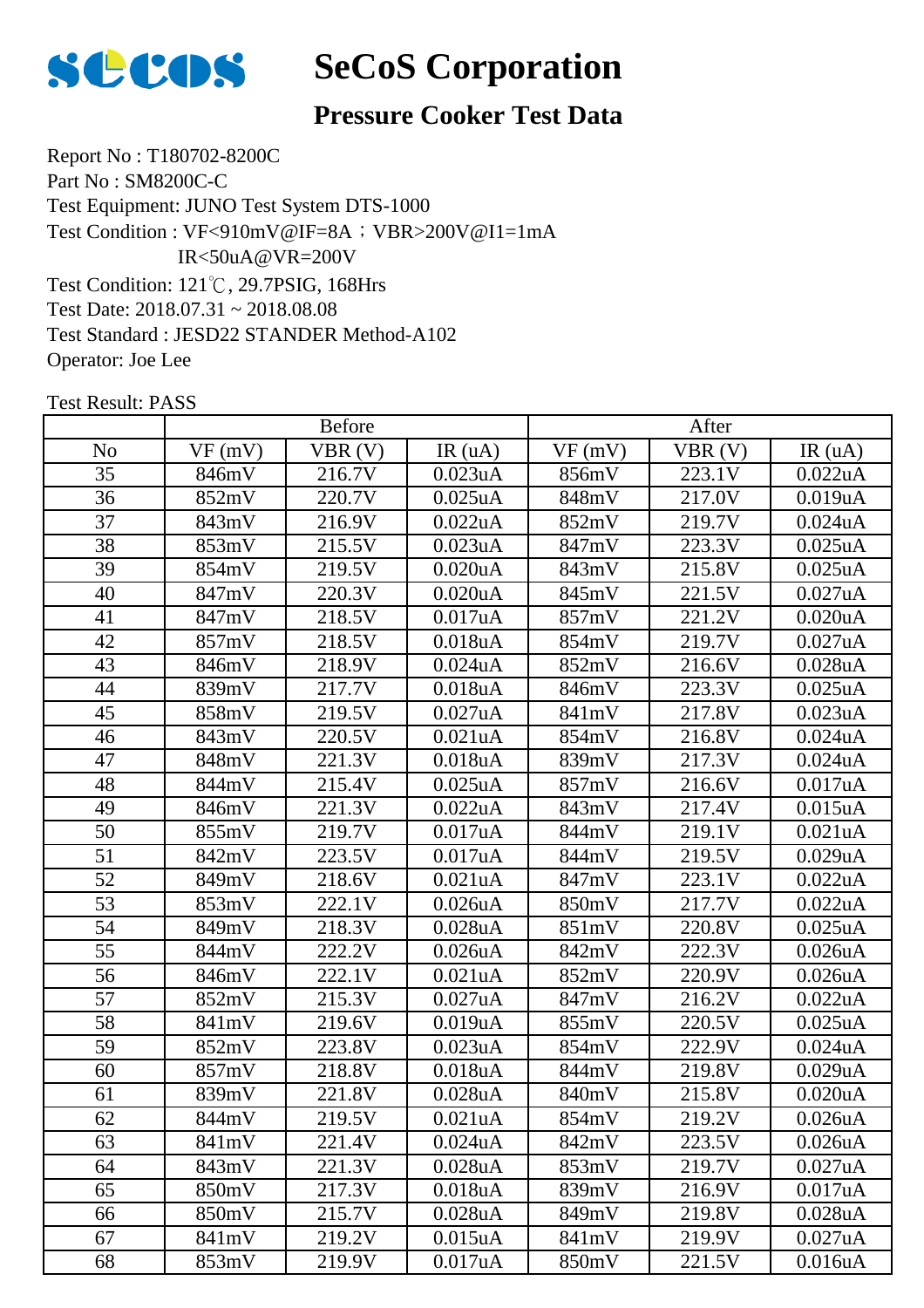# SeCoS Corporation

## Pressure Cooker Test Data

Report No : T180702-8200C
Part No : SM8200C-C
Test Equipment: JUNO Test System DTS-1000
Test Condition : VF<910mV@IF=8A；VBR>200V@I1=1mA
IR<50uA@VR=200V
Test Condition: 121℃, 29.7PSIG, 168Hrs
Test Date: 2018.07.31 ~ 2018.08.08
Test Standard : JESD22 STANDER Method-A102
Operator: Joe Lee

Test Result: PASS

| | Before | | | After | | |
|---|---|---|---|---|---|---|
| No | VF (mV) | VBR (V) | IR (uA) | VF (mV) | VBR (V) | IR (uA) |
| 35 | 846mV | 216.7V | 0.023uA | 856mV | 223.1V | 0.022uA |
| 36 | 852mV | 220.7V | 0.025uA | 848mV | 217.0V | 0.019uA |
| 37 | 843mV | 216.9V | 0.022uA | 852mV | 219.7V | 0.024uA |
| 38 | 853mV | 215.5V | 0.023uA | 847mV | 223.3V | 0.025uA |
| 39 | 854mV | 219.5V | 0.020uA | 843mV | 215.8V | 0.025uA |
| 40 | 847mV | 220.3V | 0.020uA | 845mV | 221.5V | 0.027uA |
| 41 | 847mV | 218.5V | 0.017uA | 857mV | 221.2V | 0.020uA |
| 42 | 857mV | 218.5V | 0.018uA | 854mV | 219.7V | 0.027uA |
| 43 | 846mV | 218.9V | 0.024uA | 852mV | 216.6V | 0.028uA |
| 44 | 839mV | 217.7V | 0.018uA | 846mV | 223.3V | 0.025uA |
| 45 | 858mV | 219.5V | 0.027uA | 841mV | 217.8V | 0.023uA |
| 46 | 843mV | 220.5V | 0.021uA | 854mV | 216.8V | 0.024uA |
| 47 | 848mV | 221.3V | 0.018uA | 839mV | 217.3V | 0.024uA |
| 48 | 844mV | 215.4V | 0.025uA | 857mV | 216.6V | 0.017uA |
| 49 | 846mV | 221.3V | 0.022uA | 843mV | 217.4V | 0.015uA |
| 50 | 855mV | 219.7V | 0.017uA | 844mV | 219.1V | 0.021uA |
| 51 | 842mV | 223.5V | 0.017uA | 844mV | 219.5V | 0.029uA |
| 52 | 849mV | 218.6V | 0.021uA | 847mV | 223.1V | 0.022uA |
| 53 | 853mV | 222.1V | 0.026uA | 850mV | 217.7V | 0.022uA |
| 54 | 849mV | 218.3V | 0.028uA | 851mV | 220.8V | 0.025uA |
| 55 | 844mV | 222.2V | 0.026uA | 842mV | 222.3V | 0.026uA |
| 56 | 846mV | 222.1V | 0.021uA | 852mV | 220.9V | 0.026uA |
| 57 | 852mV | 215.3V | 0.027uA | 847mV | 216.2V | 0.022uA |
| 58 | 841mV | 219.6V | 0.019uA | 855mV | 220.5V | 0.025uA |
| 59 | 852mV | 223.8V | 0.023uA | 854mV | 222.9V | 0.024uA |
| 60 | 857mV | 218.8V | 0.018uA | 844mV | 219.8V | 0.029uA |
| 61 | 839mV | 221.8V | 0.028uA | 840mV | 215.8V | 0.020uA |
| 62 | 844mV | 219.5V | 0.021uA | 854mV | 219.2V | 0.026uA |
| 63 | 841mV | 221.4V | 0.024uA | 842mV | 223.5V | 0.026uA |
| 64 | 843mV | 221.3V | 0.028uA | 853mV | 219.7V | 0.027uA |
| 65 | 850mV | 217.3V | 0.018uA | 839mV | 216.9V | 0.017uA |
| 66 | 850mV | 215.7V | 0.028uA | 849mV | 219.8V | 0.028uA |
| 67 | 841mV | 219.2V | 0.015uA | 841mV | 219.9V | 0.027uA |
| 68 | 853mV | 219.9V | 0.017uA | 850mV | 221.5V | 0.016uA |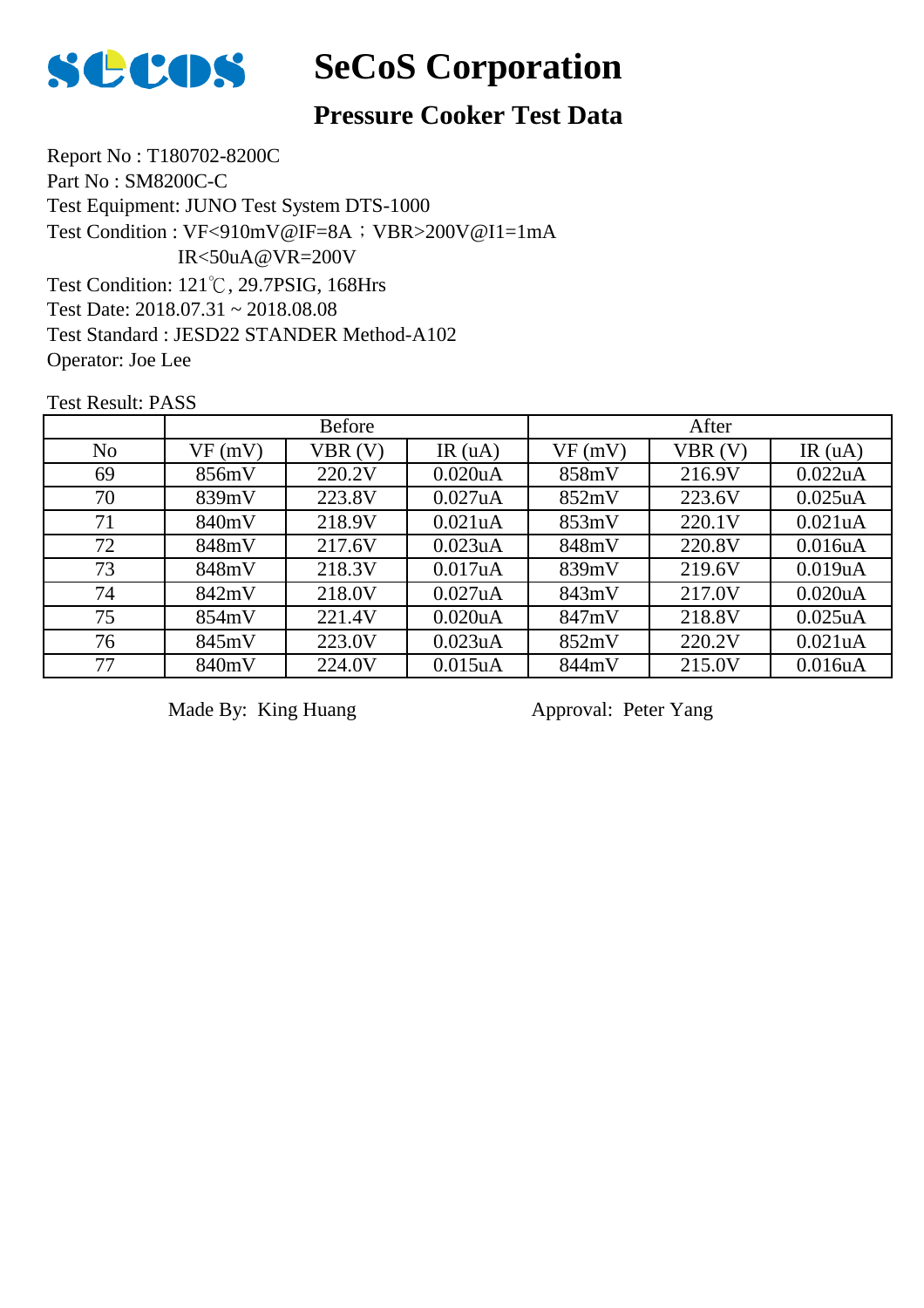# SeCoS Corporation

## Pressure Cooker Test Data

Report No : T180702-8200C
Part No : SM8200C-C
Test Equipment: JUNO Test System DTS-1000
Test Condition : VF<910mV@IF=8A；VBR>200V@I1=1mA
IR<50uA@VR=200V
Test Condition: 121℃, 29.7PSIG, 168Hrs
Test Date: 2018.07.31 ~ 2018.08.08
Test Standard : JESD22 STANDER Method-A102
Operator: Joe Lee

Test Result: PASS

| | Before | | | After | | |
|---|---|---|---|---|---|---|
| No | VF (mV) | VBR (V) | IR (uA) | VF (mV) | VBR (V) | IR (uA) |
| 69 | 856mV | 220.2V | 0.020uA | 858mV | 216.9V | 0.022uA |
| 70 | 839mV | 223.8V | 0.027uA | 852mV | 223.6V | 0.025uA |
| 71 | 840mV | 218.9V | 0.021uA | 853mV | 220.1V | 0.021uA |
| 72 | 848mV | 217.6V | 0.023uA | 848mV | 220.8V | 0.016uA |
| 73 | 848mV | 218.3V | 0.017uA | 839mV | 219.6V | 0.019uA |
| 74 | 842mV | 218.0V | 0.027uA | 843mV | 217.0V | 0.020uA |
| 75 | 854mV | 221.4V | 0.020uA | 847mV | 218.8V | 0.025uA |
| 76 | 845mV | 223.0V | 0.023uA | 852mV | 220.2V | 0.021uA |
| 77 | 840mV | 224.0V | 0.015uA | 844mV | 215.0V | 0.016uA |

Made By: King Huang　　　　Approval: Peter Yang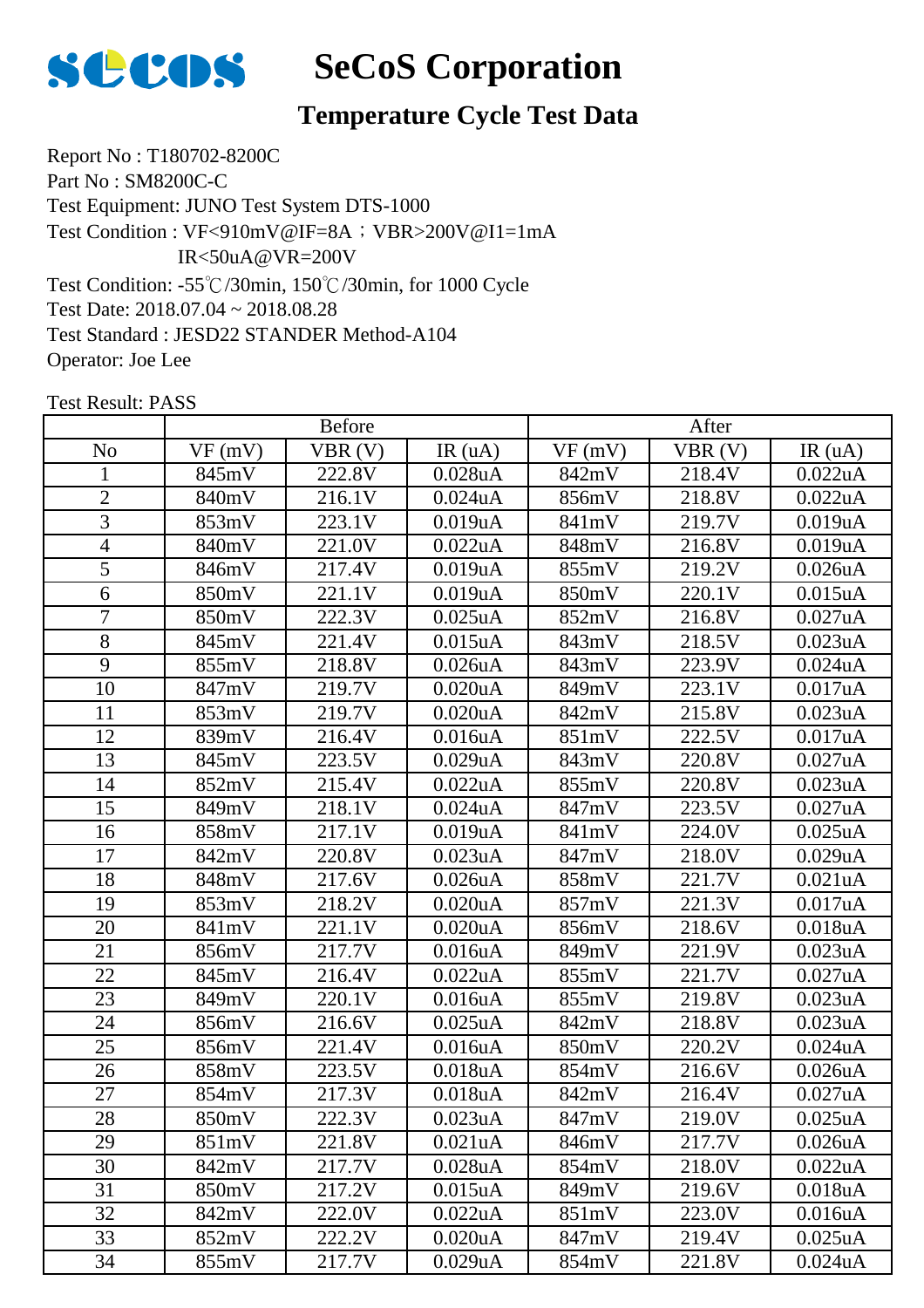# SeCoS Corporation

## Temperature Cycle Test Data

Report No : T180702-8200C
Part No : SM8200C-C
Test Equipment: JUNO Test System DTS-1000
Test Condition : VF<910mV@IF=8A；VBR>200V@I1=1mA
IR<50uA@VR=200V
Test Condition: -55℃/30min, 150℃/30min, for 1000 Cycle
Test Date: 2018.07.04 ~ 2018.08.28
Test Standard : JESD22 STANDER Method-A104
Operator: Joe Lee

Test Result: PASS

| | Before | | | After | | |
|---|---|---|---|---|---|---|
| No | VF (mV) | VBR (V) | IR (uA) | VF (mV) | VBR (V) | IR (uA) |
| 1 | 845mV | 222.8V | 0.028uA | 842mV | 218.4V | 0.022uA |
| 2 | 840mV | 216.1V | 0.024uA | 856mV | 218.8V | 0.022uA |
| 3 | 853mV | 223.1V | 0.019uA | 841mV | 219.7V | 0.019uA |
| 4 | 840mV | 221.0V | 0.022uA | 848mV | 216.8V | 0.019uA |
| 5 | 846mV | 217.4V | 0.019uA | 855mV | 219.2V | 0.026uA |
| 6 | 850mV | 221.1V | 0.019uA | 850mV | 220.1V | 0.015uA |
| 7 | 850mV | 222.3V | 0.025uA | 852mV | 216.8V | 0.027uA |
| 8 | 845mV | 221.4V | 0.015uA | 843mV | 218.5V | 0.023uA |
| 9 | 855mV | 218.8V | 0.026uA | 843mV | 223.9V | 0.024uA |
| 10 | 847mV | 219.7V | 0.020uA | 849mV | 223.1V | 0.017uA |
| 11 | 853mV | 219.7V | 0.020uA | 842mV | 215.8V | 0.023uA |
| 12 | 839mV | 216.4V | 0.016uA | 851mV | 222.5V | 0.017uA |
| 13 | 845mV | 223.5V | 0.029uA | 843mV | 220.8V | 0.027uA |
| 14 | 852mV | 215.4V | 0.022uA | 855mV | 220.8V | 0.023uA |
| 15 | 849mV | 218.1V | 0.024uA | 847mV | 223.5V | 0.027uA |
| 16 | 858mV | 217.1V | 0.019uA | 841mV | 224.0V | 0.025uA |
| 17 | 842mV | 220.8V | 0.023uA | 847mV | 218.0V | 0.029uA |
| 18 | 848mV | 217.6V | 0.026uA | 858mV | 221.7V | 0.021uA |
| 19 | 853mV | 218.2V | 0.020uA | 857mV | 221.3V | 0.017uA |
| 20 | 841mV | 221.1V | 0.020uA | 856mV | 218.6V | 0.018uA |
| 21 | 856mV | 217.7V | 0.016uA | 849mV | 221.9V | 0.023uA |
| 22 | 845mV | 216.4V | 0.022uA | 855mV | 221.7V | 0.027uA |
| 23 | 849mV | 220.1V | 0.016uA | 855mV | 219.8V | 0.023uA |
| 24 | 856mV | 216.6V | 0.025uA | 842mV | 218.8V | 0.023uA |
| 25 | 856mV | 221.4V | 0.016uA | 850mV | 220.2V | 0.024uA |
| 26 | 858mV | 223.5V | 0.018uA | 854mV | 216.6V | 0.026uA |
| 27 | 854mV | 217.3V | 0.018uA | 842mV | 216.4V | 0.027uA |
| 28 | 850mV | 222.3V | 0.023uA | 847mV | 219.0V | 0.025uA |
| 29 | 851mV | 221.8V | 0.021uA | 846mV | 217.7V | 0.026uA |
| 30 | 842mV | 217.7V | 0.028uA | 854mV | 218.0V | 0.022uA |
| 31 | 850mV | 217.2V | 0.015uA | 849mV | 219.6V | 0.018uA |
| 32 | 842mV | 222.0V | 0.022uA | 851mV | 223.0V | 0.016uA |
| 33 | 852mV | 222.2V | 0.020uA | 847mV | 219.4V | 0.025uA |
| 34 | 855mV | 217.7V | 0.029uA | 854mV | 221.8V | 0.024uA |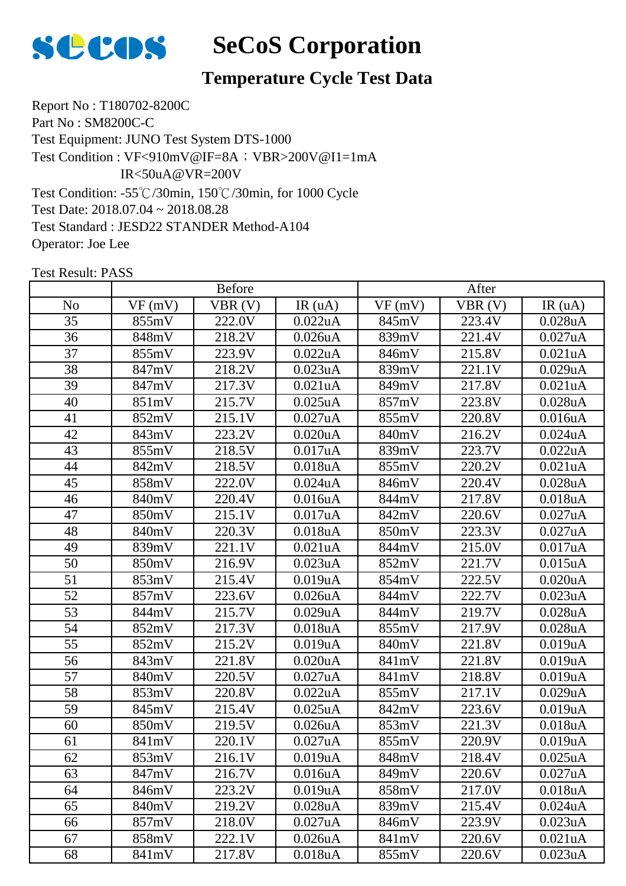# SeCoS Corporation

## Temperature Cycle Test Data

Report No : T180702-8200C
Part No : SM8200C-C
Test Equipment: JUNO Test System DTS-1000
Test Condition : VF<910mV@IF=8A；VBR>200V@I1=1mA
IR<50uA@VR=200V
Test Condition: -55℃/30min, 150℃/30min, for 1000 Cycle
Test Date: 2018.07.04 ~ 2018.08.28
Test Standard : JESD22 STANDER Method-A104
Operator: Joe Lee

Test Result: PASS

| | Before | | | After | | |
|---|---|---|---|---|---|---|
| No | VF (mV) | VBR (V) | IR (uA) | VF (mV) | VBR (V) | IR (uA) |
| 35 | 855mV | 222.0V | 0.022uA | 845mV | 223.4V | 0.028uA |
| 36 | 848mV | 218.2V | 0.026uA | 839mV | 221.4V | 0.027uA |
| 37 | 855mV | 223.9V | 0.022uA | 846mV | 215.8V | 0.021uA |
| 38 | 847mV | 218.2V | 0.023uA | 839mV | 221.1V | 0.029uA |
| 39 | 847mV | 217.3V | 0.021uA | 849mV | 217.8V | 0.021uA |
| 40 | 851mV | 215.7V | 0.025uA | 857mV | 223.8V | 0.028uA |
| 41 | 852mV | 215.1V | 0.027uA | 855mV | 220.8V | 0.016uA |
| 42 | 843mV | 223.2V | 0.020uA | 840mV | 216.2V | 0.024uA |
| 43 | 855mV | 218.5V | 0.017uA | 839mV | 223.7V | 0.022uA |
| 44 | 842mV | 218.5V | 0.018uA | 855mV | 220.2V | 0.021uA |
| 45 | 858mV | 222.0V | 0.024uA | 846mV | 220.4V | 0.028uA |
| 46 | 840mV | 220.4V | 0.016uA | 844mV | 217.8V | 0.018uA |
| 47 | 850mV | 215.1V | 0.017uA | 842mV | 220.6V | 0.027uA |
| 48 | 840mV | 220.3V | 0.018uA | 850mV | 223.3V | 0.027uA |
| 49 | 839mV | 221.1V | 0.021uA | 844mV | 215.0V | 0.017uA |
| 50 | 850mV | 216.9V | 0.023uA | 852mV | 221.7V | 0.015uA |
| 51 | 853mV | 215.4V | 0.019uA | 854mV | 222.5V | 0.020uA |
| 52 | 857mV | 223.6V | 0.026uA | 844mV | 222.7V | 0.023uA |
| 53 | 844mV | 215.7V | 0.029uA | 844mV | 219.7V | 0.028uA |
| 54 | 852mV | 217.3V | 0.018uA | 855mV | 217.9V | 0.028uA |
| 55 | 852mV | 215.2V | 0.019uA | 840mV | 221.8V | 0.019uA |
| 56 | 843mV | 221.8V | 0.020uA | 841mV | 221.8V | 0.019uA |
| 57 | 840mV | 220.5V | 0.027uA | 841mV | 218.8V | 0.019uA |
| 58 | 853mV | 220.8V | 0.022uA | 855mV | 217.1V | 0.029uA |
| 59 | 845mV | 215.4V | 0.025uA | 842mV | 223.6V | 0.019uA |
| 60 | 850mV | 219.5V | 0.026uA | 853mV | 221.3V | 0.018uA |
| 61 | 841mV | 220.1V | 0.027uA | 855mV | 220.9V | 0.019uA |
| 62 | 853mV | 216.1V | 0.019uA | 848mV | 218.4V | 0.025uA |
| 63 | 847mV | 216.7V | 0.016uA | 849mV | 220.6V | 0.027uA |
| 64 | 846mV | 223.2V | 0.019uA | 858mV | 217.0V | 0.018uA |
| 65 | 840mV | 219.2V | 0.028uA | 839mV | 215.4V | 0.024uA |
| 66 | 857mV | 218.0V | 0.027uA | 846mV | 223.9V | 0.023uA |
| 67 | 858mV | 222.1V | 0.026uA | 841mV | 220.6V | 0.021uA |
| 68 | 841mV | 217.8V | 0.018uA | 855mV | 220.6V | 0.023uA |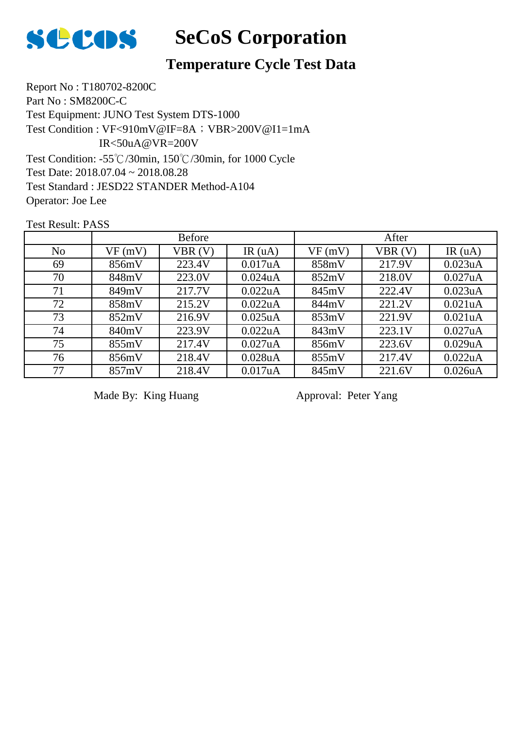# SeCoS Corporation

## Temperature Cycle Test Data

Report No : T180702-8200C
Part No : SM8200C-C
Test Equipment: JUNO Test System DTS-1000
Test Condition : VF<910mV@IF=8A；VBR>200V@I1=1mA
IR<50uA@VR=200V
Test Condition: -55℃/30min, 150℃/30min, for 1000 Cycle
Test Date: 2018.07.04 ~ 2018.08.28
Test Standard : JESD22 STANDER Method-A104
Operator: Joe Lee

Test Result: PASS

| | Before | | | After | | |
|---|---|---|---|---|---|---|
| No | VF (mV) | VBR (V) | IR (uA) | VF (mV) | VBR (V) | IR (uA) |
| 69 | 856mV | 223.4V | 0.017uA | 858mV | 217.9V | 0.023uA |
| 70 | 848mV | 223.0V | 0.024uA | 852mV | 218.0V | 0.027uA |
| 71 | 849mV | 217.7V | 0.022uA | 845mV | 222.4V | 0.023uA |
| 72 | 858mV | 215.2V | 0.022uA | 844mV | 221.2V | 0.021uA |
| 73 | 852mV | 216.9V | 0.025uA | 853mV | 221.9V | 0.021uA |
| 74 | 840mV | 223.9V | 0.022uA | 843mV | 223.1V | 0.027uA |
| 75 | 855mV | 217.4V | 0.027uA | 856mV | 223.6V | 0.029uA |
| 76 | 856mV | 218.4V | 0.028uA | 855mV | 217.4V | 0.022uA |
| 77 | 857mV | 218.4V | 0.017uA | 845mV | 221.6V | 0.026uA |

Made By: King Huang

Approval: Peter Yang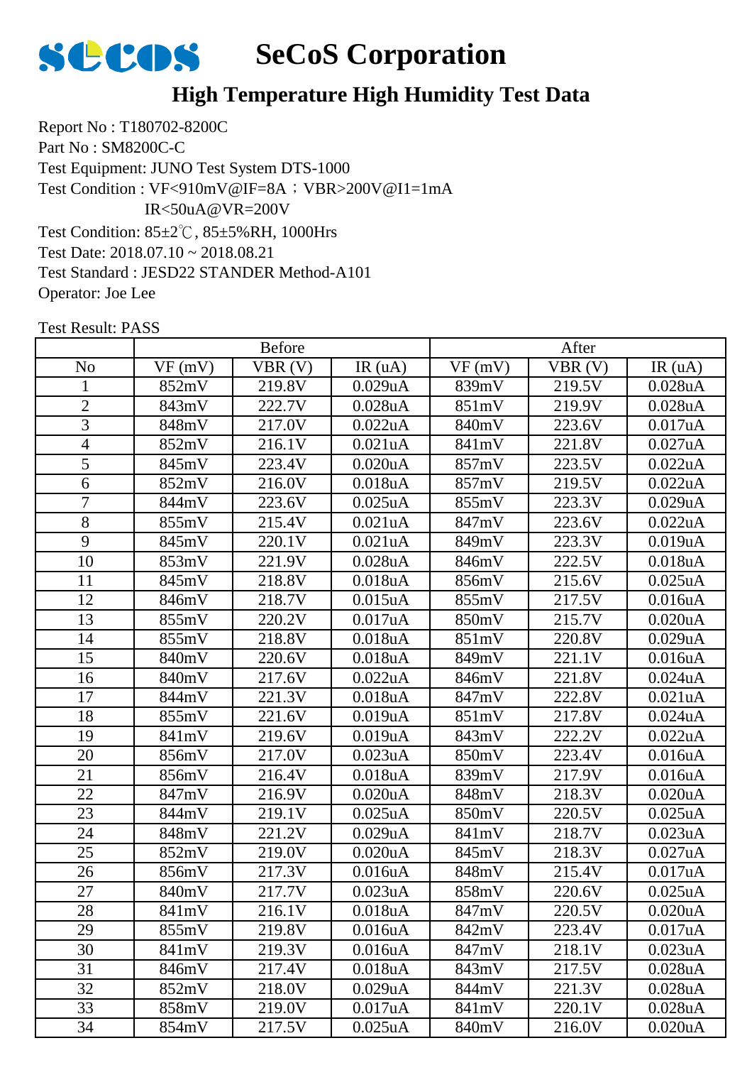# SeCoS Corporation

## High Temperature High Humidity Test Data

Report No : T180702-8200C
Part No : SM8200C-C
Test Equipment: JUNO Test System DTS-1000
Test Condition : VF<910mV@IF=8A；VBR>200V@I1=1mA
IR<50uA@VR=200V
Test Condition: 85±2℃, 85±5%RH, 1000Hrs
Test Date: 2018.07.10 ~ 2018.08.21
Test Standard : JESD22 STANDER Method-A101
Operator: Joe Lee

Test Result: PASS

| | Before | | | After | | |
|---|---|---|---|---|---|---|
| No | VF (mV) | VBR (V) | IR (uA) | VF (mV) | VBR (V) | IR (uA) |
| 1 | 852mV | 219.8V | 0.029uA | 839mV | 219.5V | 0.028uA |
| 2 | 843mV | 222.7V | 0.028uA | 851mV | 219.9V | 0.028uA |
| 3 | 848mV | 217.0V | 0.022uA | 840mV | 223.6V | 0.017uA |
| 4 | 852mV | 216.1V | 0.021uA | 841mV | 221.8V | 0.027uA |
| 5 | 845mV | 223.4V | 0.020uA | 857mV | 223.5V | 0.022uA |
| 6 | 852mV | 216.0V | 0.018uA | 857mV | 219.5V | 0.022uA |
| 7 | 844mV | 223.6V | 0.025uA | 855mV | 223.3V | 0.029uA |
| 8 | 855mV | 215.4V | 0.021uA | 847mV | 223.6V | 0.022uA |
| 9 | 845mV | 220.1V | 0.021uA | 849mV | 223.3V | 0.019uA |
| 10 | 853mV | 221.9V | 0.028uA | 846mV | 222.5V | 0.018uA |
| 11 | 845mV | 218.8V | 0.018uA | 856mV | 215.6V | 0.025uA |
| 12 | 846mV | 218.7V | 0.015uA | 855mV | 217.5V | 0.016uA |
| 13 | 855mV | 220.2V | 0.017uA | 850mV | 215.7V | 0.020uA |
| 14 | 855mV | 218.8V | 0.018uA | 851mV | 220.8V | 0.029uA |
| 15 | 840mV | 220.6V | 0.018uA | 849mV | 221.1V | 0.016uA |
| 16 | 840mV | 217.6V | 0.022uA | 846mV | 221.8V | 0.024uA |
| 17 | 844mV | 221.3V | 0.018uA | 847mV | 222.8V | 0.021uA |
| 18 | 855mV | 221.6V | 0.019uA | 851mV | 217.8V | 0.024uA |
| 19 | 841mV | 219.6V | 0.019uA | 843mV | 222.2V | 0.022uA |
| 20 | 856mV | 217.0V | 0.023uA | 850mV | 223.4V | 0.016uA |
| 21 | 856mV | 216.4V | 0.018uA | 839mV | 217.9V | 0.016uA |
| 22 | 847mV | 216.9V | 0.020uA | 848mV | 218.3V | 0.020uA |
| 23 | 844mV | 219.1V | 0.025uA | 850mV | 220.5V | 0.025uA |
| 24 | 848mV | 221.2V | 0.029uA | 841mV | 218.7V | 0.023uA |
| 25 | 852mV | 219.0V | 0.020uA | 845mV | 218.3V | 0.027uA |
| 26 | 856mV | 217.3V | 0.016uA | 848mV | 215.4V | 0.017uA |
| 27 | 840mV | 217.7V | 0.023uA | 858mV | 220.6V | 0.025uA |
| 28 | 841mV | 216.1V | 0.018uA | 847mV | 220.5V | 0.020uA |
| 29 | 855mV | 219.8V | 0.016uA | 842mV | 223.4V | 0.017uA |
| 30 | 841mV | 219.3V | 0.016uA | 847mV | 218.1V | 0.023uA |
| 31 | 846mV | 217.4V | 0.018uA | 843mV | 217.5V | 0.028uA |
| 32 | 852mV | 218.0V | 0.029uA | 844mV | 221.3V | 0.028uA |
| 33 | 858mV | 219.0V | 0.017uA | 841mV | 220.1V | 0.028uA |
| 34 | 854mV | 217.5V | 0.025uA | 840mV | 216.0V | 0.020uA |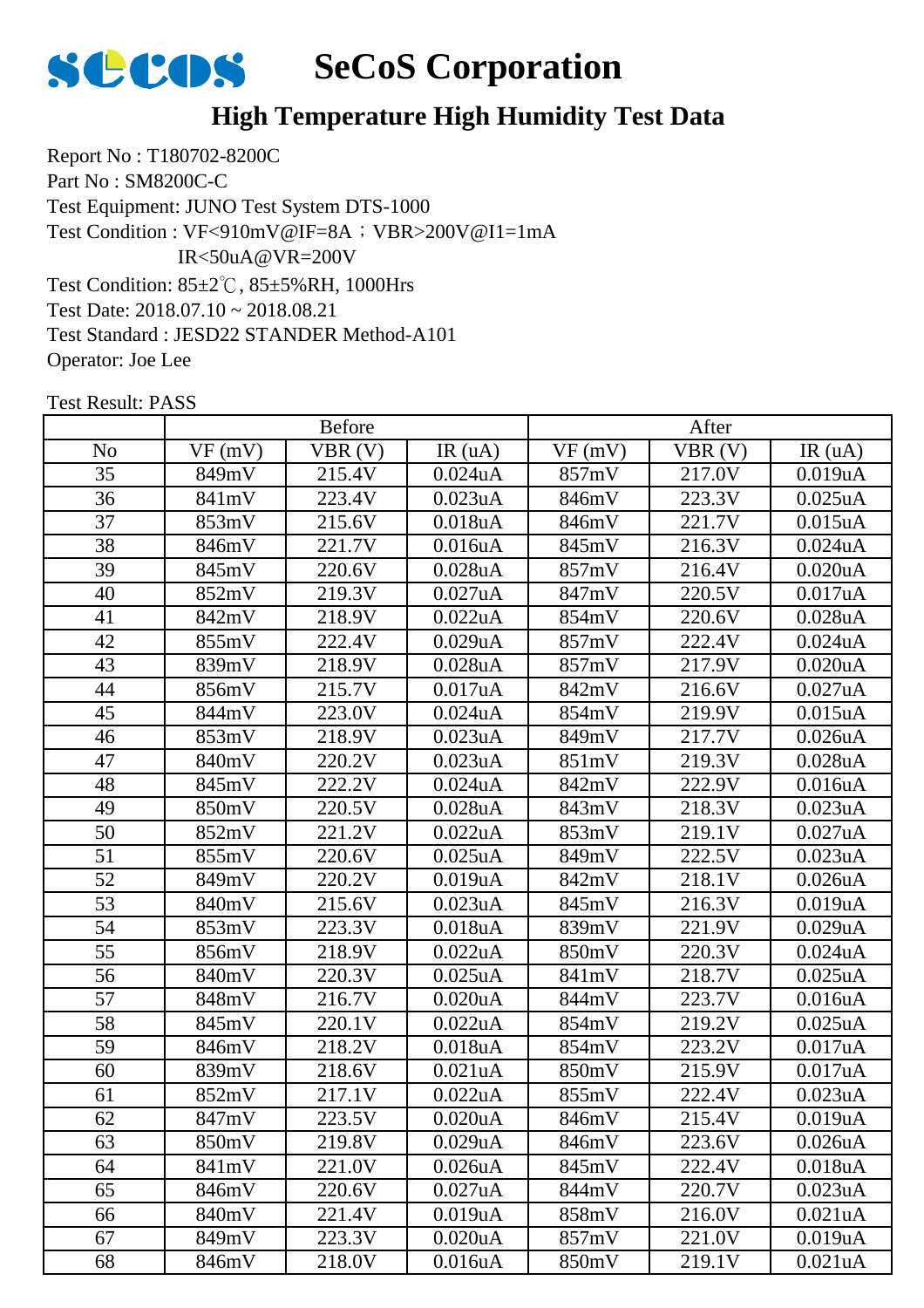# SeCoS Corporation

## High Temperature High Humidity Test Data

Report No : T180702-8200C
Part No : SM8200C-C
Test Equipment: JUNO Test System DTS-1000
Test Condition : VF<910mV@IF=8A；VBR>200V@I1=1mA
IR<50uA@VR=200V
Test Condition: 85±2℃, 85±5%RH, 1000Hrs
Test Date: 2018.07.10 ~ 2018.08.21
Test Standard : JESD22 STANDER Method-A101
Operator: Joe Lee

Test Result: PASS

| | Before | | | After | | |
|---|---|---|---|---|---|---|
| No | VF (mV) | VBR (V) | IR (uA) | VF (mV) | VBR (V) | IR (uA) |
| 35 | 849mV | 215.4V | 0.024uA | 857mV | 217.0V | 0.019uA |
| 36 | 841mV | 223.4V | 0.023uA | 846mV | 223.3V | 0.025uA |
| 37 | 853mV | 215.6V | 0.018uA | 846mV | 221.7V | 0.015uA |
| 38 | 846mV | 221.7V | 0.016uA | 845mV | 216.3V | 0.024uA |
| 39 | 845mV | 220.6V | 0.028uA | 857mV | 216.4V | 0.020uA |
| 40 | 852mV | 219.3V | 0.027uA | 847mV | 220.5V | 0.017uA |
| 41 | 842mV | 218.9V | 0.022uA | 854mV | 220.6V | 0.028uA |
| 42 | 855mV | 222.4V | 0.029uA | 857mV | 222.4V | 0.024uA |
| 43 | 839mV | 218.9V | 0.028uA | 857mV | 217.9V | 0.020uA |
| 44 | 856mV | 215.7V | 0.017uA | 842mV | 216.6V | 0.027uA |
| 45 | 844mV | 223.0V | 0.024uA | 854mV | 219.9V | 0.015uA |
| 46 | 853mV | 218.9V | 0.023uA | 849mV | 217.7V | 0.026uA |
| 47 | 840mV | 220.2V | 0.023uA | 851mV | 219.3V | 0.028uA |
| 48 | 845mV | 222.2V | 0.024uA | 842mV | 222.9V | 0.016uA |
| 49 | 850mV | 220.5V | 0.028uA | 843mV | 218.3V | 0.023uA |
| 50 | 852mV | 221.2V | 0.022uA | 853mV | 219.1V | 0.027uA |
| 51 | 855mV | 220.6V | 0.025uA | 849mV | 222.5V | 0.023uA |
| 52 | 849mV | 220.2V | 0.019uA | 842mV | 218.1V | 0.026uA |
| 53 | 840mV | 215.6V | 0.023uA | 845mV | 216.3V | 0.019uA |
| 54 | 853mV | 223.3V | 0.018uA | 839mV | 221.9V | 0.029uA |
| 55 | 856mV | 218.9V | 0.022uA | 850mV | 220.3V | 0.024uA |
| 56 | 840mV | 220.3V | 0.025uA | 841mV | 218.7V | 0.025uA |
| 57 | 848mV | 216.7V | 0.020uA | 844mV | 223.7V | 0.016uA |
| 58 | 845mV | 220.1V | 0.022uA | 854mV | 219.2V | 0.025uA |
| 59 | 846mV | 218.2V | 0.018uA | 854mV | 223.2V | 0.017uA |
| 60 | 839mV | 218.6V | 0.021uA | 850mV | 215.9V | 0.017uA |
| 61 | 852mV | 217.1V | 0.022uA | 855mV | 222.4V | 0.023uA |
| 62 | 847mV | 223.5V | 0.020uA | 846mV | 215.4V | 0.019uA |
| 63 | 850mV | 219.8V | 0.029uA | 846mV | 223.6V | 0.026uA |
| 64 | 841mV | 221.0V | 0.026uA | 845mV | 222.4V | 0.018uA |
| 65 | 846mV | 220.6V | 0.027uA | 844mV | 220.7V | 0.023uA |
| 66 | 840mV | 221.4V | 0.019uA | 858mV | 216.0V | 0.021uA |
| 67 | 849mV | 223.3V | 0.020uA | 857mV | 221.0V | 0.019uA |
| 68 | 846mV | 218.0V | 0.016uA | 850mV | 219.1V | 0.021uA |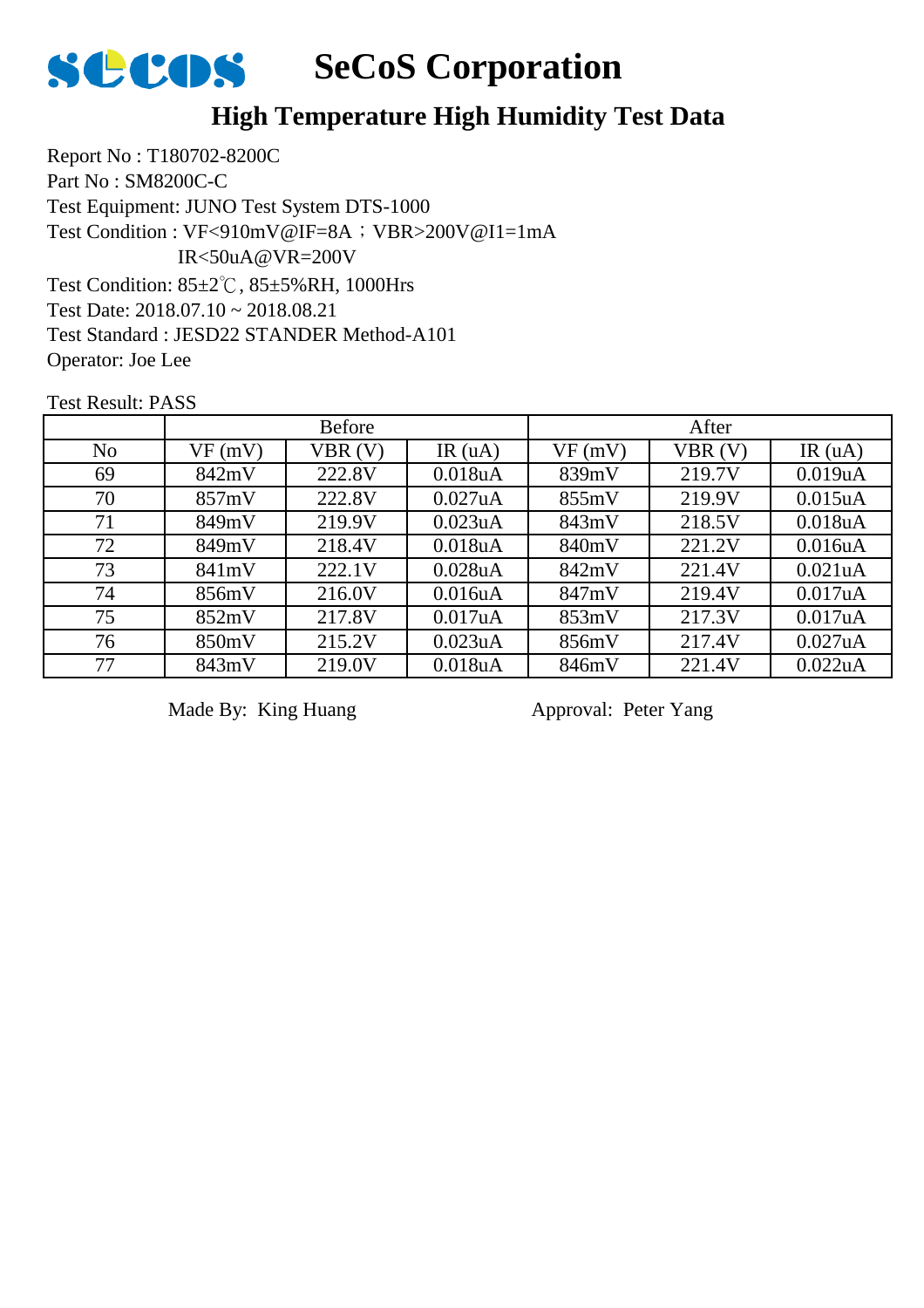# SeCoS Corporation

## High Temperature High Humidity Test Data

Report No : T180702-8200C
Part No : SM8200C-C
Test Equipment: JUNO Test System DTS-1000
Test Condition : VF<910mV@IF=8A；VBR>200V@I1=1mA
IR<50uA@VR=200V
Test Condition: 85±2℃, 85±5%RH, 1000Hrs
Test Date: 2018.07.10 ~ 2018.08.21
Test Standard : JESD22 STANDER Method-A101
Operator: Joe Lee

Test Result: PASS

| | Before | | | After | | |
|---|---|---|---|---|---|---|
| No | VF (mV) | VBR (V) | IR (uA) | VF (mV) | VBR (V) | IR (uA) |
| 69 | 842mV | 222.8V | 0.018uA | 839mV | 219.7V | 0.019uA |
| 70 | 857mV | 222.8V | 0.027uA | 855mV | 219.9V | 0.015uA |
| 71 | 849mV | 219.9V | 0.023uA | 843mV | 218.5V | 0.018uA |
| 72 | 849mV | 218.4V | 0.018uA | 840mV | 221.2V | 0.016uA |
| 73 | 841mV | 222.1V | 0.028uA | 842mV | 221.4V | 0.021uA |
| 74 | 856mV | 216.0V | 0.016uA | 847mV | 219.4V | 0.017uA |
| 75 | 852mV | 217.8V | 0.017uA | 853mV | 217.3V | 0.017uA |
| 76 | 850mV | 215.2V | 0.023uA | 856mV | 217.4V | 0.027uA |
| 77 | 843mV | 219.0V | 0.018uA | 846mV | 221.4V | 0.022uA |

Made By: King Huang　　　　Approval: Peter Yang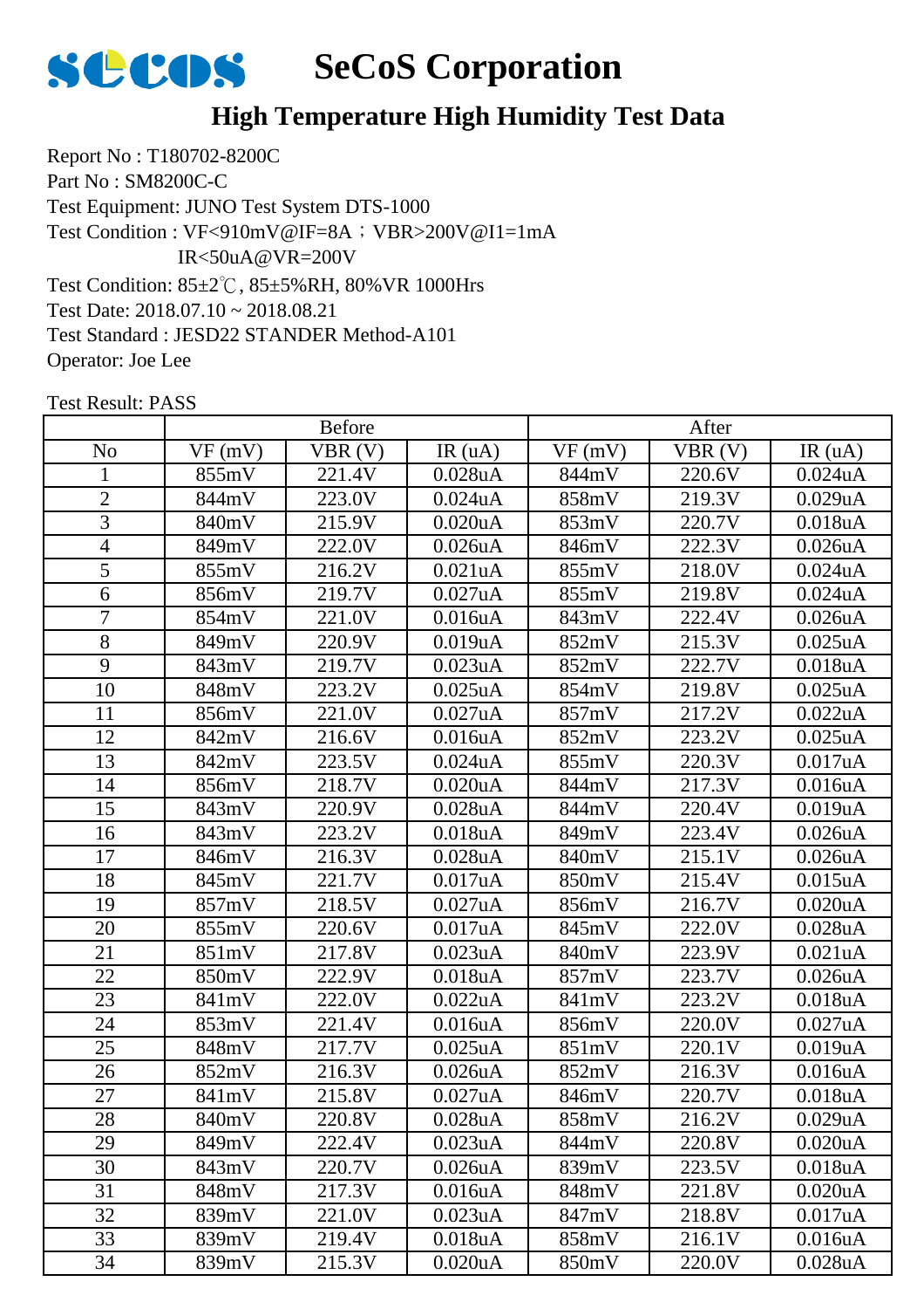# SeCoS Corporation

## High Temperature High Humidity Test Data

Report No : T180702-8200C
Part No : SM8200C-C
Test Equipment: JUNO Test System DTS-1000
Test Condition : VF<910mV@IF=8A；VBR>200V@I1=1mA
IR<50uA@VR=200V
Test Condition: 85±2℃, 85±5%RH, 80%VR 1000Hrs
Test Date: 2018.07.10 ~ 2018.08.21
Test Standard : JESD22 STANDER Method-A101
Operator: Joe Lee

Test Result: PASS

| | Before | | | After | | |
|---|---|---|---|---|---|---|
| No | VF (mV) | VBR (V) | IR (uA) | VF (mV) | VBR (V) | IR (uA) |
| 1 | 855mV | 221.4V | 0.028uA | 844mV | 220.6V | 0.024uA |
| 2 | 844mV | 223.0V | 0.024uA | 858mV | 219.3V | 0.029uA |
| 3 | 840mV | 215.9V | 0.020uA | 853mV | 220.7V | 0.018uA |
| 4 | 849mV | 222.0V | 0.026uA | 846mV | 222.3V | 0.026uA |
| 5 | 855mV | 216.2V | 0.021uA | 855mV | 218.0V | 0.024uA |
| 6 | 856mV | 219.7V | 0.027uA | 855mV | 219.8V | 0.024uA |
| 7 | 854mV | 221.0V | 0.016uA | 843mV | 222.4V | 0.026uA |
| 8 | 849mV | 220.9V | 0.019uA | 852mV | 215.3V | 0.025uA |
| 9 | 843mV | 219.7V | 0.023uA | 852mV | 222.7V | 0.018uA |
| 10 | 848mV | 223.2V | 0.025uA | 854mV | 219.8V | 0.025uA |
| 11 | 856mV | 221.0V | 0.027uA | 857mV | 217.2V | 0.022uA |
| 12 | 842mV | 216.6V | 0.016uA | 852mV | 223.2V | 0.025uA |
| 13 | 842mV | 223.5V | 0.024uA | 855mV | 220.3V | 0.017uA |
| 14 | 856mV | 218.7V | 0.020uA | 844mV | 217.3V | 0.016uA |
| 15 | 843mV | 220.9V | 0.028uA | 844mV | 220.4V | 0.019uA |
| 16 | 843mV | 223.2V | 0.018uA | 849mV | 223.4V | 0.026uA |
| 17 | 846mV | 216.3V | 0.028uA | 840mV | 215.1V | 0.026uA |
| 18 | 845mV | 221.7V | 0.017uA | 850mV | 215.4V | 0.015uA |
| 19 | 857mV | 218.5V | 0.027uA | 856mV | 216.7V | 0.020uA |
| 20 | 855mV | 220.6V | 0.017uA | 845mV | 222.0V | 0.028uA |
| 21 | 851mV | 217.8V | 0.023uA | 840mV | 223.9V | 0.021uA |
| 22 | 850mV | 222.9V | 0.018uA | 857mV | 223.7V | 0.026uA |
| 23 | 841mV | 222.0V | 0.022uA | 841mV | 223.2V | 0.018uA |
| 24 | 853mV | 221.4V | 0.016uA | 856mV | 220.0V | 0.027uA |
| 25 | 848mV | 217.7V | 0.025uA | 851mV | 220.1V | 0.019uA |
| 26 | 852mV | 216.3V | 0.026uA | 852mV | 216.3V | 0.016uA |
| 27 | 841mV | 215.8V | 0.027uA | 846mV | 220.7V | 0.018uA |
| 28 | 840mV | 220.8V | 0.028uA | 858mV | 216.2V | 0.029uA |
| 29 | 849mV | 222.4V | 0.023uA | 844mV | 220.8V | 0.020uA |
| 30 | 843mV | 220.7V | 0.026uA | 839mV | 223.5V | 0.018uA |
| 31 | 848mV | 217.3V | 0.016uA | 848mV | 221.8V | 0.020uA |
| 32 | 839mV | 221.0V | 0.023uA | 847mV | 218.8V | 0.017uA |
| 33 | 839mV | 219.4V | 0.018uA | 858mV | 216.1V | 0.016uA |
| 34 | 839mV | 215.3V | 0.020uA | 850mV | 220.0V | 0.028uA |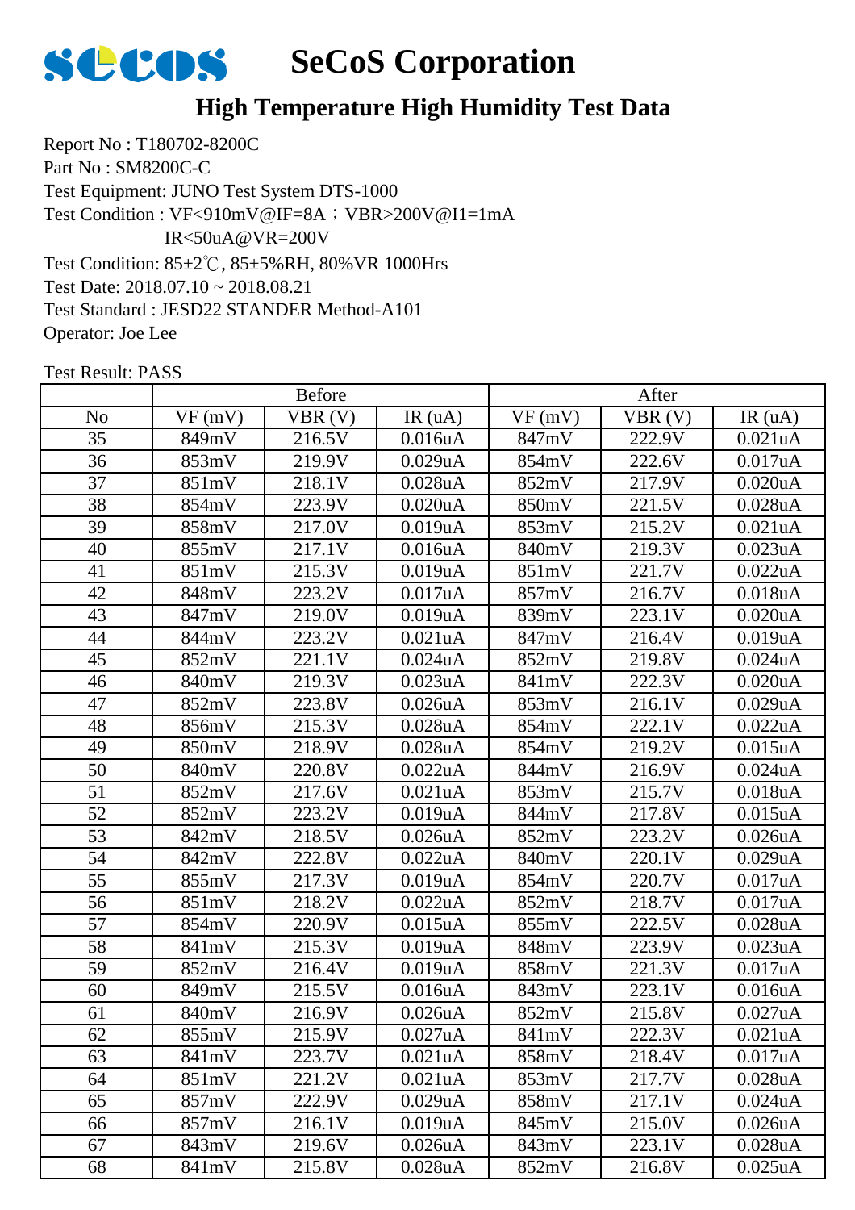# SeCoS Corporation

## High Temperature High Humidity Test Data

Report No : T180702-8200C
Part No : SM8200C-C
Test Equipment: JUNO Test System DTS-1000
Test Condition : VF<910mV@IF=8A；VBR>200V@I1=1mA
IR<50uA@VR=200V
Test Condition: 85±2℃, 85±5%RH, 80%VR 1000Hrs
Test Date: 2018.07.10 ~ 2018.08.21
Test Standard : JESD22 STANDER Method-A101
Operator: Joe Lee

Test Result: PASS

| | Before | | | After | | |
|---|---|---|---|---|---|---|
| No | VF (mV) | VBR (V) | IR (uA) | VF (mV) | VBR (V) | IR (uA) |
| 35 | 849mV | 216.5V | 0.016uA | 847mV | 222.9V | 0.021uA |
| 36 | 853mV | 219.9V | 0.029uA | 854mV | 222.6V | 0.017uA |
| 37 | 851mV | 218.1V | 0.028uA | 852mV | 217.9V | 0.020uA |
| 38 | 854mV | 223.9V | 0.020uA | 850mV | 221.5V | 0.028uA |
| 39 | 858mV | 217.0V | 0.019uA | 853mV | 215.2V | 0.021uA |
| 40 | 855mV | 217.1V | 0.016uA | 840mV | 219.3V | 0.023uA |
| 41 | 851mV | 215.3V | 0.019uA | 851mV | 221.7V | 0.022uA |
| 42 | 848mV | 223.2V | 0.017uA | 857mV | 216.7V | 0.018uA |
| 43 | 847mV | 219.0V | 0.019uA | 839mV | 223.1V | 0.020uA |
| 44 | 844mV | 223.2V | 0.021uA | 847mV | 216.4V | 0.019uA |
| 45 | 852mV | 221.1V | 0.024uA | 852mV | 219.8V | 0.024uA |
| 46 | 840mV | 219.3V | 0.023uA | 841mV | 222.3V | 0.020uA |
| 47 | 852mV | 223.8V | 0.026uA | 853mV | 216.1V | 0.029uA |
| 48 | 856mV | 215.3V | 0.028uA | 854mV | 222.1V | 0.022uA |
| 49 | 850mV | 218.9V | 0.028uA | 854mV | 219.2V | 0.015uA |
| 50 | 840mV | 220.8V | 0.022uA | 844mV | 216.9V | 0.024uA |
| 51 | 852mV | 217.6V | 0.021uA | 853mV | 215.7V | 0.018uA |
| 52 | 852mV | 223.2V | 0.019uA | 844mV | 217.8V | 0.015uA |
| 53 | 842mV | 218.5V | 0.026uA | 852mV | 223.2V | 0.026uA |
| 54 | 842mV | 222.8V | 0.022uA | 840mV | 220.1V | 0.029uA |
| 55 | 855mV | 217.3V | 0.019uA | 854mV | 220.7V | 0.017uA |
| 56 | 851mV | 218.2V | 0.022uA | 852mV | 218.7V | 0.017uA |
| 57 | 854mV | 220.9V | 0.015uA | 855mV | 222.5V | 0.028uA |
| 58 | 841mV | 215.3V | 0.019uA | 848mV | 223.9V | 0.023uA |
| 59 | 852mV | 216.4V | 0.019uA | 858mV | 221.3V | 0.017uA |
| 60 | 849mV | 215.5V | 0.016uA | 843mV | 223.1V | 0.016uA |
| 61 | 840mV | 216.9V | 0.026uA | 852mV | 215.8V | 0.027uA |
| 62 | 855mV | 215.9V | 0.027uA | 841mV | 222.3V | 0.021uA |
| 63 | 841mV | 223.7V | 0.021uA | 858mV | 218.4V | 0.017uA |
| 64 | 851mV | 221.2V | 0.021uA | 853mV | 217.7V | 0.028uA |
| 65 | 857mV | 222.9V | 0.029uA | 858mV | 217.1V | 0.024uA |
| 66 | 857mV | 216.1V | 0.019uA | 845mV | 215.0V | 0.026uA |
| 67 | 843mV | 219.6V | 0.026uA | 843mV | 223.1V | 0.028uA |
| 68 | 841mV | 215.8V | 0.028uA | 852mV | 216.8V | 0.025uA |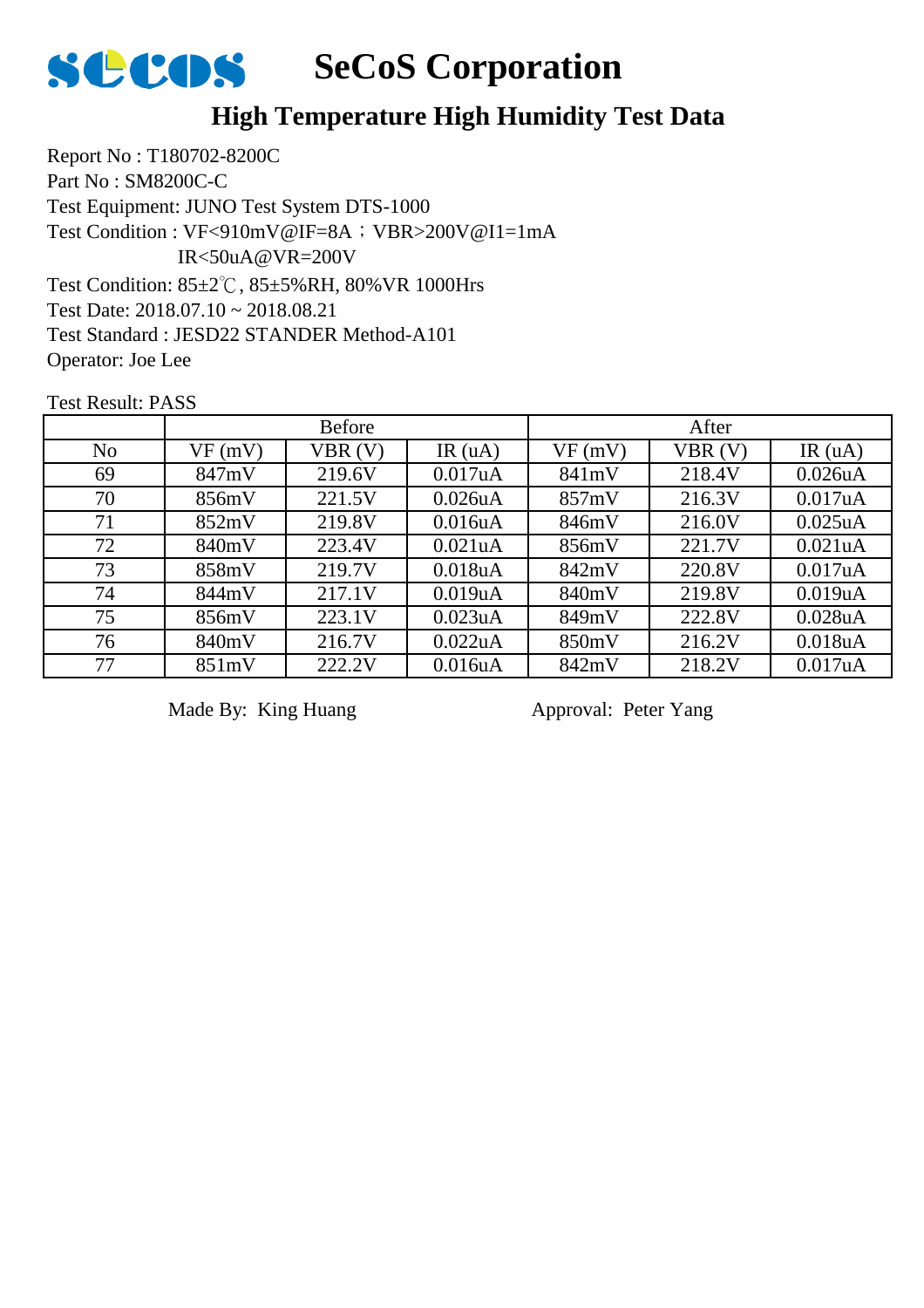# SeCoS Corporation

## High Temperature High Humidity Test Data

Report No : T180702-8200C
Part No : SM8200C-C
Test Equipment: JUNO Test System DTS-1000
Test Condition : VF<910mV@IF=8A；VBR>200V@I1=1mA
IR<50uA@VR=200V
Test Condition: 85±2℃, 85±5%RH, 80%VR 1000Hrs
Test Date: 2018.07.10 ~ 2018.08.21
Test Standard : JESD22 STANDER Method-A101
Operator: Joe Lee

Test Result: PASS

| | Before | | | After | | |
|---|---|---|---|---|---|---|
| No | VF (mV) | VBR (V) | IR (uA) | VF (mV) | VBR (V) | IR (uA) |
| 69 | 847mV | 219.6V | 0.017uA | 841mV | 218.4V | 0.026uA |
| 70 | 856mV | 221.5V | 0.026uA | 857mV | 216.3V | 0.017uA |
| 71 | 852mV | 219.8V | 0.016uA | 846mV | 216.0V | 0.025uA |
| 72 | 840mV | 223.4V | 0.021uA | 856mV | 221.7V | 0.021uA |
| 73 | 858mV | 219.7V | 0.018uA | 842mV | 220.8V | 0.017uA |
| 74 | 844mV | 217.1V | 0.019uA | 840mV | 219.8V | 0.019uA |
| 75 | 856mV | 223.1V | 0.023uA | 849mV | 222.8V | 0.028uA |
| 76 | 840mV | 216.7V | 0.022uA | 850mV | 216.2V | 0.018uA |
| 77 | 851mV | 222.2V | 0.016uA | 842mV | 218.2V | 0.017uA |

Made By: King Huang Approval: Peter Yang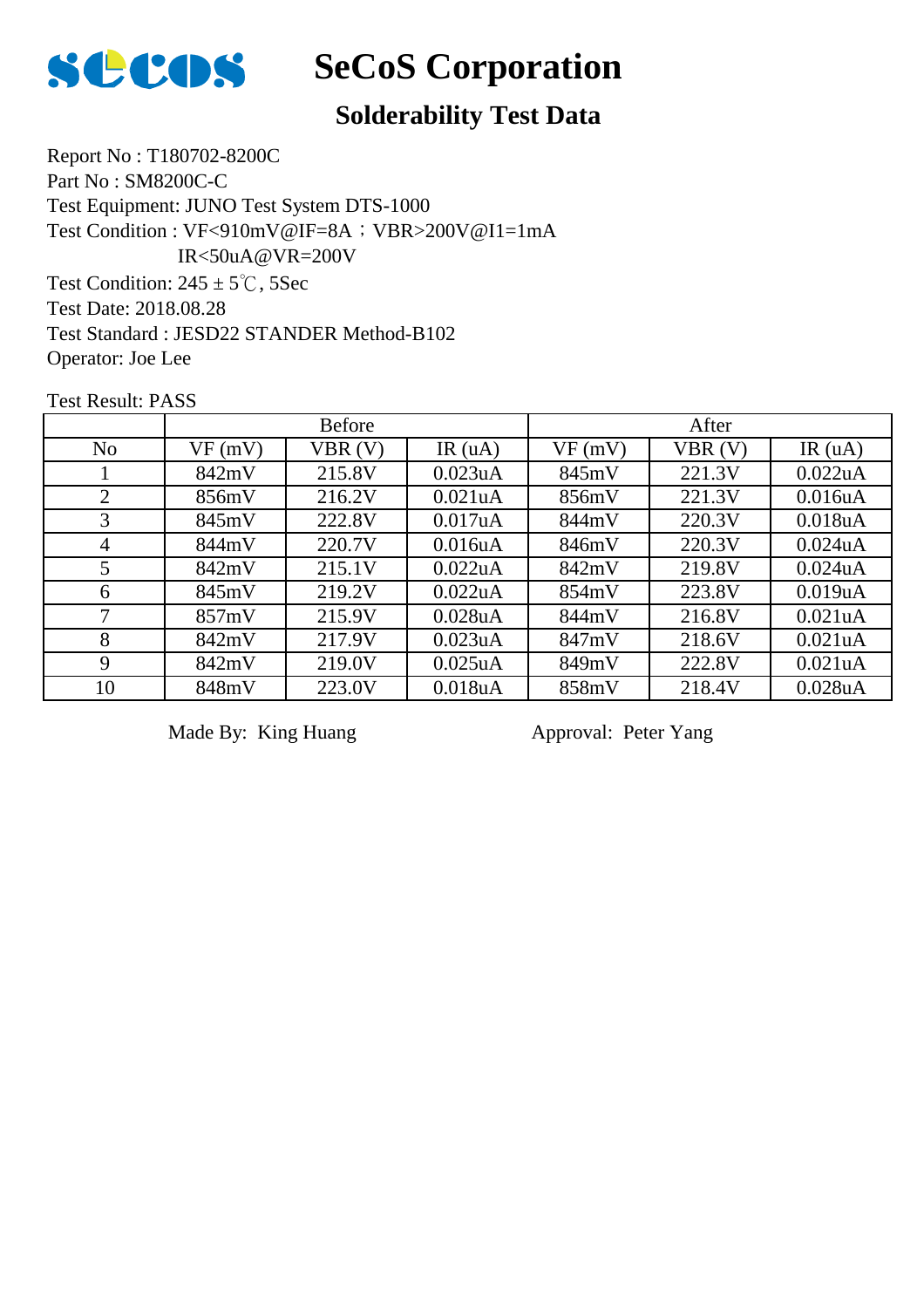# SeCoS Corporation

## Solderability Test Data

Report No : T180702-8200C
Part No : SM8200C-C
Test Equipment: JUNO Test System DTS-1000
Test Condition : VF<910mV@IF=8A；VBR>200V@I1=1mA
IR<50uA@VR=200V
Test Condition: 245 ± 5℃, 5Sec
Test Date: 2018.08.28
Test Standard : JESD22 STANDER Method-B102
Operator: Joe Lee

Test Result: PASS

| | Before | | | After | | |
|---|---|---|---|---|---|---|
| No | VF (mV) | VBR (V) | IR (uA) | VF (mV) | VBR (V) | IR (uA) |
| 1 | 842mV | 215.8V | 0.023uA | 845mV | 221.3V | 0.022uA |
| 2 | 856mV | 216.2V | 0.021uA | 856mV | 221.3V | 0.016uA |
| 3 | 845mV | 222.8V | 0.017uA | 844mV | 220.3V | 0.018uA |
| 4 | 844mV | 220.7V | 0.016uA | 846mV | 220.3V | 0.024uA |
| 5 | 842mV | 215.1V | 0.022uA | 842mV | 219.8V | 0.024uA |
| 6 | 845mV | 219.2V | 0.022uA | 854mV | 223.8V | 0.019uA |
| 7 | 857mV | 215.9V | 0.028uA | 844mV | 216.8V | 0.021uA |
| 8 | 842mV | 217.9V | 0.023uA | 847mV | 218.6V | 0.021uA |
| 9 | 842mV | 219.0V | 0.025uA | 849mV | 222.8V | 0.021uA |
| 10 | 848mV | 223.0V | 0.018uA | 858mV | 218.4V | 0.028uA |

Made By: King Huang

Approval: Peter Yang